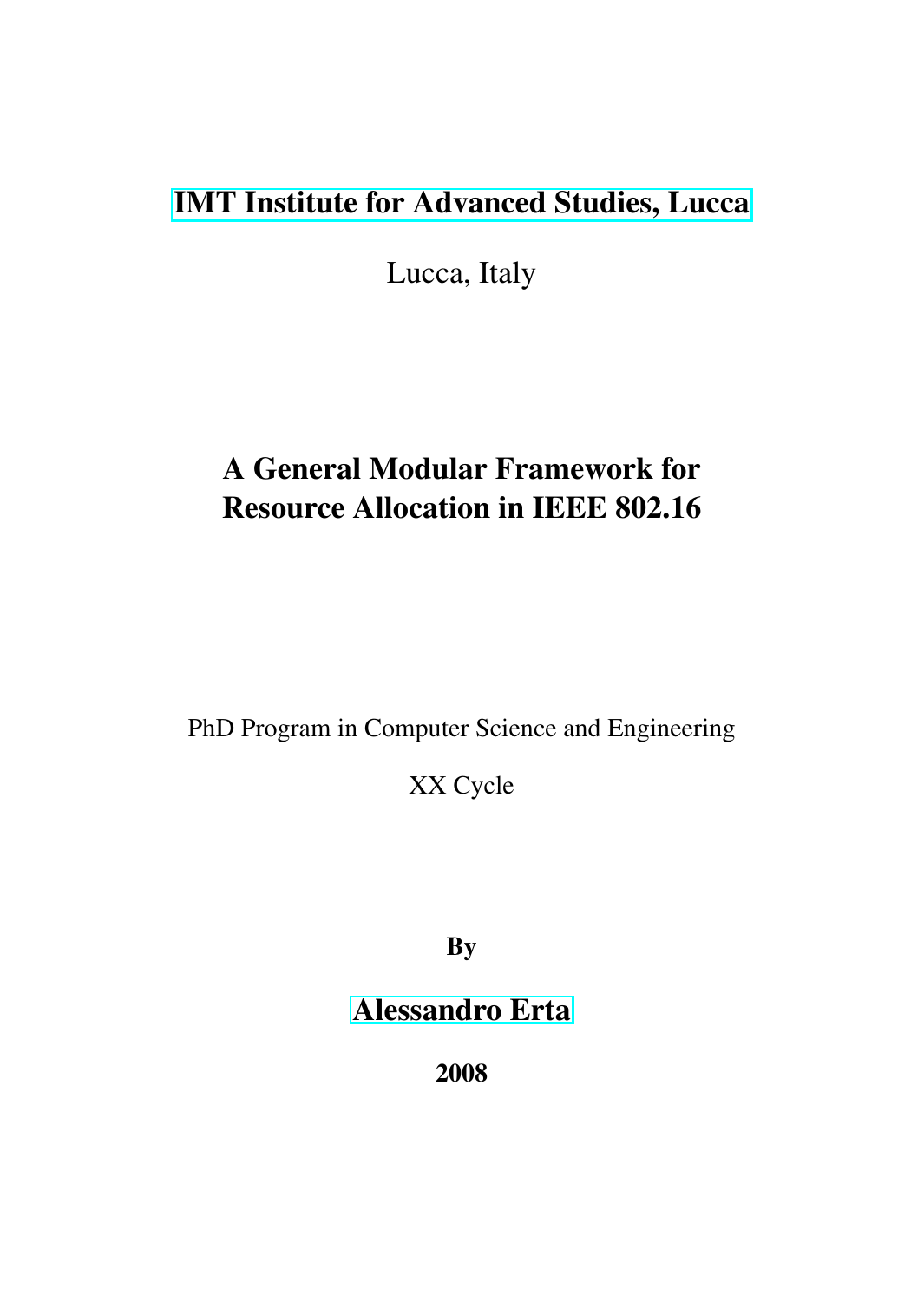**IMT Institute for Advanced Studies, Lucca**

Lucca, Italy

# A General Modular Framework for Resource Allocation in IEEE 802.16

PhD Program in Computer Science and Engineering

XX Cycle

**By**

**Alessandro Erta**

**2008**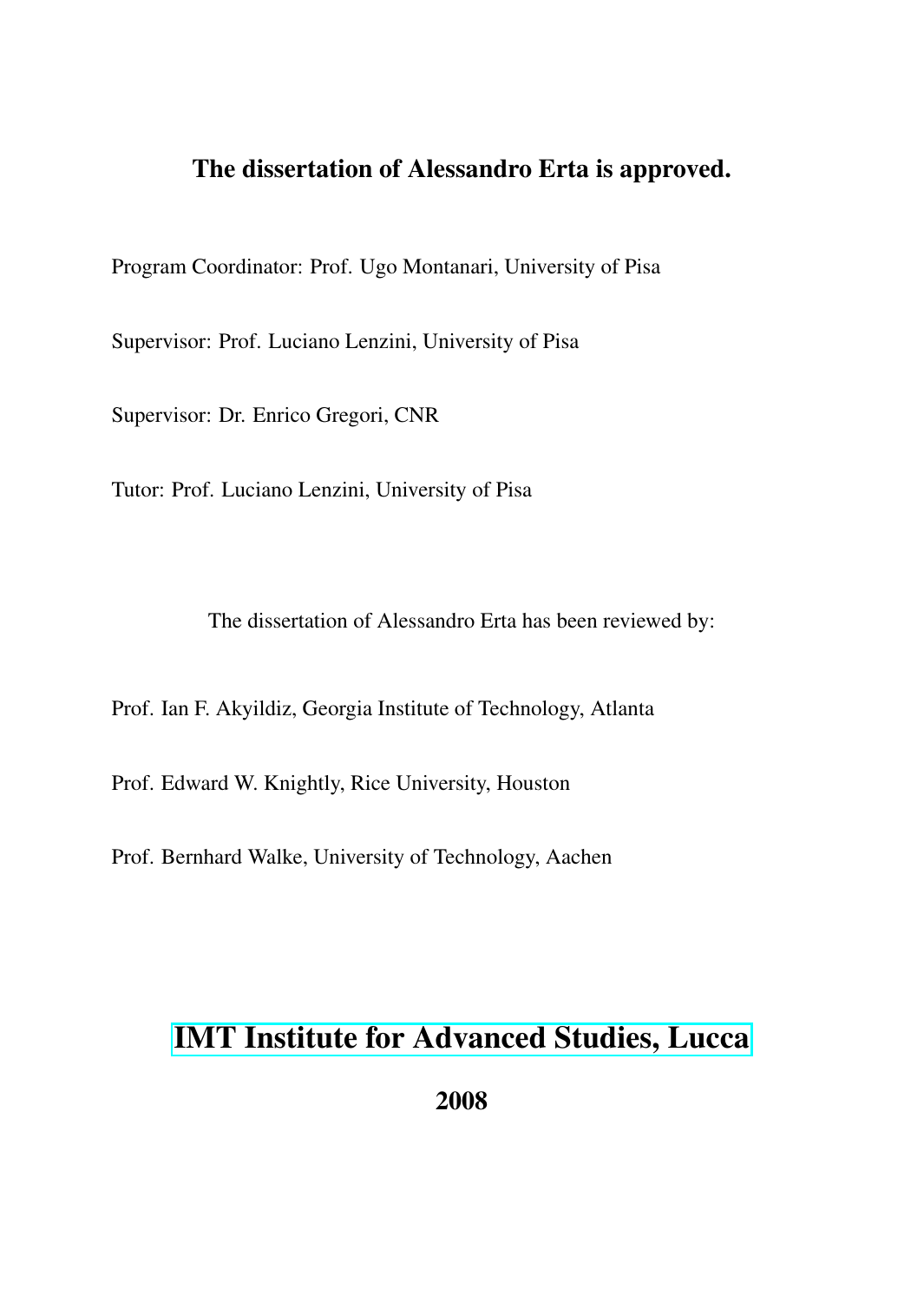**The dissertation of Alessandro Erta is approved.**

Program Coordinator: Prof. Ugo Montanari, University of Pisa

Supervisor: Prof. Luciano Lenzini, University of Pisa

Supervisor: Dr. Enrico Gregori, CNR

Tutor: Prof. Luciano Lenzini, University of Pisa

The dissertation of Alessandro Erta has been reviewed by:

Prof. Ian F. Akyildiz, Georgia Institute of Technology, Atlanta

Prof. Edward W. Knightly, Rice University, Houston

Prof. Bernhard Walke, University of Technology, Aachen

## IMT Institute for Advanced Studies, Lucca

**2008**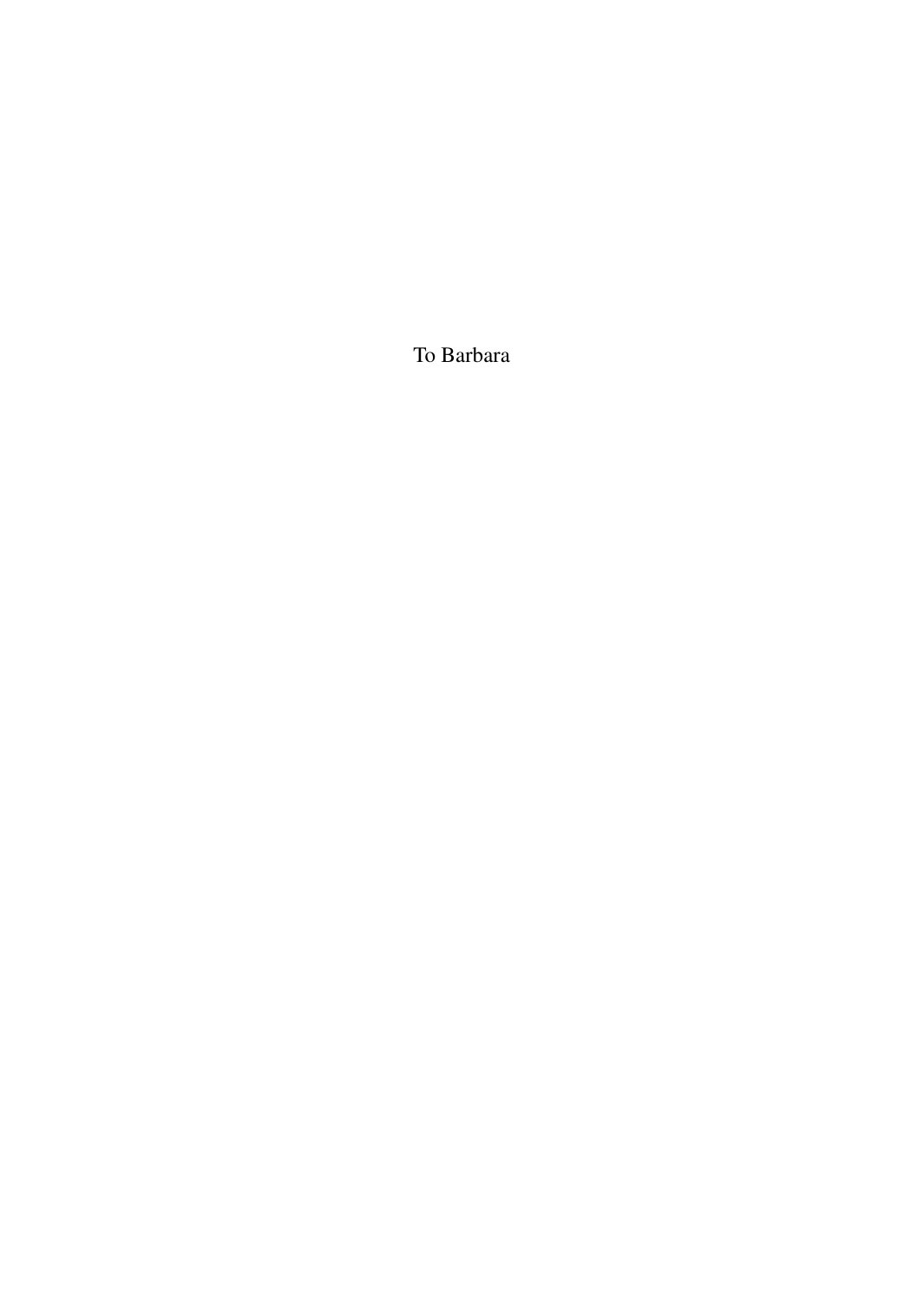To Barbara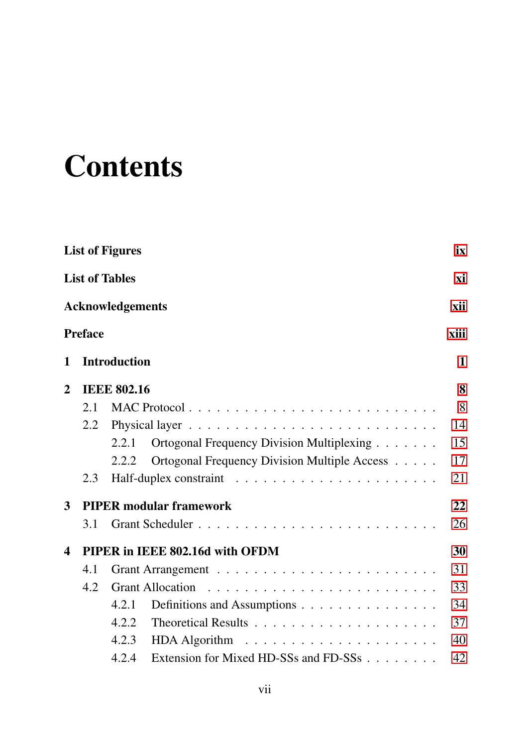# Contents

**List of Figures** **ix**

**List of Tables** **xi**

**Acknowledgements** **xii**

**Preface** **xiii**

**1 Introduction** **1**

**2 IEEE 802.16** **8**

- 2.1 MAC Protocol . . . . . . . . . . . . . . . . . . . . . . . . . 8
- 2.2 Physical layer . . . . . . . . . . . . . . . . . . . . . . . . . 14
  - 2.2.1 Ortogonal Frequency Division Multiplexing . . . . . . . 15
  - 2.2.2 Ortogonal Frequency Division Multiple Access . . . . . 17
- 2.3 Half-duplex constraint . . . . . . . . . . . . . . . . . . . . . 21

**3 PIPER modular framework** **22**

- 3.1 Grant Scheduler . . . . . . . . . . . . . . . . . . . . . . . . 26

**4 PIPER in IEEE 802.16d with OFDM** **30**

- 4.1 Grant Arrangement . . . . . . . . . . . . . . . . . . . . . . . 31
- 4.2 Grant Allocation . . . . . . . . . . . . . . . . . . . . . . . . 33
  - 4.2.1 Definitions and Assumptions . . . . . . . . . . . . . . 34
  - 4.2.2 Theoretical Results . . . . . . . . . . . . . . . . . . . 37
  - 4.2.3 HDA Algorithm . . . . . . . . . . . . . . . . . . . . . 40
  - 4.2.4 Extension for Mixed HD-SSs and FD-SSs . . . . . . . . 42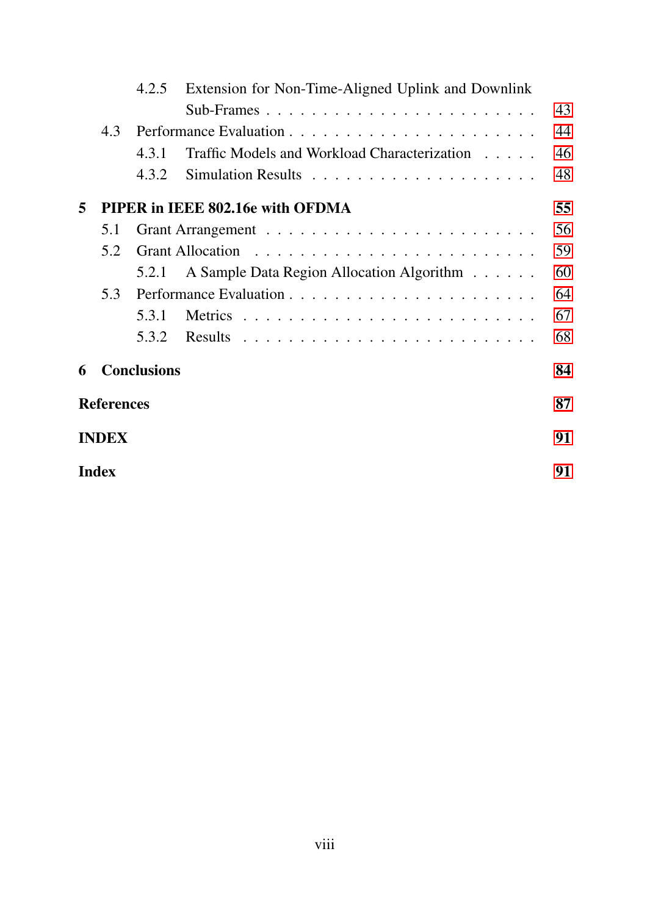4.2.5 Extension for Non-Time-Aligned Uplink and Downlink Sub-Frames . . . . . . . . . . . . . . . . . . . . . . 43

4.3 Performance Evaluation . . . . . . . . . . . . . . . . . . . . . 44

4.3.1 Traffic Models and Workload Characterization . . . . . 46

4.3.2 Simulation Results . . . . . . . . . . . . . . . . . . . 48

**5 PIPER in IEEE 802.16e with OFDMA** **55**

5.1 Grant Arrangement . . . . . . . . . . . . . . . . . . . . . . 56

5.2 Grant Allocation . . . . . . . . . . . . . . . . . . . . . . . 59

5.2.1 A Sample Data Region Allocation Algorithm . . . . . . 60

5.3 Performance Evaluation . . . . . . . . . . . . . . . . . . . . . 64

5.3.1 Metrics . . . . . . . . . . . . . . . . . . . . . . . . . 67

5.3.2 Results . . . . . . . . . . . . . . . . . . . . . . . . . 68

**6 Conclusions** **84**

**References** **87**

**INDEX** **91**

**Index** **91**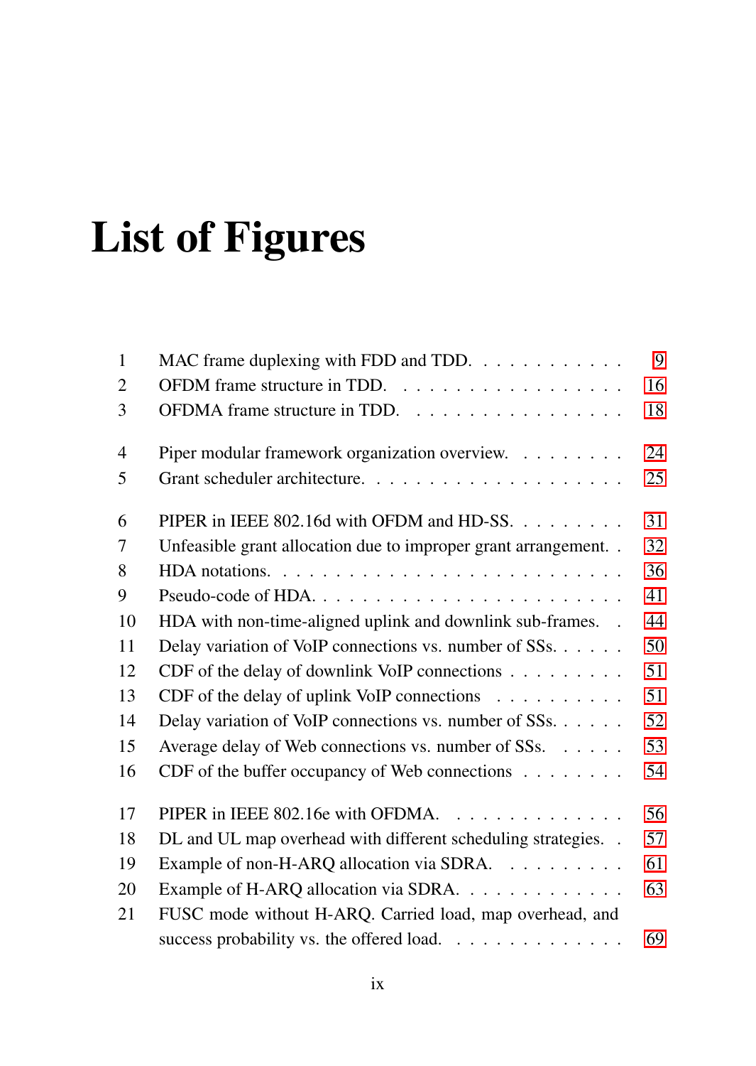# List of Figures

| | | |
|---|---|---|
| 1 | MAC frame duplexing with FDD and TDD. | 9 |
| 2 | OFDM frame structure in TDD. | 16 |
| 3 | OFDMA frame structure in TDD. | 18 |
| 4 | Piper modular framework organization overview. | 24 |
| 5 | Grant scheduler architecture. | 25 |
| 6 | PIPER in IEEE 802.16d with OFDM and HD-SS. | 31 |
| 7 | Unfeasible grant allocation due to improper grant arrangement. | 32 |
| 8 | HDA notations. | 36 |
| 9 | Pseudo-code of HDA. | 41 |
| 10 | HDA with non-time-aligned uplink and downlink sub-frames. | 44 |
| 11 | Delay variation of VoIP connections vs. number of SSs. | 50 |
| 12 | CDF of the delay of downlink VoIP connections | 51 |
| 13 | CDF of the delay of uplink VoIP connections | 51 |
| 14 | Delay variation of VoIP connections vs. number of SSs. | 52 |
| 15 | Average delay of Web connections vs. number of SSs. | 53 |
| 16 | CDF of the buffer occupancy of Web connections | 54 |
| 17 | PIPER in IEEE 802.16e with OFDMA. | 56 |
| 18 | DL and UL map overhead with different scheduling strategies. | 57 |
| 19 | Example of non-H-ARQ allocation via SDRA. | 61 |
| 20 | Example of H-ARQ allocation via SDRA. | 63 |
| 21 | FUSC mode without H-ARQ. Carried load, map overhead, and success probability vs. the offered load. | 69 |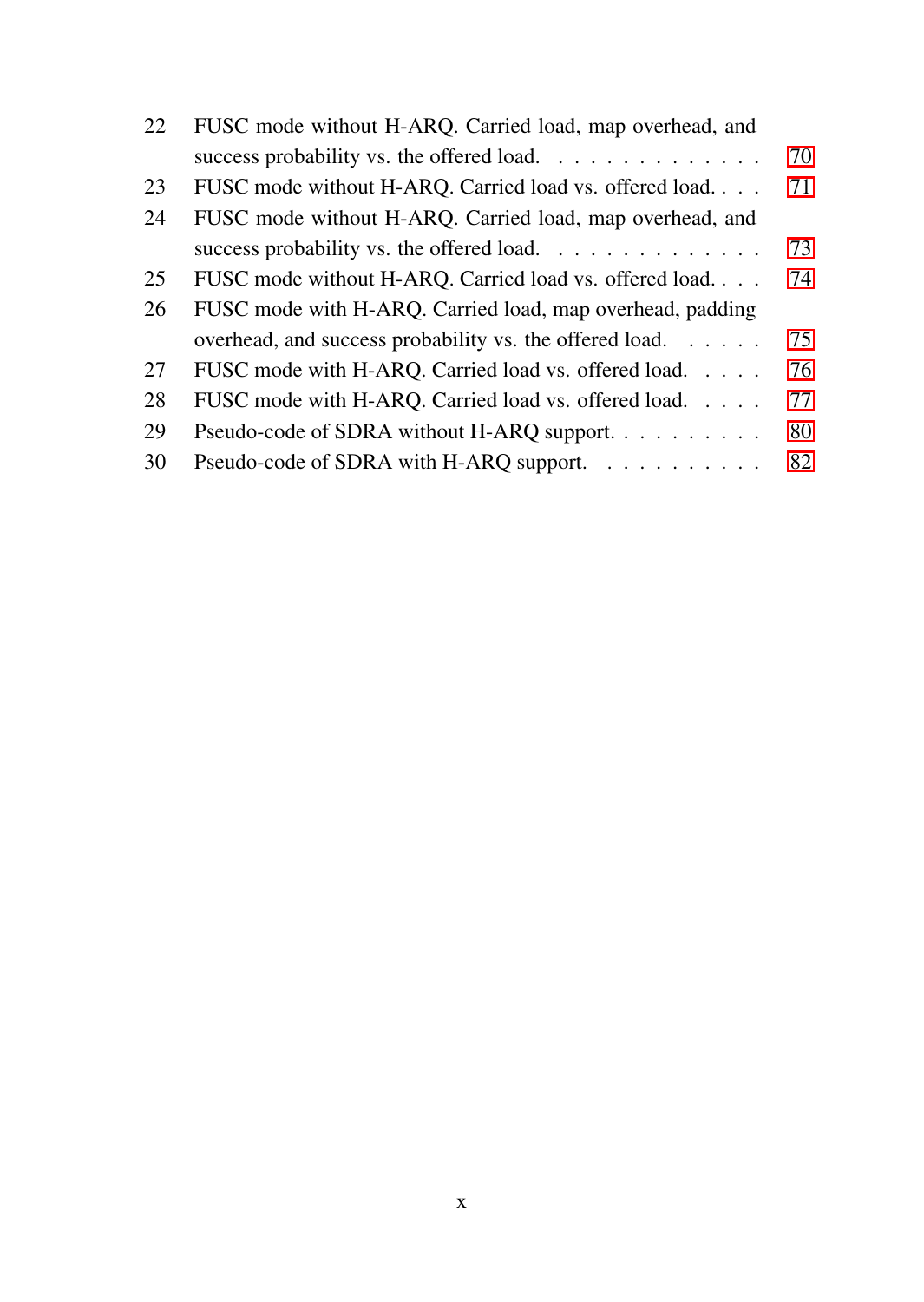| | | |
|---|---|---|
| 22 | FUSC mode without H-ARQ. Carried load, map overhead, and success probability vs. the offered load. | 70 |
| 23 | FUSC mode without H-ARQ. Carried load vs. offered load. | 71 |
| 24 | FUSC mode without H-ARQ. Carried load, map overhead, and success probability vs. the offered load. | 73 |
| 25 | FUSC mode without H-ARQ. Carried load vs. offered load. | 74 |
| 26 | FUSC mode with H-ARQ. Carried load, map overhead, padding overhead, and success probability vs. the offered load. | 75 |
| 27 | FUSC mode with H-ARQ. Carried load vs. offered load. | 76 |
| 28 | FUSC mode with H-ARQ. Carried load vs. offered load. | 77 |
| 29 | Pseudo-code of SDRA without H-ARQ support. | 80 |
| 30 | Pseudo-code of SDRA with H-ARQ support. | 82 |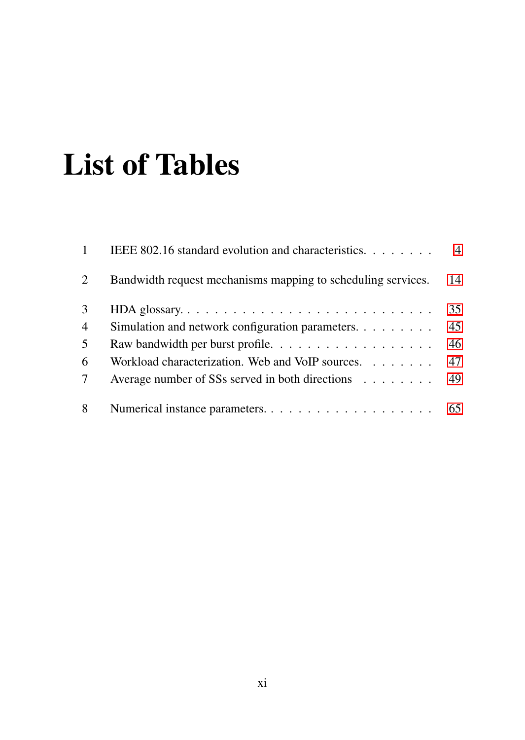# List of Tables

| | | |
|---|---|---|
| 1 | IEEE 802.16 standard evolution and characteristics. | 4 |
| 2 | Bandwidth request mechanisms mapping to scheduling services. | 14 |
| 3 | HDA glossary. | 35 |
| 4 | Simulation and network configuration parameters. | 45 |
| 5 | Raw bandwidth per burst profile. | 46 |
| 6 | Workload characterization. Web and VoIP sources. | 47 |
| 7 | Average number of SSs served in both directions | 49 |
| 8 | Numerical instance parameters. | 65 |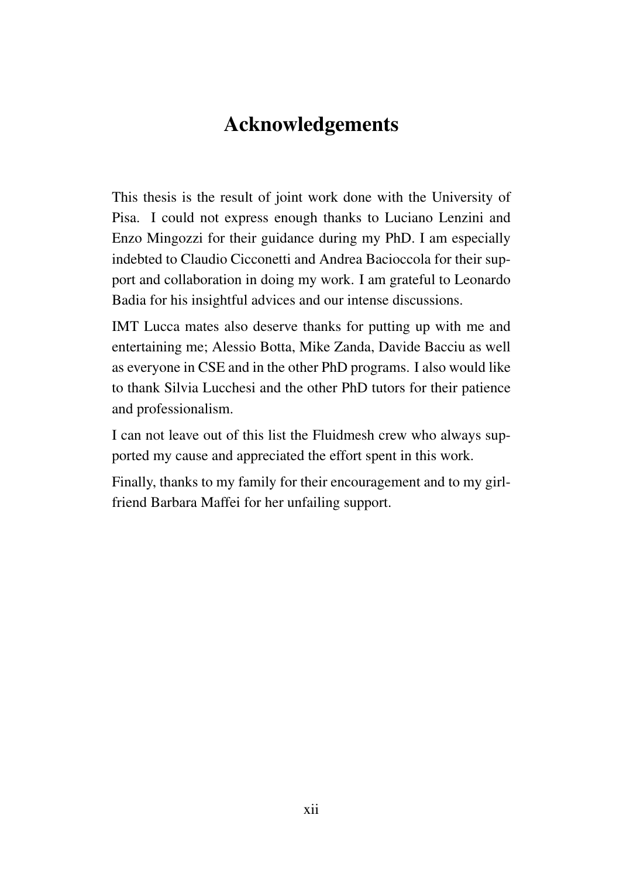# Acknowledgements

This thesis is the result of joint work done with the University of Pisa. I could not express enough thanks to Luciano Lenzini and Enzo Mingozzi for their guidance during my PhD. I am especially indebted to Claudio Cicconetti and Andrea Bacioccola for their support and collaboration in doing my work. I am grateful to Leonardo Badia for his insightful advices and our intense discussions.

IMT Lucca mates also deserve thanks for putting up with me and entertaining me; Alessio Botta, Mike Zanda, Davide Bacciu as well as everyone in CSE and in the other PhD programs. I also would like to thank Silvia Lucchesi and the other PhD tutors for their patience and professionalism.

I can not leave out of this list the Fluidmesh crew who always supported my cause and appreciated the effort spent in this work.

Finally, thanks to my family for their encouragement and to my girlfriend Barbara Maffei for her unfailing support.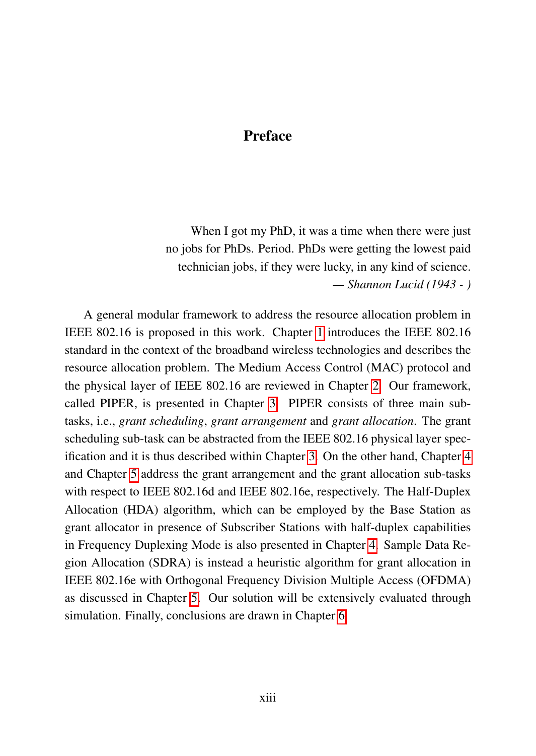# Preface

> When I got my PhD, it was a time when there were just no jobs for PhDs. Period. PhDs were getting the lowest paid technician jobs, if they were lucky, in any kind of science.
>
> — *Shannon Lucid (1943 - )*

A general modular framework to address the resource allocation problem in IEEE 802.16 is proposed in this work. Chapter 1 introduces the IEEE 802.16 standard in the context of the broadband wireless technologies and describes the resource allocation problem. The Medium Access Control (MAC) protocol and the physical layer of IEEE 802.16 are reviewed in Chapter 2. Our framework, called PIPER, is presented in Chapter 3. PIPER consists of three main sub-tasks, i.e., *grant scheduling*, *grant arrangement* and *grant allocation*. The grant scheduling sub-task can be abstracted from the IEEE 802.16 physical layer specification and it is thus described within Chapter 3. On the other hand, Chapter 4 and Chapter 5 address the grant arrangement and the grant allocation sub-tasks with respect to IEEE 802.16d and IEEE 802.16e, respectively. The Half-Duplex Allocation (HDA) algorithm, which can be employed by the Base Station as grant allocator in presence of Subscriber Stations with half-duplex capabilities in Frequency Duplexing Mode is also presented in Chapter 4. Sample Data Region Allocation (SDRA) is instead a heuristic algorithm for grant allocation in IEEE 802.16e with Orthogonal Frequency Division Multiple Access (OFDMA) as discussed in Chapter 5. Our solution will be extensively evaluated through simulation. Finally, conclusions are drawn in Chapter 6.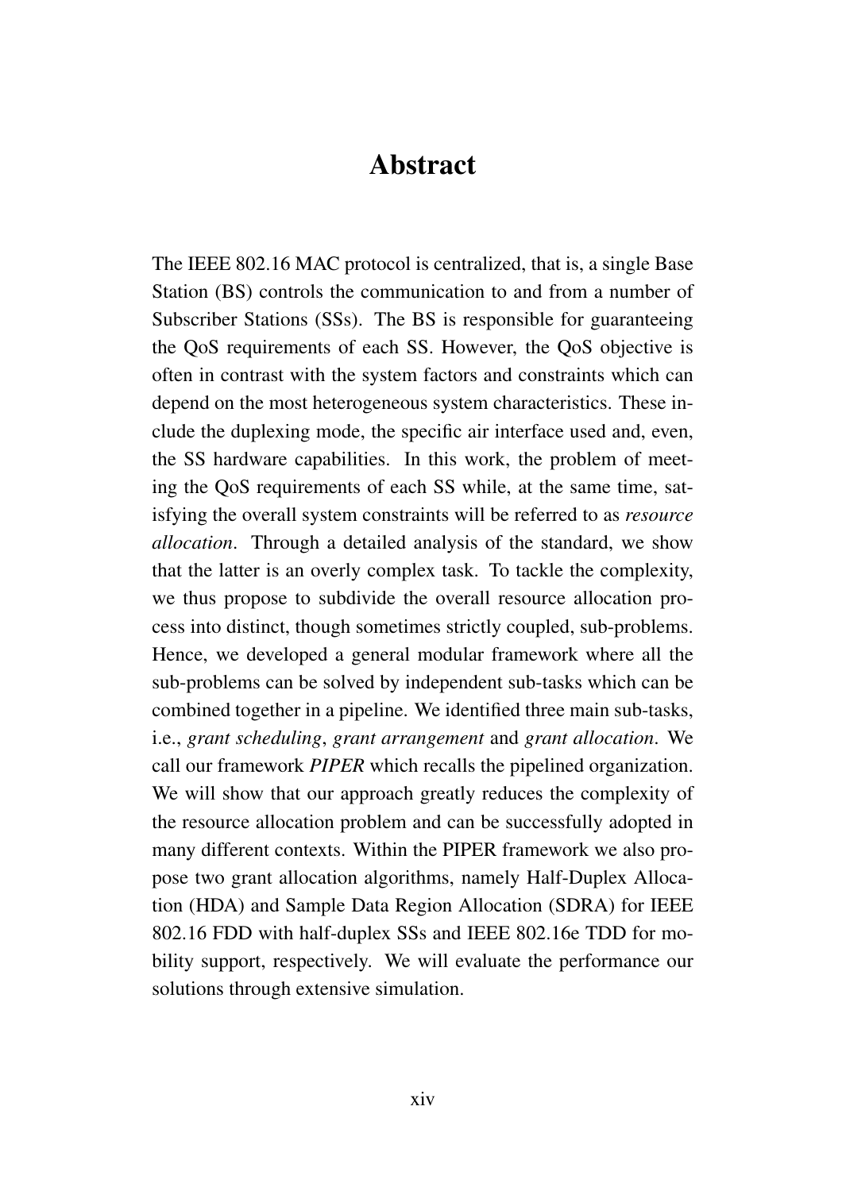# Abstract

The IEEE 802.16 MAC protocol is centralized, that is, a single Base Station (BS) controls the communication to and from a number of Subscriber Stations (SSs). The BS is responsible for guaranteeing the QoS requirements of each SS. However, the QoS objective is often in contrast with the system factors and constraints which can depend on the most heterogeneous system characteristics. These include the duplexing mode, the specific air interface used and, even, the SS hardware capabilities. In this work, the problem of meeting the QoS requirements of each SS while, at the same time, satisfying the overall system constraints will be referred to as *resource allocation*. Through a detailed analysis of the standard, we show that the latter is an overly complex task. To tackle the complexity, we thus propose to subdivide the overall resource allocation process into distinct, though sometimes strictly coupled, sub-problems. Hence, we developed a general modular framework where all the sub-problems can be solved by independent sub-tasks which can be combined together in a pipeline. We identified three main sub-tasks, i.e., *grant scheduling*, *grant arrangement* and *grant allocation*. We call our framework *PIPER* which recalls the pipelined organization. We will show that our approach greatly reduces the complexity of the resource allocation problem and can be successfully adopted in many different contexts. Within the PIPER framework we also propose two grant allocation algorithms, namely Half-Duplex Allocation (HDA) and Sample Data Region Allocation (SDRA) for IEEE 802.16 FDD with half-duplex SSs and IEEE 802.16e TDD for mobility support, respectively. We will evaluate the performance our solutions through extensive simulation.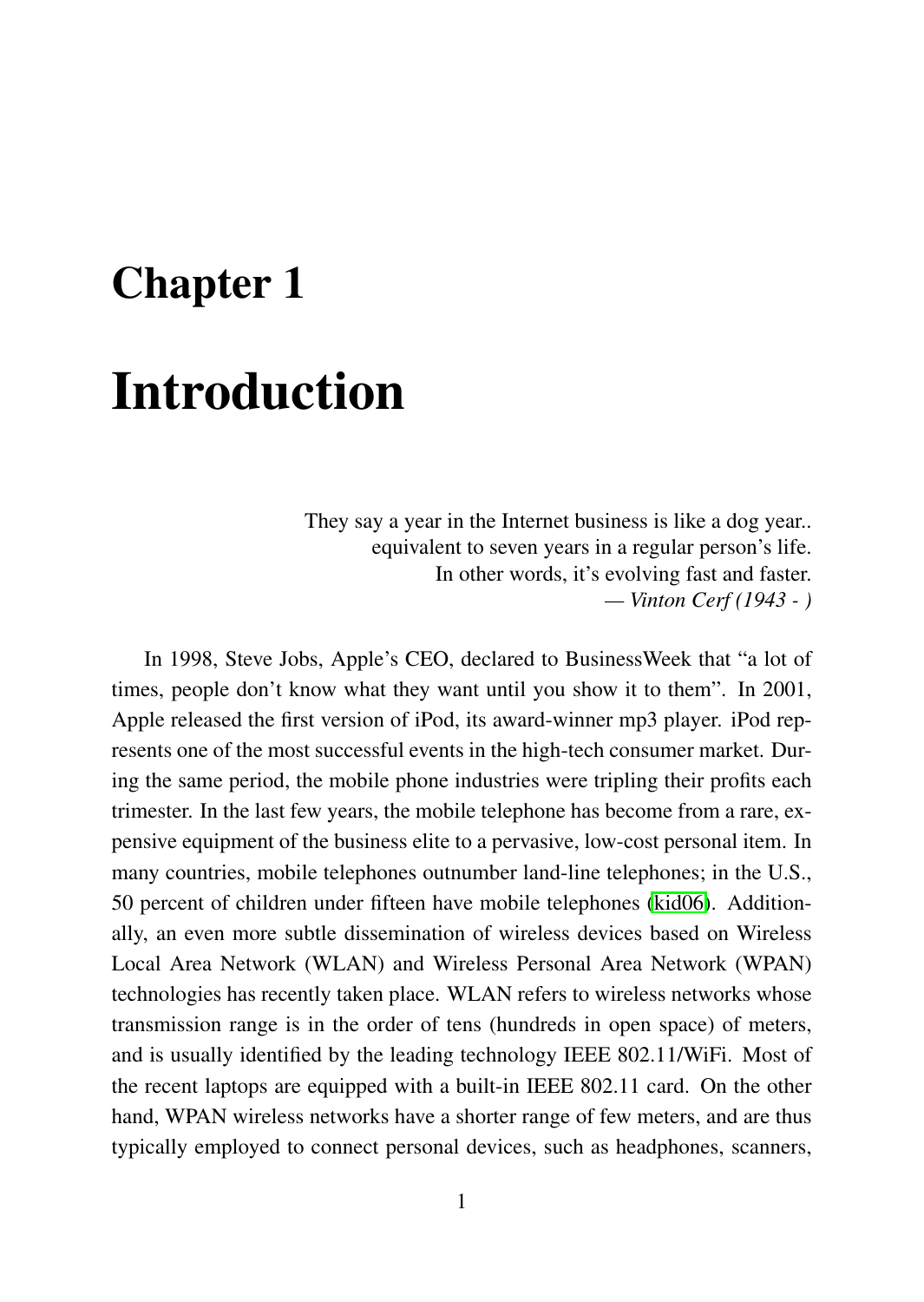# Chapter 1

# Introduction

> They say a year in the Internet business is like a dog year..
> equivalent to seven years in a regular person's life.
> In other words, it's evolving fast and faster.
> — *Vinton Cerf (1943 - )*

In 1998, Steve Jobs, Apple's CEO, declared to BusinessWeek that "a lot of times, people don't know what they want until you show it to them". In 2001, Apple released the first version of iPod, its award-winner mp3 player. iPod represents one of the most successful events in the high-tech consumer market. During the same period, the mobile phone industries were tripling their profits each trimester. In the last few years, the mobile telephone has become from a rare, expensive equipment of the business elite to a pervasive, low-cost personal item. In many countries, mobile telephones outnumber land-line telephones; in the U.S., 50 percent of children under fifteen have mobile telephones (kid06). Additionally, an even more subtle dissemination of wireless devices based on Wireless Local Area Network (WLAN) and Wireless Personal Area Network (WPAN) technologies has recently taken place. WLAN refers to wireless networks whose transmission range is in the order of tens (hundreds in open space) of meters, and is usually identified by the leading technology IEEE 802.11/WiFi. Most of the recent laptops are equipped with a built-in IEEE 802.11 card. On the other hand, WPAN wireless networks have a shorter range of few meters, and are thus typically employed to connect personal devices, such as headphones, scanners,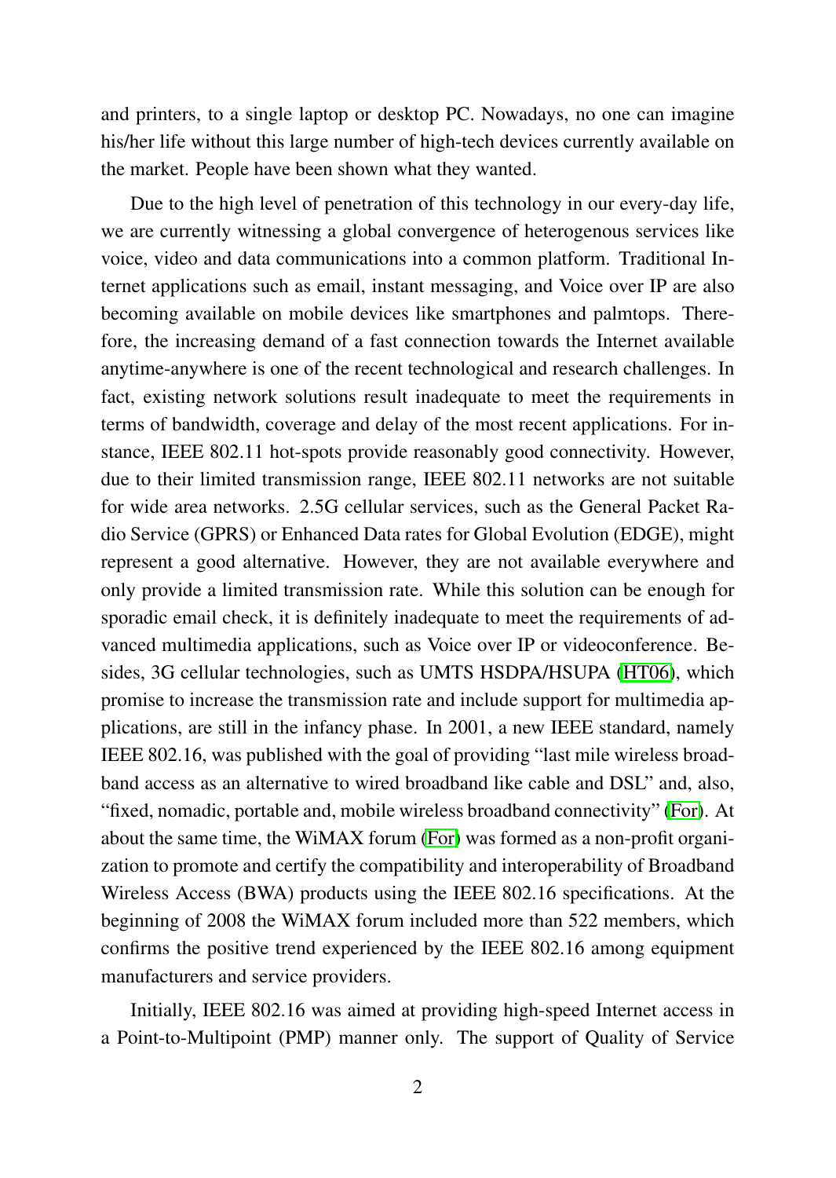and printers, to a single laptop or desktop PC. Nowadays, no one can imagine his/her life without this large number of high-tech devices currently available on the market. People have been shown what they wanted.

Due to the high level of penetration of this technology in our every-day life, we are currently witnessing a global convergence of heterogenous services like voice, video and data communications into a common platform. Traditional Internet applications such as email, instant messaging, and Voice over IP are also becoming available on mobile devices like smartphones and palmtops. Therefore, the increasing demand of a fast connection towards the Internet available anytime-anywhere is one of the recent technological and research challenges. In fact, existing network solutions result inadequate to meet the requirements in terms of bandwidth, coverage and delay of the most recent applications. For instance, IEEE 802.11 hot-spots provide reasonably good connectivity. However, due to their limited transmission range, IEEE 802.11 networks are not suitable for wide area networks. 2.5G cellular services, such as the General Packet Radio Service (GPRS) or Enhanced Data rates for Global Evolution (EDGE), might represent a good alternative. However, they are not available everywhere and only provide a limited transmission rate. While this solution can be enough for sporadic email check, it is definitely inadequate to meet the requirements of advanced multimedia applications, such as Voice over IP or videoconference. Besides, 3G cellular technologies, such as UMTS HSDPA/HSUPA (HT06), which promise to increase the transmission rate and include support for multimedia applications, are still in the infancy phase. In 2001, a new IEEE standard, namely IEEE 802.16, was published with the goal of providing "last mile wireless broadband access as an alternative to wired broadband like cable and DSL" and, also, "fixed, nomadic, portable and, mobile wireless broadband connectivity" (For). At about the same time, the WiMAX forum (For) was formed as a non-profit organization to promote and certify the compatibility and interoperability of Broadband Wireless Access (BWA) products using the IEEE 802.16 specifications. At the beginning of 2008 the WiMAX forum included more than 522 members, which confirms the positive trend experienced by the IEEE 802.16 among equipment manufacturers and service providers.

Initially, IEEE 802.16 was aimed at providing high-speed Internet access in a Point-to-Multipoint (PMP) manner only. The support of Quality of Service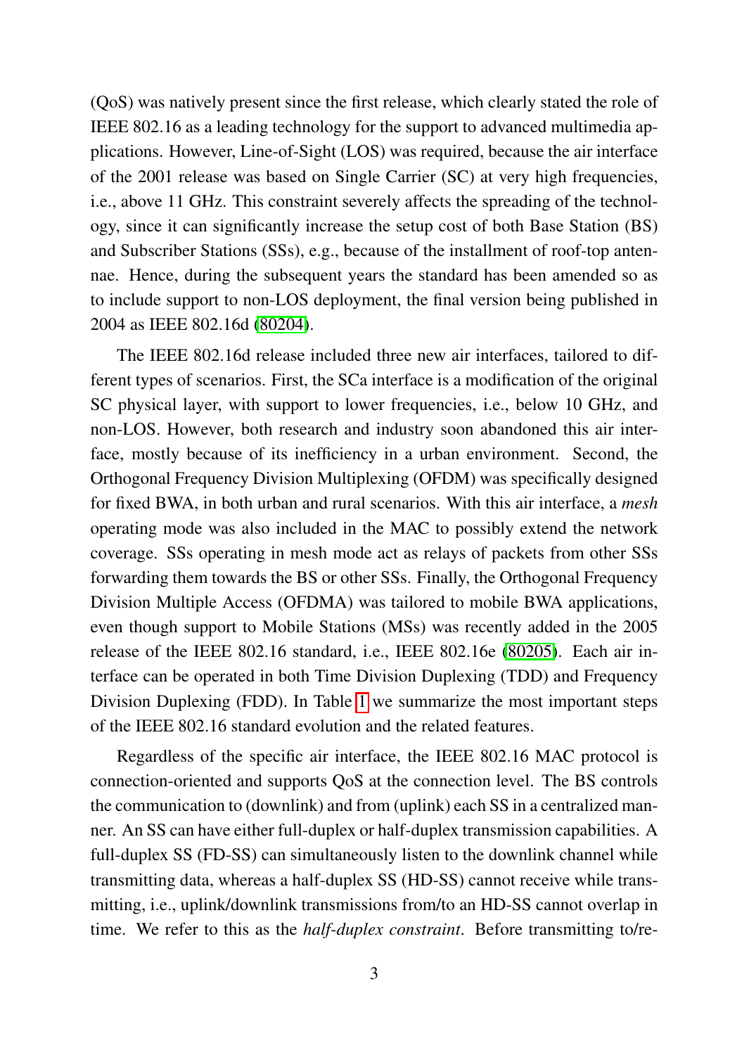(QoS) was natively present since the first release, which clearly stated the role of IEEE 802.16 as a leading technology for the support to advanced multimedia applications. However, Line-of-Sight (LOS) was required, because the air interface of the 2001 release was based on Single Carrier (SC) at very high frequencies, i.e., above 11 GHz. This constraint severely affects the spreading of the technology, since it can significantly increase the setup cost of both Base Station (BS) and Subscriber Stations (SSs), e.g., because of the installment of roof-top antennae. Hence, during the subsequent years the standard has been amended so as to include support to non-LOS deployment, the final version being published in 2004 as IEEE 802.16d (80204).

The IEEE 802.16d release included three new air interfaces, tailored to different types of scenarios. First, the SCa interface is a modification of the original SC physical layer, with support to lower frequencies, i.e., below 10 GHz, and non-LOS. However, both research and industry soon abandoned this air interface, mostly because of its inefficiency in a urban environment. Second, the Orthogonal Frequency Division Multiplexing (OFDM) was specifically designed for fixed BWA, in both urban and rural scenarios. With this air interface, a *mesh* operating mode was also included in the MAC to possibly extend the network coverage. SSs operating in mesh mode act as relays of packets from other SSs forwarding them towards the BS or other SSs. Finally, the Orthogonal Frequency Division Multiple Access (OFDMA) was tailored to mobile BWA applications, even though support to Mobile Stations (MSs) was recently added in the 2005 release of the IEEE 802.16 standard, i.e., IEEE 802.16e (80205). Each air interface can be operated in both Time Division Duplexing (TDD) and Frequency Division Duplexing (FDD). In Table 1 we summarize the most important steps of the IEEE 802.16 standard evolution and the related features.

Regardless of the specific air interface, the IEEE 802.16 MAC protocol is connection-oriented and supports QoS at the connection level. The BS controls the communication to (downlink) and from (uplink) each SS in a centralized manner. An SS can have either full-duplex or half-duplex transmission capabilities. A full-duplex SS (FD-SS) can simultaneously listen to the downlink channel while transmitting data, whereas a half-duplex SS (HD-SS) cannot receive while transmitting, i.e., uplink/downlink transmissions from/to an HD-SS cannot overlap in time. We refer to this as the *half-duplex constraint*. Before transmitting to/re-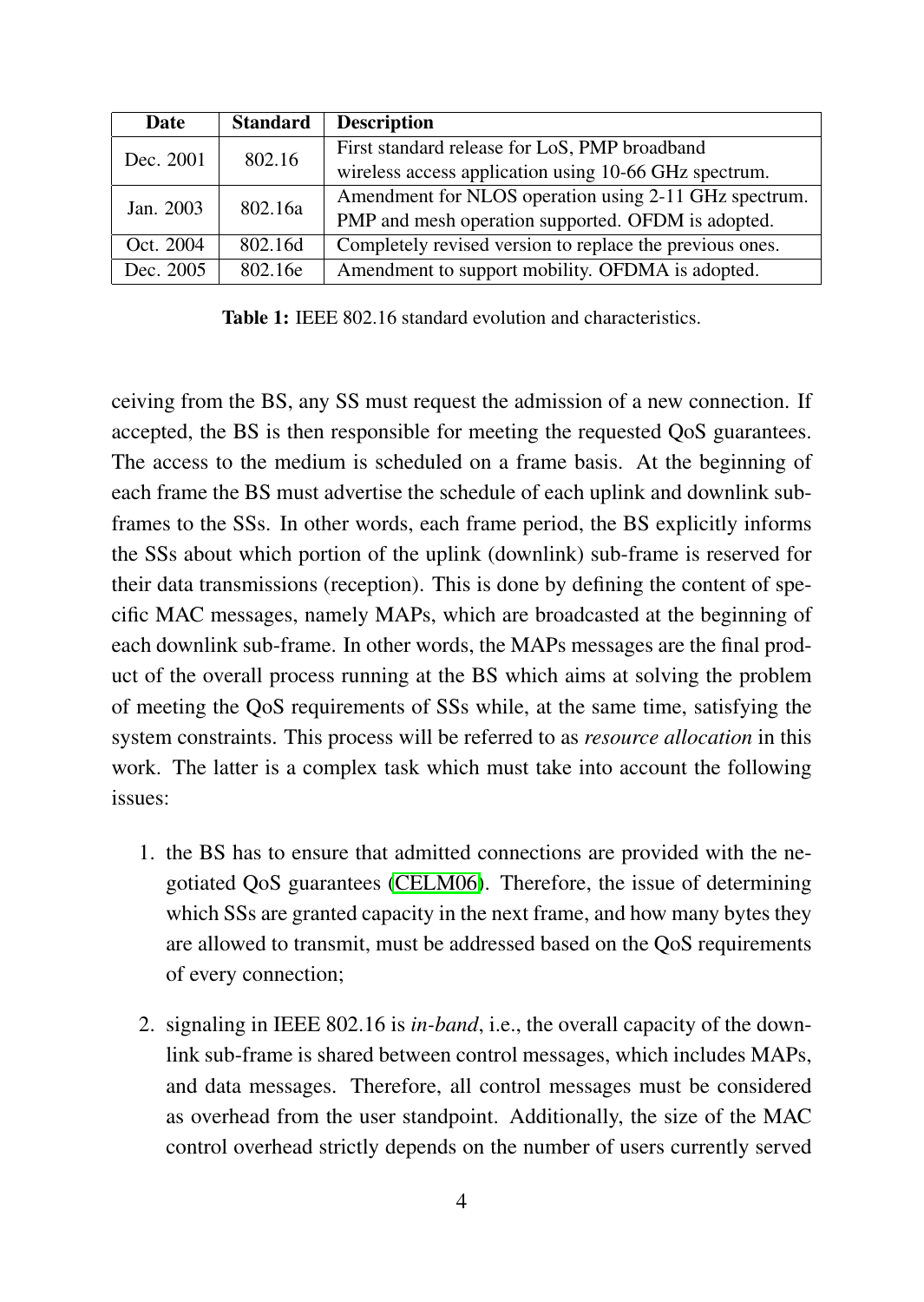| Date | Standard | Description |
|---|---|---|
| Dec. 2001 | 802.16 | First standard release for LoS, PMP broadband wireless access application using 10-66 GHz spectrum. |
| Jan. 2003 | 802.16a | Amendment for NLOS operation using 2-11 GHz spectrum. PMP and mesh operation supported. OFDM is adopted. |
| Oct. 2004 | 802.16d | Completely revised version to replace the previous ones. |
| Dec. 2005 | 802.16e | Amendment to support mobility. OFDMA is adopted. |

**Table 1:** IEEE 802.16 standard evolution and characteristics.

ceiving from the BS, any SS must request the admission of a new connection. If accepted, the BS is then responsible for meeting the requested QoS guarantees. The access to the medium is scheduled on a frame basis. At the beginning of each frame the BS must advertise the schedule of each uplink and downlink sub-frames to the SSs. In other words, each frame period, the BS explicitly informs the SSs about which portion of the uplink (downlink) sub-frame is reserved for their data transmissions (reception). This is done by defining the content of specific MAC messages, namely MAPs, which are broadcasted at the beginning of each downlink sub-frame. In other words, the MAPs messages are the final product of the overall process running at the BS which aims at solving the problem of meeting the QoS requirements of SSs while, at the same time, satisfying the system constraints. This process will be referred to as *resource allocation* in this work. The latter is a complex task which must take into account the following issues:

1. the BS has to ensure that admitted connections are provided with the negotiated QoS guarantees (CELM06). Therefore, the issue of determining which SSs are granted capacity in the next frame, and how many bytes they are allowed to transmit, must be addressed based on the QoS requirements of every connection;

2. signaling in IEEE 802.16 is *in-band*, i.e., the overall capacity of the downlink sub-frame is shared between control messages, which includes MAPs, and data messages. Therefore, all control messages must be considered as overhead from the user standpoint. Additionally, the size of the MAC control overhead strictly depends on the number of users currently served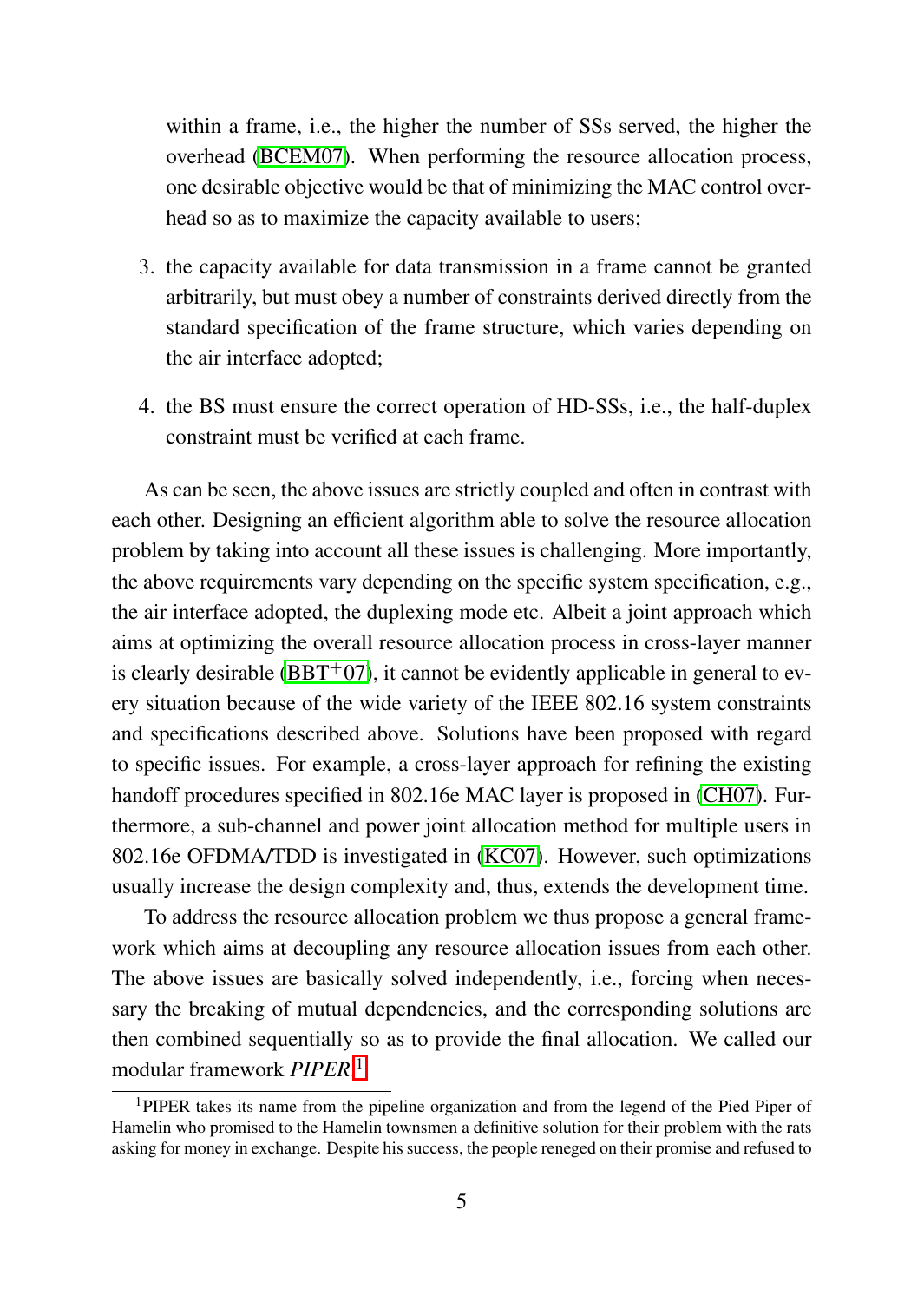within a frame, i.e., the higher the number of SSs served, the higher the overhead (BCEM07). When performing the resource allocation process, one desirable objective would be that of minimizing the MAC control overhead so as to maximize the capacity available to users;

3. the capacity available for data transmission in a frame cannot be granted arbitrarily, but must obey a number of constraints derived directly from the standard specification of the frame structure, which varies depending on the air interface adopted;

4. the BS must ensure the correct operation of HD-SSs, i.e., the half-duplex constraint must be verified at each frame.

As can be seen, the above issues are strictly coupled and often in contrast with each other. Designing an efficient algorithm able to solve the resource allocation problem by taking into account all these issues is challenging. More importantly, the above requirements vary depending on the specific system specification, e.g., the air interface adopted, the duplexing mode etc. Albeit a joint approach which aims at optimizing the overall resource allocation process in cross-layer manner is clearly desirable (BBT+07), it cannot be evidently applicable in general to every situation because of the wide variety of the IEEE 802.16 system constraints and specifications described above. Solutions have been proposed with regard to specific issues. For example, a cross-layer approach for refining the existing handoff procedures specified in 802.16e MAC layer is proposed in (CH07). Furthermore, a sub-channel and power joint allocation method for multiple users in 802.16e OFDMA/TDD is investigated in (KC07). However, such optimizations usually increase the design complexity and, thus, extends the development time.

To address the resource allocation problem we thus propose a general framework which aims at decoupling any resource allocation issues from each other. The above issues are basically solved independently, i.e., forcing when necessary the breaking of mutual dependencies, and the corresponding solutions are then combined sequentially so as to provide the final allocation. We called our modular framework *PIPER*.[1]

[1]PIPER takes its name from the pipeline organization and from the legend of the Pied Piper of Hamelin who promised to the Hamelin townsmen a definitive solution for their problem with the rats asking for money in exchange. Despite his success, the people reneged on their promise and refused to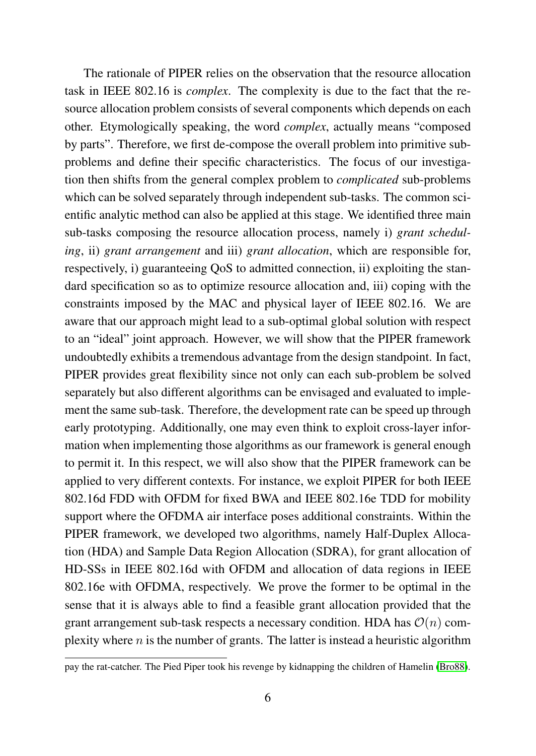The rationale of PIPER relies on the observation that the resource allocation task in IEEE 802.16 is *complex*. The complexity is due to the fact that the resource allocation problem consists of several components which depends on each other. Etymologically speaking, the word *complex*, actually means "composed by parts". Therefore, we first de-compose the overall problem into primitive sub-problems and define their specific characteristics. The focus of our investigation then shifts from the general complex problem to *complicated* sub-problems which can be solved separately through independent sub-tasks. The common scientific analytic method can also be applied at this stage. We identified three main sub-tasks composing the resource allocation process, namely i) *grant scheduling*, ii) *grant arrangement* and iii) *grant allocation*, which are responsible for, respectively, i) guaranteeing QoS to admitted connection, ii) exploiting the standard specification so as to optimize resource allocation and, iii) coping with the constraints imposed by the MAC and physical layer of IEEE 802.16. We are aware that our approach might lead to a sub-optimal global solution with respect to an "ideal" joint approach. However, we will show that the PIPER framework undoubtedly exhibits a tremendous advantage from the design standpoint. In fact, PIPER provides great flexibility since not only can each sub-problem be solved separately but also different algorithms can be envisaged and evaluated to implement the same sub-task. Therefore, the development rate can be speed up through early prototyping. Additionally, one may even think to exploit cross-layer information when implementing those algorithms as our framework is general enough to permit it. In this respect, we will also show that the PIPER framework can be applied to very different contexts. For instance, we exploit PIPER for both IEEE 802.16d FDD with OFDM for fixed BWA and IEEE 802.16e TDD for mobility support where the OFDMA air interface poses additional constraints. Within the PIPER framework, we developed two algorithms, namely Half-Duplex Allocation (HDA) and Sample Data Region Allocation (SDRA), for grant allocation of HD-SSs in IEEE 802.16d with OFDM and allocation of data regions in IEEE 802.16e with OFDMA, respectively. We prove the former to be optimal in the sense that it is always able to find a feasible grant allocation provided that the grant arrangement sub-task respects a necessary condition. HDA has $\mathcal{O}(n)$ complexity where $n$ is the number of grants. The latter is instead a heuristic algorithm

pay the rat-catcher. The Pied Piper took his revenge by kidnapping the children of Hamelin [Bro88].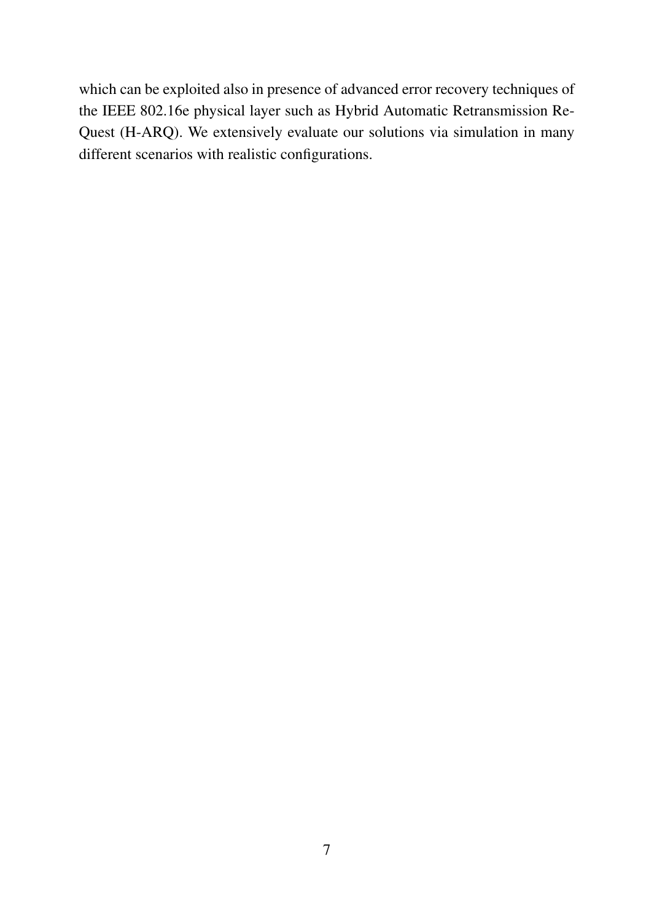which can be exploited also in presence of advanced error recovery techniques of the IEEE 802.16e physical layer such as Hybrid Automatic Retransmission Re-Quest (H-ARQ). We extensively evaluate our solutions via simulation in many different scenarios with realistic configurations.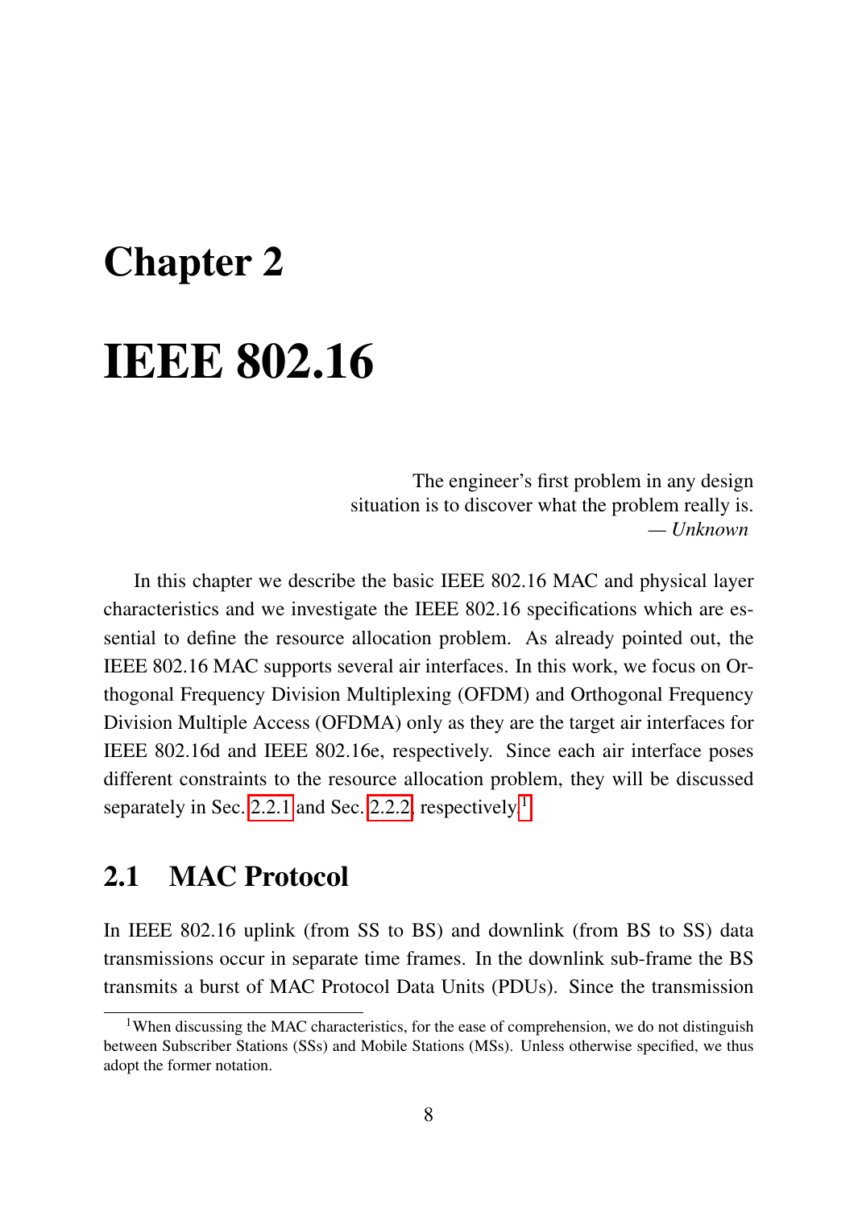# Chapter 2

# IEEE 802.16

> The engineer's first problem in any design situation is to discover what the problem really is.
> — *Unknown*

In this chapter we describe the basic IEEE 802.16 MAC and physical layer characteristics and we investigate the IEEE 802.16 specifications which are essential to define the resource allocation problem. As already pointed out, the IEEE 802.16 MAC supports several air interfaces. In this work, we focus on Orthogonal Frequency Division Multiplexing (OFDM) and Orthogonal Frequency Division Multiple Access (OFDMA) only as they are the target air interfaces for IEEE 802.16d and IEEE 802.16e, respectively. Since each air interface poses different constraints to the resource allocation problem, they will be discussed separately in Sec. 2.2.1 and Sec. 2.2.2, respectively.[1]

## 2.1 MAC Protocol

In IEEE 802.16 uplink (from SS to BS) and downlink (from BS to SS) data transmissions occur in separate time frames. In the downlink sub-frame the BS transmits a burst of MAC Protocol Data Units (PDUs). Since the transmission

[1] When discussing the MAC characteristics, for the ease of comprehension, we do not distinguish between Subscriber Stations (SSs) and Mobile Stations (MSs). Unless otherwise specified, we thus adopt the former notation.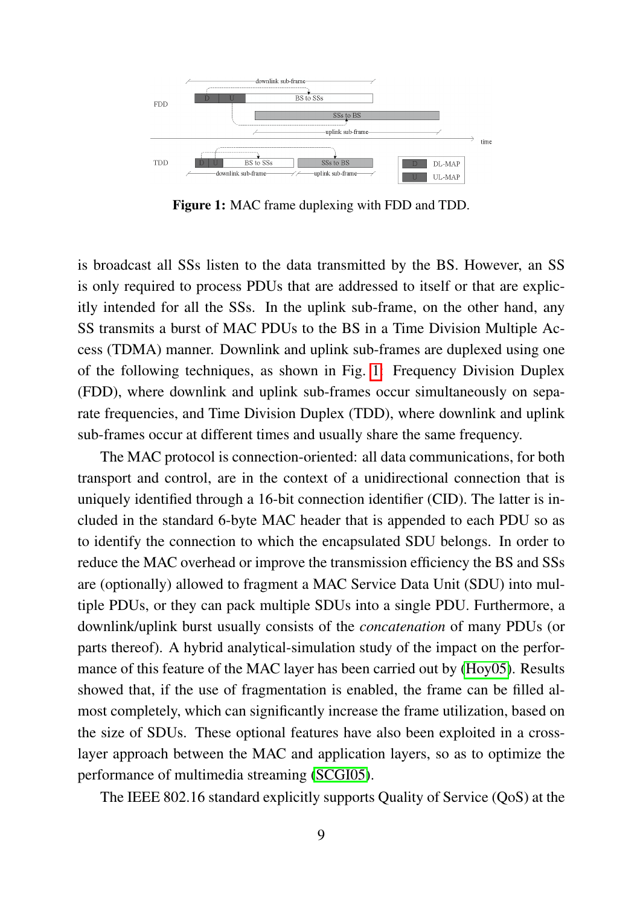**Figure 1:** MAC frame duplexing with FDD and TDD.

is broadcast all SSs listen to the data transmitted by the BS. However, an SS is only required to process PDUs that are addressed to itself or that are explicitly intended for all the SSs. In the uplink sub-frame, on the other hand, any SS transmits a burst of MAC PDUs to the BS in a Time Division Multiple Access (TDMA) manner. Downlink and uplink sub-frames are duplexed using one of the following techniques, as shown in Fig. 1: Frequency Division Duplex (FDD), where downlink and uplink sub-frames occur simultaneously on separate frequencies, and Time Division Duplex (TDD), where downlink and uplink sub-frames occur at different times and usually share the same frequency.

The MAC protocol is connection-oriented: all data communications, for both transport and control, are in the context of a unidirectional connection that is uniquely identified through a 16-bit connection identifier (CID). The latter is included in the standard 6-byte MAC header that is appended to each PDU so as to identify the connection to which the encapsulated SDU belongs. In order to reduce the MAC overhead or improve the transmission efficiency the BS and SSs are (optionally) allowed to fragment a MAC Service Data Unit (SDU) into multiple PDUs, or they can pack multiple SDUs into a single PDU. Furthermore, a downlink/uplink burst usually consists of the *concatenation* of many PDUs (or parts thereof). A hybrid analytical-simulation study of the impact on the performance of this feature of the MAC layer has been carried out by (Hoy05). Results showed that, if the use of fragmentation is enabled, the frame can be filled almost completely, which can significantly increase the frame utilization, based on the size of SDUs. These optional features have also been exploited in a cross-layer approach between the MAC and application layers, so as to optimize the performance of multimedia streaming (SCGI05).

The IEEE 802.16 standard explicitly supports Quality of Service (QoS) at the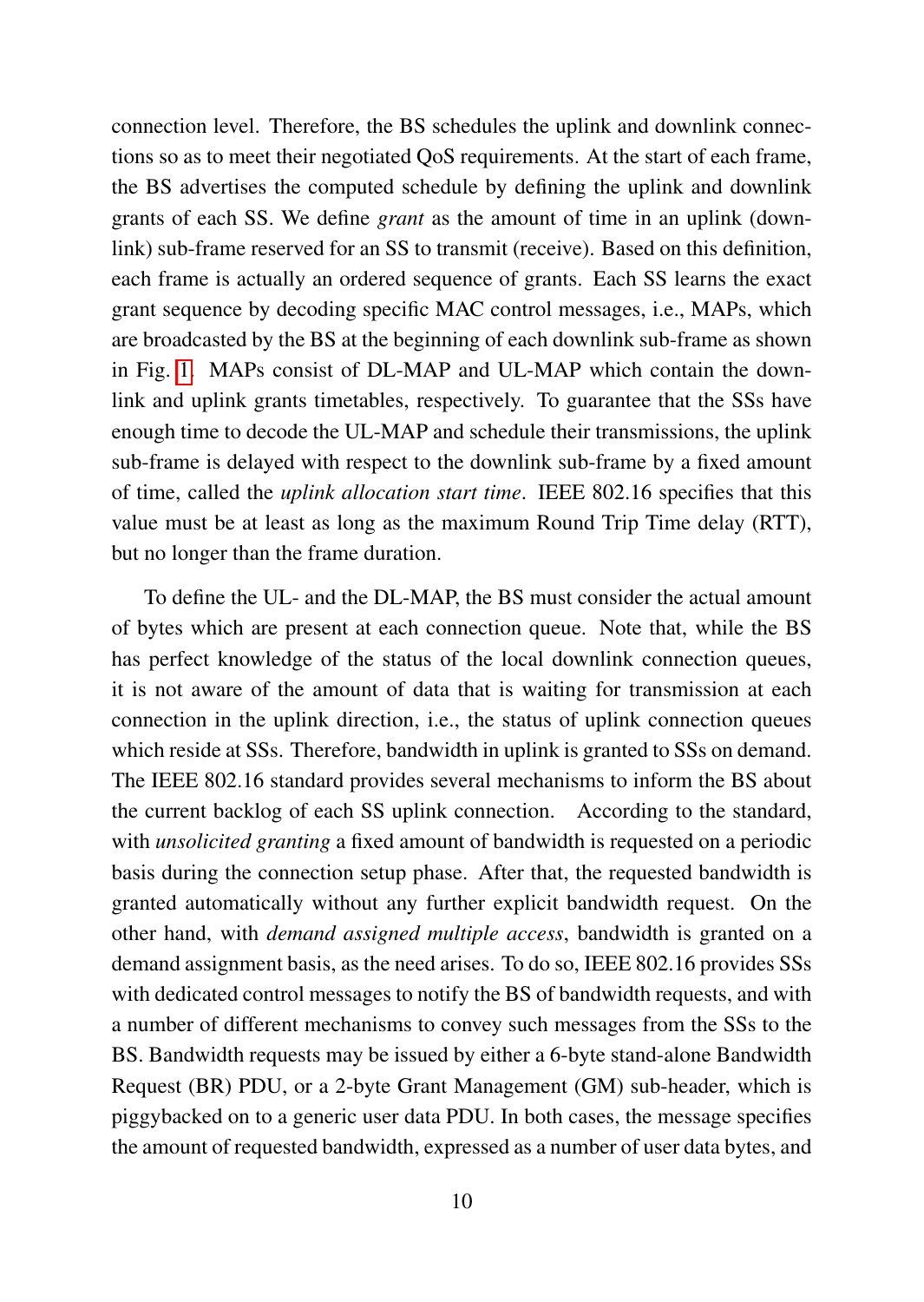connection level. Therefore, the BS schedules the uplink and downlink connections so as to meet their negotiated QoS requirements. At the start of each frame, the BS advertises the computed schedule by defining the uplink and downlink grants of each SS. We define *grant* as the amount of time in an uplink (downlink) sub-frame reserved for an SS to transmit (receive). Based on this definition, each frame is actually an ordered sequence of grants. Each SS learns the exact grant sequence by decoding specific MAC control messages, i.e., MAPs, which are broadcasted by the BS at the beginning of each downlink sub-frame as shown in Fig. 1. MAPs consist of DL-MAP and UL-MAP which contain the downlink and uplink grants timetables, respectively. To guarantee that the SSs have enough time to decode the UL-MAP and schedule their transmissions, the uplink sub-frame is delayed with respect to the downlink sub-frame by a fixed amount of time, called the *uplink allocation start time*. IEEE 802.16 specifies that this value must be at least as long as the maximum Round Trip Time delay (RTT), but no longer than the frame duration.

To define the UL- and the DL-MAP, the BS must consider the actual amount of bytes which are present at each connection queue. Note that, while the BS has perfect knowledge of the status of the local downlink connection queues, it is not aware of the amount of data that is waiting for transmission at each connection in the uplink direction, i.e., the status of uplink connection queues which reside at SSs. Therefore, bandwidth in uplink is granted to SSs on demand. The IEEE 802.16 standard provides several mechanisms to inform the BS about the current backlog of each SS uplink connection. According to the standard, with *unsolicited granting* a fixed amount of bandwidth is requested on a periodic basis during the connection setup phase. After that, the requested bandwidth is granted automatically without any further explicit bandwidth request. On the other hand, with *demand assigned multiple access*, bandwidth is granted on a demand assignment basis, as the need arises. To do so, IEEE 802.16 provides SSs with dedicated control messages to notify the BS of bandwidth requests, and with a number of different mechanisms to convey such messages from the SSs to the BS. Bandwidth requests may be issued by either a 6-byte stand-alone Bandwidth Request (BR) PDU, or a 2-byte Grant Management (GM) sub-header, which is piggybacked on to a generic user data PDU. In both cases, the message specifies the amount of requested bandwidth, expressed as a number of user data bytes, and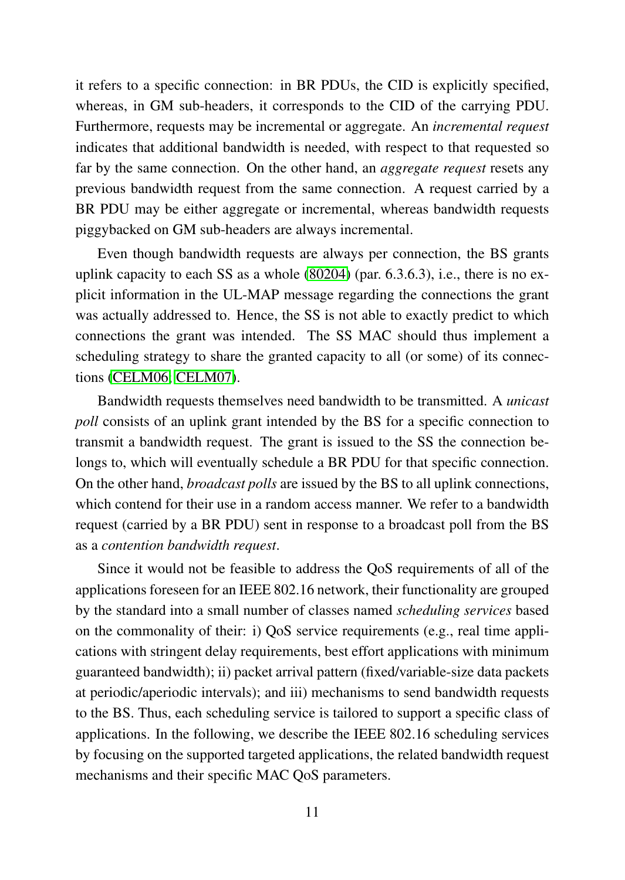it refers to a specific connection: in BR PDUs, the CID is explicitly specified, whereas, in GM sub-headers, it corresponds to the CID of the carrying PDU. Furthermore, requests may be incremental or aggregate. An *incremental request* indicates that additional bandwidth is needed, with respect to that requested so far by the same connection. On the other hand, an *aggregate request* resets any previous bandwidth request from the same connection. A request carried by a BR PDU may be either aggregate or incremental, whereas bandwidth requests piggybacked on GM sub-headers are always incremental.

Even though bandwidth requests are always per connection, the BS grants uplink capacity to each SS as a whole (80204) (par. 6.3.6.3), i.e., there is no explicit information in the UL-MAP message regarding the connections the grant was actually addressed to. Hence, the SS is not able to exactly predict to which connections the grant was intended. The SS MAC should thus implement a scheduling strategy to share the granted capacity to all (or some) of its connections (CELM06, CELM07).

Bandwidth requests themselves need bandwidth to be transmitted. A *unicast poll* consists of an uplink grant intended by the BS for a specific connection to transmit a bandwidth request. The grant is issued to the SS the connection belongs to, which will eventually schedule a BR PDU for that specific connection. On the other hand, *broadcast polls* are issued by the BS to all uplink connections, which contend for their use in a random access manner. We refer to a bandwidth request (carried by a BR PDU) sent in response to a broadcast poll from the BS as a *contention bandwidth request*.

Since it would not be feasible to address the QoS requirements of all of the applications foreseen for an IEEE 802.16 network, their functionality are grouped by the standard into a small number of classes named *scheduling services* based on the commonality of their: i) QoS service requirements (e.g., real time applications with stringent delay requirements, best effort applications with minimum guaranteed bandwidth); ii) packet arrival pattern (fixed/variable-size data packets at periodic/aperiodic intervals); and iii) mechanisms to send bandwidth requests to the BS. Thus, each scheduling service is tailored to support a specific class of applications. In the following, we describe the IEEE 802.16 scheduling services by focusing on the supported targeted applications, the related bandwidth request mechanisms and their specific MAC QoS parameters.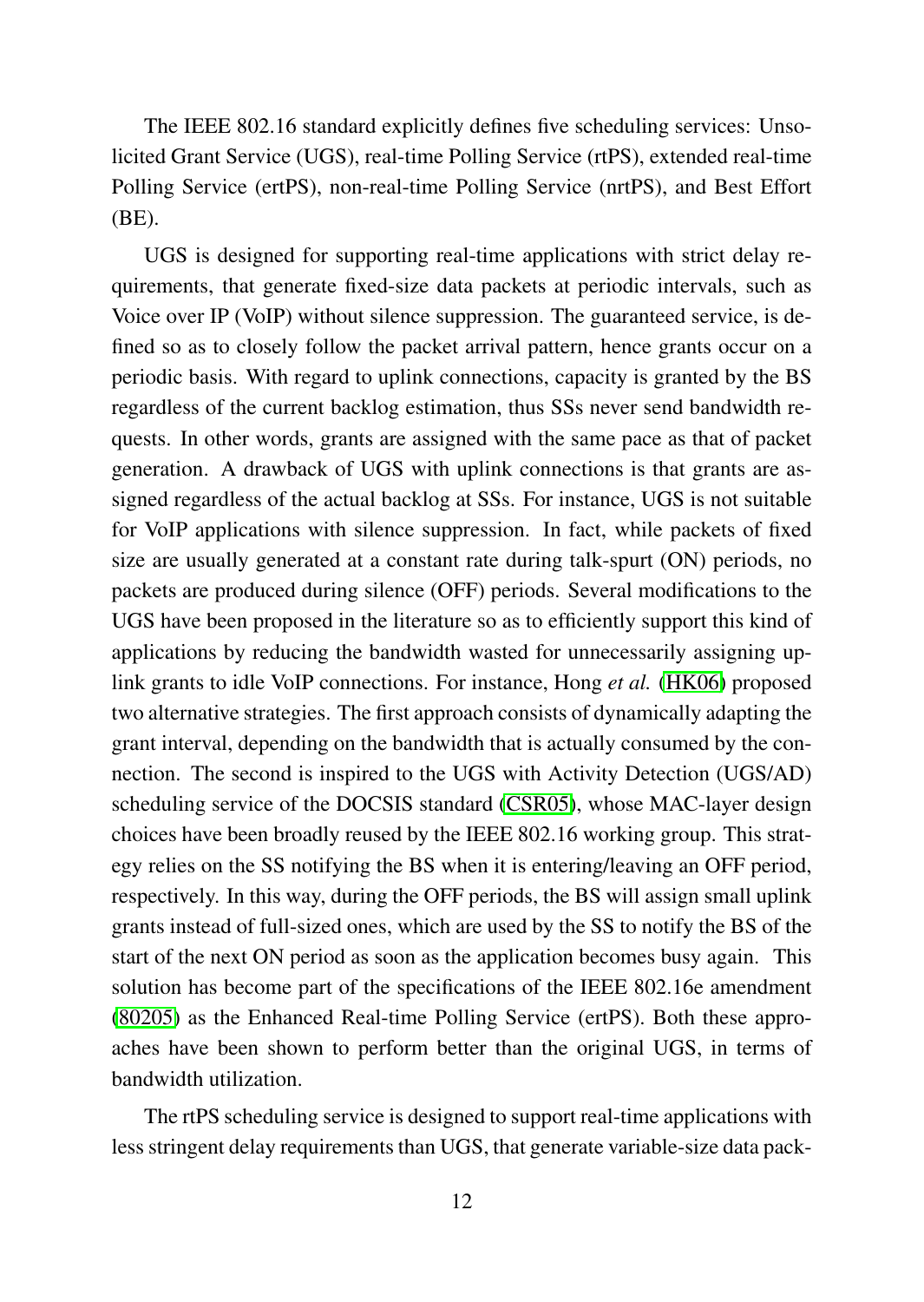The IEEE 802.16 standard explicitly defines five scheduling services: Unsolicited Grant Service (UGS), real-time Polling Service (rtPS), extended real-time Polling Service (ertPS), non-real-time Polling Service (nrtPS), and Best Effort (BE).

UGS is designed for supporting real-time applications with strict delay requirements, that generate fixed-size data packets at periodic intervals, such as Voice over IP (VoIP) without silence suppression. The guaranteed service, is defined so as to closely follow the packet arrival pattern, hence grants occur on a periodic basis. With regard to uplink connections, capacity is granted by the BS regardless of the current backlog estimation, thus SSs never send bandwidth requests. In other words, grants are assigned with the same pace as that of packet generation. A drawback of UGS with uplink connections is that grants are assigned regardless of the actual backlog at SSs. For instance, UGS is not suitable for VoIP applications with silence suppression. In fact, while packets of fixed size are usually generated at a constant rate during talk-spurt (ON) periods, no packets are produced during silence (OFF) periods. Several modifications to the UGS have been proposed in the literature so as to efficiently support this kind of applications by reducing the bandwidth wasted for unnecessarily assigning uplink grants to idle VoIP connections. For instance, Hong *et al.* (HK06) proposed two alternative strategies. The first approach consists of dynamically adapting the grant interval, depending on the bandwidth that is actually consumed by the connection. The second is inspired to the UGS with Activity Detection (UGS/AD) scheduling service of the DOCSIS standard (CSR05), whose MAC-layer design choices have been broadly reused by the IEEE 802.16 working group. This strategy relies on the SS notifying the BS when it is entering/leaving an OFF period, respectively. In this way, during the OFF periods, the BS will assign small uplink grants instead of full-sized ones, which are used by the SS to notify the BS of the start of the next ON period as soon as the application becomes busy again. This solution has become part of the specifications of the IEEE 802.16e amendment (80205) as the Enhanced Real-time Polling Service (ertPS). Both these approaches have been shown to perform better than the original UGS, in terms of bandwidth utilization.

The rtPS scheduling service is designed to support real-time applications with less stringent delay requirements than UGS, that generate variable-size data pack-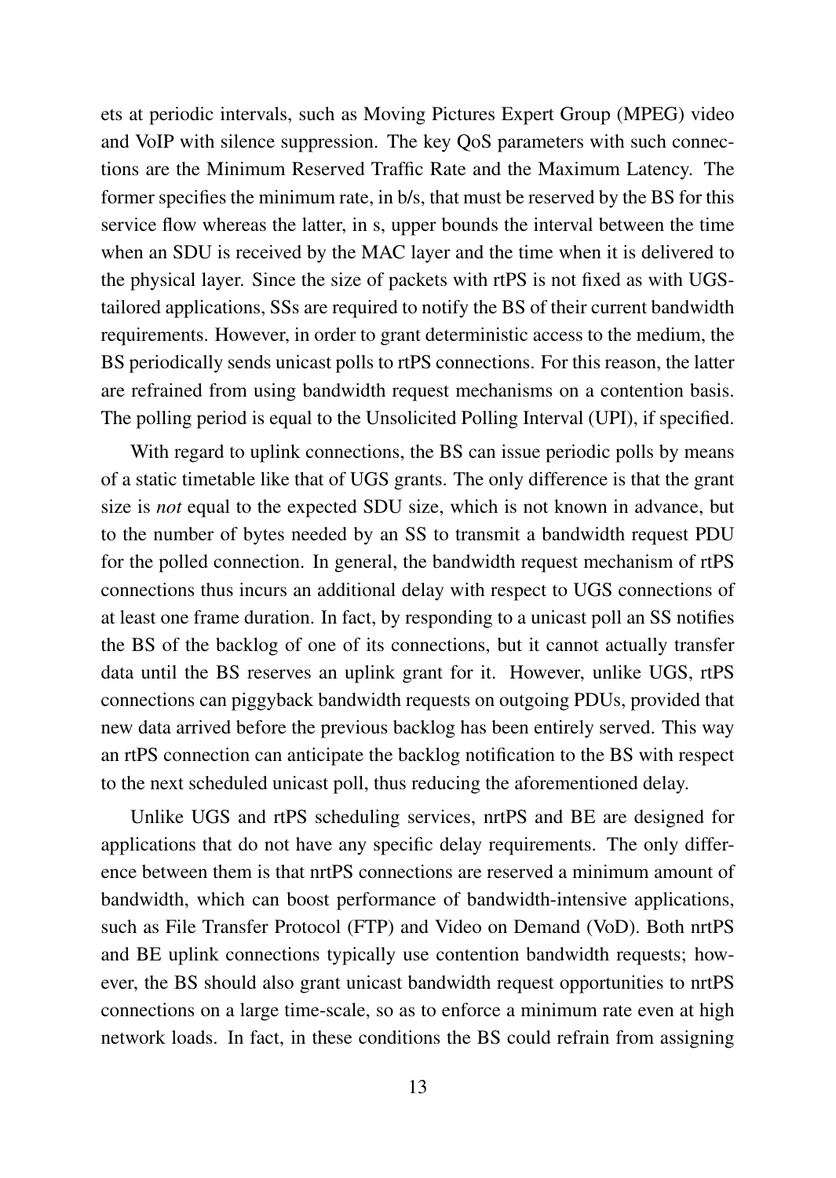ets at periodic intervals, such as Moving Pictures Expert Group (MPEG) video and VoIP with silence suppression. The key QoS parameters with such connections are the Minimum Reserved Traffic Rate and the Maximum Latency. The former specifies the minimum rate, in b/s, that must be reserved by the BS for this service flow whereas the latter, in s, upper bounds the interval between the time when an SDU is received by the MAC layer and the time when it is delivered to the physical layer. Since the size of packets with rtPS is not fixed as with UGS-tailored applications, SSs are required to notify the BS of their current bandwidth requirements. However, in order to grant deterministic access to the medium, the BS periodically sends unicast polls to rtPS connections. For this reason, the latter are refrained from using bandwidth request mechanisms on a contention basis. The polling period is equal to the Unsolicited Polling Interval (UPI), if specified.

With regard to uplink connections, the BS can issue periodic polls by means of a static timetable like that of UGS grants. The only difference is that the grant size is *not* equal to the expected SDU size, which is not known in advance, but to the number of bytes needed by an SS to transmit a bandwidth request PDU for the polled connection. In general, the bandwidth request mechanism of rtPS connections thus incurs an additional delay with respect to UGS connections of at least one frame duration. In fact, by responding to a unicast poll an SS notifies the BS of the backlog of one of its connections, but it cannot actually transfer data until the BS reserves an uplink grant for it. However, unlike UGS, rtPS connections can piggyback bandwidth requests on outgoing PDUs, provided that new data arrived before the previous backlog has been entirely served. This way an rtPS connection can anticipate the backlog notification to the BS with respect to the next scheduled unicast poll, thus reducing the aforementioned delay.

Unlike UGS and rtPS scheduling services, nrtPS and BE are designed for applications that do not have any specific delay requirements. The only difference between them is that nrtPS connections are reserved a minimum amount of bandwidth, which can boost performance of bandwidth-intensive applications, such as File Transfer Protocol (FTP) and Video on Demand (VoD). Both nrtPS and BE uplink connections typically use contention bandwidth requests; however, the BS should also grant unicast bandwidth request opportunities to nrtPS connections on a large time-scale, so as to enforce a minimum rate even at high network loads. In fact, in these conditions the BS could refrain from assigning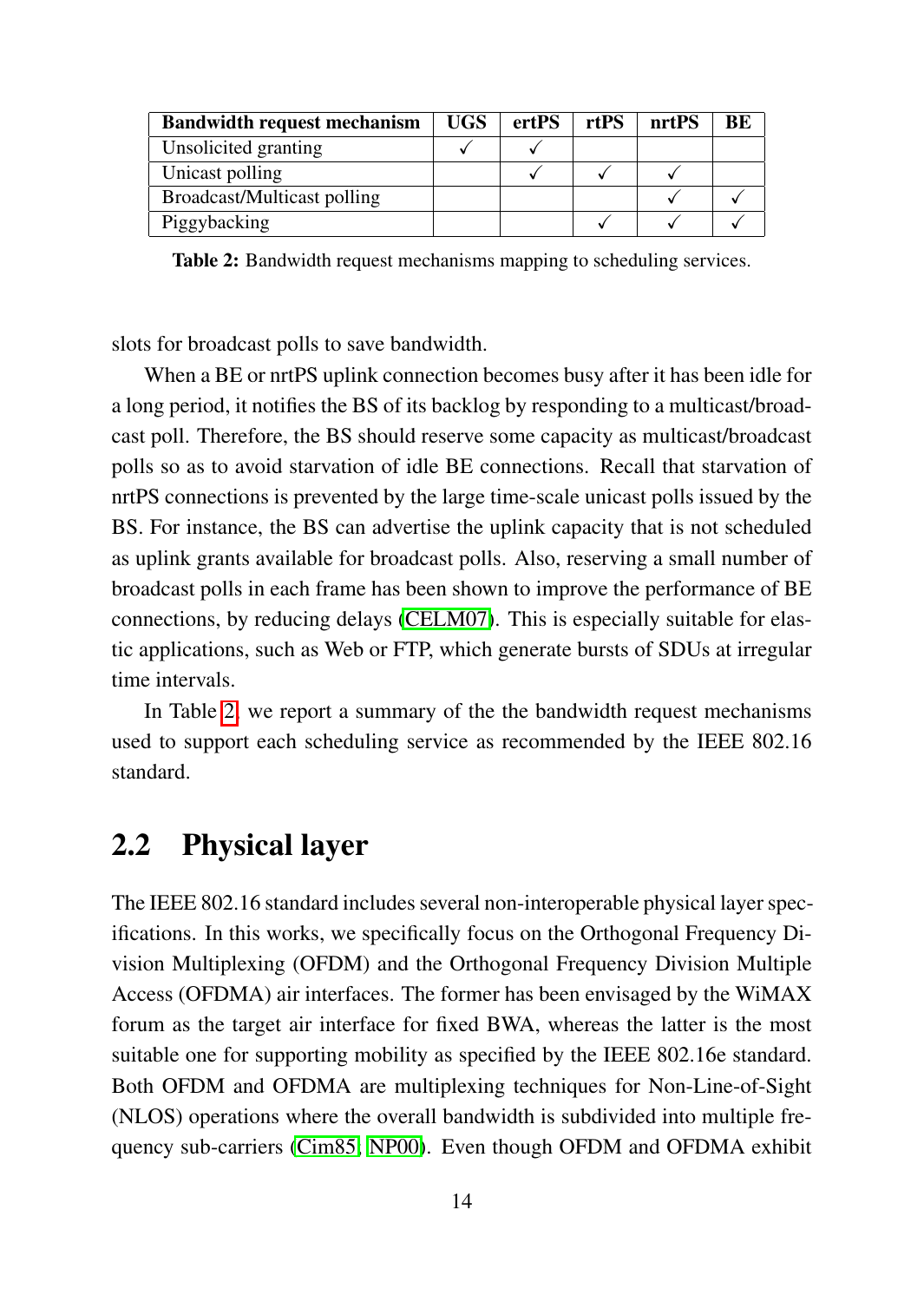| Bandwidth request mechanism | UGS | ertPS | rtPS | nrtPS | BE |
|---|---|---|---|---|---|
| Unsolicited granting | ✓ | ✓ | | | |
| Unicast polling | | ✓ | ✓ | ✓ | |
| Broadcast/Multicast polling | | | | ✓ | ✓ |
| Piggybacking | | | ✓ | ✓ | ✓ |

**Table 2:** Bandwidth request mechanisms mapping to scheduling services.

slots for broadcast polls to save bandwidth.

When a BE or nrtPS uplink connection becomes busy after it has been idle for a long period, it notifies the BS of its backlog by responding to a multicast/broadcast poll. Therefore, the BS should reserve some capacity as multicast/broadcast polls so as to avoid starvation of idle BE connections. Recall that starvation of nrtPS connections is prevented by the large time-scale unicast polls issued by the BS. For instance, the BS can advertise the uplink capacity that is not scheduled as uplink grants available for broadcast polls. Also, reserving a small number of broadcast polls in each frame has been shown to improve the performance of BE connections, by reducing delays (CELM07). This is especially suitable for elastic applications, such as Web or FTP, which generate bursts of SDUs at irregular time intervals.

In Table 2, we report a summary of the the bandwidth request mechanisms used to support each scheduling service as recommended by the IEEE 802.16 standard.

## 2.2 Physical layer

The IEEE 802.16 standard includes several non-interoperable physical layer specifications. In this works, we specifically focus on the Orthogonal Frequency Division Multiplexing (OFDM) and the Orthogonal Frequency Division Multiple Access (OFDMA) air interfaces. The former has been envisaged by the WiMAX forum as the target air interface for fixed BWA, whereas the latter is the most suitable one for supporting mobility as specified by the IEEE 802.16e standard. Both OFDM and OFDMA are multiplexing techniques for Non-Line-of-Sight (NLOS) operations where the overall bandwidth is subdivided into multiple frequency sub-carriers (Cim85, NP00). Even though OFDM and OFDMA exhibit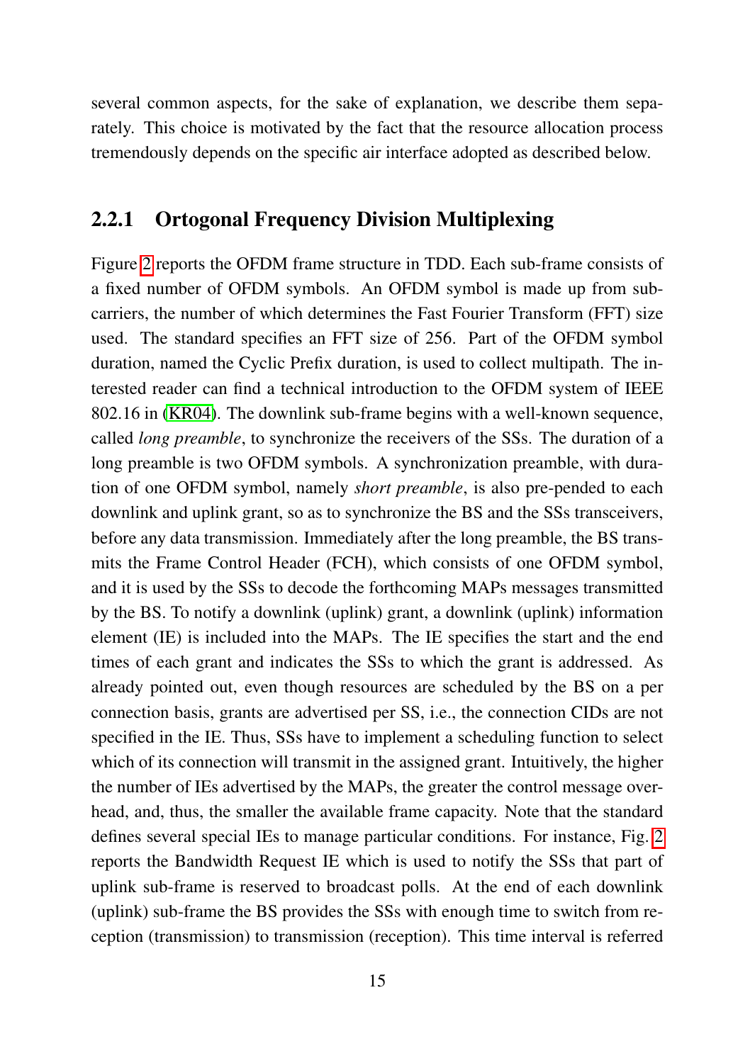several common aspects, for the sake of explanation, we describe them separately. This choice is motivated by the fact that the resource allocation process tremendously depends on the specific air interface adopted as described below.

### 2.2.1 Ortogonal Frequency Division Multiplexing

Figure 2 reports the OFDM frame structure in TDD. Each sub-frame consists of a fixed number of OFDM symbols. An OFDM symbol is made up from subcarriers, the number of which determines the Fast Fourier Transform (FFT) size used. The standard specifies an FFT size of 256. Part of the OFDM symbol duration, named the Cyclic Prefix duration, is used to collect multipath. The interested reader can find a technical introduction to the OFDM system of IEEE 802.16 in (KR04). The downlink sub-frame begins with a well-known sequence, called *long preamble*, to synchronize the receivers of the SSs. The duration of a long preamble is two OFDM symbols. A synchronization preamble, with duration of one OFDM symbol, namely *short preamble*, is also pre-pended to each downlink and uplink grant, so as to synchronize the BS and the SSs transceivers, before any data transmission. Immediately after the long preamble, the BS transmits the Frame Control Header (FCH), which consists of one OFDM symbol, and it is used by the SSs to decode the forthcoming MAPs messages transmitted by the BS. To notify a downlink (uplink) grant, a downlink (uplink) information element (IE) is included into the MAPs. The IE specifies the start and the end times of each grant and indicates the SSs to which the grant is addressed. As already pointed out, even though resources are scheduled by the BS on a per connection basis, grants are advertised per SS, i.e., the connection CIDs are not specified in the IE. Thus, SSs have to implement a scheduling function to select which of its connection will transmit in the assigned grant. Intuitively, the higher the number of IEs advertised by the MAPs, the greater the control message overhead, and, thus, the smaller the available frame capacity. Note that the standard defines several special IEs to manage particular conditions. For instance, Fig. 2 reports the Bandwidth Request IE which is used to notify the SSs that part of uplink sub-frame is reserved to broadcast polls. At the end of each downlink (uplink) sub-frame the BS provides the SSs with enough time to switch from reception (transmission) to transmission (reception). This time interval is referred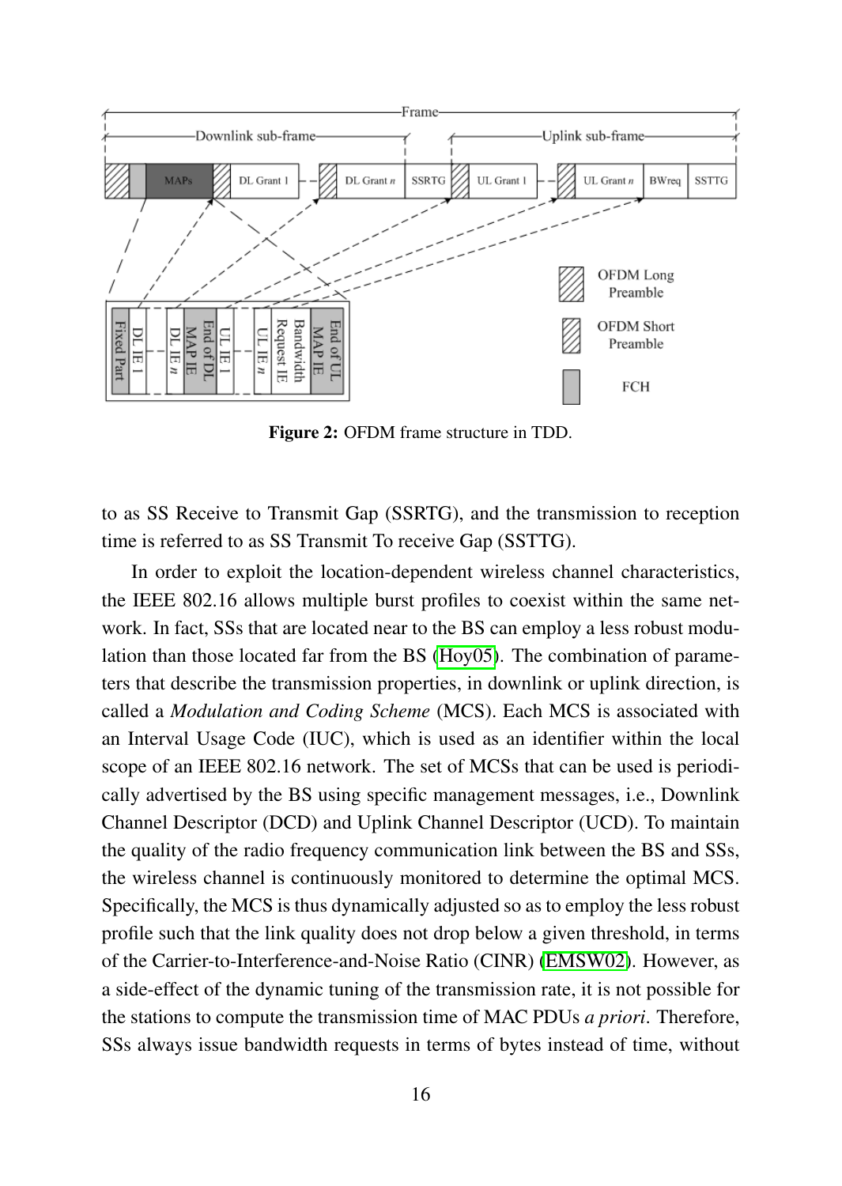**Figure 2:** OFDM frame structure in TDD.

to as SS Receive to Transmit Gap (SSRTG), and the transmission to reception time is referred to as SS Transmit To receive Gap (SSTTG).

In order to exploit the location-dependent wireless channel characteristics, the IEEE 802.16 allows multiple burst profiles to coexist within the same network. In fact, SSs that are located near to the BS can employ a less robust modulation than those located far from the BS (Hoy05). The combination of parameters that describe the transmission properties, in downlink or uplink direction, is called a *Modulation and Coding Scheme* (MCS). Each MCS is associated with an Interval Usage Code (IUC), which is used as an identifier within the local scope of an IEEE 802.16 network. The set of MCSs that can be used is periodically advertised by the BS using specific management messages, i.e., Downlink Channel Descriptor (DCD) and Uplink Channel Descriptor (UCD). To maintain the quality of the radio frequency communication link between the BS and SSs, the wireless channel is continuously monitored to determine the optimal MCS. Specifically, the MCS is thus dynamically adjusted so as to employ the less robust profile such that the link quality does not drop below a given threshold, in terms of the Carrier-to-Interference-and-Noise Ratio (CINR) (EMSW02). However, as a side-effect of the dynamic tuning of the transmission rate, it is not possible for the stations to compute the transmission time of MAC PDUs *a priori*. Therefore, SSs always issue bandwidth requests in terms of bytes instead of time, without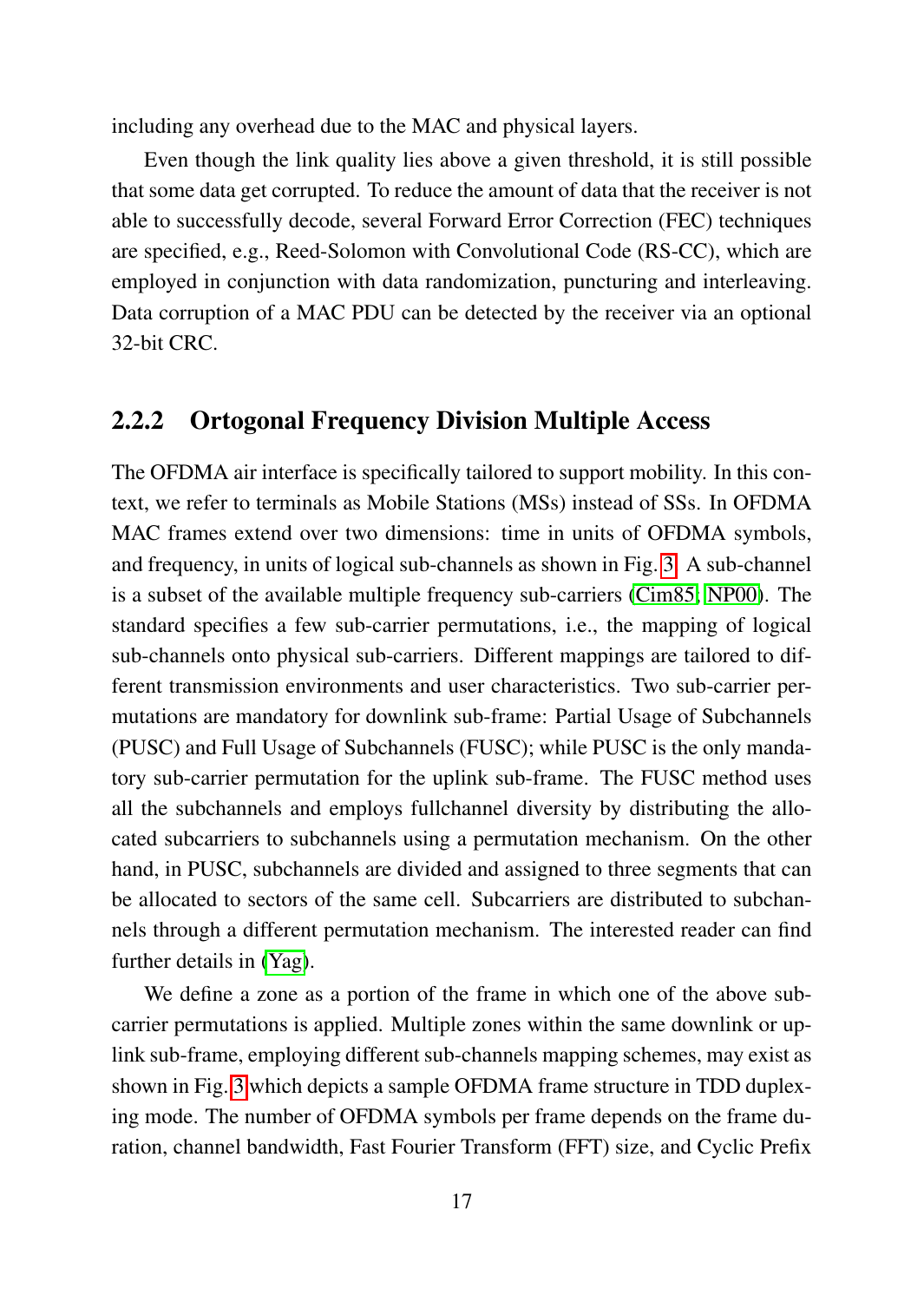including any overhead due to the MAC and physical layers.

Even though the link quality lies above a given threshold, it is still possible that some data get corrupted. To reduce the amount of data that the receiver is not able to successfully decode, several Forward Error Correction (FEC) techniques are specified, e.g., Reed-Solomon with Convolutional Code (RS-CC), which are employed in conjunction with data randomization, puncturing and interleaving. Data corruption of a MAC PDU can be detected by the receiver via an optional 32-bit CRC.

### 2.2.2 Ortogonal Frequency Division Multiple Access

The OFDMA air interface is specifically tailored to support mobility. In this context, we refer to terminals as Mobile Stations (MSs) instead of SSs. In OFDMA MAC frames extend over two dimensions: time in units of OFDMA symbols, and frequency, in units of logical sub-channels as shown in Fig. 3. A sub-channel is a subset of the available multiple frequency sub-carriers (Cim85; NP00). The standard specifies a few sub-carrier permutations, i.e., the mapping of logical sub-channels onto physical sub-carriers. Different mappings are tailored to different transmission environments and user characteristics. Two sub-carrier permutations are mandatory for downlink sub-frame: Partial Usage of Subchannels (PUSC) and Full Usage of Subchannels (FUSC); while PUSC is the only mandatory sub-carrier permutation for the uplink sub-frame. The FUSC method uses all the subchannels and employs fullchannel diversity by distributing the allocated subcarriers to subchannels using a permutation mechanism. On the other hand, in PUSC, subchannels are divided and assigned to three segments that can be allocated to sectors of the same cell. Subcarriers are distributed to subchannels through a different permutation mechanism. The interested reader can find further details in (Yag).

We define a zone as a portion of the frame in which one of the above sub-carrier permutations is applied. Multiple zones within the same downlink or uplink sub-frame, employing different sub-channels mapping schemes, may exist as shown in Fig. 3 which depicts a sample OFDMA frame structure in TDD duplexing mode. The number of OFDMA symbols per frame depends on the frame duration, channel bandwidth, Fast Fourier Transform (FFT) size, and Cyclic Prefix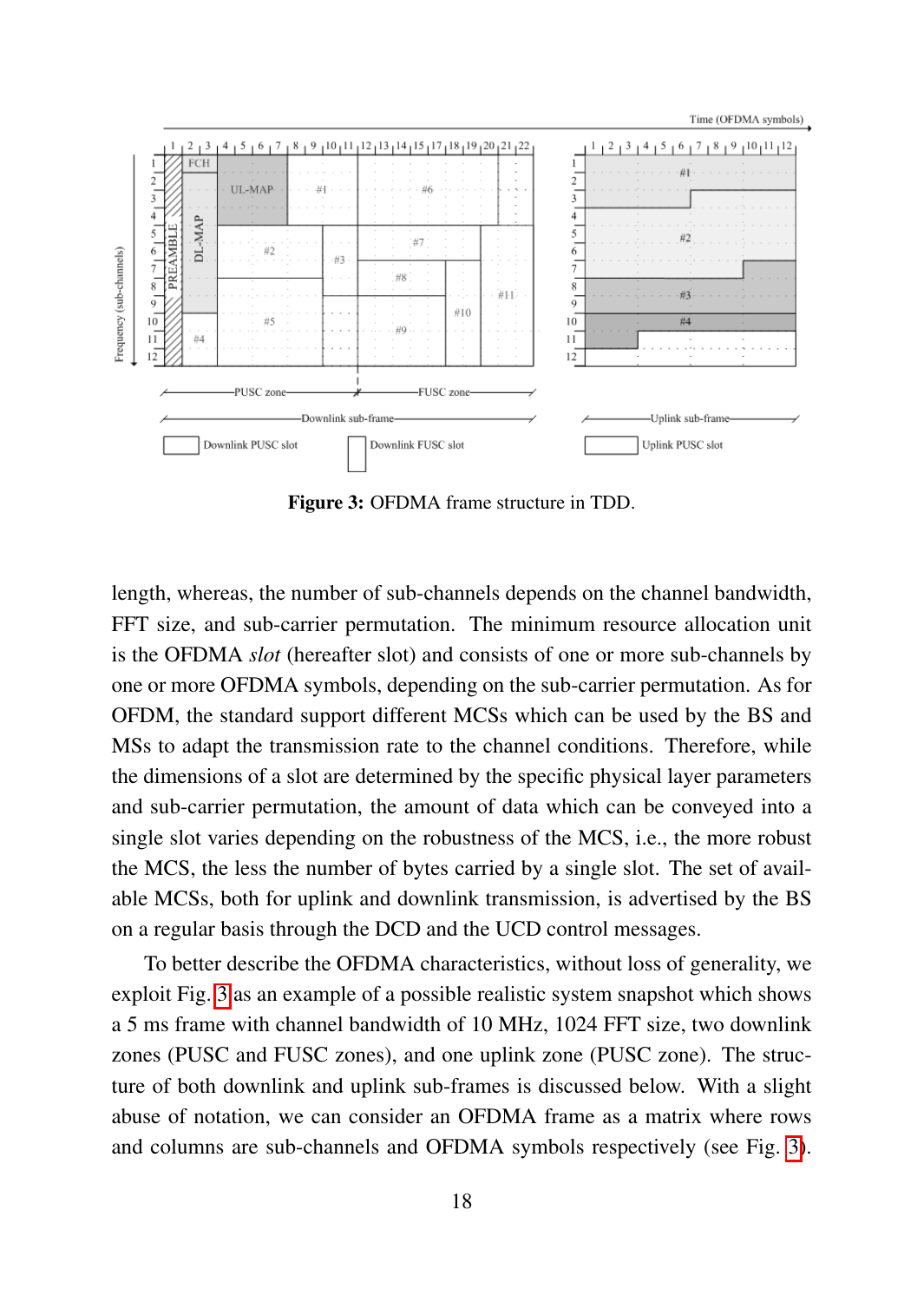**Figure 3:** OFDMA frame structure in TDD.

length, whereas, the number of sub-channels depends on the channel bandwidth, FFT size, and sub-carrier permutation. The minimum resource allocation unit is the OFDMA *slot* (hereafter slot) and consists of one or more sub-channels by one or more OFDMA symbols, depending on the sub-carrier permutation. As for OFDM, the standard support different MCSs which can be used by the BS and MSs to adapt the transmission rate to the channel conditions. Therefore, while the dimensions of a slot are determined by the specific physical layer parameters and sub-carrier permutation, the amount of data which can be conveyed into a single slot varies depending on the robustness of the MCS, i.e., the more robust the MCS, the less the number of bytes carried by a single slot. The set of available MCSs, both for uplink and downlink transmission, is advertised by the BS on a regular basis through the DCD and the UCD control messages.

To better describe the OFDMA characteristics, without loss of generality, we exploit Fig. 3 as an example of a possible realistic system snapshot which shows a 5 ms frame with channel bandwidth of 10 MHz, 1024 FFT size, two downlink zones (PUSC and FUSC zones), and one uplink zone (PUSC zone). The structure of both downlink and uplink sub-frames is discussed below. With a slight abuse of notation, we can consider an OFDMA frame as a matrix where rows and columns are sub-channels and OFDMA symbols respectively (see Fig. 3).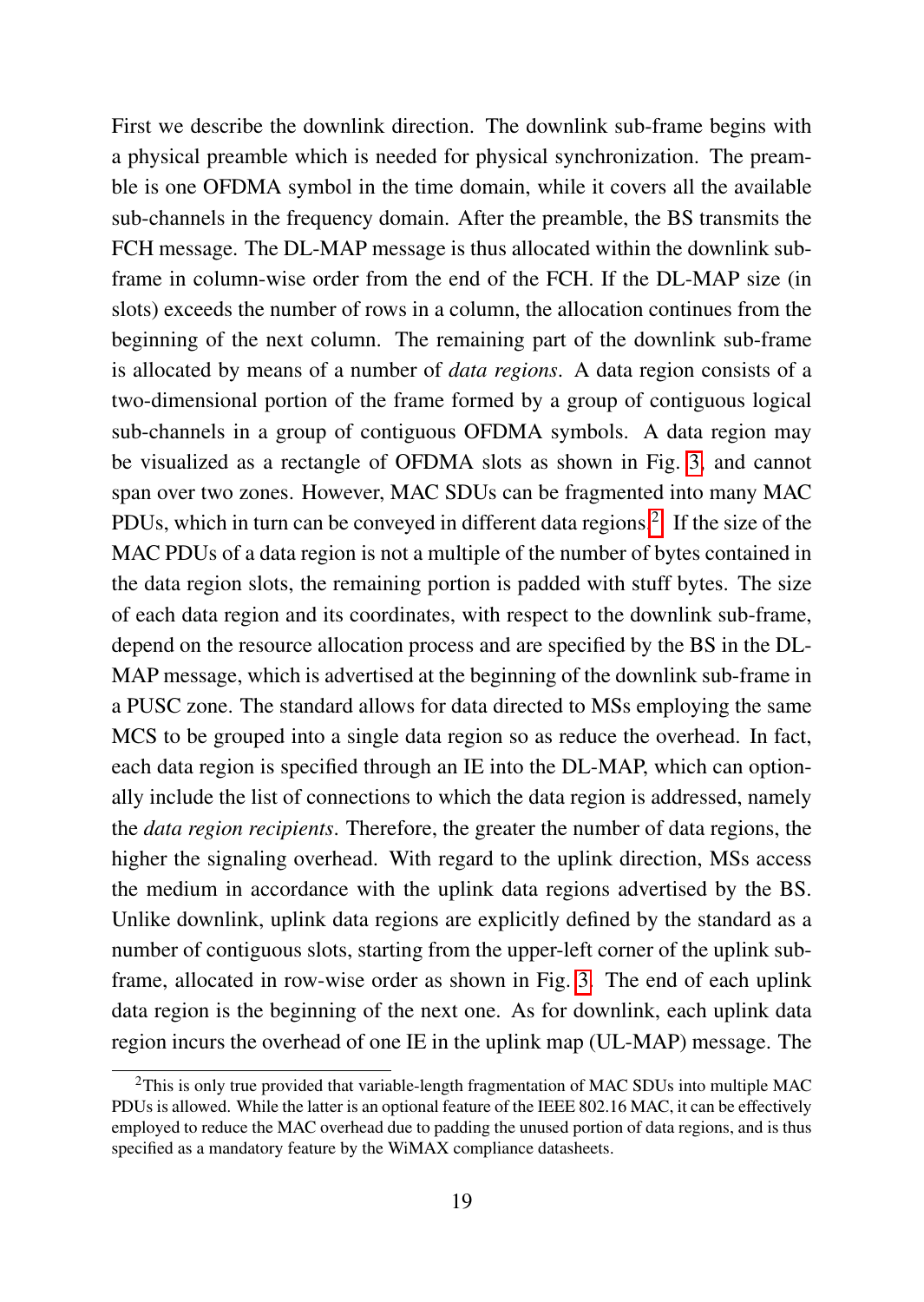First we describe the downlink direction. The downlink sub-frame begins with a physical preamble which is needed for physical synchronization. The preamble is one OFDMA symbol in the time domain, while it covers all the available sub-channels in the frequency domain. After the preamble, the BS transmits the FCH message. The DL-MAP message is thus allocated within the downlink sub-frame in column-wise order from the end of the FCH. If the DL-MAP size (in slots) exceeds the number of rows in a column, the allocation continues from the beginning of the next column. The remaining part of the downlink sub-frame is allocated by means of a number of *data regions*. A data region consists of a two-dimensional portion of the frame formed by a group of contiguous logical sub-channels in a group of contiguous OFDMA symbols. A data region may be visualized as a rectangle of OFDMA slots as shown in Fig. 3, and cannot span over two zones. However, MAC SDUs can be fragmented into many MAC PDUs, which in turn can be conveyed in different data regions.[2] If the size of the MAC PDUs of a data region is not a multiple of the number of bytes contained in the data region slots, the remaining portion is padded with stuff bytes. The size of each data region and its coordinates, with respect to the downlink sub-frame, depend on the resource allocation process and are specified by the BS in the DL-MAP message, which is advertised at the beginning of the downlink sub-frame in a PUSC zone. The standard allows for data directed to MSs employing the same MCS to be grouped into a single data region so as reduce the overhead. In fact, each data region is specified through an IE into the DL-MAP, which can optionally include the list of connections to which the data region is addressed, namely the *data region recipients*. Therefore, the greater the number of data regions, the higher the signaling overhead. With regard to the uplink direction, MSs access the medium in accordance with the uplink data regions advertised by the BS. Unlike downlink, uplink data regions are explicitly defined by the standard as a number of contiguous slots, starting from the upper-left corner of the uplink sub-frame, allocated in row-wise order as shown in Fig. 3. The end of each uplink data region is the beginning of the next one. As for downlink, each uplink data region incurs the overhead of one IE in the uplink map (UL-MAP) message. The

[2] This is only true provided that variable-length fragmentation of MAC SDUs into multiple MAC PDUs is allowed. While the latter is an optional feature of the IEEE 802.16 MAC, it can be effectively employed to reduce the MAC overhead due to padding the unused portion of data regions, and is thus specified as a mandatory feature by the WiMAX compliance datasheets.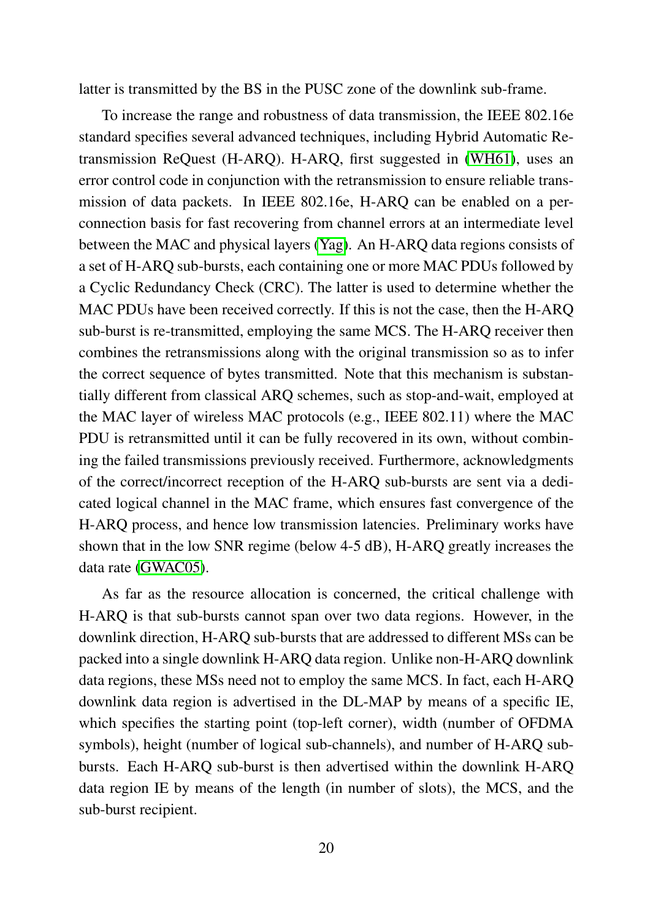latter is transmitted by the BS in the PUSC zone of the downlink sub-frame.

To increase the range and robustness of data transmission, the IEEE 802.16e standard specifies several advanced techniques, including Hybrid Automatic Retransmission ReQuest (H-ARQ). H-ARQ, first suggested in (WH61), uses an error control code in conjunction with the retransmission to ensure reliable transmission of data packets. In IEEE 802.16e, H-ARQ can be enabled on a per-connection basis for fast recovering from channel errors at an intermediate level between the MAC and physical layers (Yag). An H-ARQ data regions consists of a set of H-ARQ sub-bursts, each containing one or more MAC PDUs followed by a Cyclic Redundancy Check (CRC). The latter is used to determine whether the MAC PDUs have been received correctly. If this is not the case, then the H-ARQ sub-burst is re-transmitted, employing the same MCS. The H-ARQ receiver then combines the retransmissions along with the original transmission so as to infer the correct sequence of bytes transmitted. Note that this mechanism is substantially different from classical ARQ schemes, such as stop-and-wait, employed at the MAC layer of wireless MAC protocols (e.g., IEEE 802.11) where the MAC PDU is retransmitted until it can be fully recovered in its own, without combining the failed transmissions previously received. Furthermore, acknowledgments of the correct/incorrect reception of the H-ARQ sub-bursts are sent via a dedicated logical channel in the MAC frame, which ensures fast convergence of the H-ARQ process, and hence low transmission latencies. Preliminary works have shown that in the low SNR regime (below 4-5 dB), H-ARQ greatly increases the data rate (GWAC05).

As far as the resource allocation is concerned, the critical challenge with H-ARQ is that sub-bursts cannot span over two data regions. However, in the downlink direction, H-ARQ sub-bursts that are addressed to different MSs can be packed into a single downlink H-ARQ data region. Unlike non-H-ARQ downlink data regions, these MSs need not to employ the same MCS. In fact, each H-ARQ downlink data region is advertised in the DL-MAP by means of a specific IE, which specifies the starting point (top-left corner), width (number of OFDMA symbols), height (number of logical sub-channels), and number of H-ARQ sub-bursts. Each H-ARQ sub-burst is then advertised within the downlink H-ARQ data region IE by means of the length (in number of slots), the MCS, and the sub-burst recipient.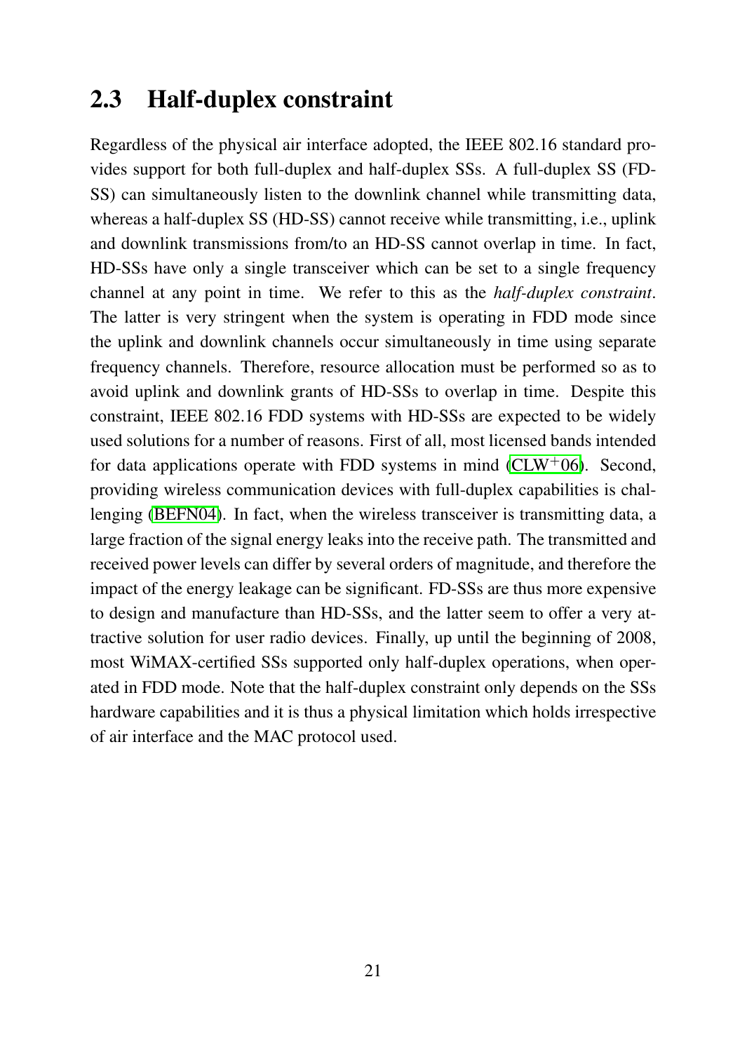## 2.3 Half-duplex constraint

Regardless of the physical air interface adopted, the IEEE 802.16 standard provides support for both full-duplex and half-duplex SSs. A full-duplex SS (FD-SS) can simultaneously listen to the downlink channel while transmitting data, whereas a half-duplex SS (HD-SS) cannot receive while transmitting, i.e., uplink and downlink transmissions from/to an HD-SS cannot overlap in time. In fact, HD-SSs have only a single transceiver which can be set to a single frequency channel at any point in time. We refer to this as the *half-duplex constraint*. The latter is very stringent when the system is operating in FDD mode since the uplink and downlink channels occur simultaneously in time using separate frequency channels. Therefore, resource allocation must be performed so as to avoid uplink and downlink grants of HD-SSs to overlap in time. Despite this constraint, IEEE 802.16 FDD systems with HD-SSs are expected to be widely used solutions for a number of reasons. First of all, most licensed bands intended for data applications operate with FDD systems in mind (CLW+06). Second, providing wireless communication devices with full-duplex capabilities is challenging (BEFN04). In fact, when the wireless transceiver is transmitting data, a large fraction of the signal energy leaks into the receive path. The transmitted and received power levels can differ by several orders of magnitude, and therefore the impact of the energy leakage can be significant. FD-SSs are thus more expensive to design and manufacture than HD-SSs, and the latter seem to offer a very attractive solution for user radio devices. Finally, up until the beginning of 2008, most WiMAX-certified SSs supported only half-duplex operations, when operated in FDD mode. Note that the half-duplex constraint only depends on the SSs hardware capabilities and it is thus a physical limitation which holds irrespective of air interface and the MAC protocol used.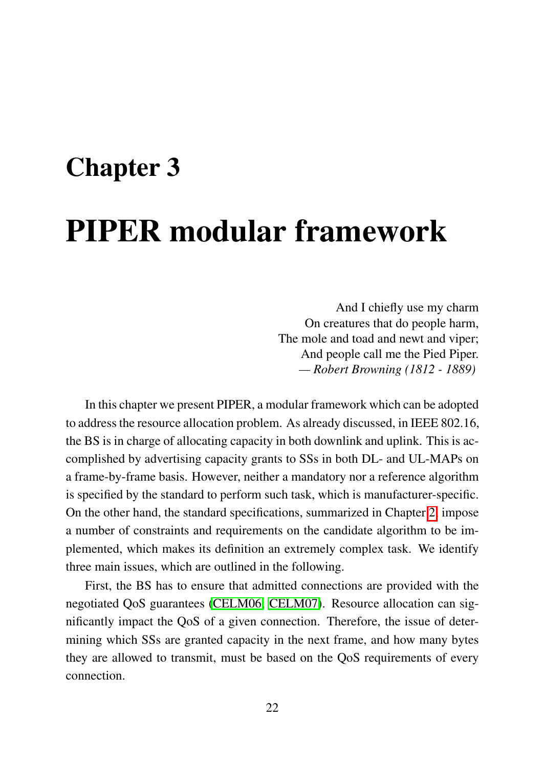# Chapter 3

# PIPER modular framework

> And I chiefly use my charm
> On creatures that do people harm,
> The mole and toad and newt and viper;
> And people call me the Pied Piper.
> — *Robert Browning (1812 - 1889)*

In this chapter we present PIPER, a modular framework which can be adopted to address the resource allocation problem. As already discussed, in IEEE 802.16, the BS is in charge of allocating capacity in both downlink and uplink. This is accomplished by advertising capacity grants to SSs in both DL- and UL-MAPs on a frame-by-frame basis. However, neither a mandatory nor a reference algorithm is specified by the standard to perform such task, which is manufacturer-specific. On the other hand, the standard specifications, summarized in Chapter 2, impose a number of constraints and requirements on the candidate algorithm to be implemented, which makes its definition an extremely complex task. We identify three main issues, which are outlined in the following.

First, the BS has to ensure that admitted connections are provided with the negotiated QoS guarantees (CELM06, CELM07). Resource allocation can significantly impact the QoS of a given connection. Therefore, the issue of determining which SSs are granted capacity in the next frame, and how many bytes they are allowed to transmit, must be based on the QoS requirements of every connection.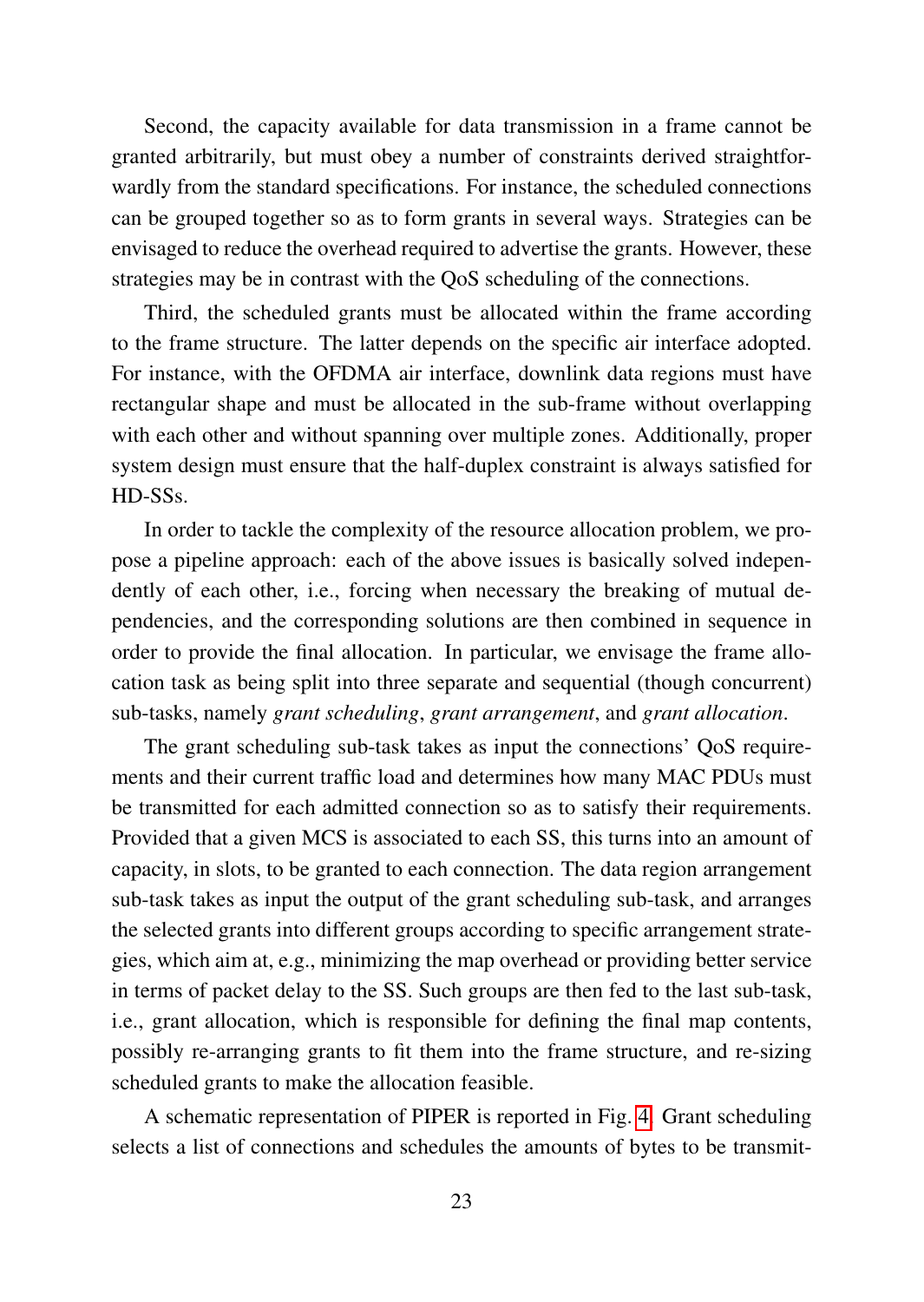Second, the capacity available for data transmission in a frame cannot be granted arbitrarily, but must obey a number of constraints derived straightforwardly from the standard specifications. For instance, the scheduled connections can be grouped together so as to form grants in several ways. Strategies can be envisaged to reduce the overhead required to advertise the grants. However, these strategies may be in contrast with the QoS scheduling of the connections.

Third, the scheduled grants must be allocated within the frame according to the frame structure. The latter depends on the specific air interface adopted. For instance, with the OFDMA air interface, downlink data regions must have rectangular shape and must be allocated in the sub-frame without overlapping with each other and without spanning over multiple zones. Additionally, proper system design must ensure that the half-duplex constraint is always satisfied for HD-SSs.

In order to tackle the complexity of the resource allocation problem, we propose a pipeline approach: each of the above issues is basically solved independently of each other, i.e., forcing when necessary the breaking of mutual dependencies, and the corresponding solutions are then combined in sequence in order to provide the final allocation. In particular, we envisage the frame allocation task as being split into three separate and sequential (though concurrent) sub-tasks, namely *grant scheduling*, *grant arrangement*, and *grant allocation*.

The grant scheduling sub-task takes as input the connections' QoS requirements and their current traffic load and determines how many MAC PDUs must be transmitted for each admitted connection so as to satisfy their requirements. Provided that a given MCS is associated to each SS, this turns into an amount of capacity, in slots, to be granted to each connection. The data region arrangement sub-task takes as input the output of the grant scheduling sub-task, and arranges the selected grants into different groups according to specific arrangement strategies, which aim at, e.g., minimizing the map overhead or providing better service in terms of packet delay to the SS. Such groups are then fed to the last sub-task, i.e., grant allocation, which is responsible for defining the final map contents, possibly re-arranging grants to fit them into the frame structure, and re-sizing scheduled grants to make the allocation feasible.

A schematic representation of PIPER is reported in Fig. 4. Grant scheduling selects a list of connections and schedules the amounts of bytes to be transmit-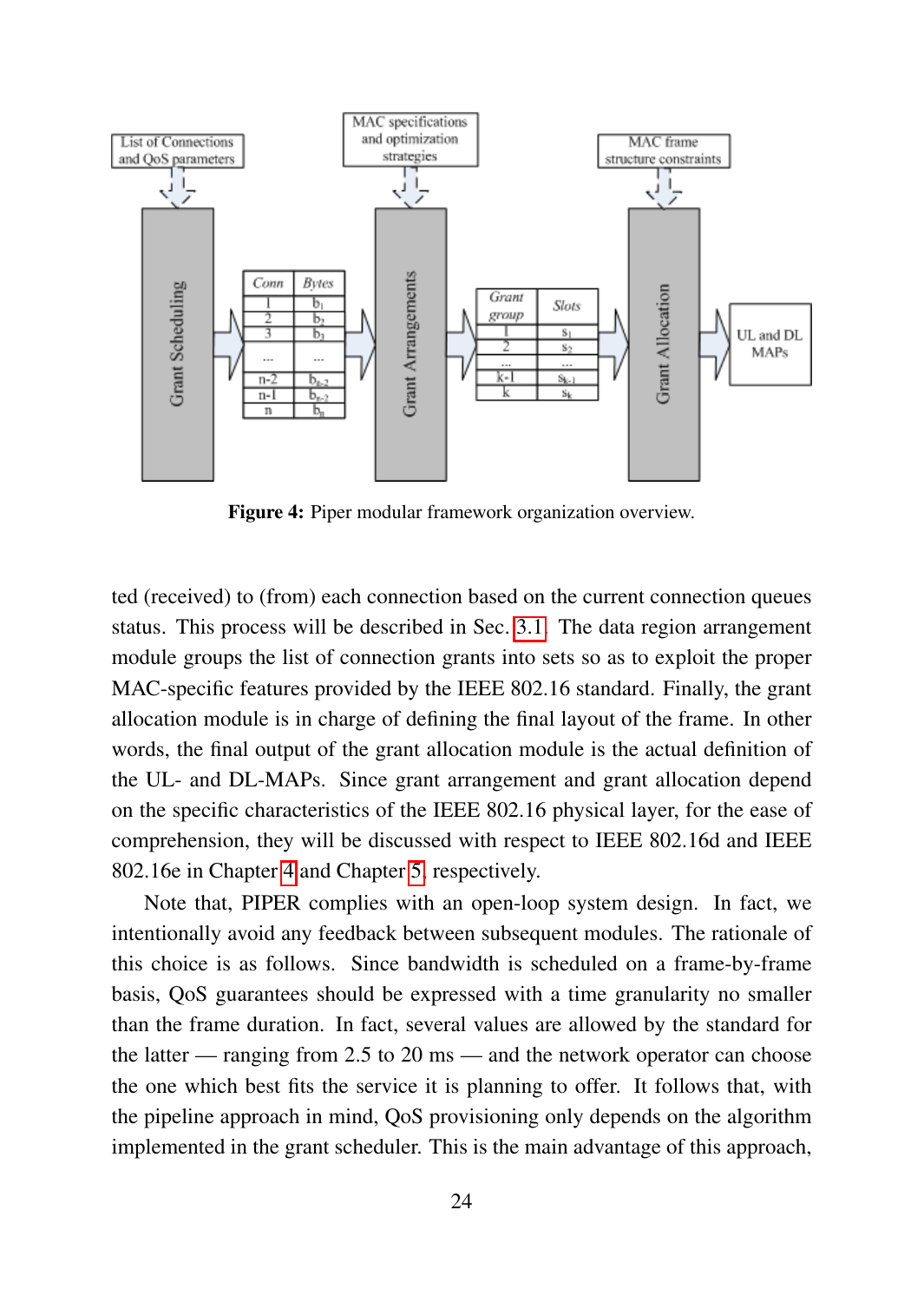**Figure 4:** Piper modular framework organization overview.

ted (received) to (from) each connection based on the current connection queues status. This process will be described in Sec. 3.1. The data region arrangement module groups the list of connection grants into sets so as to exploit the proper MAC-specific features provided by the IEEE 802.16 standard. Finally, the grant allocation module is in charge of defining the final layout of the frame. In other words, the final output of the grant allocation module is the actual definition of the UL- and DL-MAPs. Since grant arrangement and grant allocation depend on the specific characteristics of the IEEE 802.16 physical layer, for the ease of comprehension, they will be discussed with respect to IEEE 802.16d and IEEE 802.16e in Chapter 4 and Chapter 5, respectively.

Note that, PIPER complies with an open-loop system design. In fact, we intentionally avoid any feedback between subsequent modules. The rationale of this choice is as follows. Since bandwidth is scheduled on a frame-by-frame basis, QoS guarantees should be expressed with a time granularity no smaller than the frame duration. In fact, several values are allowed by the standard for the latter — ranging from 2.5 to 20 ms — and the network operator can choose the one which best fits the service it is planning to offer. It follows that, with the pipeline approach in mind, QoS provisioning only depends on the algorithm implemented in the grant scheduler. This is the main advantage of this approach,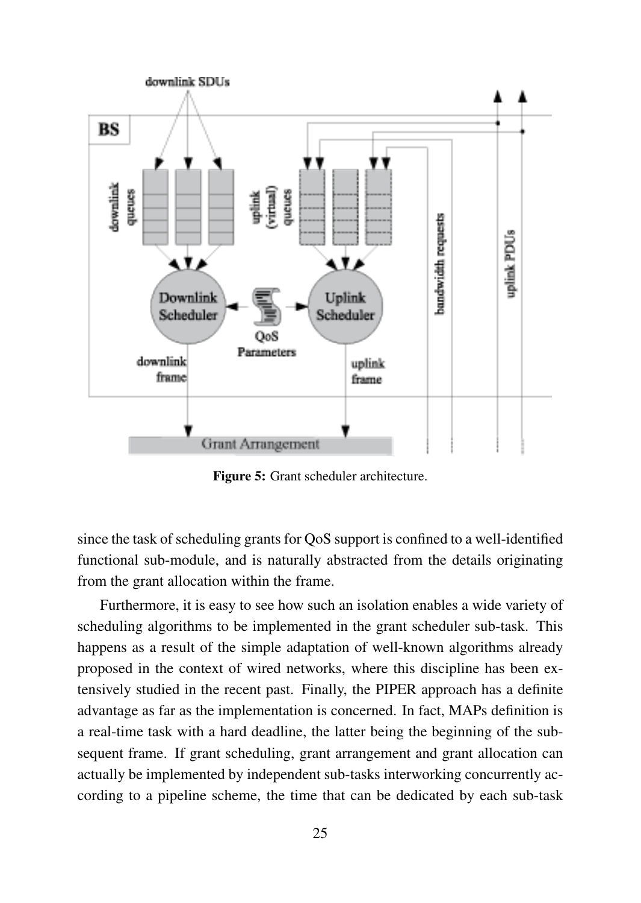**Figure 5:** Grant scheduler architecture.

since the task of scheduling grants for QoS support is confined to a well-identified functional sub-module, and is naturally abstracted from the details originating from the grant allocation within the frame.

Furthermore, it is easy to see how such an isolation enables a wide variety of scheduling algorithms to be implemented in the grant scheduler sub-task. This happens as a result of the simple adaptation of well-known algorithms already proposed in the context of wired networks, where this discipline has been extensively studied in the recent past. Finally, the PIPER approach has a definite advantage as far as the implementation is concerned. In fact, MAPs definition is a real-time task with a hard deadline, the latter being the beginning of the subsequent frame. If grant scheduling, grant arrangement and grant allocation can actually be implemented by independent sub-tasks interworking concurrently according to a pipeline scheme, the time that can be dedicated by each sub-task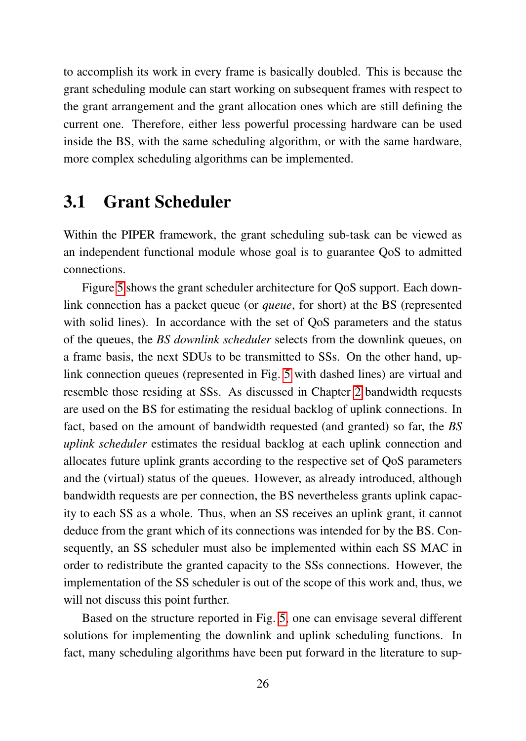to accomplish its work in every frame is basically doubled. This is because the grant scheduling module can start working on subsequent frames with respect to the grant arrangement and the grant allocation ones which are still defining the current one. Therefore, either less powerful processing hardware can be used inside the BS, with the same scheduling algorithm, or with the same hardware, more complex scheduling algorithms can be implemented.

## 3.1 Grant Scheduler

Within the PIPER framework, the grant scheduling sub-task can be viewed as an independent functional module whose goal is to guarantee QoS to admitted connections.

Figure 5 shows the grant scheduler architecture for QoS support. Each downlink connection has a packet queue (or *queue*, for short) at the BS (represented with solid lines). In accordance with the set of QoS parameters and the status of the queues, the *BS downlink scheduler* selects from the downlink queues, on a frame basis, the next SDUs to be transmitted to SSs. On the other hand, uplink connection queues (represented in Fig. 5 with dashed lines) are virtual and resemble those residing at SSs. As discussed in Chapter 2 bandwidth requests are used on the BS for estimating the residual backlog of uplink connections. In fact, based on the amount of bandwidth requested (and granted) so far, the *BS uplink scheduler* estimates the residual backlog at each uplink connection and allocates future uplink grants according to the respective set of QoS parameters and the (virtual) status of the queues. However, as already introduced, although bandwidth requests are per connection, the BS nevertheless grants uplink capacity to each SS as a whole. Thus, when an SS receives an uplink grant, it cannot deduce from the grant which of its connections was intended for by the BS. Consequently, an SS scheduler must also be implemented within each SS MAC in order to redistribute the granted capacity to the SSs connections. However, the implementation of the SS scheduler is out of the scope of this work and, thus, we will not discuss this point further.

Based on the structure reported in Fig. 5, one can envisage several different solutions for implementing the downlink and uplink scheduling functions. In fact, many scheduling algorithms have been put forward in the literature to sup-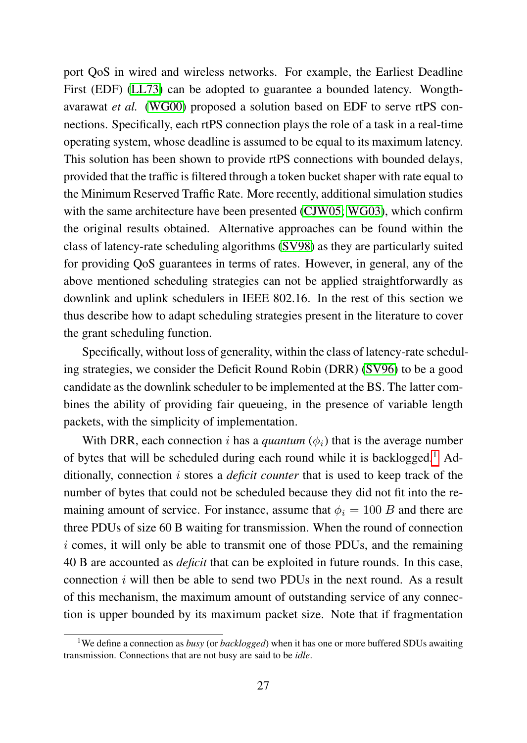port QoS in wired and wireless networks. For example, the Earliest Deadline First (EDF) (LL73) can be adopted to guarantee a bounded latency. Wongthavarawat *et al.* (WG00) proposed a solution based on EDF to serve rtPS connections. Specifically, each rtPS connection plays the role of a task in a real-time operating system, whose deadline is assumed to be equal to its maximum latency. This solution has been shown to provide rtPS connections with bounded delays, provided that the traffic is filtered through a token bucket shaper with rate equal to the Minimum Reserved Traffic Rate. More recently, additional simulation studies with the same architecture have been presented (CJW05; WG03), which confirm the original results obtained. Alternative approaches can be found within the class of latency-rate scheduling algorithms (SV98) as they are particularly suited for providing QoS guarantees in terms of rates. However, in general, any of the above mentioned scheduling strategies can not be applied straightforwardly as downlink and uplink schedulers in IEEE 802.16. In the rest of this section we thus describe how to adapt scheduling strategies present in the literature to cover the grant scheduling function.

Specifically, without loss of generality, within the class of latency-rate scheduling strategies, we consider the Deficit Round Robin (DRR) (SV96) to be a good candidate as the downlink scheduler to be implemented at the BS. The latter combines the ability of providing fair queueing, in the presence of variable length packets, with the simplicity of implementation.

With DRR, each connection $i$ has a *quantum* ($\phi_i$) that is the average number of bytes that will be scheduled during each round while it is backlogged.[1] Additionally, connection $i$ stores a *deficit counter* that is used to keep track of the number of bytes that could not be scheduled because they did not fit into the remaining amount of service. For instance, assume that $\phi_i = 100\ B$ and there are three PDUs of size 60 B waiting for transmission. When the round of connection $i$ comes, it will only be able to transmit one of those PDUs, and the remaining 40 B are accounted as *deficit* that can be exploited in future rounds. In this case, connection $i$ will then be able to send two PDUs in the next round. As a result of this mechanism, the maximum amount of outstanding service of any connection is upper bounded by its maximum packet size. Note that if fragmentation

[1] We define a connection as *busy* (or *backlogged*) when it has one or more buffered SDUs awaiting transmission. Connections that are not busy are said to be *idle*.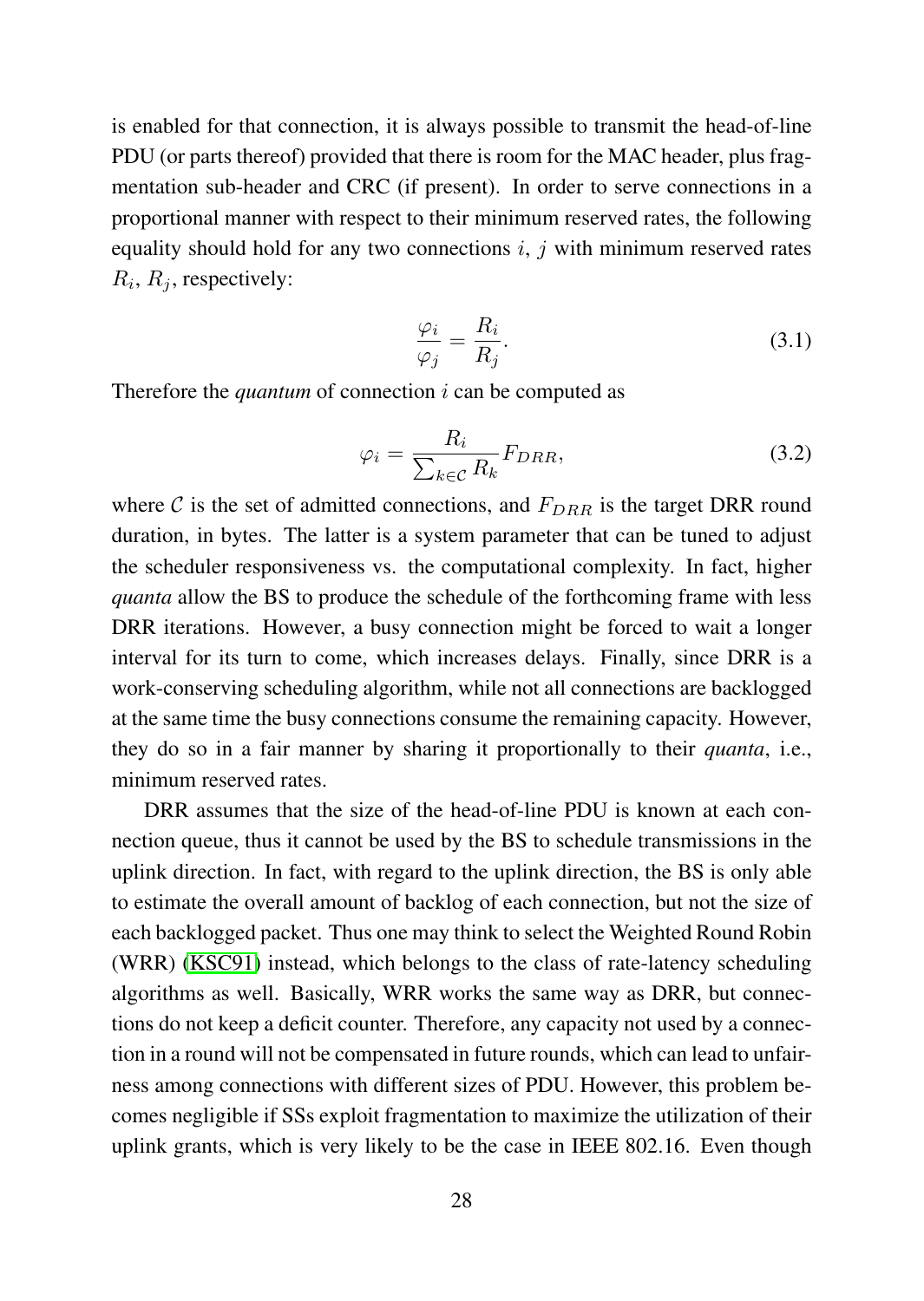is enabled for that connection, it is always possible to transmit the head-of-line PDU (or parts thereof) provided that there is room for the MAC header, plus fragmentation sub-header and CRC (if present). In order to serve connections in a proportional manner with respect to their minimum reserved rates, the following equality should hold for any two connections $i$, $j$ with minimum reserved rates $R_i$, $R_j$, respectively:

$$\frac{\varphi_i}{\varphi_j} = \frac{R_i}{R_j}. \tag{3.1}$$

Therefore the *quantum* of connection $i$ can be computed as

$$\varphi_i = \frac{R_i}{\sum_{k \in \mathcal{C}} R_k} F_{DRR}, \tag{3.2}$$

where $\mathcal{C}$ is the set of admitted connections, and $F_{DRR}$ is the target DRR round duration, in bytes. The latter is a system parameter that can be tuned to adjust the scheduler responsiveness vs. the computational complexity. In fact, higher *quanta* allow the BS to produce the schedule of the forthcoming frame with less DRR iterations. However, a busy connection might be forced to wait a longer interval for its turn to come, which increases delays. Finally, since DRR is a work-conserving scheduling algorithm, while not all connections are backlogged at the same time the busy connections consume the remaining capacity. However, they do so in a fair manner by sharing it proportionally to their *quanta*, i.e., minimum reserved rates.

DRR assumes that the size of the head-of-line PDU is known at each connection queue, thus it cannot be used by the BS to schedule transmissions in the uplink direction. In fact, with regard to the uplink direction, the BS is only able to estimate the overall amount of backlog of each connection, but not the size of each backlogged packet. Thus one may think to select the Weighted Round Robin (WRR) (KSC91) instead, which belongs to the class of rate-latency scheduling algorithms as well. Basically, WRR works the same way as DRR, but connections do not keep a deficit counter. Therefore, any capacity not used by a connection in a round will not be compensated in future rounds, which can lead to unfairness among connections with different sizes of PDU. However, this problem becomes negligible if SSs exploit fragmentation to maximize the utilization of their uplink grants, which is very likely to be the case in IEEE 802.16. Even though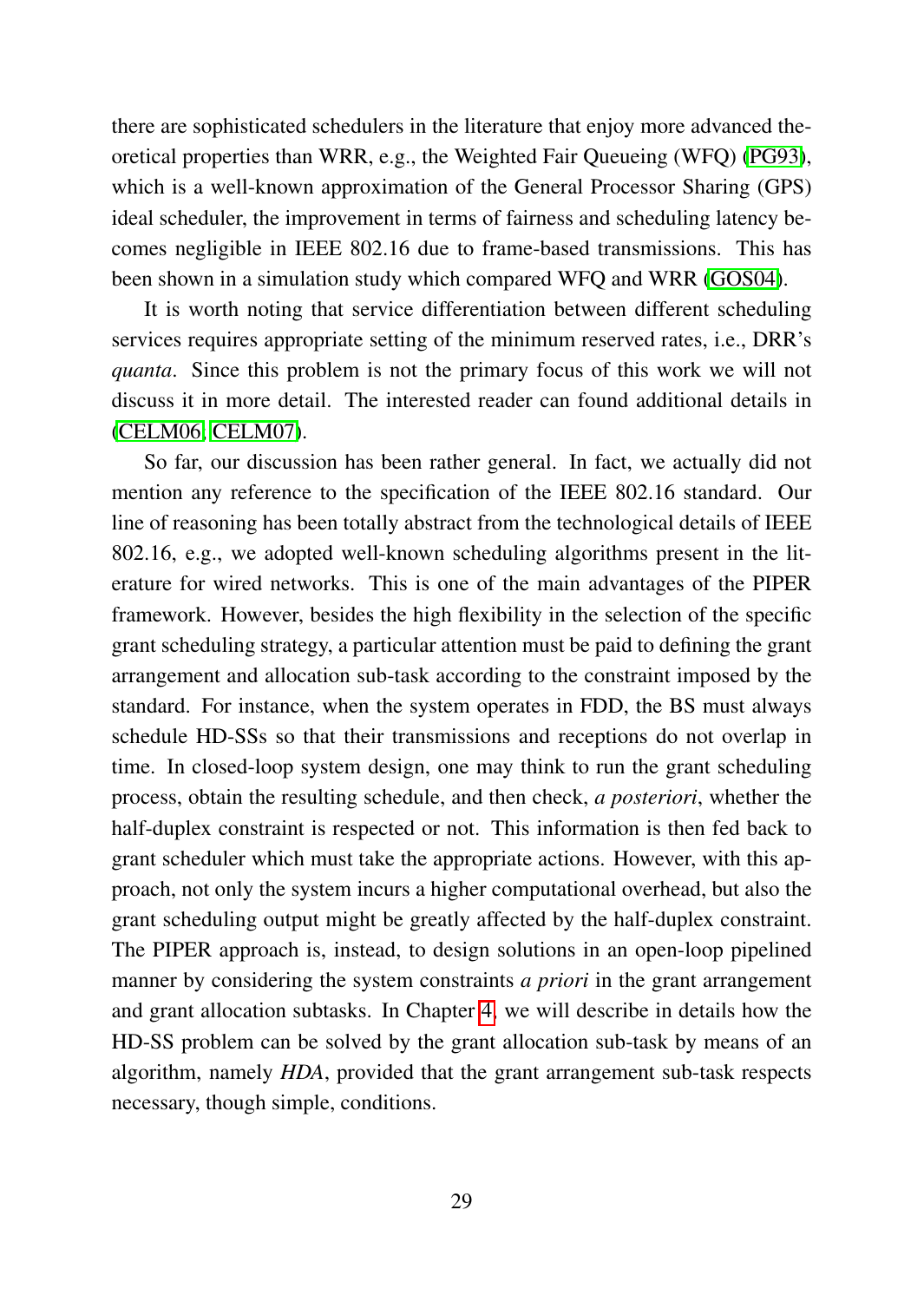there are sophisticated schedulers in the literature that enjoy more advanced theoretical properties than WRR, e.g., the Weighted Fair Queueing (WFQ) (PG93), which is a well-known approximation of the General Processor Sharing (GPS) ideal scheduler, the improvement in terms of fairness and scheduling latency becomes negligible in IEEE 802.16 due to frame-based transmissions. This has been shown in a simulation study which compared WFQ and WRR (GOS04).

It is worth noting that service differentiation between different scheduling services requires appropriate setting of the minimum reserved rates, i.e., DRR's *quanta*. Since this problem is not the primary focus of this work we will not discuss it in more detail. The interested reader can found additional details in (CELM06, CELM07).

So far, our discussion has been rather general. In fact, we actually did not mention any reference to the specification of the IEEE 802.16 standard. Our line of reasoning has been totally abstract from the technological details of IEEE 802.16, e.g., we adopted well-known scheduling algorithms present in the literature for wired networks. This is one of the main advantages of the PIPER framework. However, besides the high flexibility in the selection of the specific grant scheduling strategy, a particular attention must be paid to defining the grant arrangement and allocation sub-task according to the constraint imposed by the standard. For instance, when the system operates in FDD, the BS must always schedule HD-SSs so that their transmissions and receptions do not overlap in time. In closed-loop system design, one may think to run the grant scheduling process, obtain the resulting schedule, and then check, *a posteriori*, whether the half-duplex constraint is respected or not. This information is then fed back to grant scheduler which must take the appropriate actions. However, with this approach, not only the system incurs a higher computational overhead, but also the grant scheduling output might be greatly affected by the half-duplex constraint. The PIPER approach is, instead, to design solutions in an open-loop pipelined manner by considering the system constraints *a priori* in the grant arrangement and grant allocation subtasks. In Chapter 4, we will describe in details how the HD-SS problem can be solved by the grant allocation sub-task by means of an algorithm, namely *HDA*, provided that the grant arrangement sub-task respects necessary, though simple, conditions.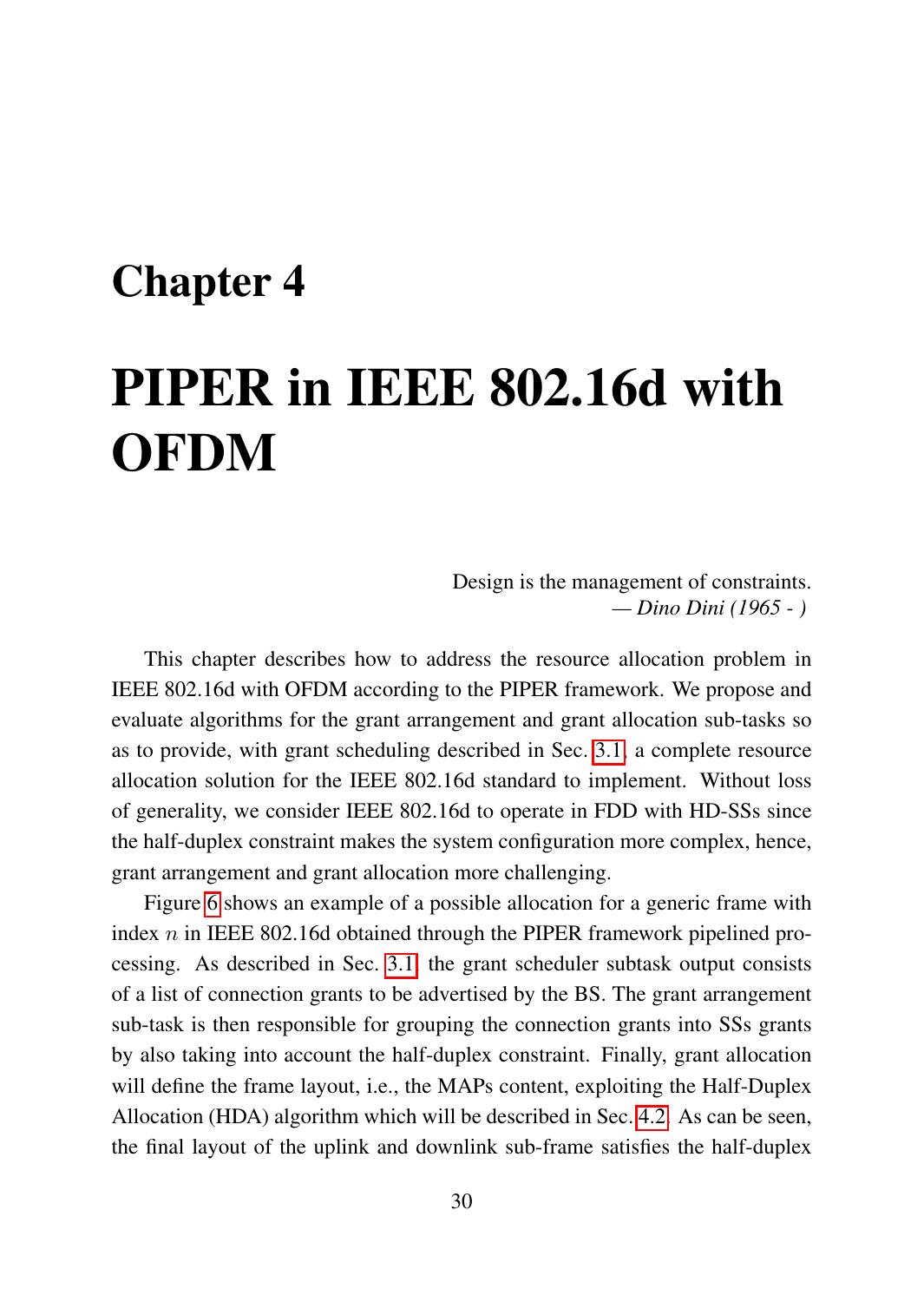# Chapter 4

# PIPER in IEEE 802.16d with OFDM

Design is the management of constraints.
— *Dino Dini (1965 - )*

This chapter describes how to address the resource allocation problem in IEEE 802.16d with OFDM according to the PIPER framework. We propose and evaluate algorithms for the grant arrangement and grant allocation sub-tasks so as to provide, with grant scheduling described in Sec. 3.1, a complete resource allocation solution for the IEEE 802.16d standard to implement. Without loss of generality, we consider IEEE 802.16d to operate in FDD with HD-SSs since the half-duplex constraint makes the system configuration more complex, hence, grant arrangement and grant allocation more challenging.

Figure 6 shows an example of a possible allocation for a generic frame with index $n$ in IEEE 802.16d obtained through the PIPER framework pipelined processing. As described in Sec. 3.1, the grant scheduler subtask output consists of a list of connection grants to be advertised by the BS. The grant arrangement sub-task is then responsible for grouping the connection grants into SSs grants by also taking into account the half-duplex constraint. Finally, grant allocation will define the frame layout, i.e., the MAPs content, exploiting the Half-Duplex Allocation (HDA) algorithm which will be described in Sec. 4.2. As can be seen, the final layout of the uplink and downlink sub-frame satisfies the half-duplex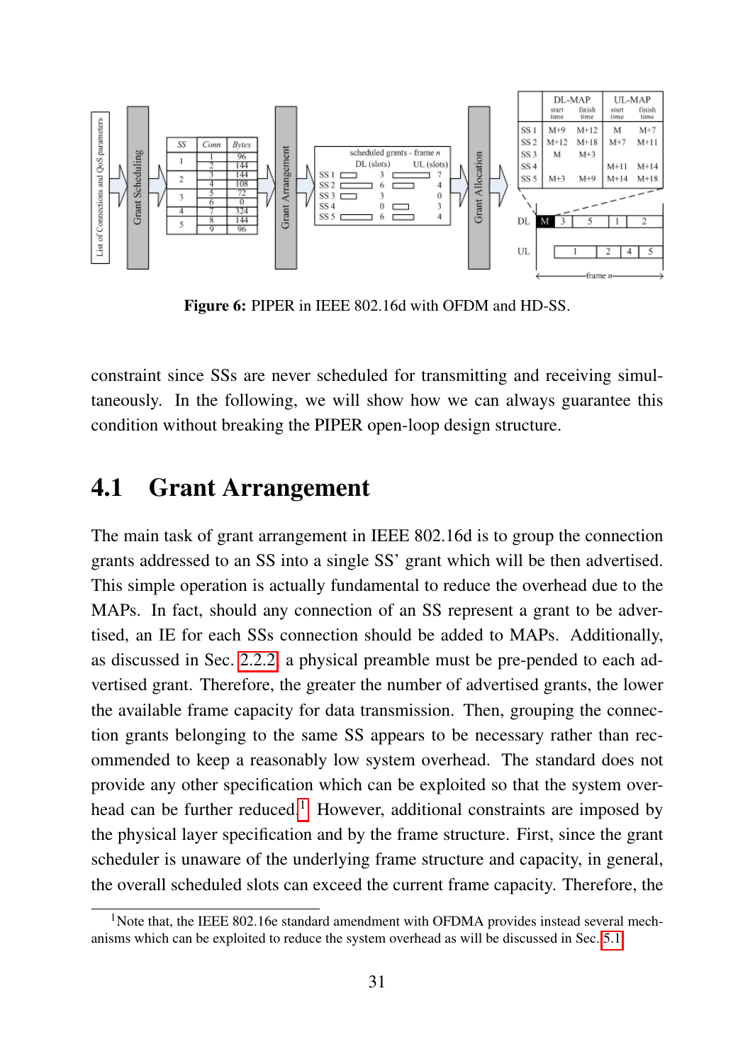**Figure 6:** PIPER in IEEE 802.16d with OFDM and HD-SS.

constraint since SSs are never scheduled for transmitting and receiving simultaneously. In the following, we will show how we can always guarantee this condition without breaking the PIPER open-loop design structure.

## 4.1 Grant Arrangement

The main task of grant arrangement in IEEE 802.16d is to group the connection grants addressed to an SS into a single SS' grant which will be then advertised. This simple operation is actually fundamental to reduce the overhead due to the MAPs. In fact, should any connection of an SS represent a grant to be advertised, an IE for each SSs connection should be added to MAPs. Additionally, as discussed in Sec. 2.2.2, a physical preamble must be pre-pended to each advertised grant. Therefore, the greater the number of advertised grants, the lower the available frame capacity for data transmission. Then, grouping the connection grants belonging to the same SS appears to be necessary rather than recommended to keep a reasonably low system overhead. The standard does not provide any other specification which can be exploited so that the system overhead can be further reduced.[1] However, additional constraints are imposed by the physical layer specification and by the frame structure. First, since the grant scheduler is unaware of the underlying frame structure and capacity, in general, the overall scheduled slots can exceed the current frame capacity. Therefore, the

[1] Note that, the IEEE 802.16e standard amendment with OFDMA provides instead several mechanisms which can be exploited to reduce the system overhead as will be discussed in Sec. 5.1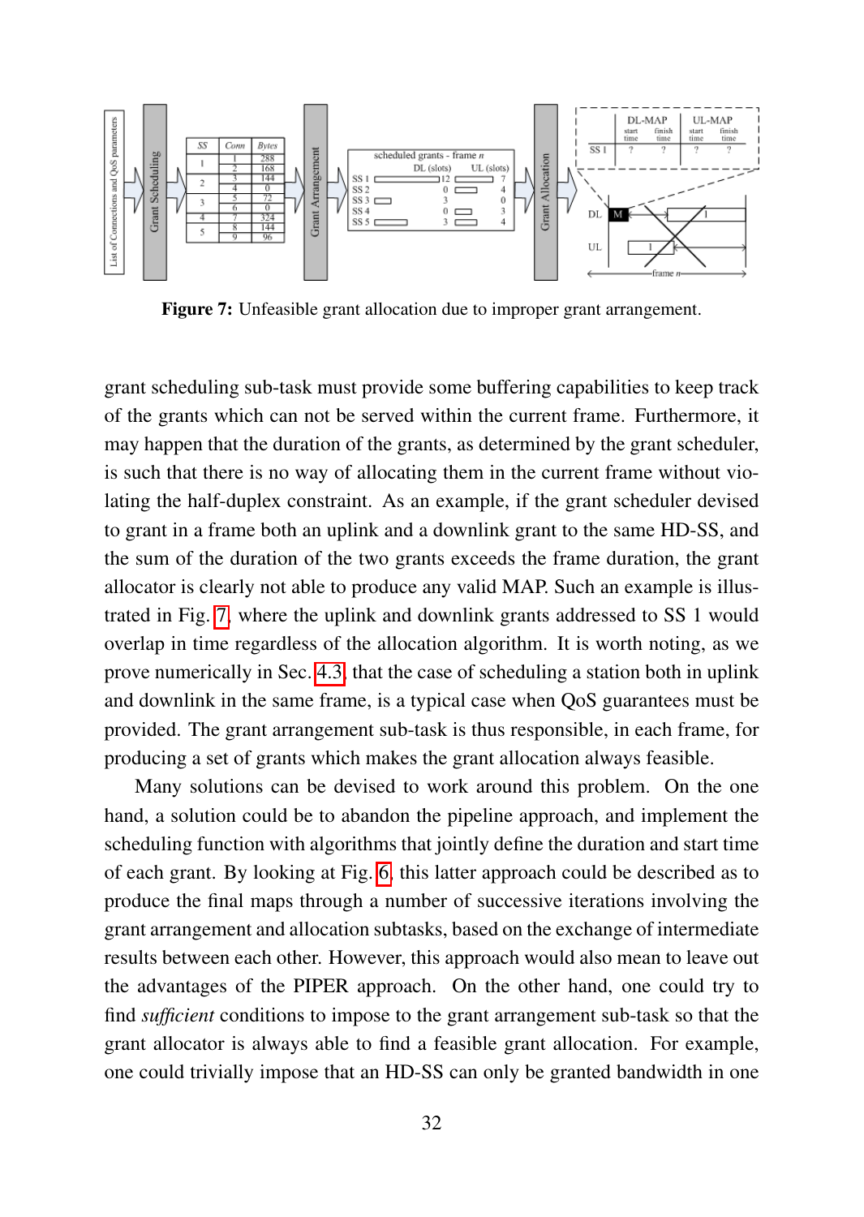Figure 7: Unfeasible grant allocation due to improper grant arrangement.

grant scheduling sub-task must provide some buffering capabilities to keep track of the grants which can not be served within the current frame. Furthermore, it may happen that the duration of the grants, as determined by the grant scheduler, is such that there is no way of allocating them in the current frame without violating the half-duplex constraint. As an example, if the grant scheduler devised to grant in a frame both an uplink and a downlink grant to the same HD-SS, and the sum of the duration of the two grants exceeds the frame duration, the grant allocator is clearly not able to produce any valid MAP. Such an example is illustrated in Fig. 7, where the uplink and downlink grants addressed to SS 1 would overlap in time regardless of the allocation algorithm. It is worth noting, as we prove numerically in Sec. 4.3, that the case of scheduling a station both in uplink and downlink in the same frame, is a typical case when QoS guarantees must be provided. The grant arrangement sub-task is thus responsible, in each frame, for producing a set of grants which makes the grant allocation always feasible.

Many solutions can be devised to work around this problem. On the one hand, a solution could be to abandon the pipeline approach, and implement the scheduling function with algorithms that jointly define the duration and start time of each grant. By looking at Fig. 6, this latter approach could be described as to produce the final maps through a number of successive iterations involving the grant arrangement and allocation subtasks, based on the exchange of intermediate results between each other. However, this approach would also mean to leave out the advantages of the PIPER approach. On the other hand, one could try to find *sufficient* conditions to impose to the grant arrangement sub-task so that the grant allocator is always able to find a feasible grant allocation. For example, one could trivially impose that an HD-SS can only be granted bandwidth in one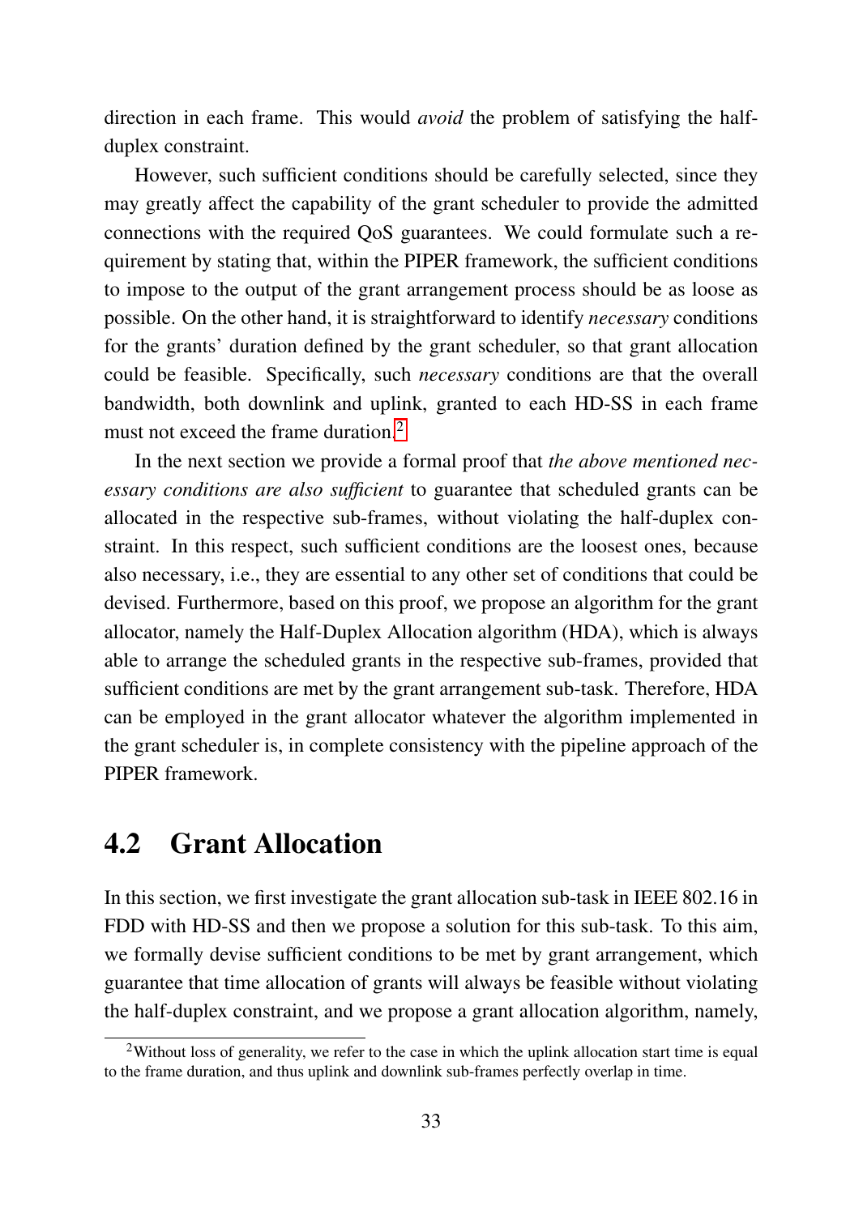direction in each frame. This would *avoid* the problem of satisfying the half-duplex constraint.

However, such sufficient conditions should be carefully selected, since they may greatly affect the capability of the grant scheduler to provide the admitted connections with the required QoS guarantees. We could formulate such a requirement by stating that, within the PIPER framework, the sufficient conditions to impose to the output of the grant arrangement process should be as loose as possible. On the other hand, it is straightforward to identify *necessary* conditions for the grants' duration defined by the grant scheduler, so that grant allocation could be feasible. Specifically, such *necessary* conditions are that the overall bandwidth, both downlink and uplink, granted to each HD-SS in each frame must not exceed the frame duration.[2]

In the next section we provide a formal proof that *the above mentioned necessary conditions are also sufficient* to guarantee that scheduled grants can be allocated in the respective sub-frames, without violating the half-duplex constraint. In this respect, such sufficient conditions are the loosest ones, because also necessary, i.e., they are essential to any other set of conditions that could be devised. Furthermore, based on this proof, we propose an algorithm for the grant allocator, namely the Half-Duplex Allocation algorithm (HDA), which is always able to arrange the scheduled grants in the respective sub-frames, provided that sufficient conditions are met by the grant arrangement sub-task. Therefore, HDA can be employed in the grant allocator whatever the algorithm implemented in the grant scheduler is, in complete consistency with the pipeline approach of the PIPER framework.

## 4.2 Grant Allocation

In this section, we first investigate the grant allocation sub-task in IEEE 802.16 in FDD with HD-SS and then we propose a solution for this sub-task. To this aim, we formally devise sufficient conditions to be met by grant arrangement, which guarantee that time allocation of grants will always be feasible without violating the half-duplex constraint, and we propose a grant allocation algorithm, namely,

[2] Without loss of generality, we refer to the case in which the uplink allocation start time is equal to the frame duration, and thus uplink and downlink sub-frames perfectly overlap in time.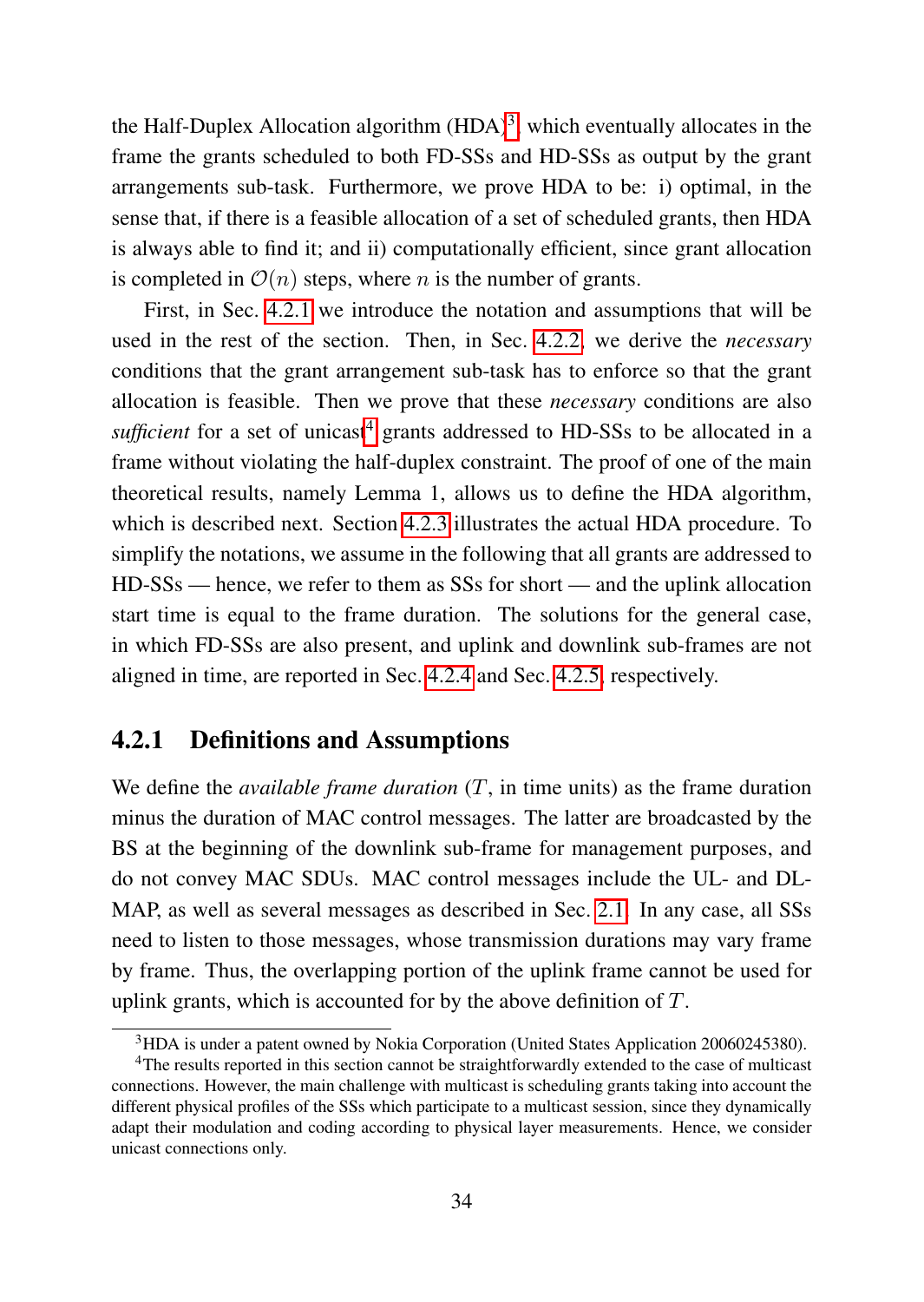the Half-Duplex Allocation algorithm (HDA)[3], which eventually allocates in the frame the grants scheduled to both FD-SSs and HD-SSs as output by the grant arrangements sub-task. Furthermore, we prove HDA to be: i) optimal, in the sense that, if there is a feasible allocation of a set of scheduled grants, then HDA is always able to find it; and ii) computationally efficient, since grant allocation is completed in $\mathcal{O}(n)$ steps, where $n$ is the number of grants.

First, in Sec. 4.2.1 we introduce the notation and assumptions that will be used in the rest of the section. Then, in Sec. 4.2.2, we derive the *necessary* conditions that the grant arrangement sub-task has to enforce so that the grant allocation is feasible. Then we prove that these *necessary* conditions are also *sufficient* for a set of unicast[4] grants addressed to HD-SSs to be allocated in a frame without violating the half-duplex constraint. The proof of one of the main theoretical results, namely Lemma 1, allows us to define the HDA algorithm, which is described next. Section 4.2.3 illustrates the actual HDA procedure. To simplify the notations, we assume in the following that all grants are addressed to HD-SSs — hence, we refer to them as SSs for short — and the uplink allocation start time is equal to the frame duration. The solutions for the general case, in which FD-SSs are also present, and uplink and downlink sub-frames are not aligned in time, are reported in Sec. 4.2.4 and Sec. 4.2.5, respectively.

### 4.2.1 Definitions and Assumptions

We define the *available frame duration* ($T$, in time units) as the frame duration minus the duration of MAC control messages. The latter are broadcasted by the BS at the beginning of the downlink sub-frame for management purposes, and do not convey MAC SDUs. MAC control messages include the UL- and DL-MAP, as well as several messages as described in Sec. 2.1. In any case, all SSs need to listen to those messages, whose transmission durations may vary frame by frame. Thus, the overlapping portion of the uplink frame cannot be used for uplink grants, which is accounted for by the above definition of $T$.

[3] HDA is under a patent owned by Nokia Corporation (United States Application 20060245380).

[4] The results reported in this section cannot be straightforwardly extended to the case of multicast connections. However, the main challenge with multicast is scheduling grants taking into account the different physical profiles of the SSs which participate to a multicast session, since they dynamically adapt their modulation and coding according to physical layer measurements. Hence, we consider unicast connections only.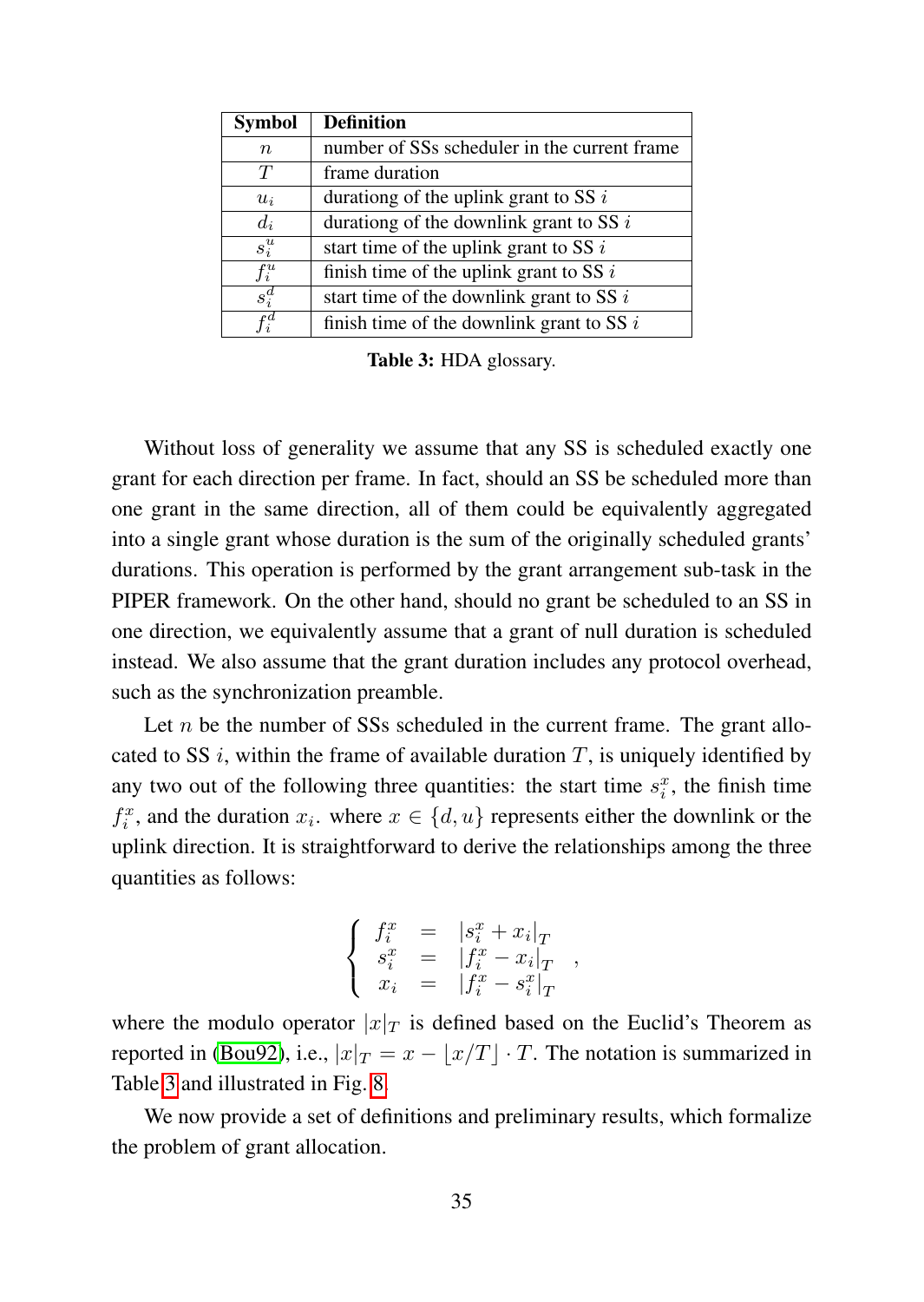| Symbol | Definition |
|---|---|
| $n$ | number of SSs scheduler in the current frame |
| $T$ | frame duration |
| $u_i$ | durationg of the uplink grant to SS $i$ |
| $d_i$ | durationg of the downlink grant to SS $i$ |
| $s_i^u$ | start time of the uplink grant to SS $i$ |
| $f_i^u$ | finish time of the uplink grant to SS $i$ |
| $s_i^d$ | start time of the downlink grant to SS $i$ |
| $f_i^d$ | finish time of the downlink grant to SS $i$ |

**Table 3:** HDA glossary.

Without loss of generality we assume that any SS is scheduled exactly one grant for each direction per frame. In fact, should an SS be scheduled more than one grant in the same direction, all of them could be equivalently aggregated into a single grant whose duration is the sum of the originally scheduled grants' durations. This operation is performed by the grant arrangement sub-task in the PIPER framework. On the other hand, should no grant be scheduled to an SS in one direction, we equivalently assume that a grant of null duration is scheduled instead. We also assume that the grant duration includes any protocol overhead, such as the synchronization preamble.

Let $n$ be the number of SSs scheduled in the current frame. The grant allocated to SS $i$, within the frame of available duration $T$, is uniquely identified by any two out of the following three quantities: the start time $s_i^x$, the finish time $f_i^x$, and the duration $x_i$. where $x \in \{d, u\}$ represents either the downlink or the uplink direction. It is straightforward to derive the relationships among the three quantities as follows:

$$\left\{ \begin{array}{lcl} f_i^x & = & |s_i^x + x_i|_T \\ s_i^x & = & |f_i^x - x_i|_T \\ x_i & = & |f_i^x - s_i^x|_T \end{array} \right. ,$$

where the modulo operator $|x|_T$ is defined based on the Euclid's Theorem as reported in (Bou92), i.e., $|x|_T = x - \lfloor x/T \rfloor \cdot T$. The notation is summarized in Table 3 and illustrated in Fig. 8.

We now provide a set of definitions and preliminary results, which formalize the problem of grant allocation.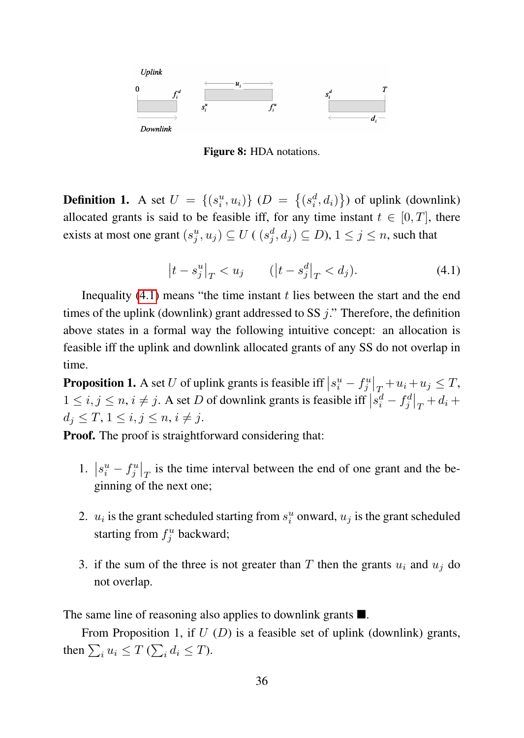**Figure 8:** HDA notations.

**Definition 1.** A set $U = \{(s_i^u, u_i)\}$ ($D = \{(s_i^d, d_i)\}$) of uplink (downlink) allocated grants is said to be feasible iff, for any time instant $t \in [0, T]$, there exists at most one grant $(s_j^u, u_j) \subseteq U$ ( $(s_j^d, d_j) \subseteq D$), $1 \leq j \leq n$, such that

$$\left|t - s_j^u\right|_T < u_j \qquad (\left|t - s_j^d\right|_T < d_j). \tag{4.1}$$

Inequality (4.1) means "the time instant $t$ lies between the start and the end times of the uplink (downlink) grant addressed to SS $j$." Therefore, the definition above states in a formal way the following intuitive concept: an allocation is feasible iff the uplink and downlink allocated grants of any SS do not overlap in time.

**Proposition 1.** A set $U$ of uplink grants is feasible iff $\left|s_i^u - f_j^u\right|_T + u_i + u_j \leq T$, $1 \leq i, j \leq n$, $i \neq j$. A set $D$ of downlink grants is feasible iff $\left|s_i^d - f_j^d\right|_T + d_i + d_j \leq T$, $1 \leq i, j \leq n$, $i \neq j$.

**Proof.** The proof is straightforward considering that:

1. $\left|s_i^u - f_j^u\right|_T$ is the time interval between the end of one grant and the beginning of the next one;

2. $u_i$ is the grant scheduled starting from $s_i^u$ onward, $u_j$ is the grant scheduled starting from $f_j^u$ backward;

3. if the sum of the three is not greater than $T$ then the grants $u_i$ and $u_j$ do not overlap.

The same line of reasoning also applies to downlink grants ■.

From Proposition 1, if $U$ ($D$) is a feasible set of uplink (downlink) grants, then $\sum_i u_i \leq T$ ($\sum_i d_i \leq T$).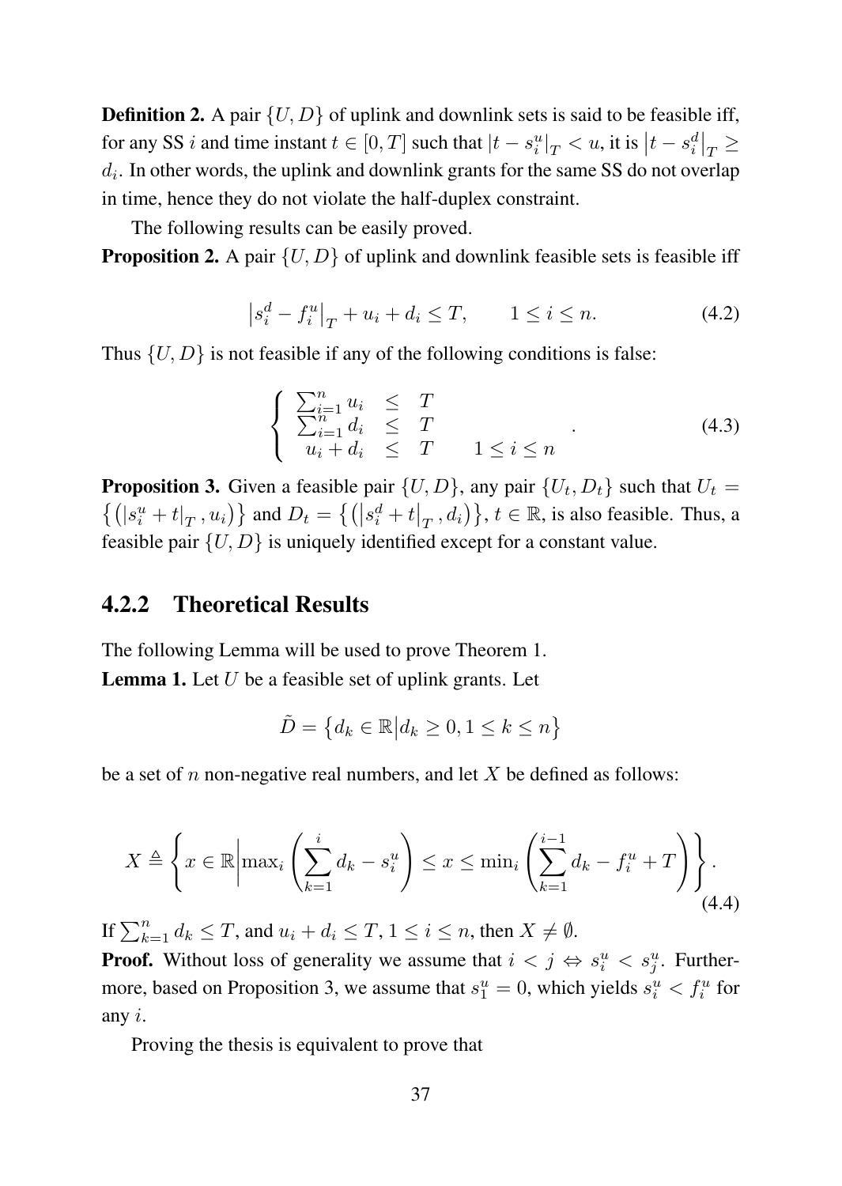**Definition 2.** A pair $\{U, D\}$ of uplink and downlink sets is said to be feasible iff, for any SS $i$ and time instant $t \in [0, T]$ such that $|t - s_i^u|_T < u$, it is $\left|t - s_i^d\right|_T \geq d_i$. In other words, the uplink and downlink grants for the same SS do not overlap in time, hence they do not violate the half-duplex constraint.

The following results can be easily proved.

**Proposition 2.** A pair $\{U, D\}$ of uplink and downlink feasible sets is feasible iff

$$\left|s_i^d - f_i^u\right|_T + u_i + d_i \leq T, \qquad 1 \leq i \leq n. \tag{4.2}$$

Thus $\{U, D\}$ is not feasible if any of the following conditions is false:

$$\left\{ \begin{array}{lll} \sum_{i=1}^n u_i & \leq & T \\ \sum_{i=1}^n d_i & \leq & T \\ u_i + d_i & \leq & T \qquad 1 \leq i \leq n \end{array} \right. . \tag{4.3}$$

**Proposition 3.** Given a feasible pair $\{U, D\}$, any pair $\{U_t, D_t\}$ such that $U_t = \left\{\left(|s_i^u + t|_T, u_i\right)\right\}$ and $D_t = \left\{\left(\left|s_i^d + t\right|_T, d_i\right)\right\}$, $t \in \mathbb{R}$, is also feasible. Thus, a feasible pair $\{U, D\}$ is uniquely identified except for a constant value.

### 4.2.2 Theoretical Results

The following Lemma will be used to prove Theorem 1.

**Lemma 1.** Let $U$ be a feasible set of uplink grants. Let

$$\tilde{D} = \left\{d_k \in \mathbb{R} \middle| d_k \geq 0, 1 \leq k \leq n\right\}$$

be a set of $n$ non-negative real numbers, and let $X$ be defined as follows:

$$X \triangleq \left\{ x \in \mathbb{R} \middle| \max_i \left( \sum_{k=1}^{i} d_k - s_i^u \right) \leq x \leq \min_i \left( \sum_{k=1}^{i-1} d_k - f_i^u + T \right) \right\}. \tag{4.4}$$

If $\sum_{k=1}^n d_k \leq T$, and $u_i + d_i \leq T$, $1 \leq i \leq n$, then $X \neq \emptyset$.

**Proof.** Without loss of generality we assume that $i < j \Leftrightarrow s_i^u < s_j^u$. Furthermore, based on Proposition 3, we assume that $s_1^u = 0$, which yields $s_i^u < f_i^u$ for any $i$.

Proving the thesis is equivalent to prove that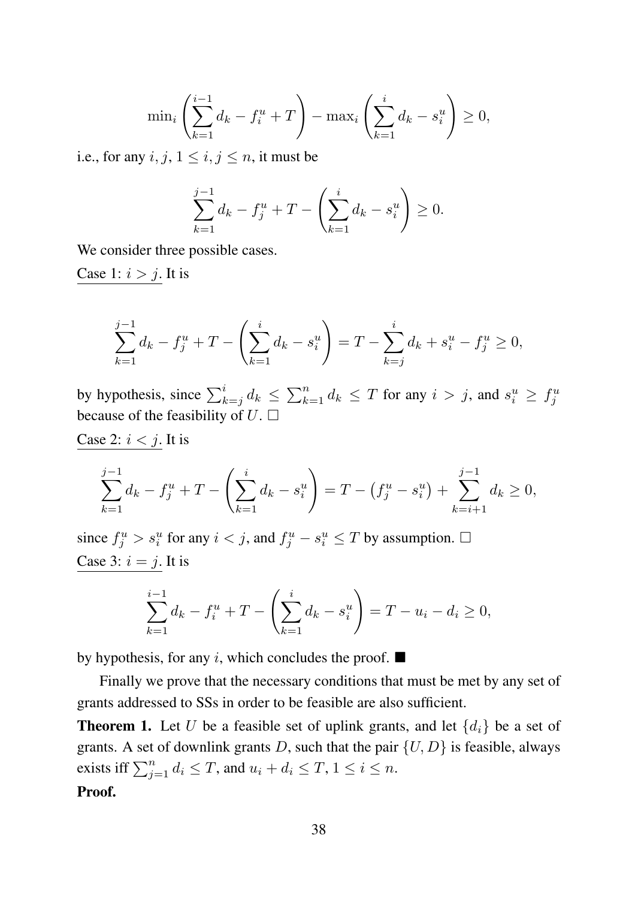$$\min_i \left( \sum_{k=1}^{i-1} d_k - f_i^u + T \right) - \max_i \left( \sum_{k=1}^{i} d_k - s_i^u \right) \geq 0,$$

i.e., for any $i, j$, $1 \leq i, j \leq n$, it must be

$$\sum_{k=1}^{j-1} d_k - f_j^u + T - \left( \sum_{k=1}^{i} d_k - s_i^u \right) \geq 0.$$

We consider three possible cases.

Case 1: $i > j$. It is

$$\sum_{k=1}^{j-1} d_k - f_j^u + T - \left( \sum_{k=1}^{i} d_k - s_i^u \right) = T - \sum_{k=j}^{i} d_k + s_i^u - f_j^u \geq 0,$$

by hypothesis, since $\sum_{k=j}^{i} d_k \leq \sum_{k=1}^{n} d_k \leq T$ for any $i > j$, and $s_i^u \geq f_j^u$ because of the feasibility of $U$. □

Case 2: $i < j$. It is

$$\sum_{k=1}^{j-1} d_k - f_j^u + T - \left( \sum_{k=1}^{i} d_k - s_i^u \right) = T - \left( f_j^u - s_i^u \right) + \sum_{k=i+1}^{j-1} d_k \geq 0,$$

since $f_j^u > s_i^u$ for any $i < j$, and $f_j^u - s_i^u \leq T$ by assumption. □

Case 3: $i = j$. It is

$$\sum_{k=1}^{i-1} d_k - f_i^u + T - \left( \sum_{k=1}^{i} d_k - s_i^u \right) = T - u_i - d_i \geq 0,$$

by hypothesis, for any $i$, which concludes the proof. ■

Finally we prove that the necessary conditions that must be met by any set of grants addressed to SSs in order to be feasible are also sufficient.

**Theorem 1.** Let $U$ be a feasible set of uplink grants, and let $\{d_i\}$ be a set of grants. A set of downlink grants $D$, such that the pair $\{U, D\}$ is feasible, always exists iff $\sum_{j=1}^{n} d_i \leq T$, and $u_i + d_i \leq T$, $1 \leq i \leq n$.

**Proof.**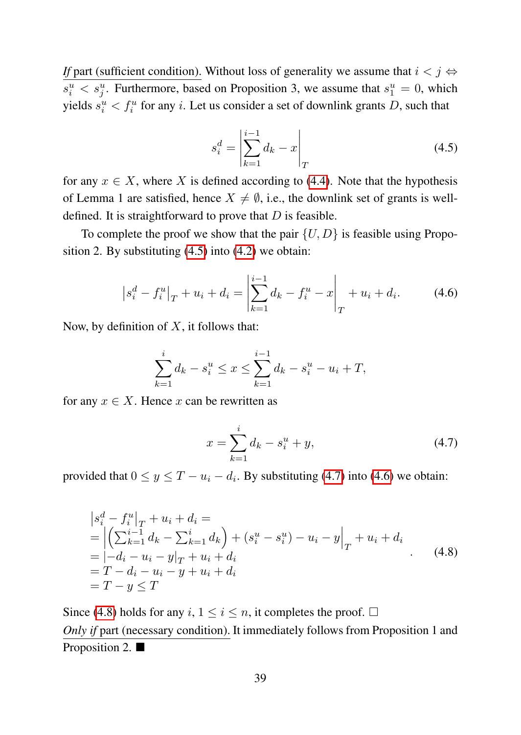*If* part (sufficient condition). Without loss of generality we assume that $i < j \Leftrightarrow s_i^u < s_j^u$. Furthermore, based on Proposition 3, we assume that $s_1^u = 0$, which yields $s_i^u < f_i^u$ for any $i$. Let us consider a set of downlink grants $D$, such that

$$s_i^d = \left| \sum_{k=1}^{i-1} d_k - x \right|_T \tag{4.5}$$

for any $x \in X$, where $X$ is defined according to (4.4). Note that the hypothesis of Lemma 1 are satisfied, hence $X \neq \emptyset$, i.e., the downlink set of grants is well-defined. It is straightforward to prove that $D$ is feasible.

To complete the proof we show that the pair $\{U, D\}$ is feasible using Proposition 2. By substituting (4.5) into (4.2) we obtain:

$$\left| s_i^d - f_i^u \right|_T + u_i + d_i = \left| \sum_{k=1}^{i-1} d_k - f_i^u - x \right|_T + u_i + d_i. \tag{4.6}$$

Now, by definition of $X$, it follows that:

$$\sum_{k=1}^{i} d_k - s_i^u \leq x \leq \sum_{k=1}^{i-1} d_k - s_i^u - u_i + T,$$

for any $x \in X$. Hence $x$ can be rewritten as

$$x = \sum_{k=1}^{i} d_k - s_i^u + y, \tag{4.7}$$

provided that $0 \leq y \leq T - u_i - d_i$. By substituting (4.7) into (4.6) we obtain:

$$\begin{aligned}
&\left| s_i^d - f_i^u \right|_T + u_i + d_i = \\
&= \left| \left( \textstyle\sum_{k=1}^{i-1} d_k - \sum_{k=1}^{i} d_k \right) + (s_i^u - s_i^u) - u_i - y \right|_T + u_i + d_i \\
&= \left| -d_i - u_i - y \right|_T + u_i + d_i \\
&= T - d_i - u_i - y + u_i + d_i \\
&= T - y \leq T
\end{aligned} \tag{4.8}$$

Since (4.8) holds for any $i$, $1 \leq i \leq n$, it completes the proof. □

*Only if* part (necessary condition). It immediately follows from Proposition 1 and Proposition 2. ■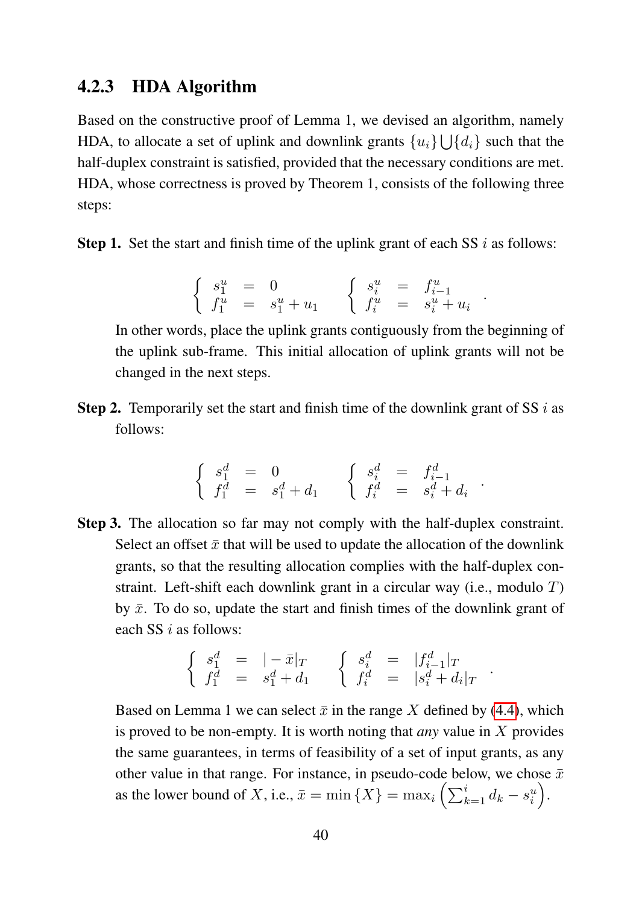### 4.2.3 HDA Algorithm

Based on the constructive proof of Lemma 1, we devised an algorithm, namely HDA, to allocate a set of uplink and downlink grants $\{u_i\} \bigcup \{d_i\}$ such that the half-duplex constraint is satisfied, provided that the necessary conditions are met. HDA, whose correctness is proved by Theorem 1, consists of the following three steps:

**Step 1.** Set the start and finish time of the uplink grant of each SS $i$ as follows:

$$\left\{ \begin{array}{lcl} s_1^u & = & 0 \\ f_1^u & = & s_1^u + u_1 \end{array} \right. \qquad \left\{ \begin{array}{lcl} s_i^u & = & f_{i-1}^u \\ f_i^u & = & s_i^u + u_i \end{array} \right. .$$

In other words, place the uplink grants contiguously from the beginning of the uplink sub-frame. This initial allocation of uplink grants will not be changed in the next steps.

**Step 2.** Temporarily set the start and finish time of the downlink grant of SS $i$ as follows:

$$\left\{ \begin{array}{lcl} s_1^d & = & 0 \\ f_1^d & = & s_1^d + d_1 \end{array} \right. \qquad \left\{ \begin{array}{lcl} s_i^d & = & f_{i-1}^d \\ f_i^d & = & s_i^d + d_i \end{array} \right. .$$

**Step 3.** The allocation so far may not comply with the half-duplex constraint. Select an offset $\bar{x}$ that will be used to update the allocation of the downlink grants, so that the resulting allocation complies with the half-duplex constraint. Left-shift each downlink grant in a circular way (i.e., modulo $T$) by $\bar{x}$. To do so, update the start and finish times of the downlink grant of each SS $i$ as follows:

$$\left\{ \begin{array}{lcl} s_1^d & = & |-\bar{x}|_T \\ f_1^d & = & s_1^d + d_1 \end{array} \right. \qquad \left\{ \begin{array}{lcl} s_i^d & = & |f_{i-1}^d|_T \\ f_i^d & = & |s_i^d + d_i|_T \end{array} \right. .$$

Based on Lemma 1 we can select $\bar{x}$ in the range $X$ defined by (4.4), which is proved to be non-empty. It is worth noting that *any* value in $X$ provides the same guarantees, in terms of feasibility of a set of input grants, as any other value in that range. For instance, in pseudo-code below, we chose $\bar{x}$ as the lower bound of $X$, i.e., $\bar{x} = \min\{X\} = \max_i \left( \sum_{k=1}^{i} d_k - s_i^u \right)$.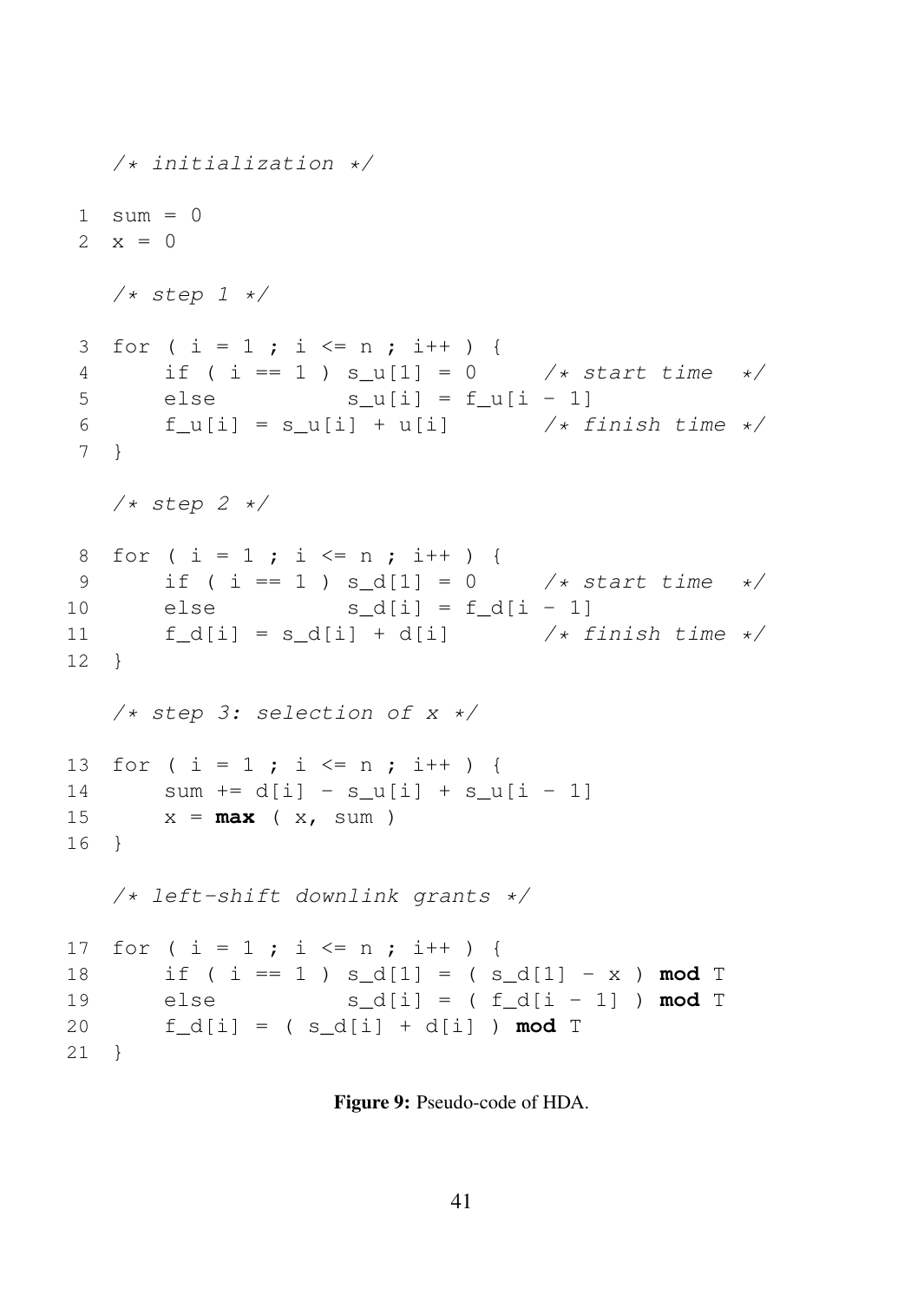```
   /* initialization */

 1  sum = 0
 2  x = 0

   /* step 1 */

 3  for ( i = 1 ; i <= n ; i++ ) {
 4      if ( i == 1 ) s_u[1] = 0      /* start time  */
 5      else          s_u[i] = f_u[i - 1]
 6      f_u[i] = s_u[i] + u[i]        /* finish time */
 7  }

   /* step 2 */

 8  for ( i = 1 ; i <= n ; i++ ) {
 9      if ( i == 1 ) s_d[1] = 0      /* start time  */
10      else          s_d[i] = f_d[i - 1]
11      f_d[i] = s_d[i] + d[i]        /* finish time */
12  }

   /* step 3: selection of x */

13  for ( i = 1 ; i <= n ; i++ ) {
14      sum += d[i] - s_u[i] + s_u[i - 1]
15      x = max ( x, sum )
16  }

   /* left-shift downlink grants */

17  for ( i = 1 ; i <= n ; i++ ) {
18      if ( i == 1 ) s_d[1] = ( s_d[1] - x ) mod T
19      else          s_d[i] = ( f_d[i - 1] ) mod T
20      f_d[i] = ( s_d[i] + d[i] ) mod T
21  }
```

**Figure 9:** Pseudo-code of HDA.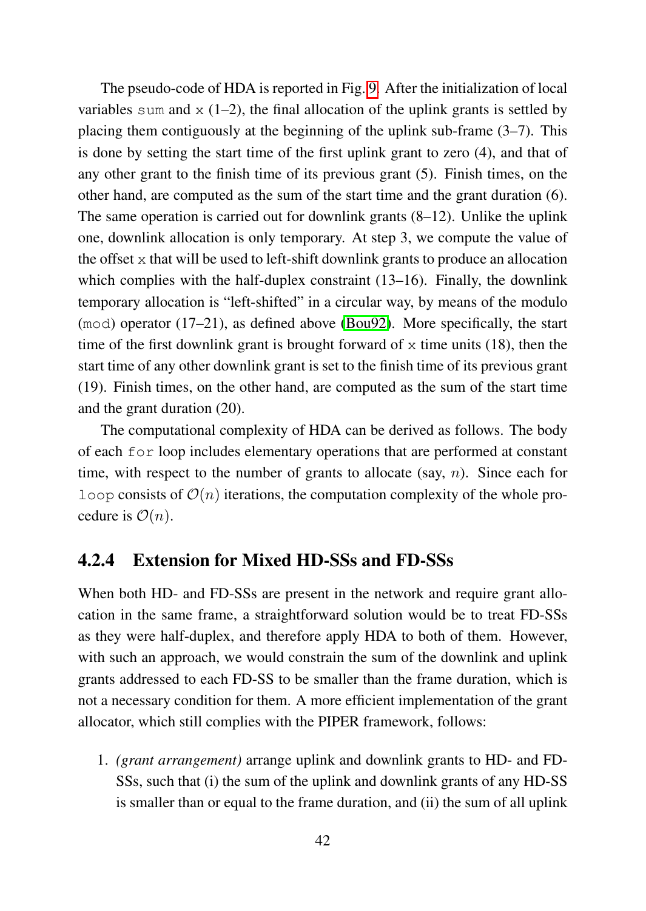The pseudo-code of HDA is reported in Fig. 9. After the initialization of local variables `sum` and `x` (1–2), the final allocation of the uplink grants is settled by placing them contiguously at the beginning of the uplink sub-frame (3–7). This is done by setting the start time of the first uplink grant to zero (4), and that of any other grant to the finish time of its previous grant (5). Finish times, on the other hand, are computed as the sum of the start time and the grant duration (6). The same operation is carried out for downlink grants (8–12). Unlike the uplink one, downlink allocation is only temporary. At step 3, we compute the value of the offset `x` that will be used to left-shift downlink grants to produce an allocation which complies with the half-duplex constraint (13–16). Finally, the downlink temporary allocation is "left-shifted" in a circular way, by means of the modulo (`mod`) operator (17–21), as defined above (Bou92). More specifically, the start time of the first downlink grant is brought forward of `x` time units (18), then the start time of any other downlink grant is set to the finish time of its previous grant (19). Finish times, on the other hand, are computed as the sum of the start time and the grant duration (20).

The computational complexity of HDA can be derived as follows. The body of each `for` loop includes elementary operations that are performed at constant time, with respect to the number of grants to allocate (say, $n$). Since each for `loop` consists of $\mathcal{O}(n)$ iterations, the computation complexity of the whole procedure is $\mathcal{O}(n)$.

### 4.2.4 Extension for Mixed HD-SSs and FD-SSs

When both HD- and FD-SSs are present in the network and require grant allocation in the same frame, a straightforward solution would be to treat FD-SSs as they were half-duplex, and therefore apply HDA to both of them. However, with such an approach, we would constrain the sum of the downlink and uplink grants addressed to each FD-SS to be smaller than the frame duration, which is not a necessary condition for them. A more efficient implementation of the grant allocator, which still complies with the PIPER framework, follows:

1. *(grant arrangement)* arrange uplink and downlink grants to HD- and FD-SSs, such that (i) the sum of the uplink and downlink grants of any HD-SS is smaller than or equal to the frame duration, and (ii) the sum of all uplink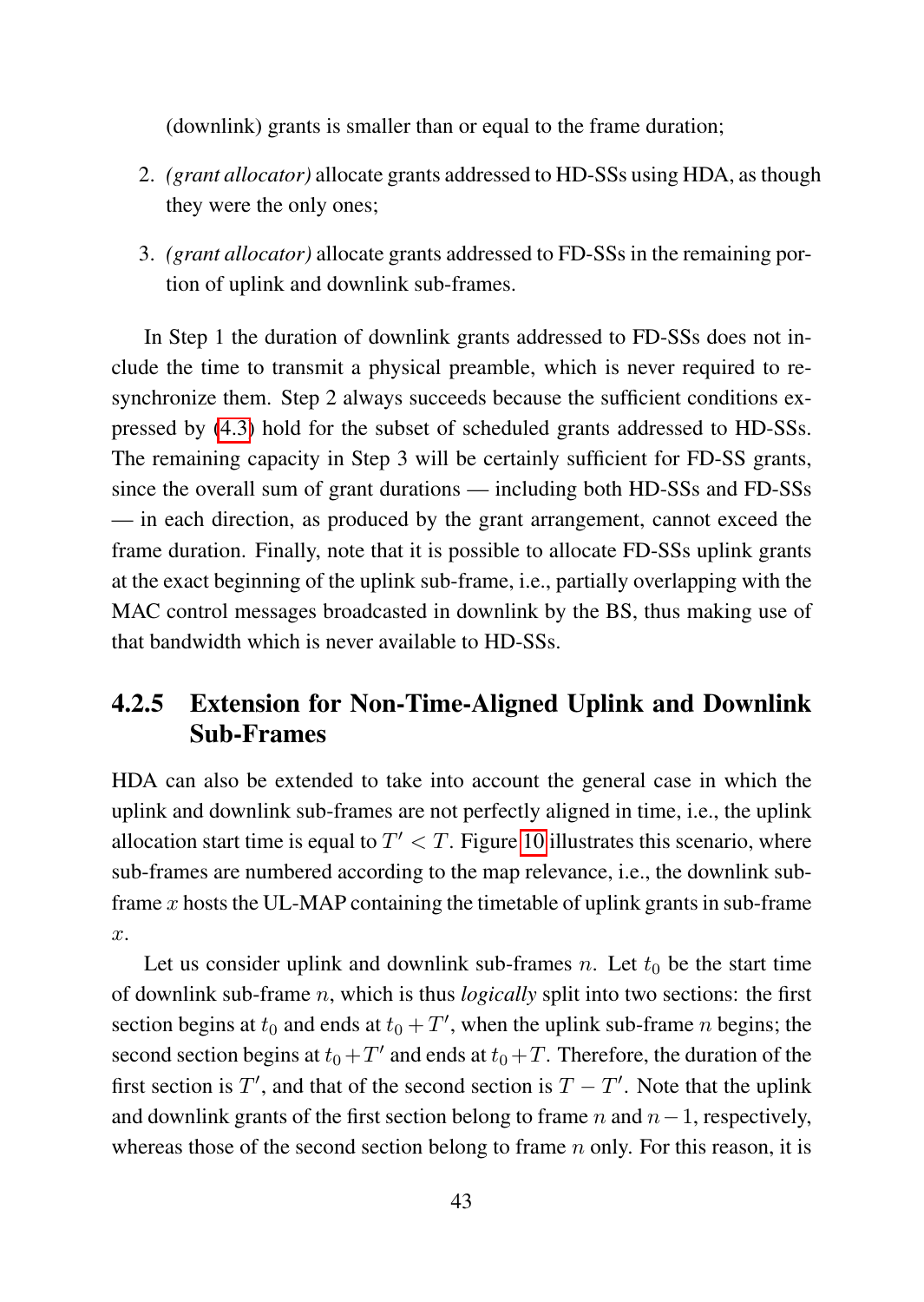(downlink) grants is smaller than or equal to the frame duration;

2. *(grant allocator)* allocate grants addressed to HD-SSs using HDA, as though they were the only ones;

3. *(grant allocator)* allocate grants addressed to FD-SSs in the remaining portion of uplink and downlink sub-frames.

In Step 1 the duration of downlink grants addressed to FD-SSs does not include the time to transmit a physical preamble, which is never required to resynchronize them. Step 2 always succeeds because the sufficient conditions expressed by (4.3) hold for the subset of scheduled grants addressed to HD-SSs. The remaining capacity in Step 3 will be certainly sufficient for FD-SS grants, since the overall sum of grant durations — including both HD-SSs and FD-SSs — in each direction, as produced by the grant arrangement, cannot exceed the frame duration. Finally, note that it is possible to allocate FD-SSs uplink grants at the exact beginning of the uplink sub-frame, i.e., partially overlapping with the MAC control messages broadcasted in downlink by the BS, thus making use of that bandwidth which is never available to HD-SSs.

### 4.2.5 Extension for Non-Time-Aligned Uplink and Downlink Sub-Frames

HDA can also be extended to take into account the general case in which the uplink and downlink sub-frames are not perfectly aligned in time, i.e., the uplink allocation start time is equal to $T' < T$. Figure 10 illustrates this scenario, where sub-frames are numbered according to the map relevance, i.e., the downlink sub-frame $x$ hosts the UL-MAP containing the timetable of uplink grants in sub-frame $x$.

Let us consider uplink and downlink sub-frames $n$. Let $t_0$ be the start time of downlink sub-frame $n$, which is thus *logically* split into two sections: the first section begins at $t_0$ and ends at $t_0 + T'$, when the uplink sub-frame $n$ begins; the second section begins at $t_0 + T'$ and ends at $t_0 + T$. Therefore, the duration of the first section is $T'$, and that of the second section is $T - T'$. Note that the uplink and downlink grants of the first section belong to frame $n$ and $n - 1$, respectively, whereas those of the second section belong to frame $n$ only. For this reason, it is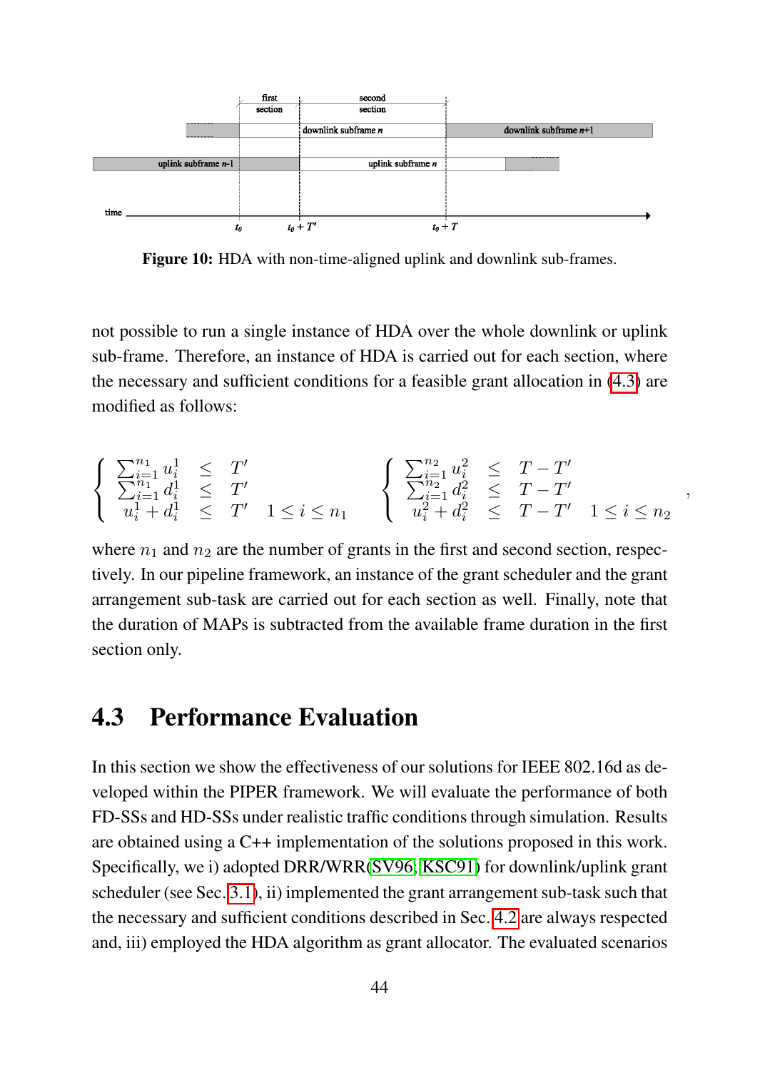Figure 10: HDA with non-time-aligned uplink and downlink sub-frames.

not possible to run a single instance of HDA over the whole downlink or uplink sub-frame. Therefore, an instance of HDA is carried out for each section, where the necessary and sufficient conditions for a feasible grant allocation in (4.3) are modified as follows:

$$
\begin{cases}
\sum_{i=1}^{n_1} u_i^1 & \leq & T' \\
\sum_{i=1}^{n_1} d_i^1 & \leq & T' \\
u_i^1 + d_i^1 & \leq & T' \quad 1 \leq i \leq n_1
\end{cases}
\qquad
\begin{cases}
\sum_{i=1}^{n_2} u_i^2 & \leq & T - T' \\
\sum_{i=1}^{n_2} d_i^2 & \leq & T - T' \\
u_i^2 + d_i^2 & \leq & T - T' \quad 1 \leq i \leq n_2
\end{cases},
$$

where $n_1$ and $n_2$ are the number of grants in the first and second section, respectively. In our pipeline framework, an instance of the grant scheduler and the grant arrangement sub-task are carried out for each section as well. Finally, note that the duration of MAPs is subtracted from the available frame duration in the first section only.

## 4.3 Performance Evaluation

In this section we show the effectiveness of our solutions for IEEE 802.16d as developed within the PIPER framework. We will evaluate the performance of both FD-SSs and HD-SSs under realistic traffic conditions through simulation. Results are obtained using a C++ implementation of the solutions proposed in this work. Specifically, we i) adopted DRR/WRR(SV96; KSC91) for downlink/uplink grant scheduler (see Sec. 3.1), ii) implemented the grant arrangement sub-task such that the necessary and sufficient conditions described in Sec. 4.2 are always respected and, iii) employed the HDA algorithm as grant allocator. The evaluated scenarios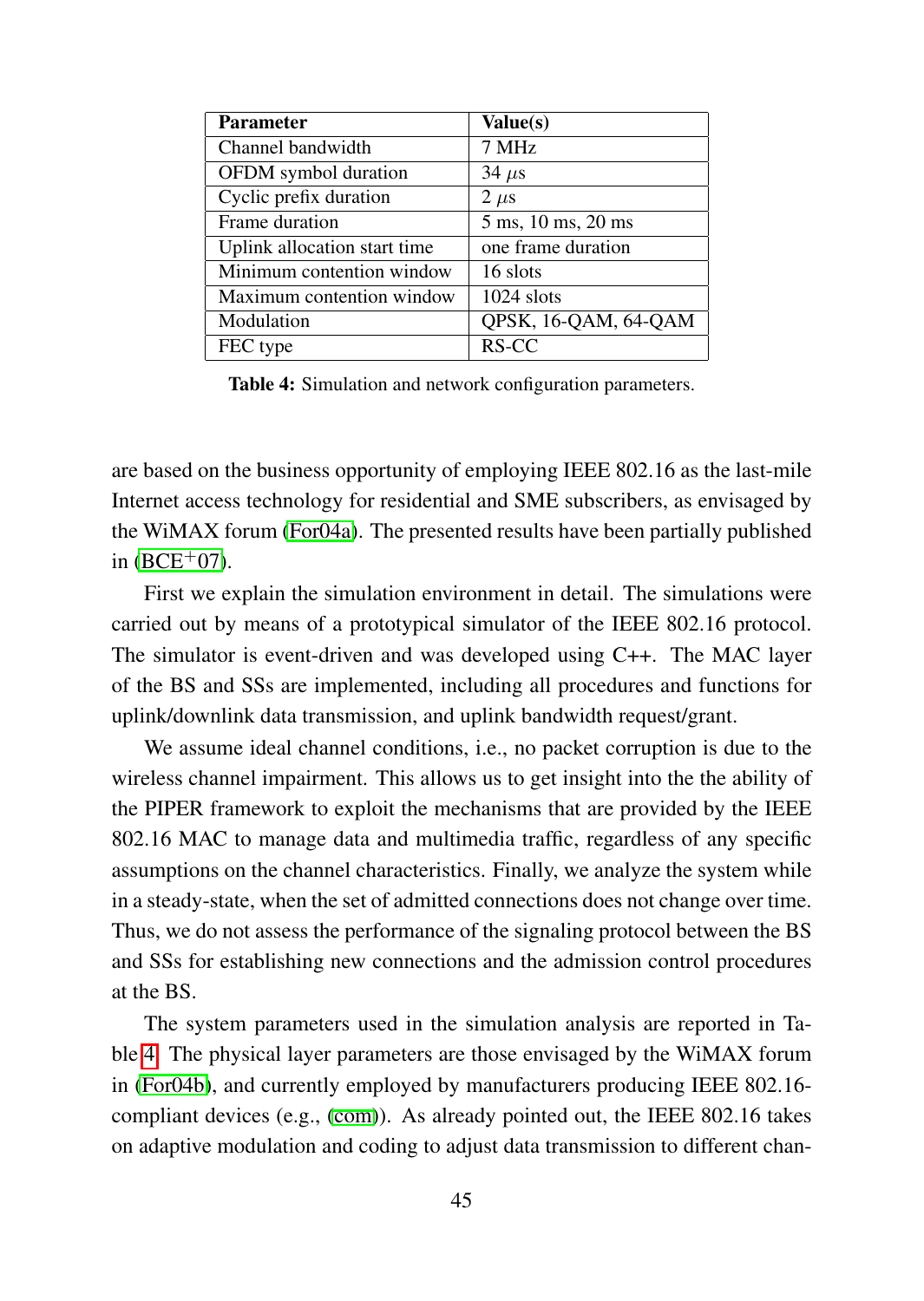| Parameter | Value(s) |
|---|---|
| Channel bandwidth | 7 MHz |
| OFDM symbol duration | 34 $\mu$s |
| Cyclic prefix duration | 2 $\mu$s |
| Frame duration | 5 ms, 10 ms, 20 ms |
| Uplink allocation start time | one frame duration |
| Minimum contention window | 16 slots |
| Maximum contention window | 1024 slots |
| Modulation | QPSK, 16-QAM, 64-QAM |
| FEC type | RS-CC |

**Table 4:** Simulation and network configuration parameters.

are based on the business opportunity of employing IEEE 802.16 as the last-mile Internet access technology for residential and SME subscribers, as envisaged by the WiMAX forum (For04a). The presented results have been partially published in (BCE+07).

First we explain the simulation environment in detail. The simulations were carried out by means of a prototypical simulator of the IEEE 802.16 protocol. The simulator is event-driven and was developed using C++. The MAC layer of the BS and SSs are implemented, including all procedures and functions for uplink/downlink data transmission, and uplink bandwidth request/grant.

We assume ideal channel conditions, i.e., no packet corruption is due to the wireless channel impairment. This allows us to get insight into the the ability of the PIPER framework to exploit the mechanisms that are provided by the IEEE 802.16 MAC to manage data and multimedia traffic, regardless of any specific assumptions on the channel characteristics. Finally, we analyze the system while in a steady-state, when the set of admitted connections does not change over time. Thus, we do not assess the performance of the signaling protocol between the BS and SSs for establishing new connections and the admission control procedures at the BS.

The system parameters used in the simulation analysis are reported in Table 4. The physical layer parameters are those envisaged by the WiMAX forum in (For04b), and currently employed by manufacturers producing IEEE 802.16-compliant devices (e.g., (com)). As already pointed out, the IEEE 802.16 takes on adaptive modulation and coding to adjust data transmission to different chan-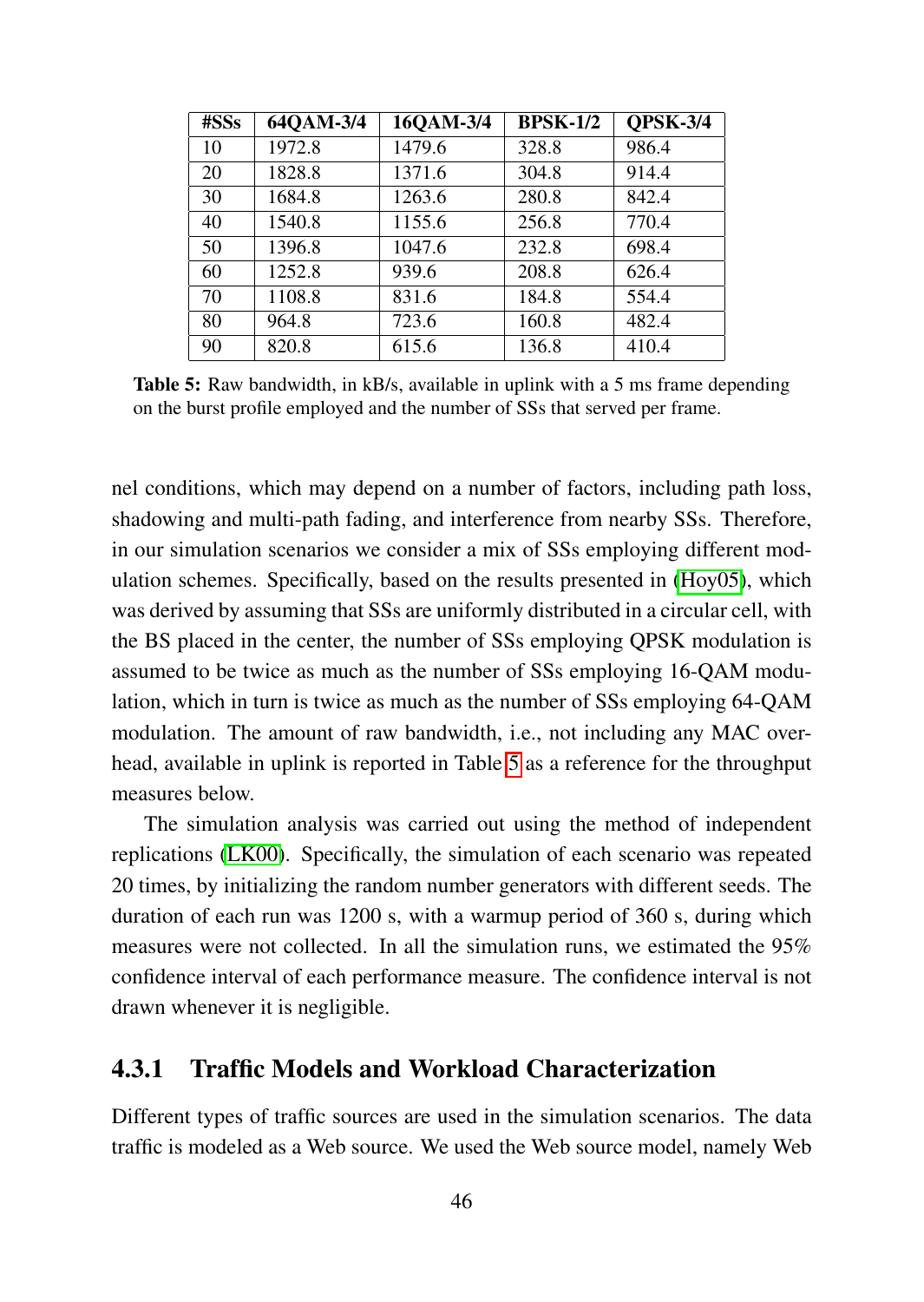| #SSs | 64QAM-3/4 | 16QAM-3/4 | BPSK-1/2 | QPSK-3/4 |
|---|---|---|---|---|
| 10 | 1972.8 | 1479.6 | 328.8 | 986.4 |
| 20 | 1828.8 | 1371.6 | 304.8 | 914.4 |
| 30 | 1684.8 | 1263.6 | 280.8 | 842.4 |
| 40 | 1540.8 | 1155.6 | 256.8 | 770.4 |
| 50 | 1396.8 | 1047.6 | 232.8 | 698.4 |
| 60 | 1252.8 | 939.6 | 208.8 | 626.4 |
| 70 | 1108.8 | 831.6 | 184.8 | 554.4 |
| 80 | 964.8 | 723.6 | 160.8 | 482.4 |
| 90 | 820.8 | 615.6 | 136.8 | 410.4 |

**Table 5:** Raw bandwidth, in kB/s, available in uplink with a 5 ms frame depending on the burst profile employed and the number of SSs that served per frame.

nel conditions, which may depend on a number of factors, including path loss, shadowing and multi-path fading, and interference from nearby SSs. Therefore, in our simulation scenarios we consider a mix of SSs employing different modulation schemes. Specifically, based on the results presented in (Hoy05), which was derived by assuming that SSs are uniformly distributed in a circular cell, with the BS placed in the center, the number of SSs employing QPSK modulation is assumed to be twice as much as the number of SSs employing 16-QAM modulation, which in turn is twice as much as the number of SSs employing 64-QAM modulation. The amount of raw bandwidth, i.e., not including any MAC overhead, available in uplink is reported in Table 5 as a reference for the throughput measures below.

The simulation analysis was carried out using the method of independent replications (LK00). Specifically, the simulation of each scenario was repeated 20 times, by initializing the random number generators with different seeds. The duration of each run was 1200 s, with a warmup period of 360 s, during which measures were not collected. In all the simulation runs, we estimated the 95% confidence interval of each performance measure. The confidence interval is not drawn whenever it is negligible.

### 4.3.1 Traffic Models and Workload Characterization

Different types of traffic sources are used in the simulation scenarios. The data traffic is modeled as a Web source. We used the Web source model, namely Web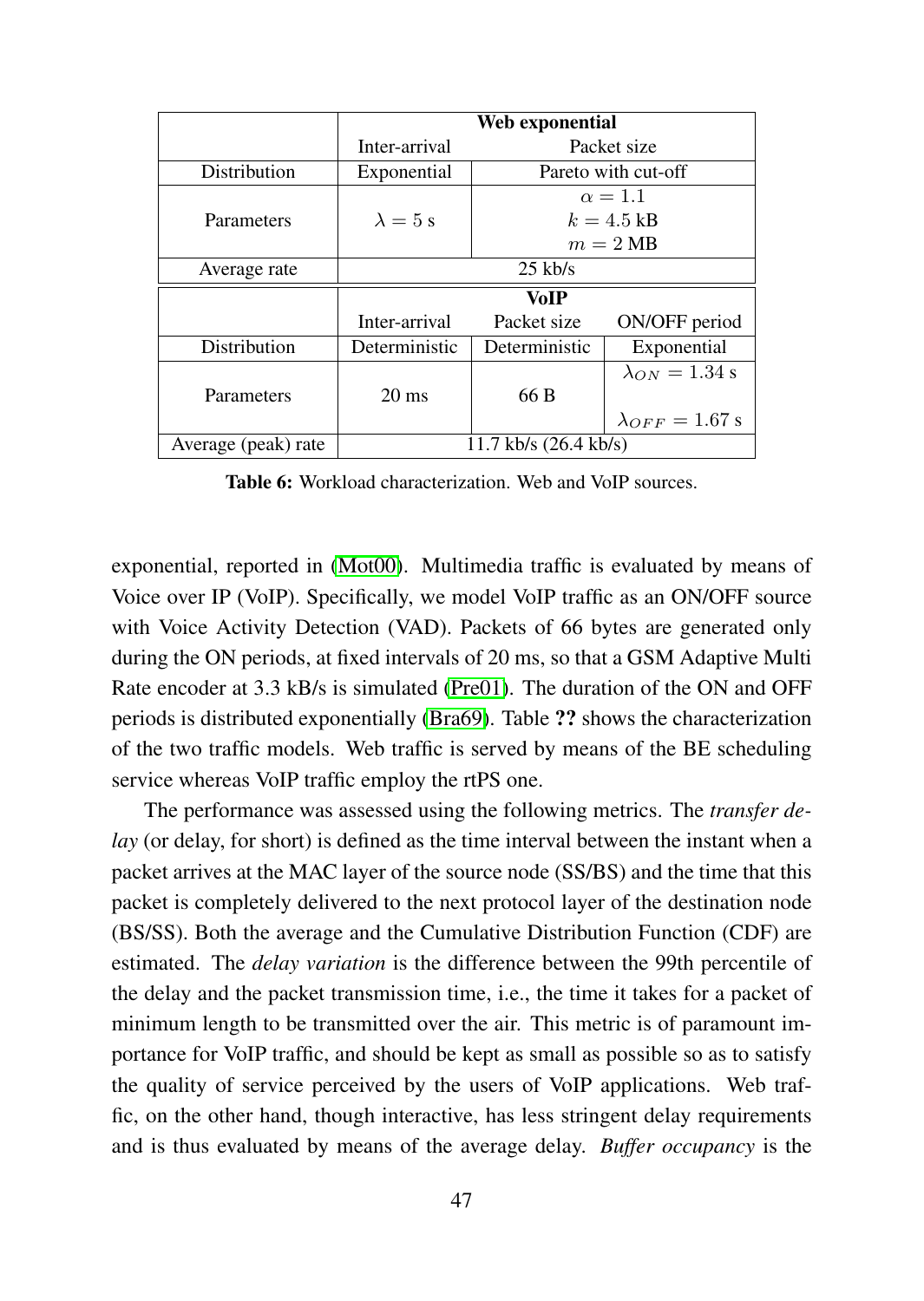| | Web exponential | | |
|---|---|---|---|
| | Inter-arrival | Packet size | |
| Distribution | Exponential | Pareto with cut-off | |
| Parameters | $\lambda = 5$ s | $\alpha = 1.1$ <br> $k = 4.5$ kB <br> $m = 2$ MB | |
| Average rate | 25 kb/s | | |
| | **VoIP** | | |
| | Inter-arrival | Packet size | ON/OFF period |
| Distribution | Deterministic | Deterministic | Exponential |
| Parameters | 20 ms | 66 B | $\lambda_{ON} = 1.34$ s <br> $\lambda_{OFF} = 1.67$ s |
| Average (peak) rate | 11.7 kb/s (26.4 kb/s) | | |

**Table 6:** Workload characterization. Web and VoIP sources.

exponential, reported in (Mot00). Multimedia traffic is evaluated by means of Voice over IP (VoIP). Specifically, we model VoIP traffic as an ON/OFF source with Voice Activity Detection (VAD). Packets of 66 bytes are generated only during the ON periods, at fixed intervals of 20 ms, so that a GSM Adaptive Multi Rate encoder at 3.3 kB/s is simulated (Pre01). The duration of the ON and OFF periods is distributed exponentially (Bra69). Table **??** shows the characterization of the two traffic models. Web traffic is served by means of the BE scheduling service whereas VoIP traffic employ the rtPS one.

The performance was assessed using the following metrics. The *transfer delay* (or delay, for short) is defined as the time interval between the instant when a packet arrives at the MAC layer of the source node (SS/BS) and the time that this packet is completely delivered to the next protocol layer of the destination node (BS/SS). Both the average and the Cumulative Distribution Function (CDF) are estimated. The *delay variation* is the difference between the 99th percentile of the delay and the packet transmission time, i.e., the time it takes for a packet of minimum length to be transmitted over the air. This metric is of paramount importance for VoIP traffic, and should be kept as small as possible so as to satisfy the quality of service perceived by the users of VoIP applications. Web traffic, on the other hand, though interactive, has less stringent delay requirements and is thus evaluated by means of the average delay. *Buffer occupancy* is the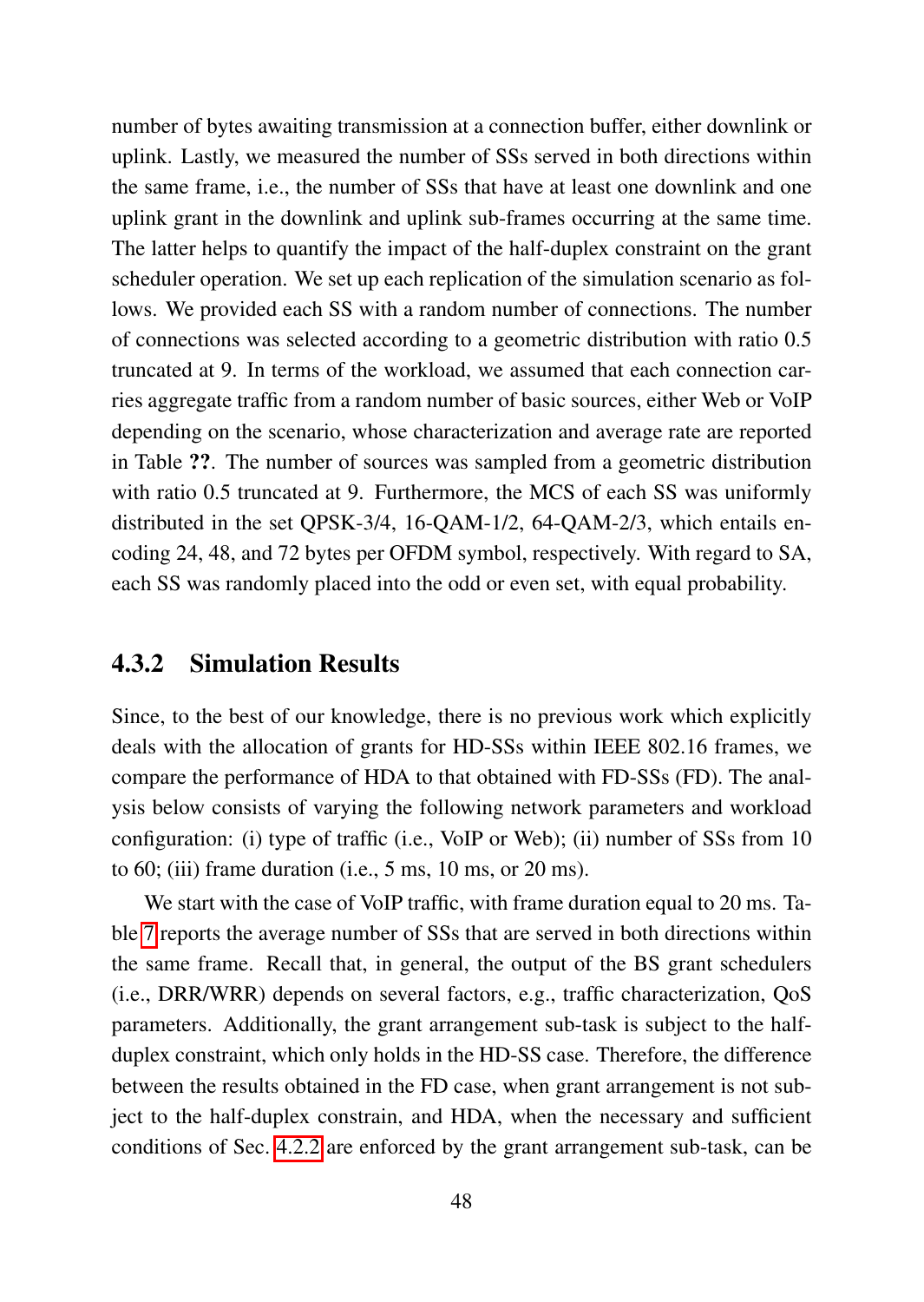number of bytes awaiting transmission at a connection buffer, either downlink or uplink. Lastly, we measured the number of SSs served in both directions within the same frame, i.e., the number of SSs that have at least one downlink and one uplink grant in the downlink and uplink sub-frames occurring at the same time. The latter helps to quantify the impact of the half-duplex constraint on the grant scheduler operation. We set up each replication of the simulation scenario as follows. We provided each SS with a random number of connections. The number of connections was selected according to a geometric distribution with ratio 0.5 truncated at 9. In terms of the workload, we assumed that each connection carries aggregate traffic from a random number of basic sources, either Web or VoIP depending on the scenario, whose characterization and average rate are reported in Table **??**. The number of sources was sampled from a geometric distribution with ratio 0.5 truncated at 9. Furthermore, the MCS of each SS was uniformly distributed in the set QPSK-3/4, 16-QAM-1/2, 64-QAM-2/3, which entails encoding 24, 48, and 72 bytes per OFDM symbol, respectively. With regard to SA, each SS was randomly placed into the odd or even set, with equal probability.

### 4.3.2 Simulation Results

Since, to the best of our knowledge, there is no previous work which explicitly deals with the allocation of grants for HD-SSs within IEEE 802.16 frames, we compare the performance of HDA to that obtained with FD-SSs (FD). The analysis below consists of varying the following network parameters and workload configuration: (i) type of traffic (i.e., VoIP or Web); (ii) number of SSs from 10 to 60; (iii) frame duration (i.e., 5 ms, 10 ms, or 20 ms).

We start with the case of VoIP traffic, with frame duration equal to 20 ms. Table 7 reports the average number of SSs that are served in both directions within the same frame. Recall that, in general, the output of the BS grant schedulers (i.e., DRR/WRR) depends on several factors, e.g., traffic characterization, QoS parameters. Additionally, the grant arrangement sub-task is subject to the half-duplex constraint, which only holds in the HD-SS case. Therefore, the difference between the results obtained in the FD case, when grant arrangement is not subject to the half-duplex constrain, and HDA, when the necessary and sufficient conditions of Sec. 4.2.2 are enforced by the grant arrangement sub-task, can be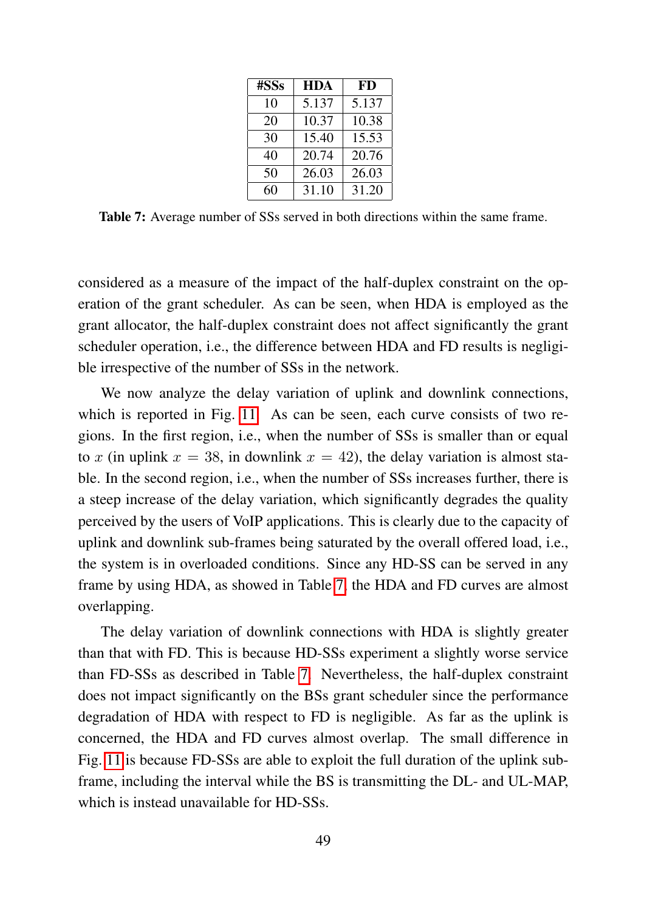| #SSs | HDA | FD |
|---|---|---|
| 10 | 5.137 | 5.137 |
| 20 | 10.37 | 10.38 |
| 30 | 15.40 | 15.53 |
| 40 | 20.74 | 20.76 |
| 50 | 26.03 | 26.03 |
| 60 | 31.10 | 31.20 |

**Table 7:** Average number of SSs served in both directions within the same frame.

considered as a measure of the impact of the half-duplex constraint on the operation of the grant scheduler. As can be seen, when HDA is employed as the grant allocator, the half-duplex constraint does not affect significantly the grant scheduler operation, i.e., the difference between HDA and FD results is negligible irrespective of the number of SSs in the network.

We now analyze the delay variation of uplink and downlink connections, which is reported in Fig. 11. As can be seen, each curve consists of two regions. In the first region, i.e., when the number of SSs is smaller than or equal to $x$ (in uplink $x = 38$, in downlink $x = 42$), the delay variation is almost stable. In the second region, i.e., when the number of SSs increases further, there is a steep increase of the delay variation, which significantly degrades the quality perceived by the users of VoIP applications. This is clearly due to the capacity of uplink and downlink sub-frames being saturated by the overall offered load, i.e., the system is in overloaded conditions. Since any HD-SS can be served in any frame by using HDA, as showed in Table 7, the HDA and FD curves are almost overlapping.

The delay variation of downlink connections with HDA is slightly greater than that with FD. This is because HD-SSs experiment a slightly worse service than FD-SSs as described in Table 7. Nevertheless, the half-duplex constraint does not impact significantly on the BSs grant scheduler since the performance degradation of HDA with respect to FD is negligible. As far as the uplink is concerned, the HDA and FD curves almost overlap. The small difference in Fig. 11 is because FD-SSs are able to exploit the full duration of the uplink sub-frame, including the interval while the BS is transmitting the DL- and UL-MAP, which is instead unavailable for HD-SSs.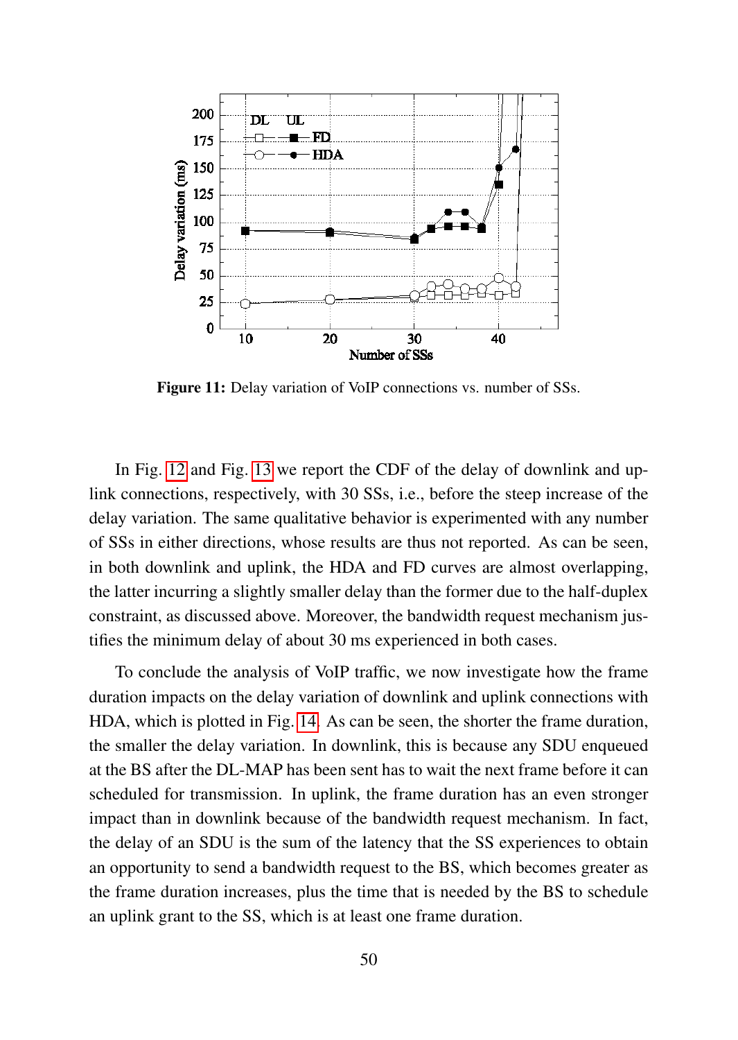Figure 11: Delay variation of VoIP connections vs. number of SSs.

In Fig. 12 and Fig. 13 we report the CDF of the delay of downlink and uplink connections, respectively, with 30 SSs, i.e., before the steep increase of the delay variation. The same qualitative behavior is experimented with any number of SSs in either directions, whose results are thus not reported. As can be seen, in both downlink and uplink, the HDA and FD curves are almost overlapping, the latter incurring a slightly smaller delay than the former due to the half-duplex constraint, as discussed above. Moreover, the bandwidth request mechanism justifies the minimum delay of about 30 ms experienced in both cases.

To conclude the analysis of VoIP traffic, we now investigate how the frame duration impacts on the delay variation of downlink and uplink connections with HDA, which is plotted in Fig. 14. As can be seen, the shorter the frame duration, the smaller the delay variation. In downlink, this is because any SDU enqueued at the BS after the DL-MAP has been sent has to wait the next frame before it can scheduled for transmission. In uplink, the frame duration has an even stronger impact than in downlink because of the bandwidth request mechanism. In fact, the delay of an SDU is the sum of the latency that the SS experiences to obtain an opportunity to send a bandwidth request to the BS, which becomes greater as the frame duration increases, plus the time that is needed by the BS to schedule an uplink grant to the SS, which is at least one frame duration.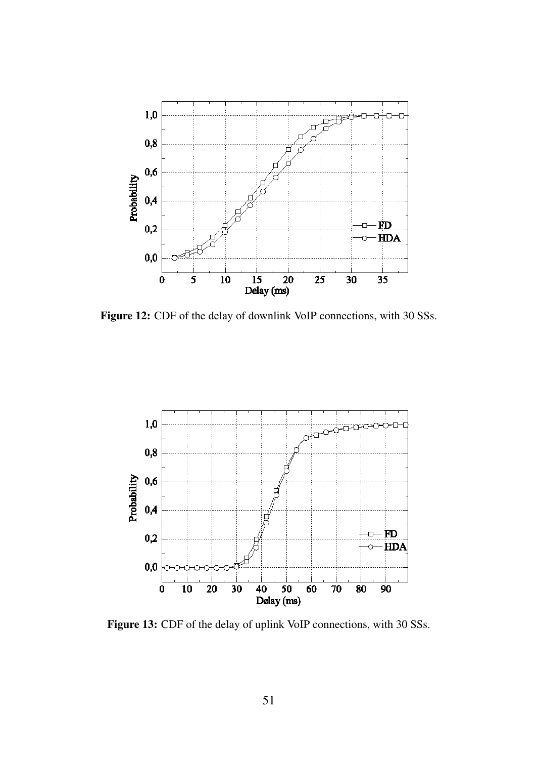**Figure 12:** CDF of the delay of downlink VoIP connections, with 30 SSs.

**Figure 13:** CDF of the delay of uplink VoIP connections, with 30 SSs.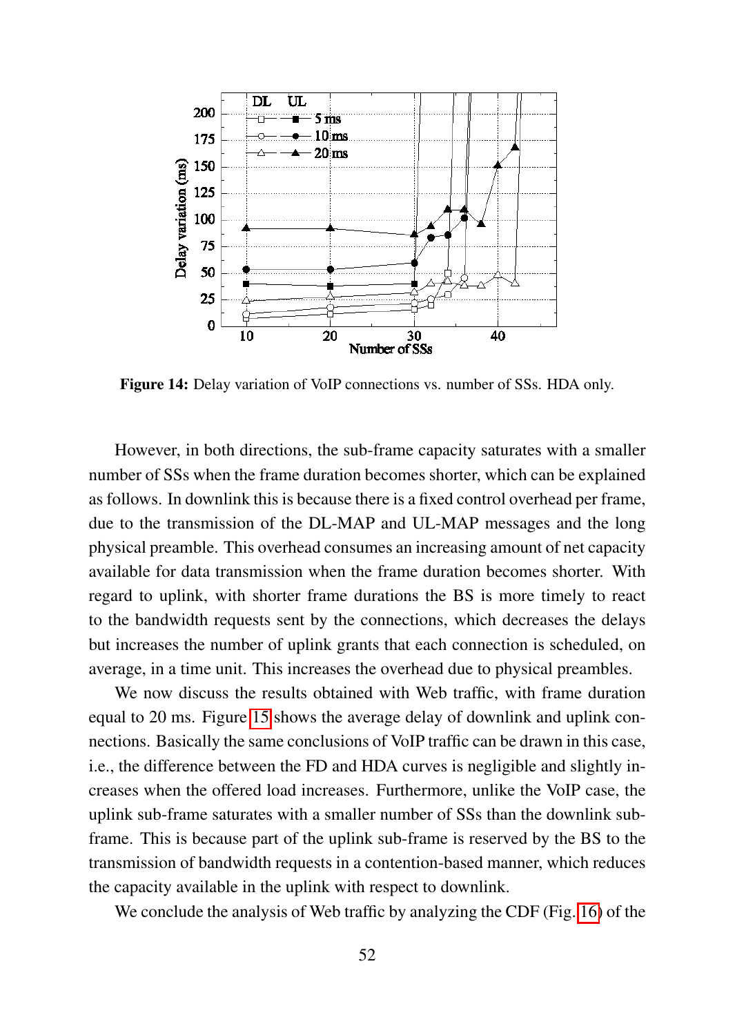Figure 14: Delay variation of VoIP connections vs. number of SSs. HDA only.

However, in both directions, the sub-frame capacity saturates with a smaller number of SSs when the frame duration becomes shorter, which can be explained as follows. In downlink this is because there is a fixed control overhead per frame, due to the transmission of the DL-MAP and UL-MAP messages and the long physical preamble. This overhead consumes an increasing amount of net capacity available for data transmission when the frame duration becomes shorter. With regard to uplink, with shorter frame durations the BS is more timely to react to the bandwidth requests sent by the connections, which decreases the delays but increases the number of uplink grants that each connection is scheduled, on average, in a time unit. This increases the overhead due to physical preambles.

We now discuss the results obtained with Web traffic, with frame duration equal to 20 ms. Figure 15 shows the average delay of downlink and uplink connections. Basically the same conclusions of VoIP traffic can be drawn in this case, i.e., the difference between the FD and HDA curves is negligible and slightly increases when the offered load increases. Furthermore, unlike the VoIP case, the uplink sub-frame saturates with a smaller number of SSs than the downlink sub-frame. This is because part of the uplink sub-frame is reserved by the BS to the transmission of bandwidth requests in a contention-based manner, which reduces the capacity available in the uplink with respect to downlink.

We conclude the analysis of Web traffic by analyzing the CDF (Fig. 16) of the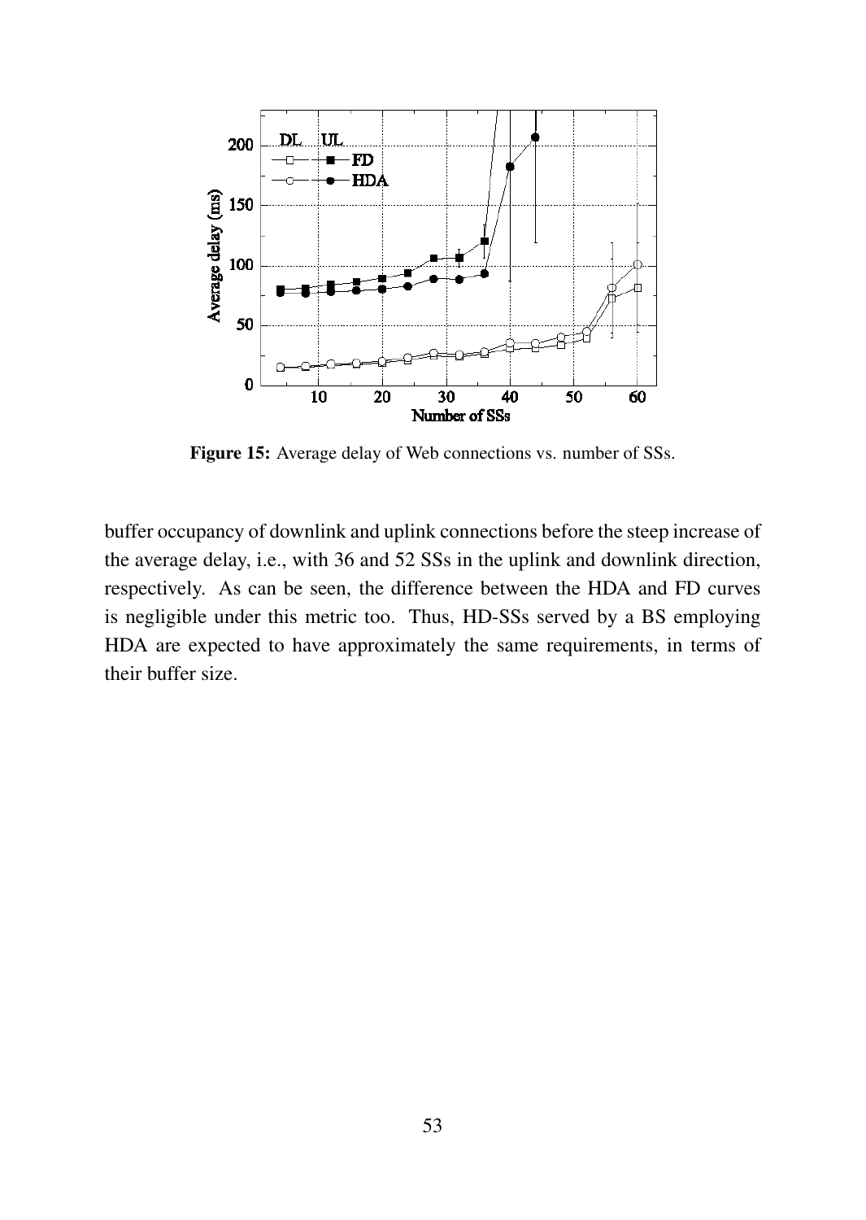**Figure 15:** Average delay of Web connections vs. number of SSs.

buffer occupancy of downlink and uplink connections before the steep increase of the average delay, i.e., with 36 and 52 SSs in the uplink and downlink direction, respectively. As can be seen, the difference between the HDA and FD curves is negligible under this metric too. Thus, HD-SSs served by a BS employing HDA are expected to have approximately the same requirements, in terms of their buffer size.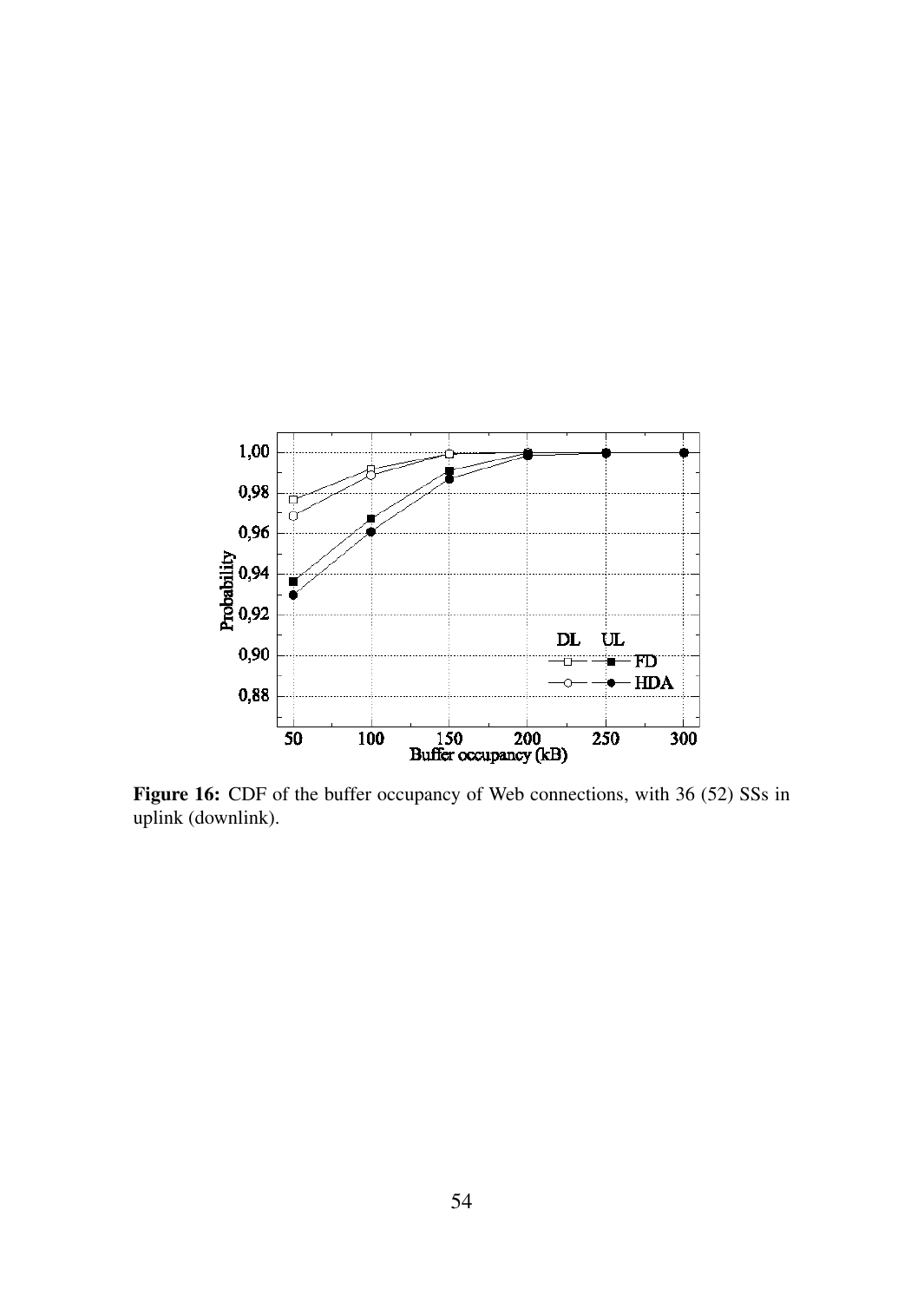**Figure 16:** CDF of the buffer occupancy of Web connections, with 36 (52) SSs in uplink (downlink).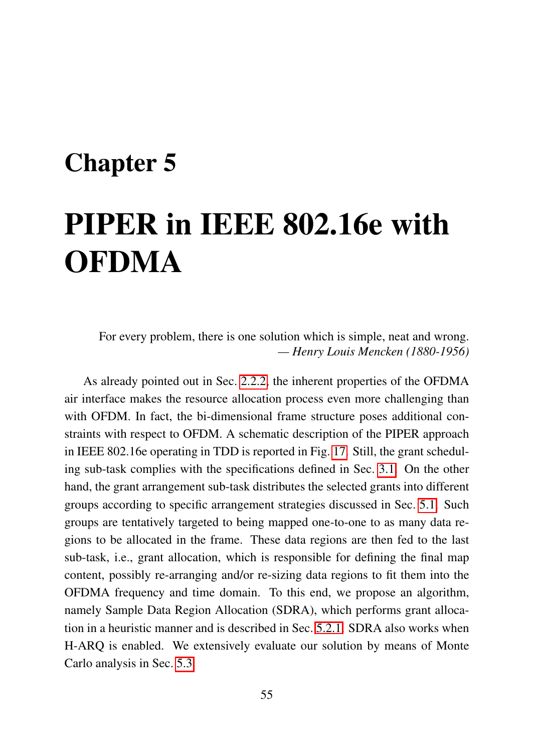# Chapter 5

# PIPER in IEEE 802.16e with OFDMA

> For every problem, there is one solution which is simple, neat and wrong.
> — *Henry Louis Mencken (1880-1956)*

As already pointed out in Sec. 2.2.2, the inherent properties of the OFDMA air interface makes the resource allocation process even more challenging than with OFDM. In fact, the bi-dimensional frame structure poses additional constraints with respect to OFDM. A schematic description of the PIPER approach in IEEE 802.16e operating in TDD is reported in Fig. 17. Still, the grant scheduling sub-task complies with the specifications defined in Sec. 3.1. On the other hand, the grant arrangement sub-task distributes the selected grants into different groups according to specific arrangement strategies discussed in Sec. 5.1. Such groups are tentatively targeted to being mapped one-to-one to as many data regions to be allocated in the frame. These data regions are then fed to the last sub-task, i.e., grant allocation, which is responsible for defining the final map content, possibly re-arranging and/or re-sizing data regions to fit them into the OFDMA frequency and time domain. To this end, we propose an algorithm, namely Sample Data Region Allocation (SDRA), which performs grant allocation in a heuristic manner and is described in Sec. 5.2.1. SDRA also works when H-ARQ is enabled. We extensively evaluate our solution by means of Monte Carlo analysis in Sec. 5.3.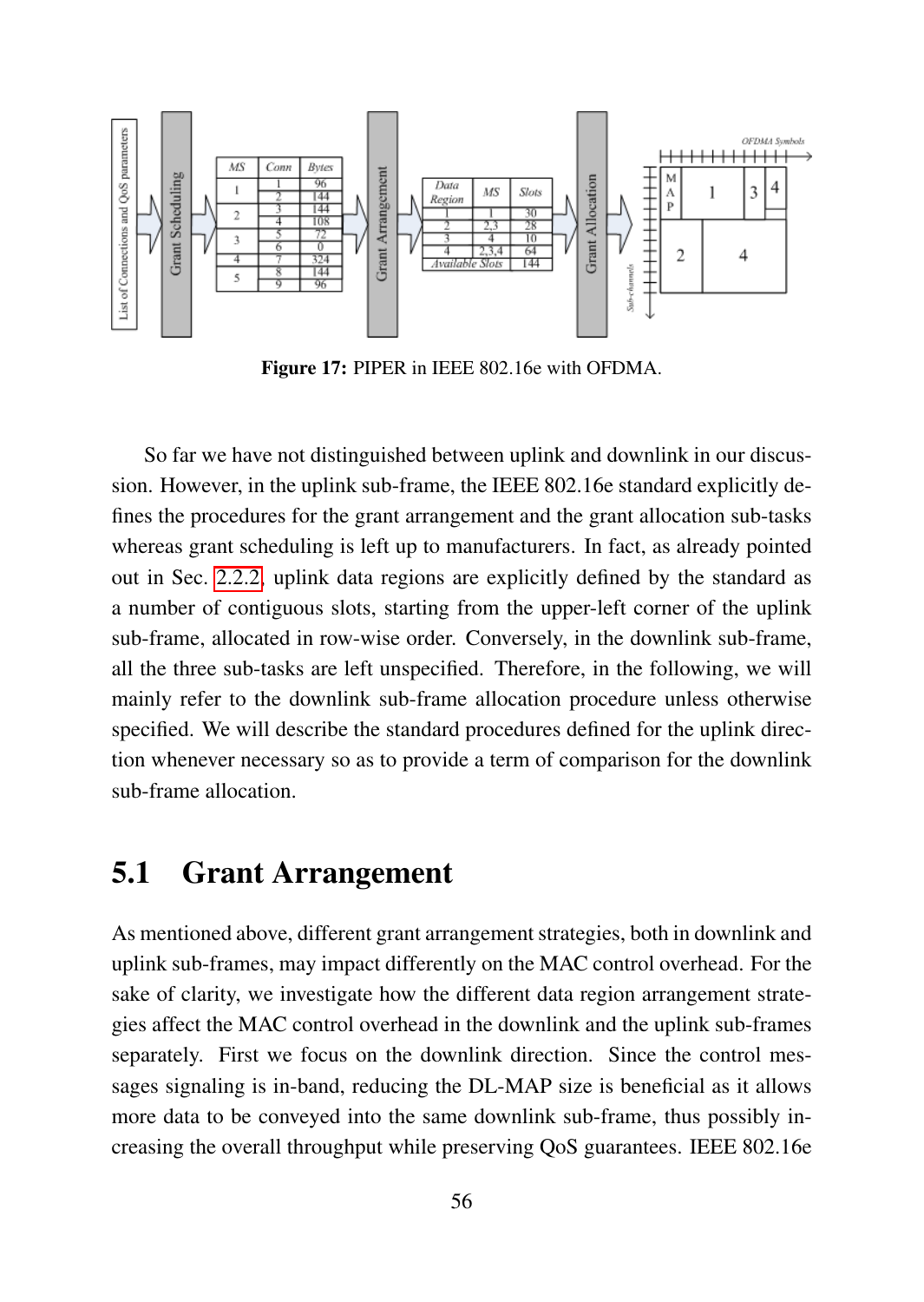Figure 17: PIPER in IEEE 802.16e with OFDMA.

So far we have not distinguished between uplink and downlink in our discussion. However, in the uplink sub-frame, the IEEE 802.16e standard explicitly defines the procedures for the grant arrangement and the grant allocation sub-tasks whereas grant scheduling is left up to manufacturers. In fact, as already pointed out in Sec. 2.2.2, uplink data regions are explicitly defined by the standard as a number of contiguous slots, starting from the upper-left corner of the uplink sub-frame, allocated in row-wise order. Conversely, in the downlink sub-frame, all the three sub-tasks are left unspecified. Therefore, in the following, we will mainly refer to the downlink sub-frame allocation procedure unless otherwise specified. We will describe the standard procedures defined for the uplink direction whenever necessary so as to provide a term of comparison for the downlink sub-frame allocation.

## 5.1 Grant Arrangement

As mentioned above, different grant arrangement strategies, both in downlink and uplink sub-frames, may impact differently on the MAC control overhead. For the sake of clarity, we investigate how the different data region arrangement strategies affect the MAC control overhead in the downlink and the uplink sub-frames separately. First we focus on the downlink direction. Since the control messages signaling is in-band, reducing the DL-MAP size is beneficial as it allows more data to be conveyed into the same downlink sub-frame, thus possibly increasing the overall throughput while preserving QoS guarantees. IEEE 802.16e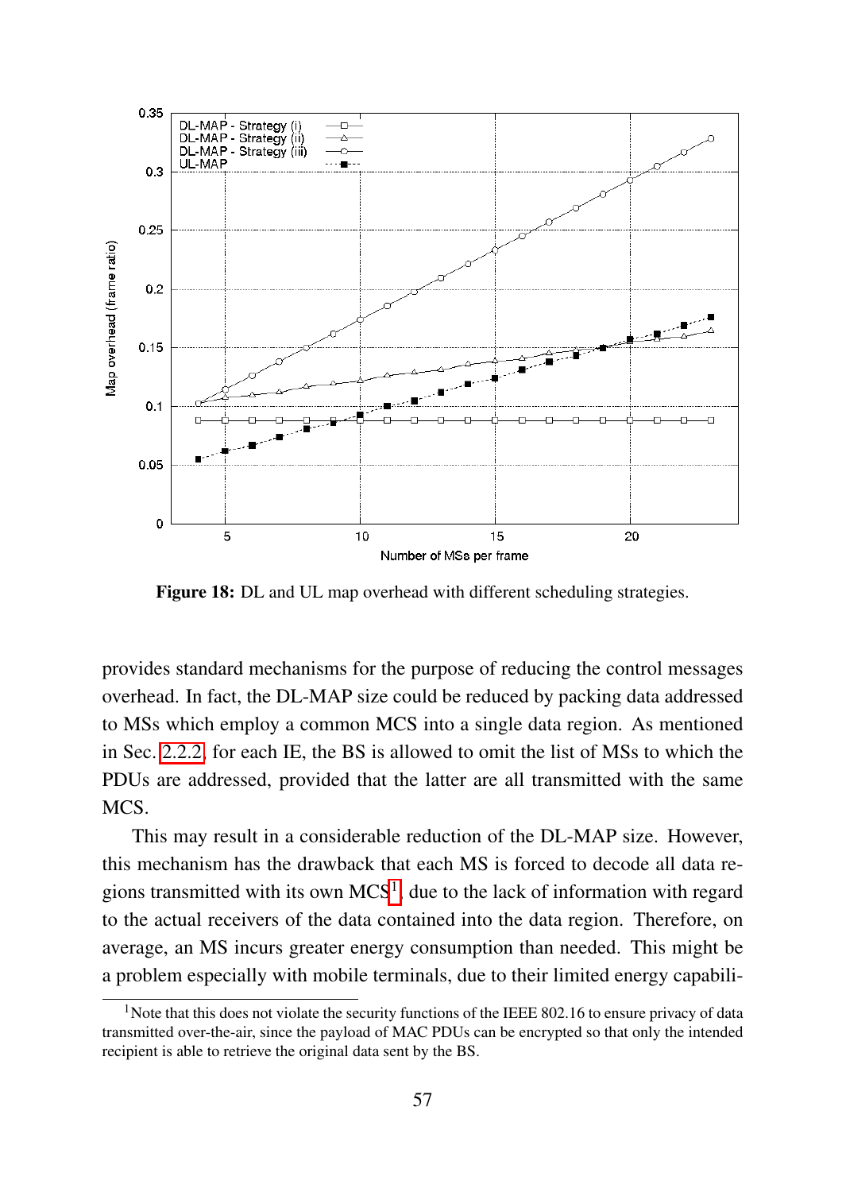**Figure 18:** DL and UL map overhead with different scheduling strategies.

provides standard mechanisms for the purpose of reducing the control messages overhead. In fact, the DL-MAP size could be reduced by packing data addressed to MSs which employ a common MCS into a single data region. As mentioned in Sec. 2.2.2, for each IE, the BS is allowed to omit the list of MSs to which the PDUs are addressed, provided that the latter are all transmitted with the same MCS.

This may result in a considerable reduction of the DL-MAP size. However, this mechanism has the drawback that each MS is forced to decode all data regions transmitted with its own MCS[1], due to the lack of information with regard to the actual receivers of the data contained into the data region. Therefore, on average, an MS incurs greater energy consumption than needed. This might be a problem especially with mobile terminals, due to their limited energy capabili-

[1]Note that this does not violate the security functions of the IEEE 802.16 to ensure privacy of data transmitted over-the-air, since the payload of MAC PDUs can be encrypted so that only the intended recipient is able to retrieve the original data sent by the BS.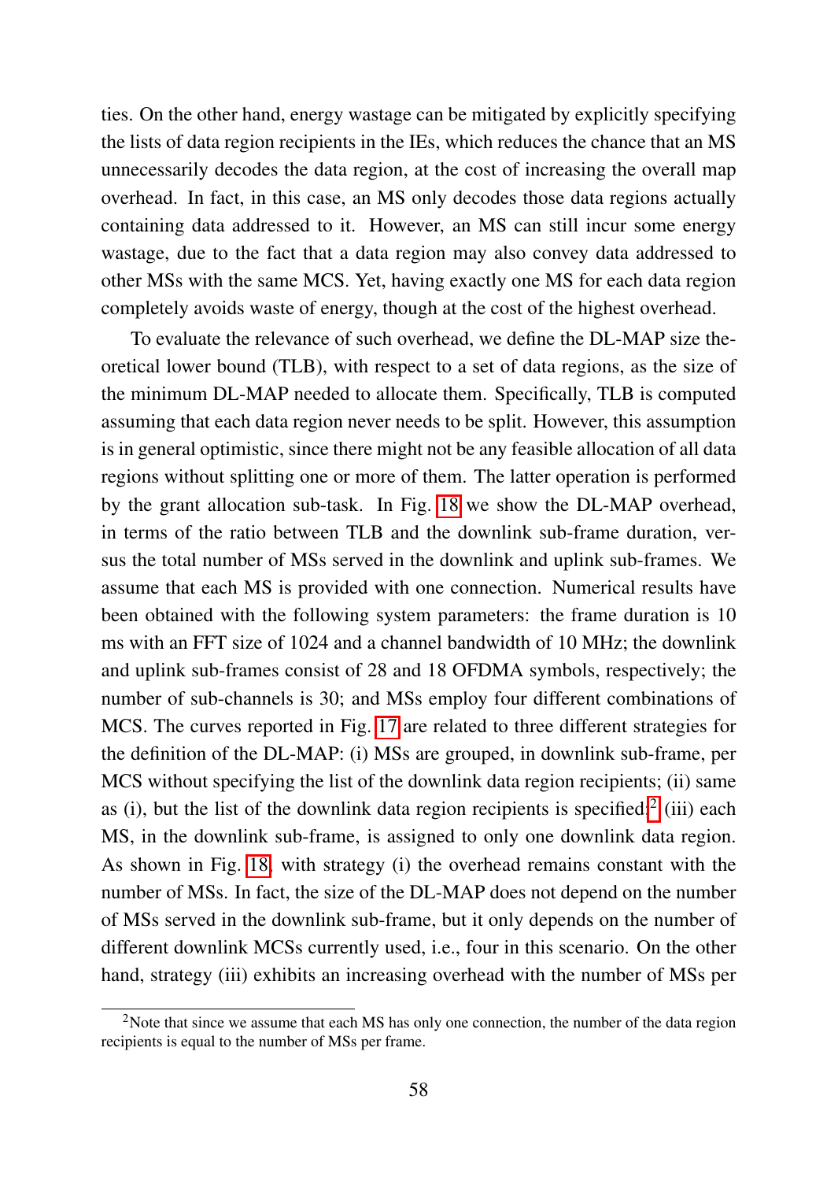ties. On the other hand, energy wastage can be mitigated by explicitly specifying the lists of data region recipients in the IEs, which reduces the chance that an MS unnecessarily decodes the data region, at the cost of increasing the overall map overhead. In fact, in this case, an MS only decodes those data regions actually containing data addressed to it. However, an MS can still incur some energy wastage, due to the fact that a data region may also convey data addressed to other MSs with the same MCS. Yet, having exactly one MS for each data region completely avoids waste of energy, though at the cost of the highest overhead.

To evaluate the relevance of such overhead, we define the DL-MAP size theoretical lower bound (TLB), with respect to a set of data regions, as the size of the minimum DL-MAP needed to allocate them. Specifically, TLB is computed assuming that each data region never needs to be split. However, this assumption is in general optimistic, since there might not be any feasible allocation of all data regions without splitting one or more of them. The latter operation is performed by the grant allocation sub-task. In Fig. 18 we show the DL-MAP overhead, in terms of the ratio between TLB and the downlink sub-frame duration, versus the total number of MSs served in the downlink and uplink sub-frames. We assume that each MS is provided with one connection. Numerical results have been obtained with the following system parameters: the frame duration is 10 ms with an FFT size of 1024 and a channel bandwidth of 10 MHz; the downlink and uplink sub-frames consist of 28 and 18 OFDMA symbols, respectively; the number of sub-channels is 30; and MSs employ four different combinations of MCS. The curves reported in Fig. 17 are related to three different strategies for the definition of the DL-MAP: (i) MSs are grouped, in downlink sub-frame, per MCS without specifying the list of the downlink data region recipients; (ii) same as (i), but the list of the downlink data region recipients is specified;[2] (iii) each MS, in the downlink sub-frame, is assigned to only one downlink data region. As shown in Fig. 18, with strategy (i) the overhead remains constant with the number of MSs. In fact, the size of the DL-MAP does not depend on the number of MSs served in the downlink sub-frame, but it only depends on the number of different downlink MCSs currently used, i.e., four in this scenario. On the other hand, strategy (iii) exhibits an increasing overhead with the number of MSs per

[2] Note that since we assume that each MS has only one connection, the number of the data region recipients is equal to the number of MSs per frame.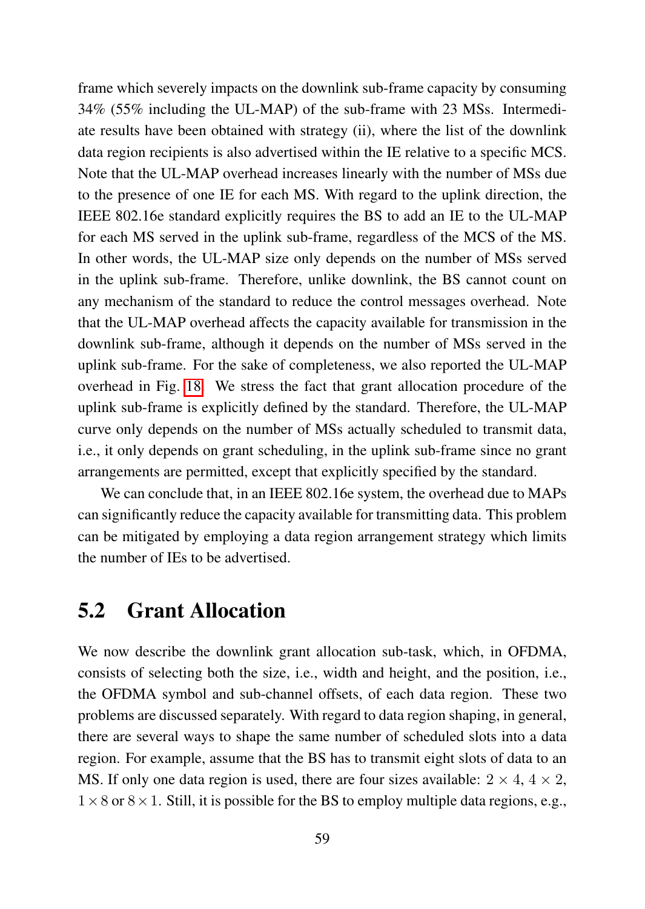frame which severely impacts on the downlink sub-frame capacity by consuming 34% (55% including the UL-MAP) of the sub-frame with 23 MSs. Intermediate results have been obtained with strategy (ii), where the list of the downlink data region recipients is also advertised within the IE relative to a specific MCS. Note that the UL-MAP overhead increases linearly with the number of MSs due to the presence of one IE for each MS. With regard to the uplink direction, the IEEE 802.16e standard explicitly requires the BS to add an IE to the UL-MAP for each MS served in the uplink sub-frame, regardless of the MCS of the MS. In other words, the UL-MAP size only depends on the number of MSs served in the uplink sub-frame. Therefore, unlike downlink, the BS cannot count on any mechanism of the standard to reduce the control messages overhead. Note that the UL-MAP overhead affects the capacity available for transmission in the downlink sub-frame, although it depends on the number of MSs served in the uplink sub-frame. For the sake of completeness, we also reported the UL-MAP overhead in Fig. 18. We stress the fact that grant allocation procedure of the uplink sub-frame is explicitly defined by the standard. Therefore, the UL-MAP curve only depends on the number of MSs actually scheduled to transmit data, i.e., it only depends on grant scheduling, in the uplink sub-frame since no grant arrangements are permitted, except that explicitly specified by the standard.

We can conclude that, in an IEEE 802.16e system, the overhead due to MAPs can significantly reduce the capacity available for transmitting data. This problem can be mitigated by employing a data region arrangement strategy which limits the number of IEs to be advertised.

## 5.2 Grant Allocation

We now describe the downlink grant allocation sub-task, which, in OFDMA, consists of selecting both the size, i.e., width and height, and the position, i.e., the OFDMA symbol and sub-channel offsets, of each data region. These two problems are discussed separately. With regard to data region shaping, in general, there are several ways to shape the same number of scheduled slots into a data region. For example, assume that the BS has to transmit eight slots of data to an MS. If only one data region is used, there are four sizes available: $2 \times 4$, $4 \times 2$, $1 \times 8$ or $8 \times 1$. Still, it is possible for the BS to employ multiple data regions, e.g.,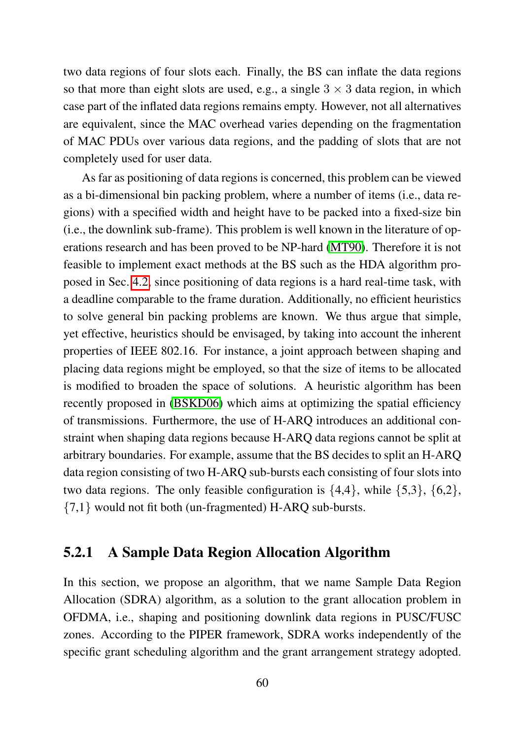two data regions of four slots each. Finally, the BS can inflate the data regions so that more than eight slots are used, e.g., a single $3 \times 3$ data region, in which case part of the inflated data regions remains empty. However, not all alternatives are equivalent, since the MAC overhead varies depending on the fragmentation of MAC PDUs over various data regions, and the padding of slots that are not completely used for user data.

As far as positioning of data regions is concerned, this problem can be viewed as a bi-dimensional bin packing problem, where a number of items (i.e., data regions) with a specified width and height have to be packed into a fixed-size bin (i.e., the downlink sub-frame). This problem is well known in the literature of operations research and has been proved to be NP-hard (MT90). Therefore it is not feasible to implement exact methods at the BS such as the HDA algorithm proposed in Sec. 4.2, since positioning of data regions is a hard real-time task, with a deadline comparable to the frame duration. Additionally, no efficient heuristics to solve general bin packing problems are known. We thus argue that simple, yet effective, heuristics should be envisaged, by taking into account the inherent properties of IEEE 802.16. For instance, a joint approach between shaping and placing data regions might be employed, so that the size of items to be allocated is modified to broaden the space of solutions. A heuristic algorithm has been recently proposed in (BSKD06) which aims at optimizing the spatial efficiency of transmissions. Furthermore, the use of H-ARQ introduces an additional constraint when shaping data regions because H-ARQ data regions cannot be split at arbitrary boundaries. For example, assume that the BS decides to split an H-ARQ data region consisting of two H-ARQ sub-bursts each consisting of four slots into two data regions. The only feasible configuration is {4,4}, while {5,3}, {6,2}, {7,1} would not fit both (un-fragmented) H-ARQ sub-bursts.

### 5.2.1 A Sample Data Region Allocation Algorithm

In this section, we propose an algorithm, that we name Sample Data Region Allocation (SDRA) algorithm, as a solution to the grant allocation problem in OFDMA, i.e., shaping and positioning downlink data regions in PUSC/FUSC zones. According to the PIPER framework, SDRA works independently of the specific grant scheduling algorithm and the grant arrangement strategy adopted.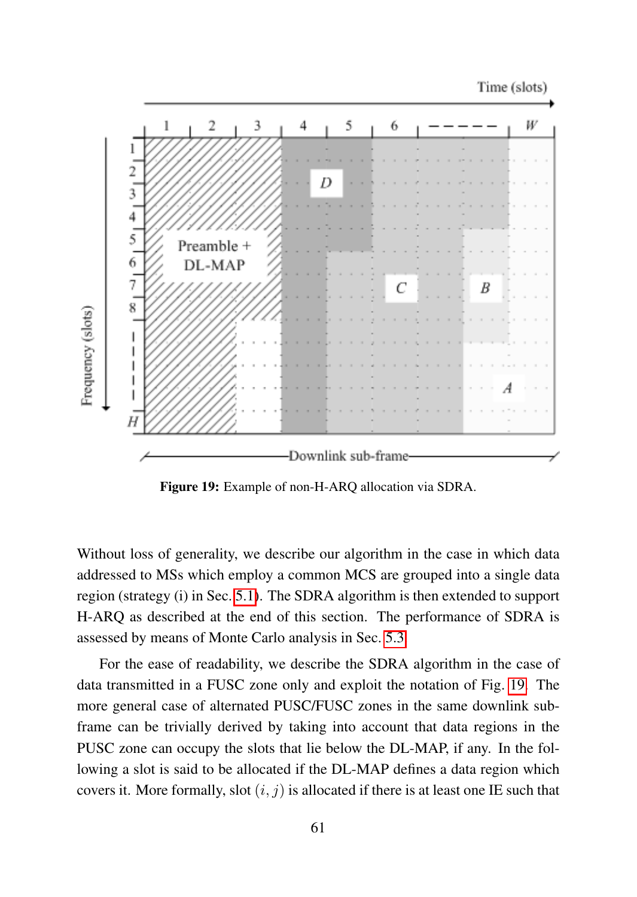**Figure 19:** Example of non-H-ARQ allocation via SDRA.

Without loss of generality, we describe our algorithm in the case in which data addressed to MSs which employ a common MCS are grouped into a single data region (strategy (i) in Sec. 5.1). The SDRA algorithm is then extended to support H-ARQ as described at the end of this section. The performance of SDRA is assessed by means of Monte Carlo analysis in Sec. 5.3.

For the ease of readability, we describe the SDRA algorithm in the case of data transmitted in a FUSC zone only and exploit the notation of Fig. 19. The more general case of alternated PUSC/FUSC zones in the same downlink sub-frame can be trivially derived by taking into account that data regions in the PUSC zone can occupy the slots that lie below the DL-MAP, if any. In the following a slot is said to be allocated if the DL-MAP defines a data region which covers it. More formally, slot $(i, j)$ is allocated if there is at least one IE such that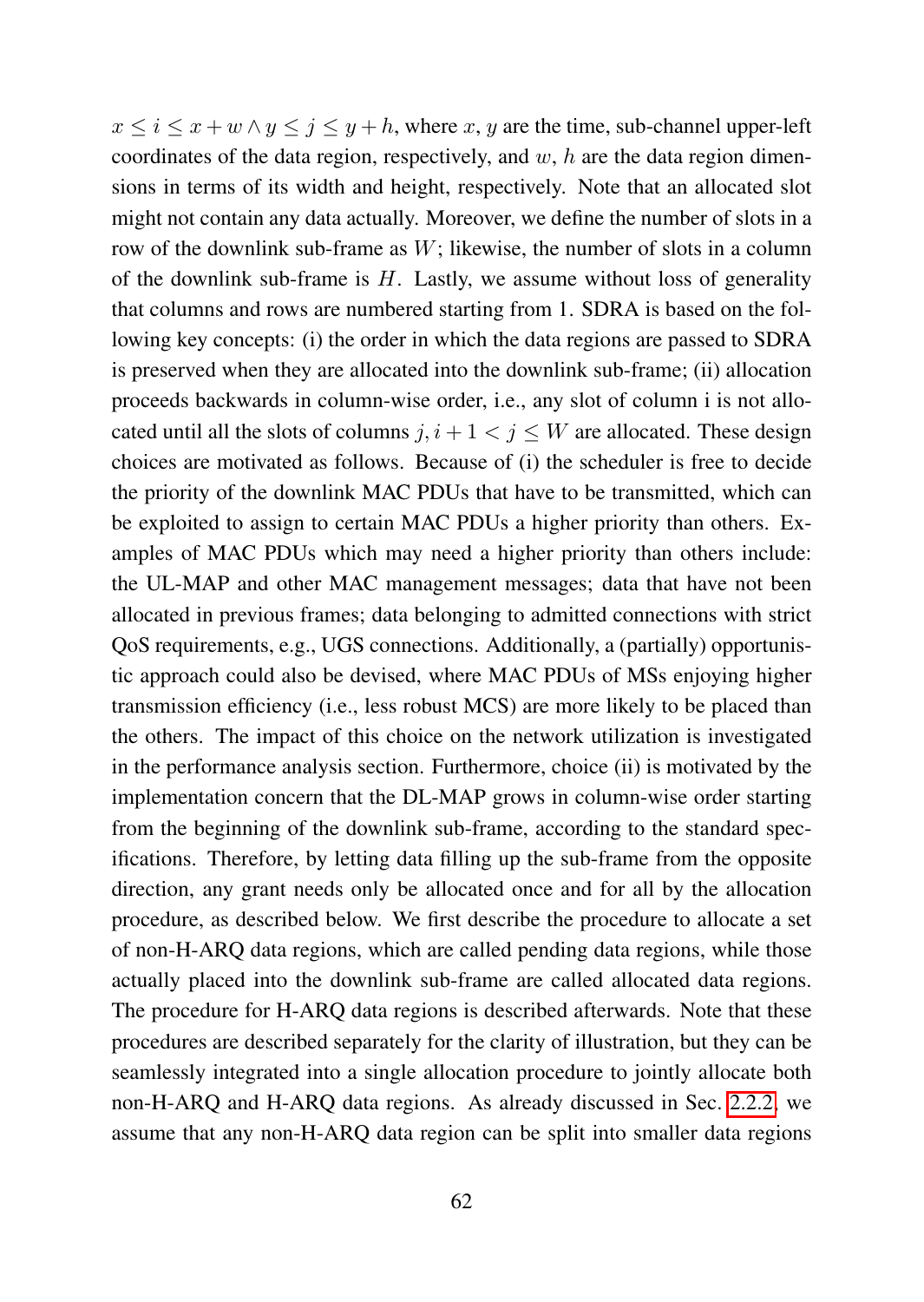$x \leq i \leq x + w \wedge y \leq j \leq y + h$, where $x$, $y$ are the time, sub-channel upper-left coordinates of the data region, respectively, and $w$, $h$ are the data region dimensions in terms of its width and height, respectively. Note that an allocated slot might not contain any data actually. Moreover, we define the number of slots in a row of the downlink sub-frame as $W$; likewise, the number of slots in a column of the downlink sub-frame is $H$. Lastly, we assume without loss of generality that columns and rows are numbered starting from 1. SDRA is based on the following key concepts: (i) the order in which the data regions are passed to SDRA is preserved when they are allocated into the downlink sub-frame; (ii) allocation proceeds backwards in column-wise order, i.e., any slot of column i is not allocated until all the slots of columns $j, i + 1 < j \leq W$ are allocated. These design choices are motivated as follows. Because of (i) the scheduler is free to decide the priority of the downlink MAC PDUs that have to be transmitted, which can be exploited to assign to certain MAC PDUs a higher priority than others. Examples of MAC PDUs which may need a higher priority than others include: the UL-MAP and other MAC management messages; data that have not been allocated in previous frames; data belonging to admitted connections with strict QoS requirements, e.g., UGS connections. Additionally, a (partially) opportunistic approach could also be devised, where MAC PDUs of MSs enjoying higher transmission efficiency (i.e., less robust MCS) are more likely to be placed than the others. The impact of this choice on the network utilization is investigated in the performance analysis section. Furthermore, choice (ii) is motivated by the implementation concern that the DL-MAP grows in column-wise order starting from the beginning of the downlink sub-frame, according to the standard specifications. Therefore, by letting data filling up the sub-frame from the opposite direction, any grant needs only be allocated once and for all by the allocation procedure, as described below. We first describe the procedure to allocate a set of non-H-ARQ data regions, which are called pending data regions, while those actually placed into the downlink sub-frame are called allocated data regions. The procedure for H-ARQ data regions is described afterwards. Note that these procedures are described separately for the clarity of illustration, but they can be seamlessly integrated into a single allocation procedure to jointly allocate both non-H-ARQ and H-ARQ data regions. As already discussed in Sec. 2.2.2, we assume that any non-H-ARQ data region can be split into smaller data regions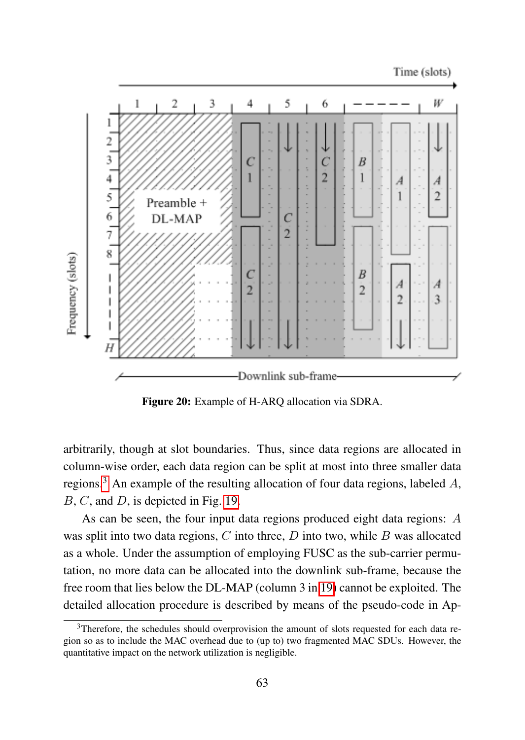**Figure 20:** Example of H-ARQ allocation via SDRA.

arbitrarily, though at slot boundaries. Thus, since data regions are allocated in column-wise order, each data region can be split at most into three smaller data regions.[3] An example of the resulting allocation of four data regions, labeled $A$, $B$, $C$, and $D$, is depicted in Fig. 19.

As can be seen, the four input data regions produced eight data regions: $A$ was split into two data regions, $C$ into three, $D$ into two, while $B$ was allocated as a whole. Under the assumption of employing FUSC as the sub-carrier permutation, no more data can be allocated into the downlink sub-frame, because the free room that lies below the DL-MAP (column 3 in 19) cannot be exploited. The detailed allocation procedure is described by means of the pseudo-code in Ap-

[3]Therefore, the schedules should overprovision the amount of slots requested for each data region so as to include the MAC overhead due to (up to) two fragmented MAC SDUs. However, the quantitative impact on the network utilization is negligible.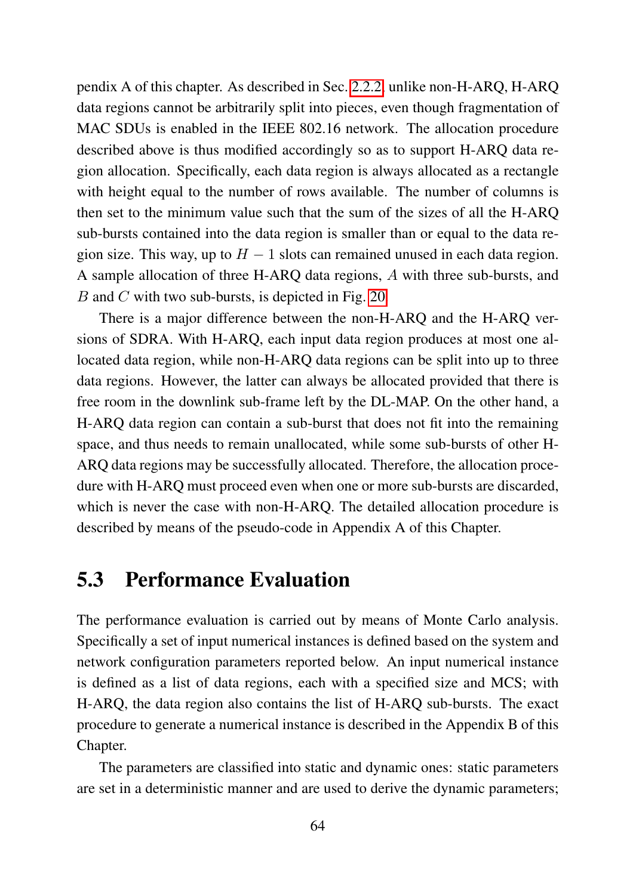pendix A of this chapter. As described in Sec. 2.2.2, unlike non-H-ARQ, H-ARQ data regions cannot be arbitrarily split into pieces, even though fragmentation of MAC SDUs is enabled in the IEEE 802.16 network. The allocation procedure described above is thus modified accordingly so as to support H-ARQ data region allocation. Specifically, each data region is always allocated as a rectangle with height equal to the number of rows available. The number of columns is then set to the minimum value such that the sum of the sizes of all the H-ARQ sub-bursts contained into the data region is smaller than or equal to the data region size. This way, up to $H - 1$ slots can remained unused in each data region. A sample allocation of three H-ARQ data regions, $A$ with three sub-bursts, and $B$ and $C$ with two sub-bursts, is depicted in Fig. 20.

There is a major difference between the non-H-ARQ and the H-ARQ versions of SDRA. With H-ARQ, each input data region produces at most one allocated data region, while non-H-ARQ data regions can be split into up to three data regions. However, the latter can always be allocated provided that there is free room in the downlink sub-frame left by the DL-MAP. On the other hand, a H-ARQ data region can contain a sub-burst that does not fit into the remaining space, and thus needs to remain unallocated, while some sub-bursts of other H-ARQ data regions may be successfully allocated. Therefore, the allocation procedure with H-ARQ must proceed even when one or more sub-bursts are discarded, which is never the case with non-H-ARQ. The detailed allocation procedure is described by means of the pseudo-code in Appendix A of this Chapter.

## 5.3 Performance Evaluation

The performance evaluation is carried out by means of Monte Carlo analysis. Specifically a set of input numerical instances is defined based on the system and network configuration parameters reported below. An input numerical instance is defined as a list of data regions, each with a specified size and MCS; with H-ARQ, the data region also contains the list of H-ARQ sub-bursts. The exact procedure to generate a numerical instance is described in the Appendix B of this Chapter.

The parameters are classified into static and dynamic ones: static parameters are set in a deterministic manner and are used to derive the dynamic parameters;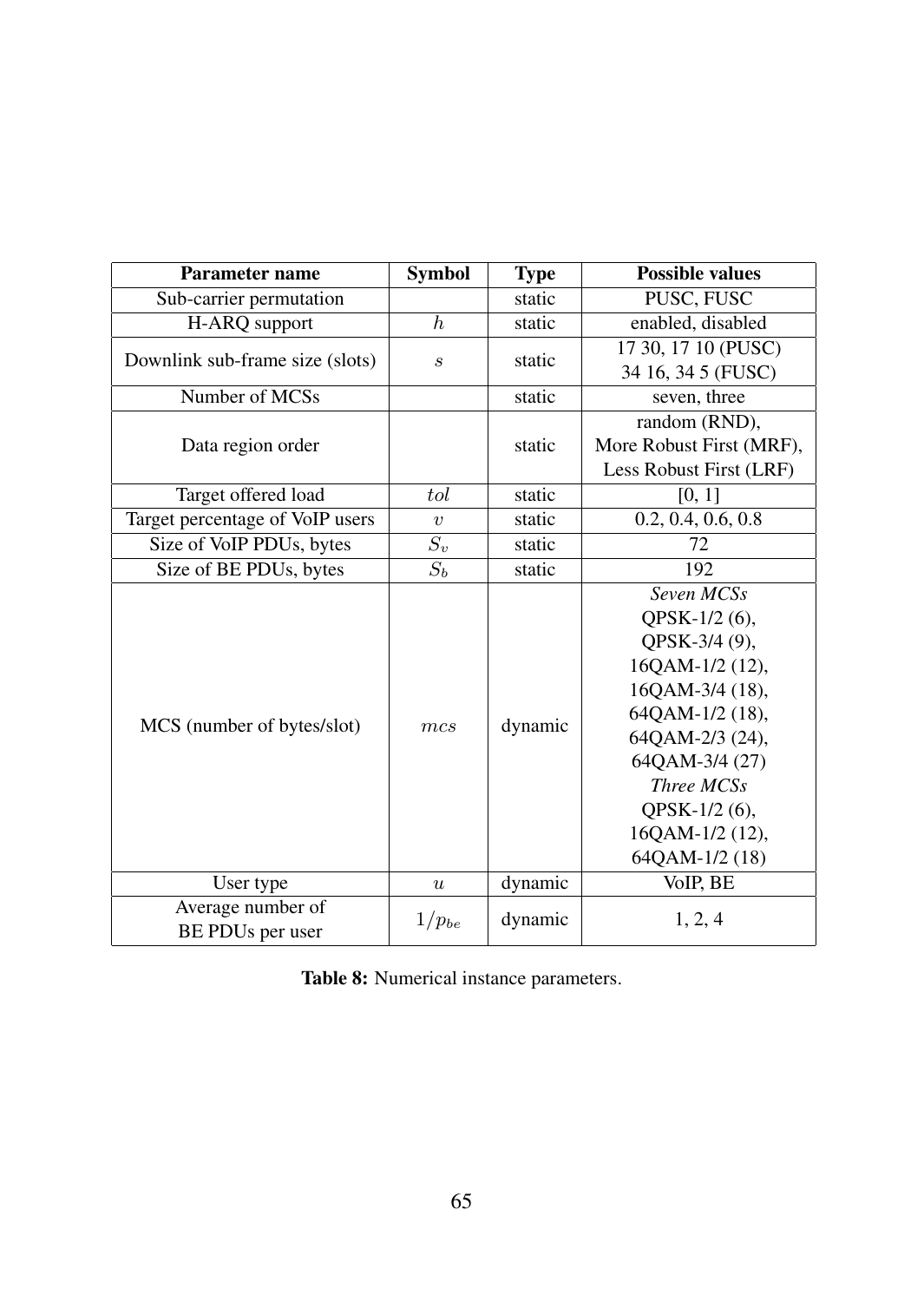| Parameter name | Symbol | Type | Possible values |
|---|---|---|---|
| Sub-carrier permutation | | static | PUSC, FUSC |
| H-ARQ support | $h$ | static | enabled, disabled |
| Downlink sub-frame size (slots) | $s$ | static | 17 30, 17 10 (PUSC)<br>34 16, 34 5 (FUSC) |
| Number of MCSs | | static | seven, three |
| Data region order | | static | random (RND),<br>More Robust First (MRF),<br>Less Robust First (LRF) |
| Target offered load | $tol$ | static | [0, 1] |
| Target percentage of VoIP users | $v$ | static | 0.2, 0.4, 0.6, 0.8 |
| Size of VoIP PDUs, bytes | $S_v$ | static | 72 |
| Size of BE PDUs, bytes | $S_b$ | static | 192 |
| MCS (number of bytes/slot) | $mcs$ | dynamic | *Seven MCSs*<br>QPSK-1/2 (6),<br>QPSK-3/4 (9),<br>16QAM-1/2 (12),<br>16QAM-3/4 (18),<br>64QAM-1/2 (18),<br>64QAM-2/3 (24),<br>64QAM-3/4 (27)<br>*Three MCSs*<br>QPSK-1/2 (6),<br>16QAM-1/2 (12),<br>64QAM-1/2 (18) |
| User type | $u$ | dynamic | VoIP, BE |
| Average number of BE PDUs per user | $1/p_{be}$ | dynamic | 1, 2, 4 |

**Table 8:** Numerical instance parameters.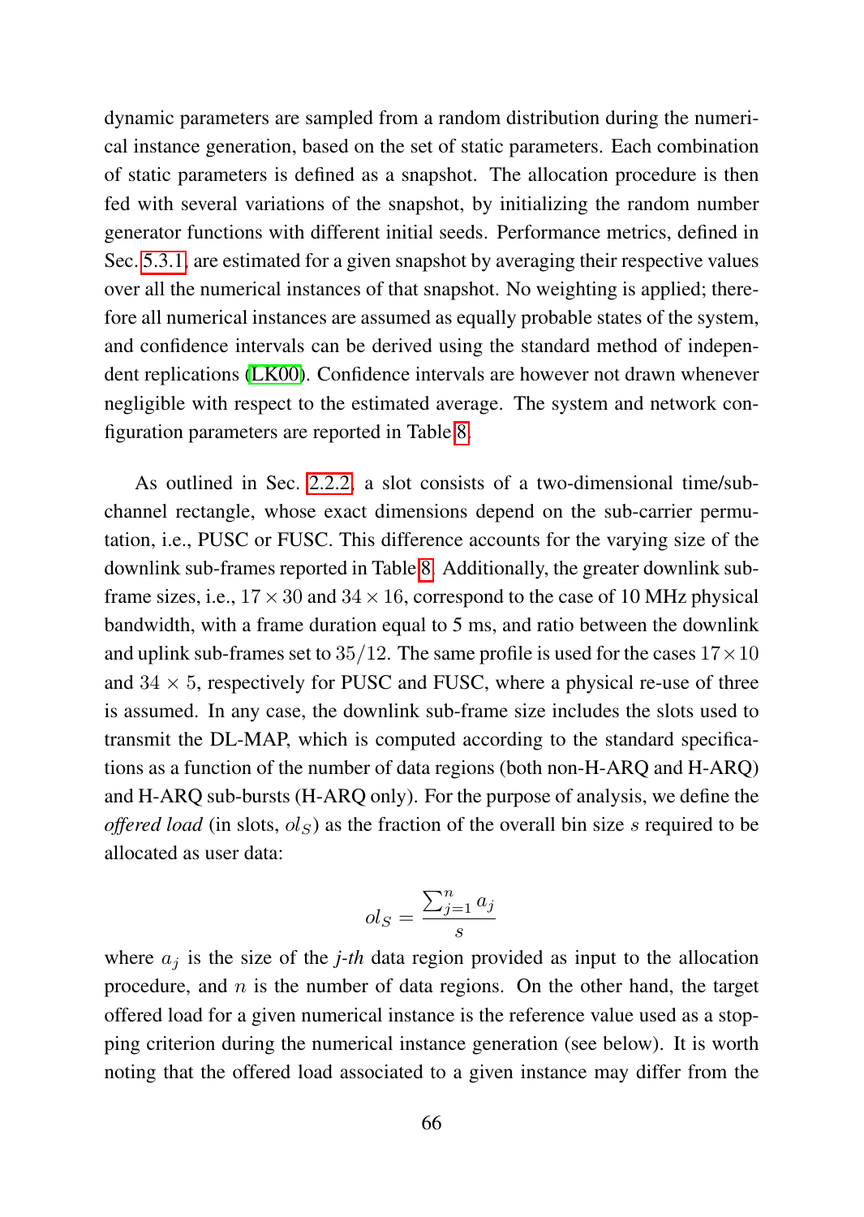dynamic parameters are sampled from a random distribution during the numerical instance generation, based on the set of static parameters. Each combination of static parameters is defined as a snapshot. The allocation procedure is then fed with several variations of the snapshot, by initializing the random number generator functions with different initial seeds. Performance metrics, defined in Sec. 5.3.1, are estimated for a given snapshot by averaging their respective values over all the numerical instances of that snapshot. No weighting is applied; therefore all numerical instances are assumed as equally probable states of the system, and confidence intervals can be derived using the standard method of independent replications (LK00). Confidence intervals are however not drawn whenever negligible with respect to the estimated average. The system and network configuration parameters are reported in Table 8.

As outlined in Sec. 2.2.2, a slot consists of a two-dimensional time/sub-channel rectangle, whose exact dimensions depend on the sub-carrier permutation, i.e., PUSC or FUSC. This difference accounts for the varying size of the downlink sub-frames reported in Table 8. Additionally, the greater downlink sub-frame sizes, i.e., $17 \times 30$ and $34 \times 16$, correspond to the case of 10 MHz physical bandwidth, with a frame duration equal to 5 ms, and ratio between the downlink and uplink sub-frames set to $35/12$. The same profile is used for the cases $17 \times 10$ and $34 \times 5$, respectively for PUSC and FUSC, where a physical re-use of three is assumed. In any case, the downlink sub-frame size includes the slots used to transmit the DL-MAP, which is computed according to the standard specifications as a function of the number of data regions (both non-H-ARQ and H-ARQ) and H-ARQ sub-bursts (H-ARQ only). For the purpose of analysis, we define the *offered load* (in slots, $ol_S$) as the fraction of the overall bin size $s$ required to be allocated as user data:

$$ol_S = \frac{\sum_{j=1}^{n} a_j}{s}$$

where $a_j$ is the size of the *j-th* data region provided as input to the allocation procedure, and $n$ is the number of data regions. On the other hand, the target offered load for a given numerical instance is the reference value used as a stopping criterion during the numerical instance generation (see below). It is worth noting that the offered load associated to a given instance may differ from the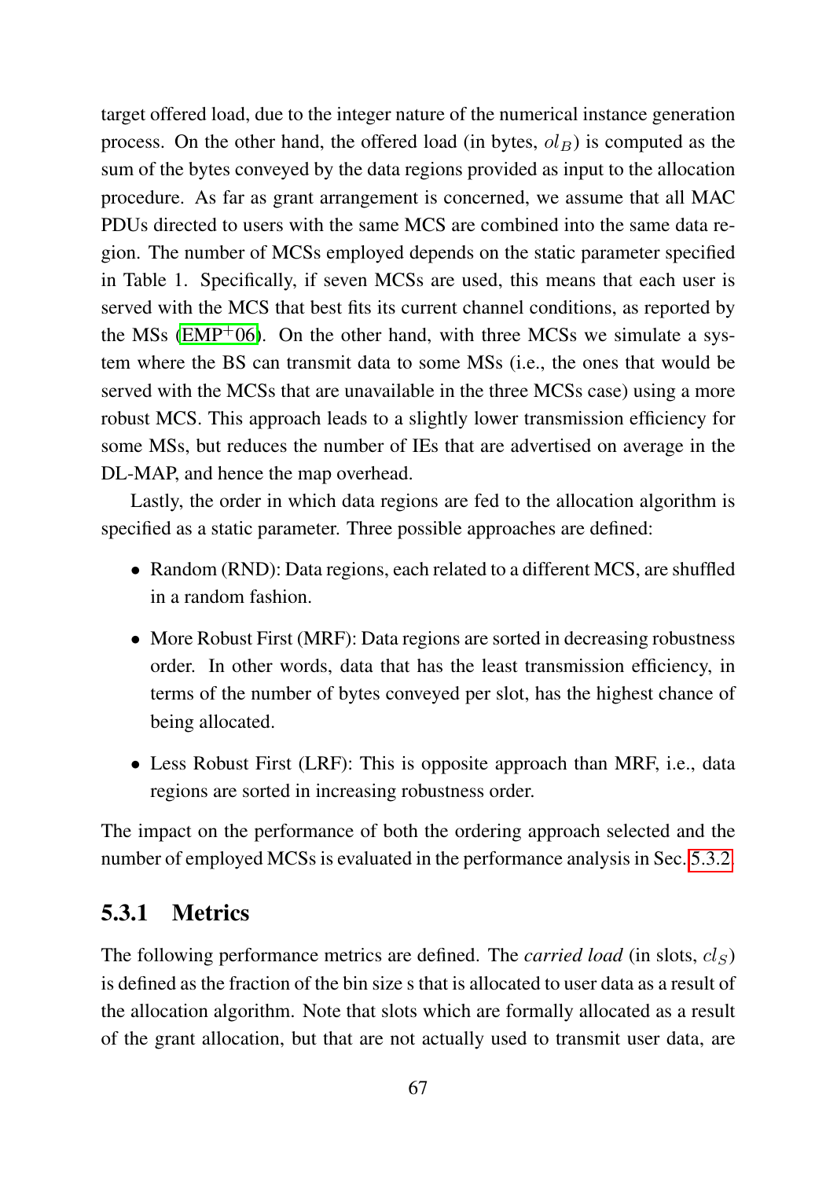target offered load, due to the integer nature of the numerical instance generation process. On the other hand, the offered load (in bytes, $ol_B$) is computed as the sum of the bytes conveyed by the data regions provided as input to the allocation procedure. As far as grant arrangement is concerned, we assume that all MAC PDUs directed to users with the same MCS are combined into the same data region. The number of MCSs employed depends on the static parameter specified in Table 1. Specifically, if seven MCSs are used, this means that each user is served with the MCS that best fits its current channel conditions, as reported by the MSs (EMP[+]06). On the other hand, with three MCSs we simulate a system where the BS can transmit data to some MSs (i.e., the ones that would be served with the MCSs that are unavailable in the three MCSs case) using a more robust MCS. This approach leads to a slightly lower transmission efficiency for some MSs, but reduces the number of IEs that are advertised on average in the DL-MAP, and hence the map overhead.

Lastly, the order in which data regions are fed to the allocation algorithm is specified as a static parameter. Three possible approaches are defined:

- Random (RND): Data regions, each related to a different MCS, are shuffled in a random fashion.
- More Robust First (MRF): Data regions are sorted in decreasing robustness order. In other words, data that has the least transmission efficiency, in terms of the number of bytes conveyed per slot, has the highest chance of being allocated.
- Less Robust First (LRF): This is opposite approach than MRF, i.e., data regions are sorted in increasing robustness order.

The impact on the performance of both the ordering approach selected and the number of employed MCSs is evaluated in the performance analysis in Sec. 5.3.2.

### 5.3.1 Metrics

The following performance metrics are defined. The *carried load* (in slots, $cl_S$) is defined as the fraction of the bin size s that is allocated to user data as a result of the allocation algorithm. Note that slots which are formally allocated as a result of the grant allocation, but that are not actually used to transmit user data, are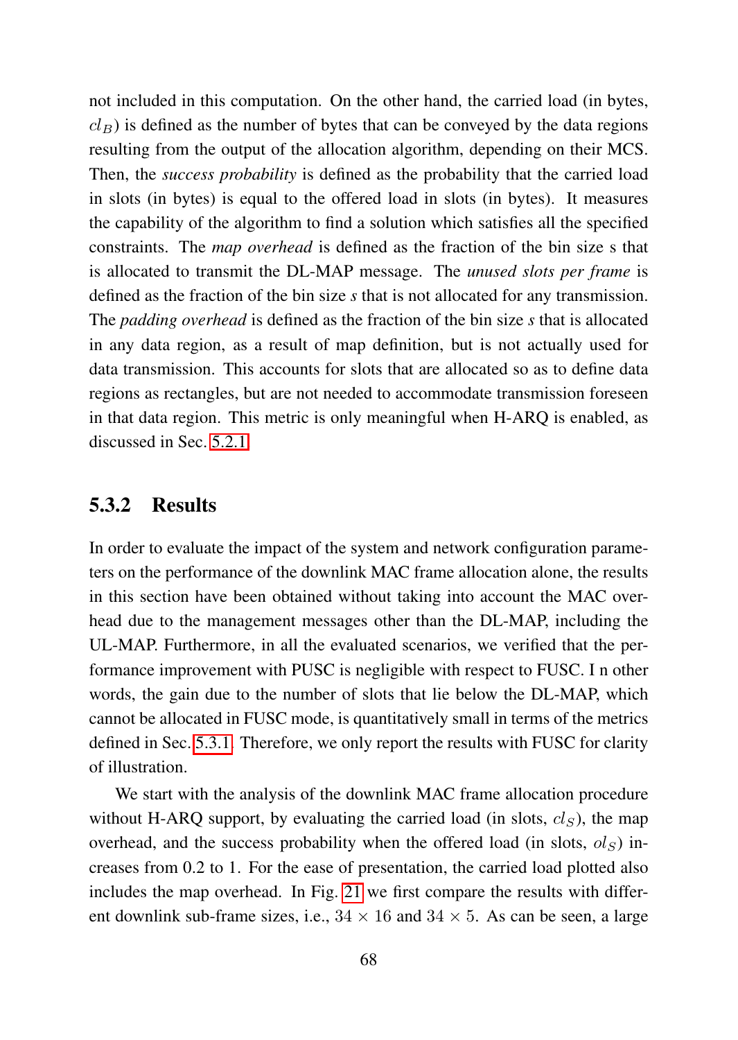not included in this computation. On the other hand, the carried load (in bytes, $cl_B$) is defined as the number of bytes that can be conveyed by the data regions resulting from the output of the allocation algorithm, depending on their MCS. Then, the *success probability* is defined as the probability that the carried load in slots (in bytes) is equal to the offered load in slots (in bytes). It measures the capability of the algorithm to find a solution which satisfies all the specified constraints. The *map overhead* is defined as the fraction of the bin size s that is allocated to transmit the DL-MAP message. The *unused slots per frame* is defined as the fraction of the bin size *s* that is not allocated for any transmission. The *padding overhead* is defined as the fraction of the bin size *s* that is allocated in any data region, as a result of map definition, but is not actually used for data transmission. This accounts for slots that are allocated so as to define data regions as rectangles, but are not needed to accommodate transmission foreseen in that data region. This metric is only meaningful when H-ARQ is enabled, as discussed in Sec. 5.2.1.

### 5.3.2 Results

In order to evaluate the impact of the system and network configuration parameters on the performance of the downlink MAC frame allocation alone, the results in this section have been obtained without taking into account the MAC overhead due to the management messages other than the DL-MAP, including the UL-MAP. Furthermore, in all the evaluated scenarios, we verified that the performance improvement with PUSC is negligible with respect to FUSC. I n other words, the gain due to the number of slots that lie below the DL-MAP, which cannot be allocated in FUSC mode, is quantitatively small in terms of the metrics defined in Sec. 5.3.1. Therefore, we only report the results with FUSC for clarity of illustration.

We start with the analysis of the downlink MAC frame allocation procedure without H-ARQ support, by evaluating the carried load (in slots, $cl_S$), the map overhead, and the success probability when the offered load (in slots, $ol_S$) increases from 0.2 to 1. For the ease of presentation, the carried load plotted also includes the map overhead. In Fig. 21 we first compare the results with different downlink sub-frame sizes, i.e., $34 \times 16$ and $34 \times 5$. As can be seen, a large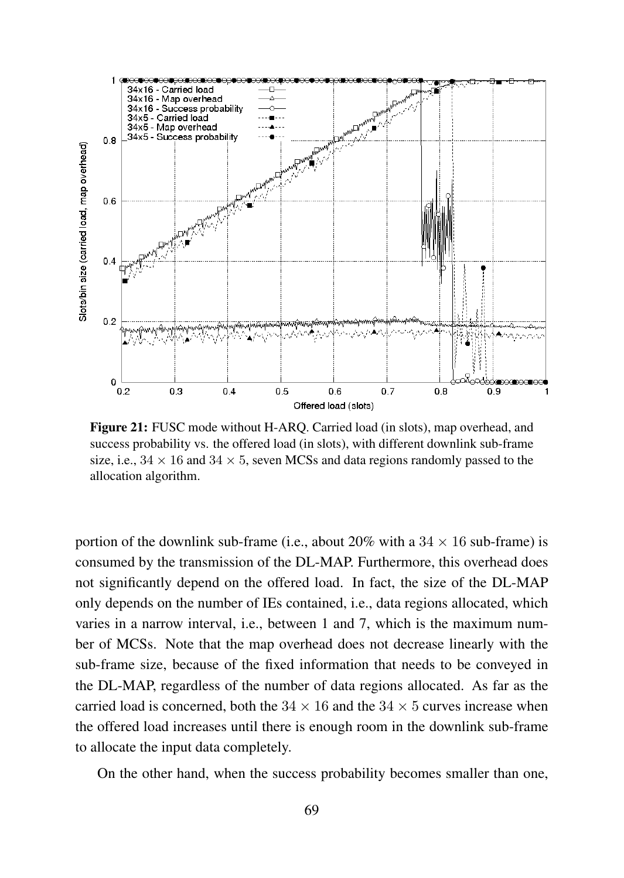**Figure 21:** FUSC mode without H-ARQ. Carried load (in slots), map overhead, and success probability vs. the offered load (in slots), with different downlink sub-frame size, i.e., $34 \times 16$ and $34 \times 5$, seven MCSs and data regions randomly passed to the allocation algorithm.

portion of the downlink sub-frame (i.e., about 20% with a $34 \times 16$ sub-frame) is consumed by the transmission of the DL-MAP. Furthermore, this overhead does not significantly depend on the offered load. In fact, the size of the DL-MAP only depends on the number of IEs contained, i.e., data regions allocated, which varies in a narrow interval, i.e., between 1 and 7, which is the maximum number of MCSs. Note that the map overhead does not decrease linearly with the sub-frame size, because of the fixed information that needs to be conveyed in the DL-MAP, regardless of the number of data regions allocated. As far as the carried load is concerned, both the $34 \times 16$ and the $34 \times 5$ curves increase when the offered load increases until there is enough room in the downlink sub-frame to allocate the input data completely.

On the other hand, when the success probability becomes smaller than one,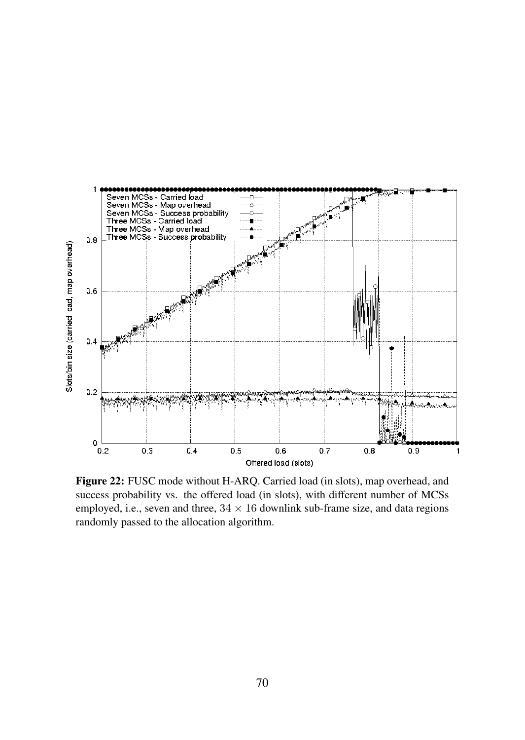**Figure 22:** FUSC mode without H-ARQ. Carried load (in slots), map overhead, and success probability vs. the offered load (in slots), with different number of MCSs employed, i.e., seven and three, $34 \times 16$ downlink sub-frame size, and data regions randomly passed to the allocation algorithm.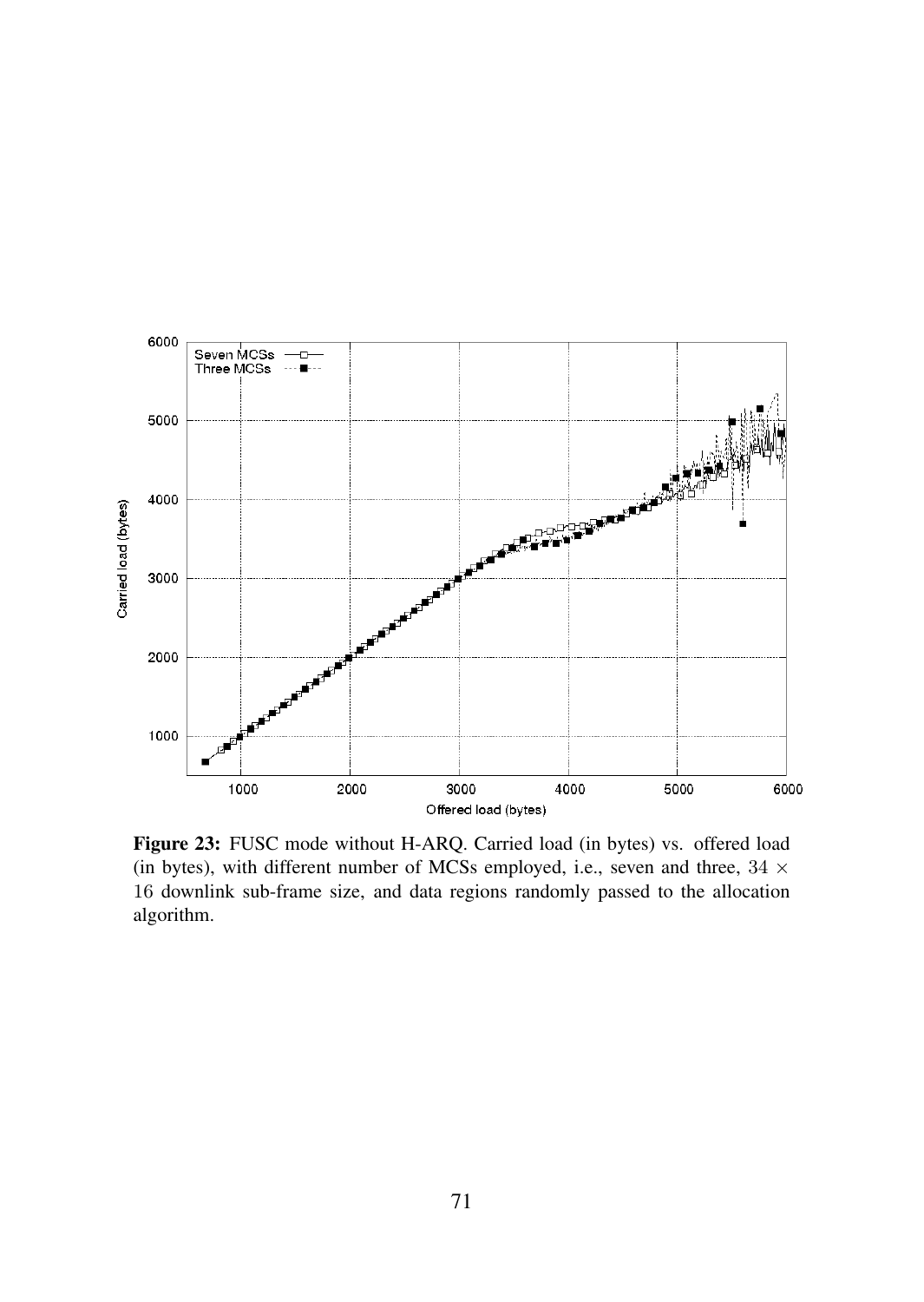**Figure 23:** FUSC mode without H-ARQ. Carried load (in bytes) vs. offered load (in bytes), with different number of MCSs employed, i.e., seven and three, $34 \times 16$ downlink sub-frame size, and data regions randomly passed to the allocation algorithm.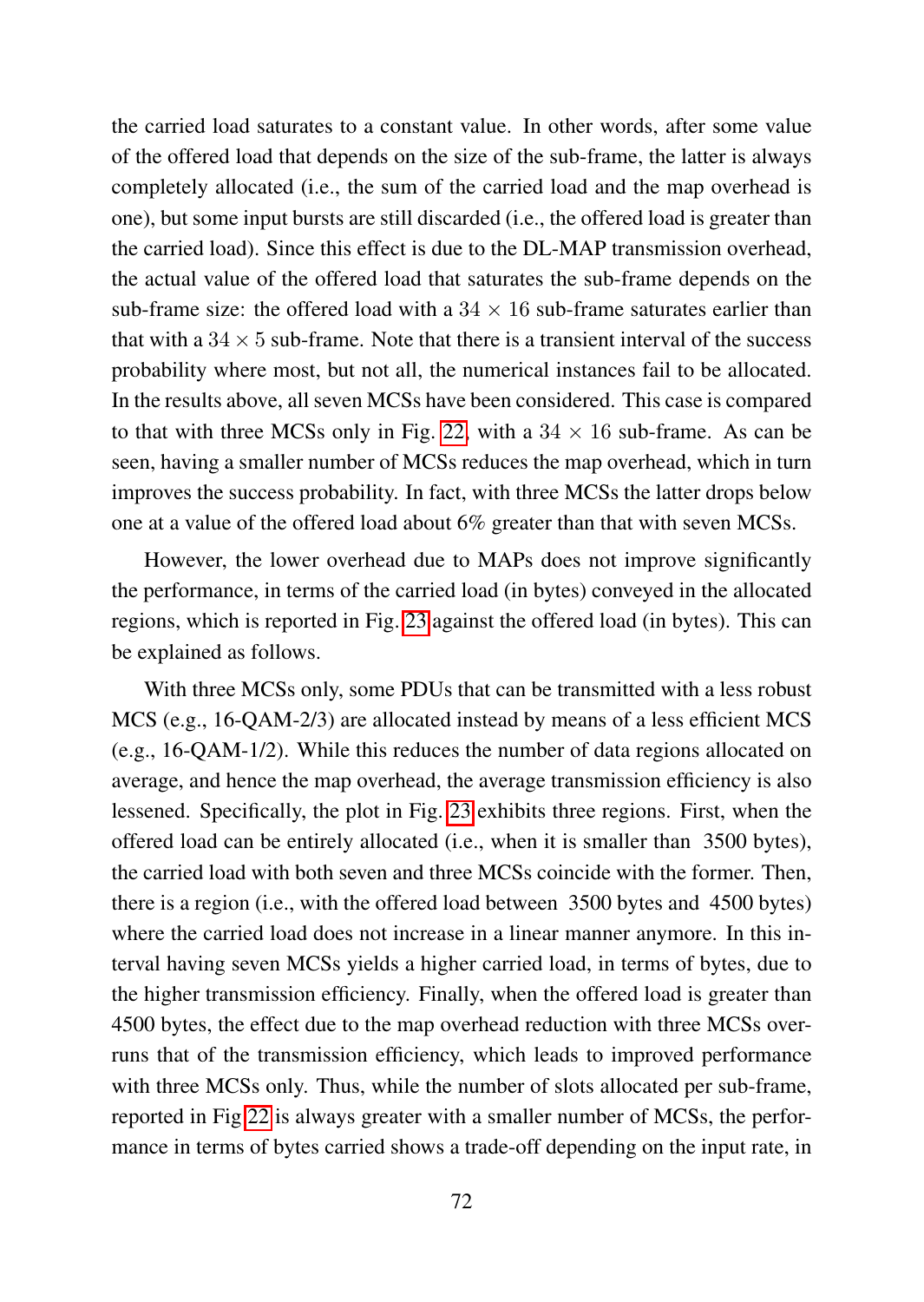the carried load saturates to a constant value. In other words, after some value of the offered load that depends on the size of the sub-frame, the latter is always completely allocated (i.e., the sum of the carried load and the map overhead is one), but some input bursts are still discarded (i.e., the offered load is greater than the carried load). Since this effect is due to the DL-MAP transmission overhead, the actual value of the offered load that saturates the sub-frame depends on the sub-frame size: the offered load with a $34 \times 16$ sub-frame saturates earlier than that with a $34 \times 5$ sub-frame. Note that there is a transient interval of the success probability where most, but not all, the numerical instances fail to be allocated. In the results above, all seven MCSs have been considered. This case is compared to that with three MCSs only in Fig. 22, with a $34 \times 16$ sub-frame. As can be seen, having a smaller number of MCSs reduces the map overhead, which in turn improves the success probability. In fact, with three MCSs the latter drops below one at a value of the offered load about 6% greater than that with seven MCSs.

However, the lower overhead due to MAPs does not improve significantly the performance, in terms of the carried load (in bytes) conveyed in the allocated regions, which is reported in Fig. 23 against the offered load (in bytes). This can be explained as follows.

With three MCSs only, some PDUs that can be transmitted with a less robust MCS (e.g., 16-QAM-2/3) are allocated instead by means of a less efficient MCS (e.g., 16-QAM-1/2). While this reduces the number of data regions allocated on average, and hence the map overhead, the average transmission efficiency is also lessened. Specifically, the plot in Fig. 23 exhibits three regions. First, when the offered load can be entirely allocated (i.e., when it is smaller than  3500 bytes), the carried load with both seven and three MCSs coincide with the former. Then, there is a region (i.e., with the offered load between  3500 bytes and  4500 bytes) where the carried load does not increase in a linear manner anymore. In this interval having seven MCSs yields a higher carried load, in terms of bytes, due to the higher transmission efficiency. Finally, when the offered load is greater than 4500 bytes, the effect due to the map overhead reduction with three MCSs overruns that of the transmission efficiency, which leads to improved performance with three MCSs only. Thus, while the number of slots allocated per sub-frame, reported in Fig 22 is always greater with a smaller number of MCSs, the performance in terms of bytes carried shows a trade-off depending on the input rate, in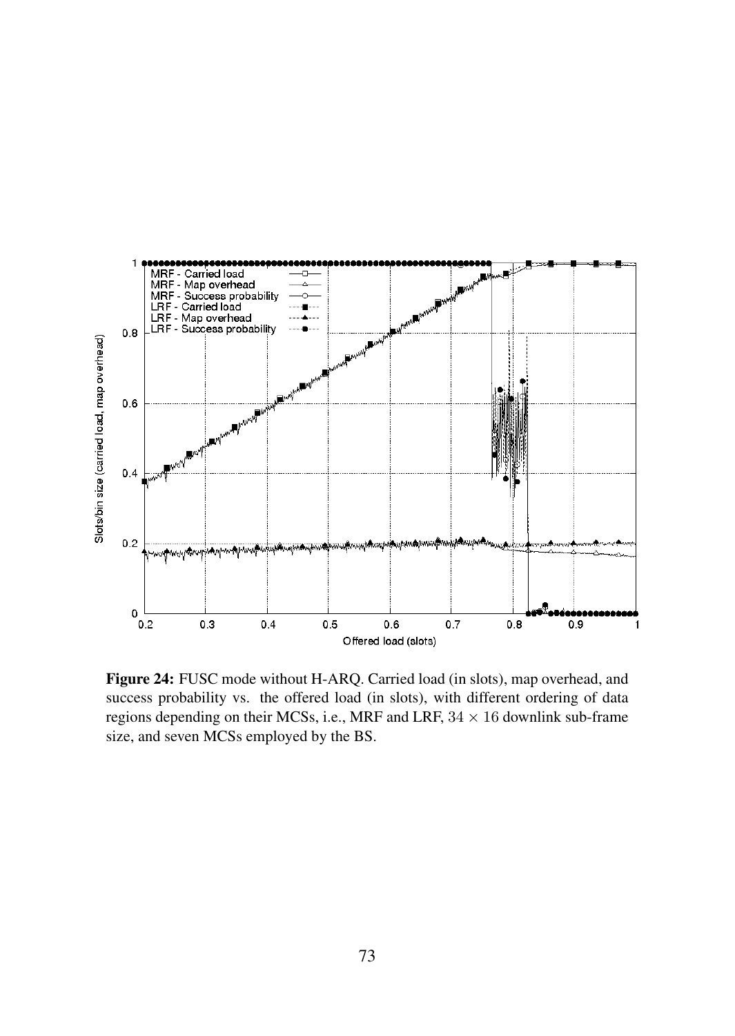**Figure 24:** FUSC mode without H-ARQ. Carried load (in slots), map overhead, and success probability vs. the offered load (in slots), with different ordering of data regions depending on their MCSs, i.e., MRF and LRF, $34 \times 16$ downlink sub-frame size, and seven MCSs employed by the BS.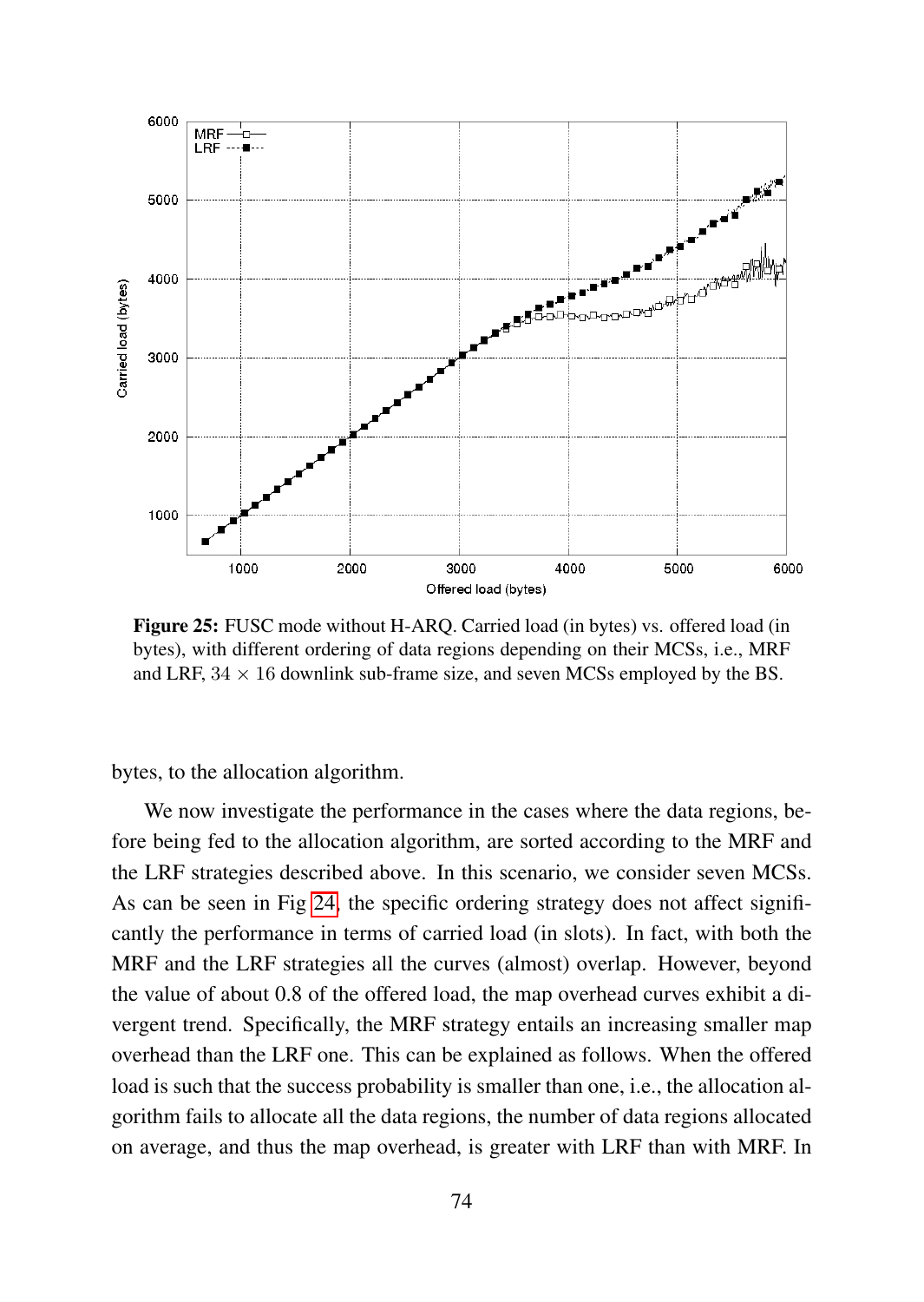**Figure 25:** FUSC mode without H-ARQ. Carried load (in bytes) vs. offered load (in bytes), with different ordering of data regions depending on their MCSs, i.e., MRF and LRF, $34 \times 16$ downlink sub-frame size, and seven MCSs employed by the BS.

bytes, to the allocation algorithm.

We now investigate the performance in the cases where the data regions, before being fed to the allocation algorithm, are sorted according to the MRF and the LRF strategies described above. In this scenario, we consider seven MCSs. As can be seen in Fig 24, the specific ordering strategy does not affect significantly the performance in terms of carried load (in slots). In fact, with both the MRF and the LRF strategies all the curves (almost) overlap. However, beyond the value of about 0.8 of the offered load, the map overhead curves exhibit a divergent trend. Specifically, the MRF strategy entails an increasing smaller map overhead than the LRF one. This can be explained as follows. When the offered load is such that the success probability is smaller than one, i.e., the allocation algorithm fails to allocate all the data regions, the number of data regions allocated on average, and thus the map overhead, is greater with LRF than with MRF. In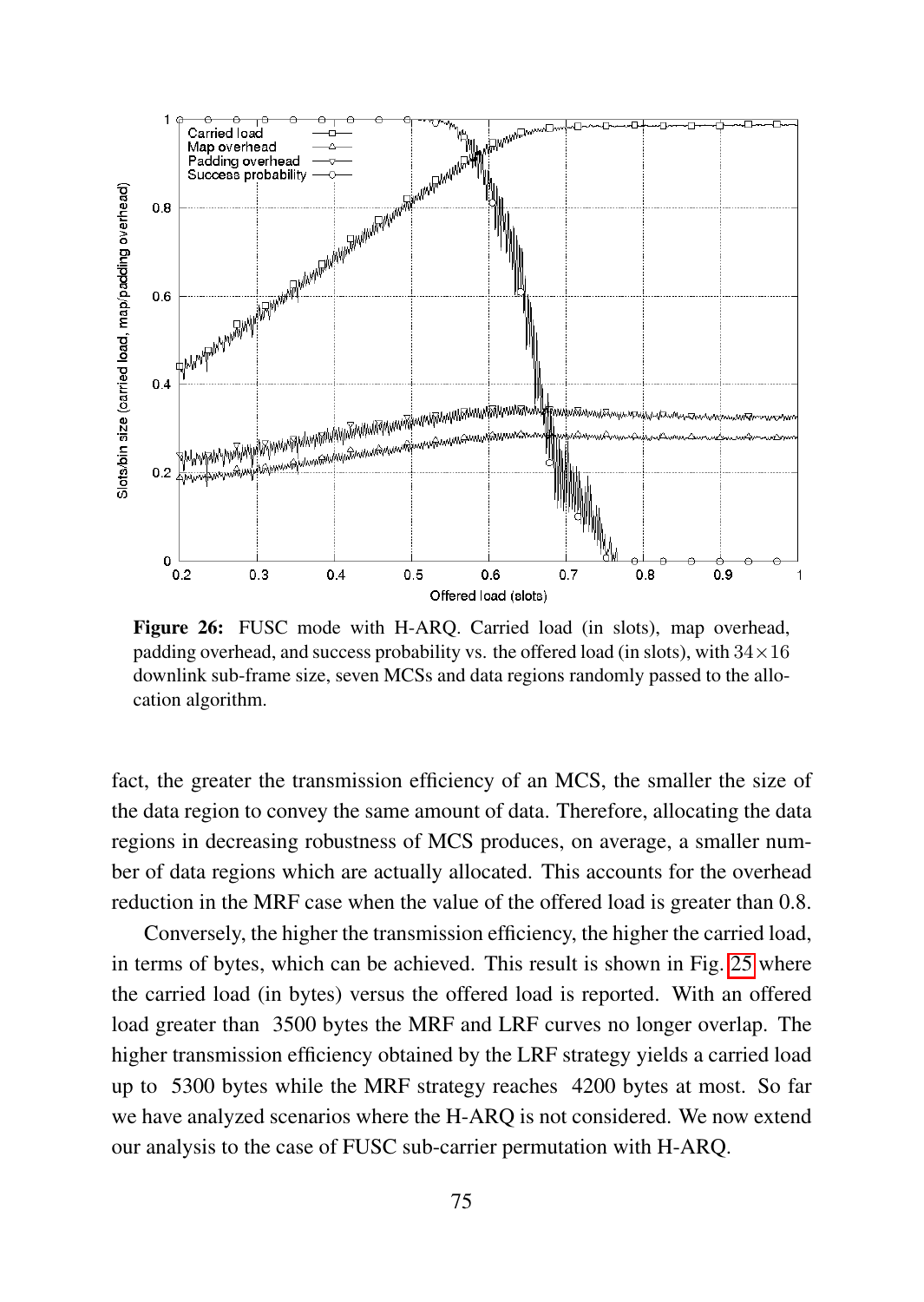**Figure 26:** FUSC mode with H-ARQ. Carried load (in slots), map overhead, padding overhead, and success probability vs. the offered load (in slots), with $34 \times 16$ downlink sub-frame size, seven MCSs and data regions randomly passed to the allocation algorithm.

fact, the greater the transmission efficiency of an MCS, the smaller the size of the data region to convey the same amount of data. Therefore, allocating the data regions in decreasing robustness of MCS produces, on average, a smaller number of data regions which are actually allocated. This accounts for the overhead reduction in the MRF case when the value of the offered load is greater than 0.8.

Conversely, the higher the transmission efficiency, the higher the carried load, in terms of bytes, which can be achieved. This result is shown in Fig. 25 where the carried load (in bytes) versus the offered load is reported. With an offered load greater than 3500 bytes the MRF and LRF curves no longer overlap. The higher transmission efficiency obtained by the LRF strategy yields a carried load up to 5300 bytes while the MRF strategy reaches 4200 bytes at most. So far we have analyzed scenarios where the H-ARQ is not considered. We now extend our analysis to the case of FUSC sub-carrier permutation with H-ARQ.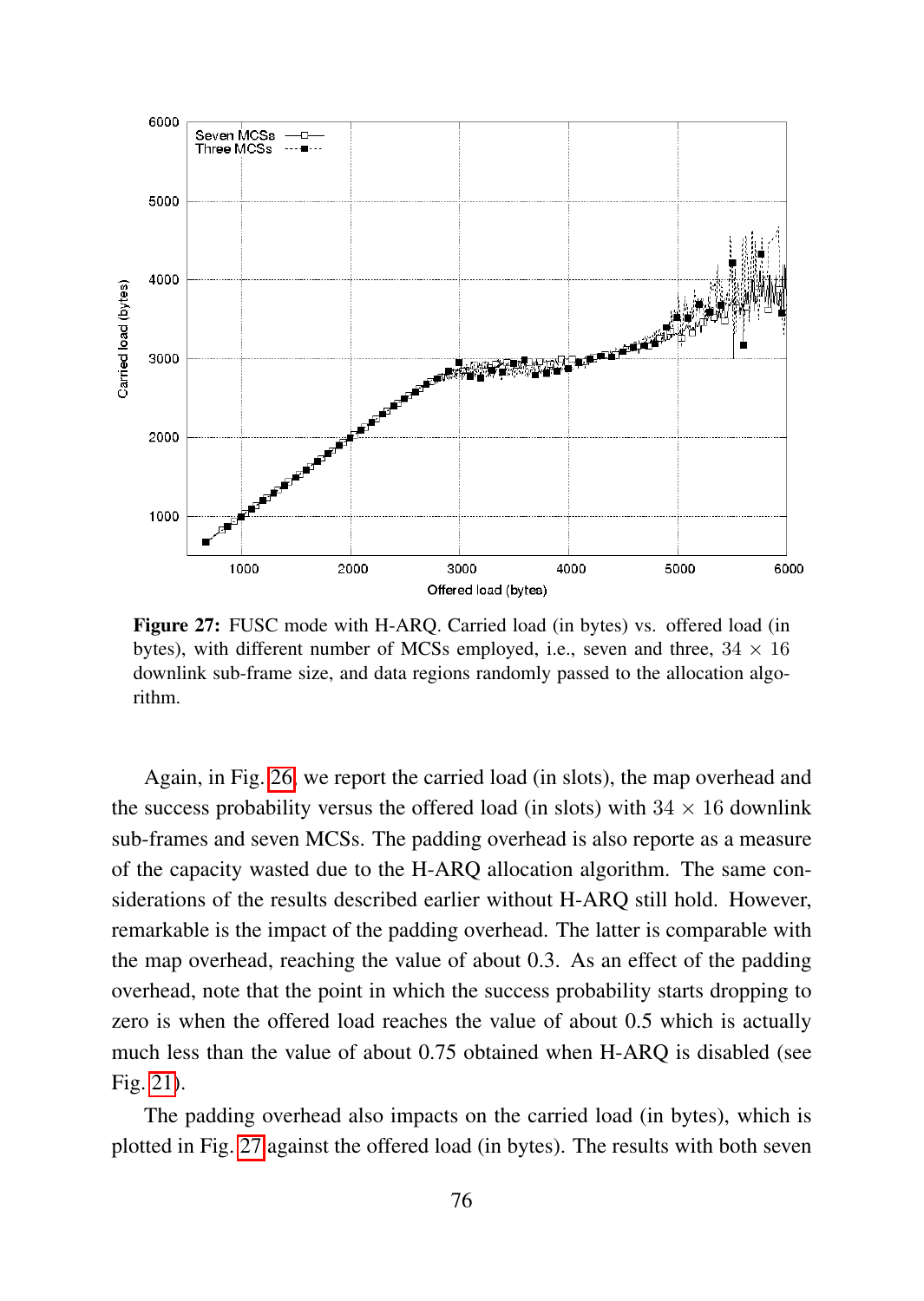**Figure 27:** FUSC mode with H-ARQ. Carried load (in bytes) vs. offered load (in bytes), with different number of MCSs employed, i.e., seven and three, $34 \times 16$ downlink sub-frame size, and data regions randomly passed to the allocation algorithm.

Again, in Fig. 26, we report the carried load (in slots), the map overhead and the success probability versus the offered load (in slots) with $34 \times 16$ downlink sub-frames and seven MCSs. The padding overhead is also reporte as a measure of the capacity wasted due to the H-ARQ allocation algorithm. The same considerations of the results described earlier without H-ARQ still hold. However, remarkable is the impact of the padding overhead. The latter is comparable with the map overhead, reaching the value of about 0.3. As an effect of the padding overhead, note that the point in which the success probability starts dropping to zero is when the offered load reaches the value of about 0.5 which is actually much less than the value of about 0.75 obtained when H-ARQ is disabled (see Fig. 21).

The padding overhead also impacts on the carried load (in bytes), which is plotted in Fig. 27 against the offered load (in bytes). The results with both seven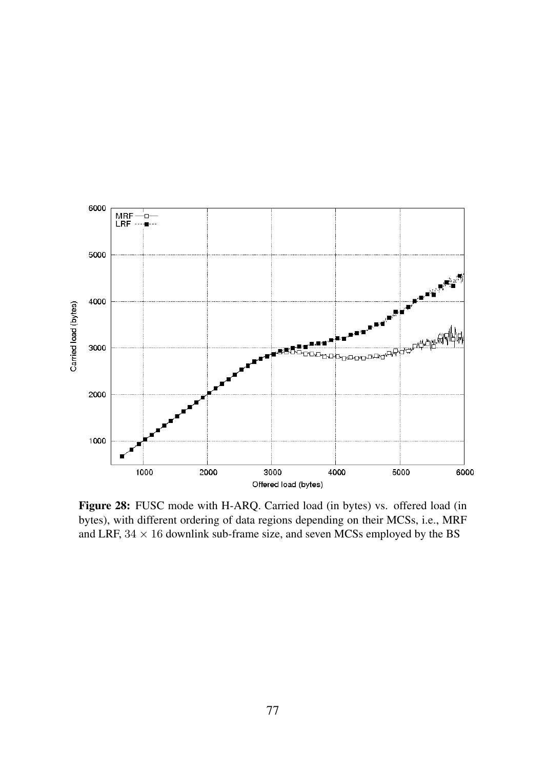**Figure 28:** FUSC mode with H-ARQ. Carried load (in bytes) vs. offered load (in bytes), with different ordering of data regions depending on their MCSs, i.e., MRF and LRF, $34 \times 16$ downlink sub-frame size, and seven MCSs employed by the BS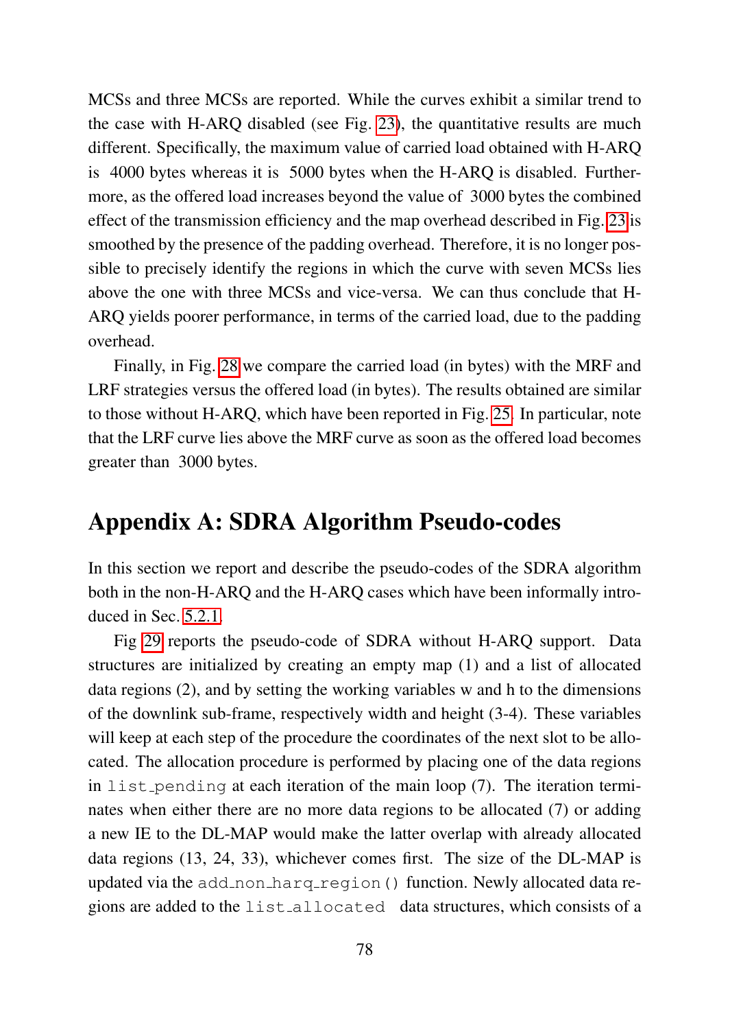MCSs and three MCSs are reported. While the curves exhibit a similar trend to the case with H-ARQ disabled (see Fig. 23), the quantitative results are much different. Specifically, the maximum value of carried load obtained with H-ARQ is  4000 bytes whereas it is  5000 bytes when the H-ARQ is disabled. Furthermore, as the offered load increases beyond the value of  3000 bytes the combined effect of the transmission efficiency and the map overhead described in Fig. 23 is smoothed by the presence of the padding overhead. Therefore, it is no longer possible to precisely identify the regions in which the curve with seven MCSs lies above the one with three MCSs and vice-versa. We can thus conclude that H-ARQ yields poorer performance, in terms of the carried load, due to the padding overhead.

Finally, in Fig. 28 we compare the carried load (in bytes) with the MRF and LRF strategies versus the offered load (in bytes). The results obtained are similar to those without H-ARQ, which have been reported in Fig. 25. In particular, note that the LRF curve lies above the MRF curve as soon as the offered load becomes greater than  3000 bytes.

# Appendix A: SDRA Algorithm Pseudo-codes

In this section we report and describe the pseudo-codes of the SDRA algorithm both in the non-H-ARQ and the H-ARQ cases which have been informally introduced in Sec. 5.2.1.

Fig 29 reports the pseudo-code of SDRA without H-ARQ support. Data structures are initialized by creating an empty map (1) and a list of allocated data regions (2), and by setting the working variables w and h to the dimensions of the downlink sub-frame, respectively width and height (3-4). These variables will keep at each step of the procedure the coordinates of the next slot to be allocated. The allocation procedure is performed by placing one of the data regions in `list_pending` at each iteration of the main loop (7). The iteration terminates when either there are no more data regions to be allocated (7) or adding a new IE to the DL-MAP would make the latter overlap with already allocated data regions (13, 24, 33), whichever comes first. The size of the DL-MAP is updated via the `add_non_harq_region()` function. Newly allocated data regions are added to the `list_allocated` data structures, which consists of a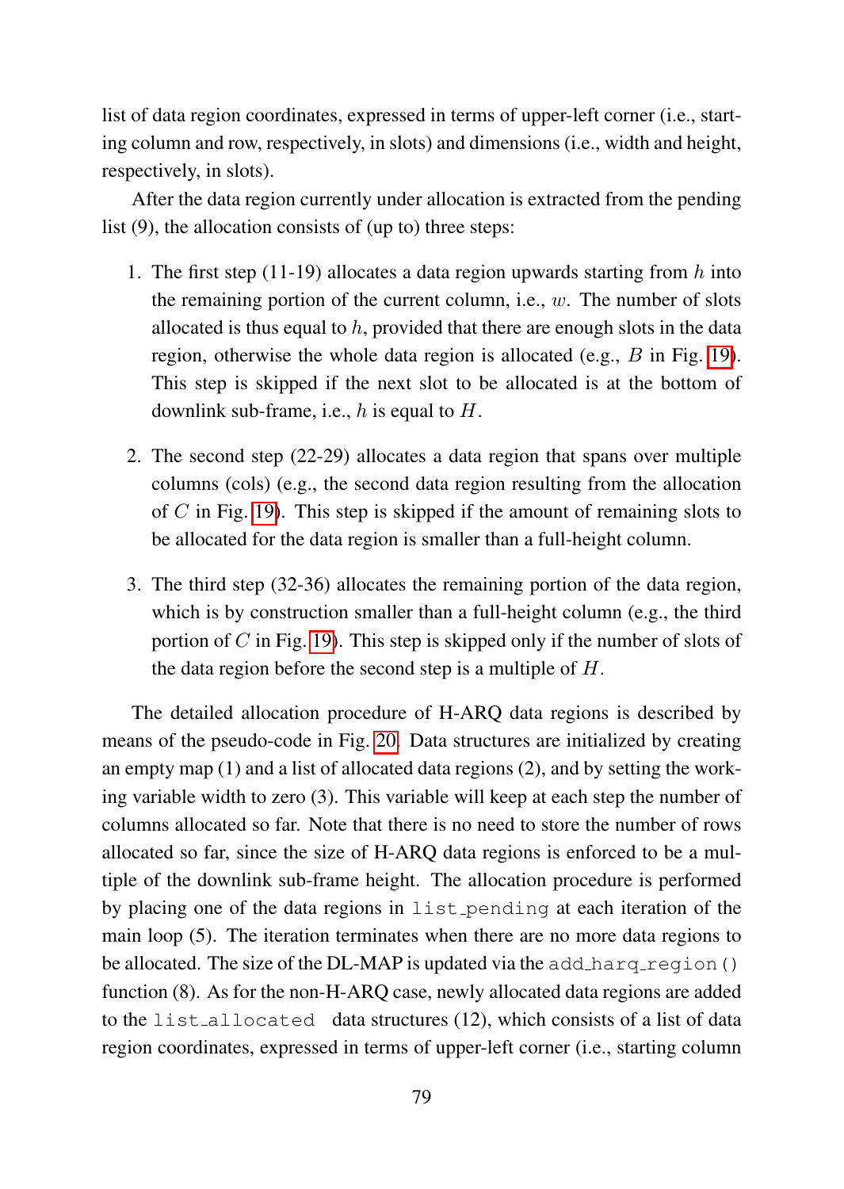list of data region coordinates, expressed in terms of upper-left corner (i.e., starting column and row, respectively, in slots) and dimensions (i.e., width and height, respectively, in slots).

After the data region currently under allocation is extracted from the pending list (9), the allocation consists of (up to) three steps:

1. The first step (11-19) allocates a data region upwards starting from $h$ into the remaining portion of the current column, i.e., $w$. The number of slots allocated is thus equal to $h$, provided that there are enough slots in the data region, otherwise the whole data region is allocated (e.g., $B$ in Fig. 19). This step is skipped if the next slot to be allocated is at the bottom of downlink sub-frame, i.e., $h$ is equal to $H$.

2. The second step (22-29) allocates a data region that spans over multiple columns (cols) (e.g., the second data region resulting from the allocation of $C$ in Fig. 19). This step is skipped if the amount of remaining slots to be allocated for the data region is smaller than a full-height column.

3. The third step (32-36) allocates the remaining portion of the data region, which is by construction smaller than a full-height column (e.g., the third portion of $C$ in Fig. 19). This step is skipped only if the number of slots of the data region before the second step is a multiple of $H$.

The detailed allocation procedure of H-ARQ data regions is described by means of the pseudo-code in Fig. 20. Data structures are initialized by creating an empty map (1) and a list of allocated data regions (2), and by setting the working variable width to zero (3). This variable will keep at each step the number of columns allocated so far. Note that there is no need to store the number of rows allocated so far, since the size of H-ARQ data regions is enforced to be a multiple of the downlink sub-frame height. The allocation procedure is performed by placing one of the data regions in `list_pending` at each iteration of the main loop (5). The iteration terminates when there are no more data regions to be allocated. The size of the DL-MAP is updated via the `add_harq_region()` function (8). As for the non-H-ARQ case, newly allocated data regions are added to the `list_allocated` data structures (12), which consists of a list of data region coordinates, expressed in terms of upper-left corner (i.e., starting column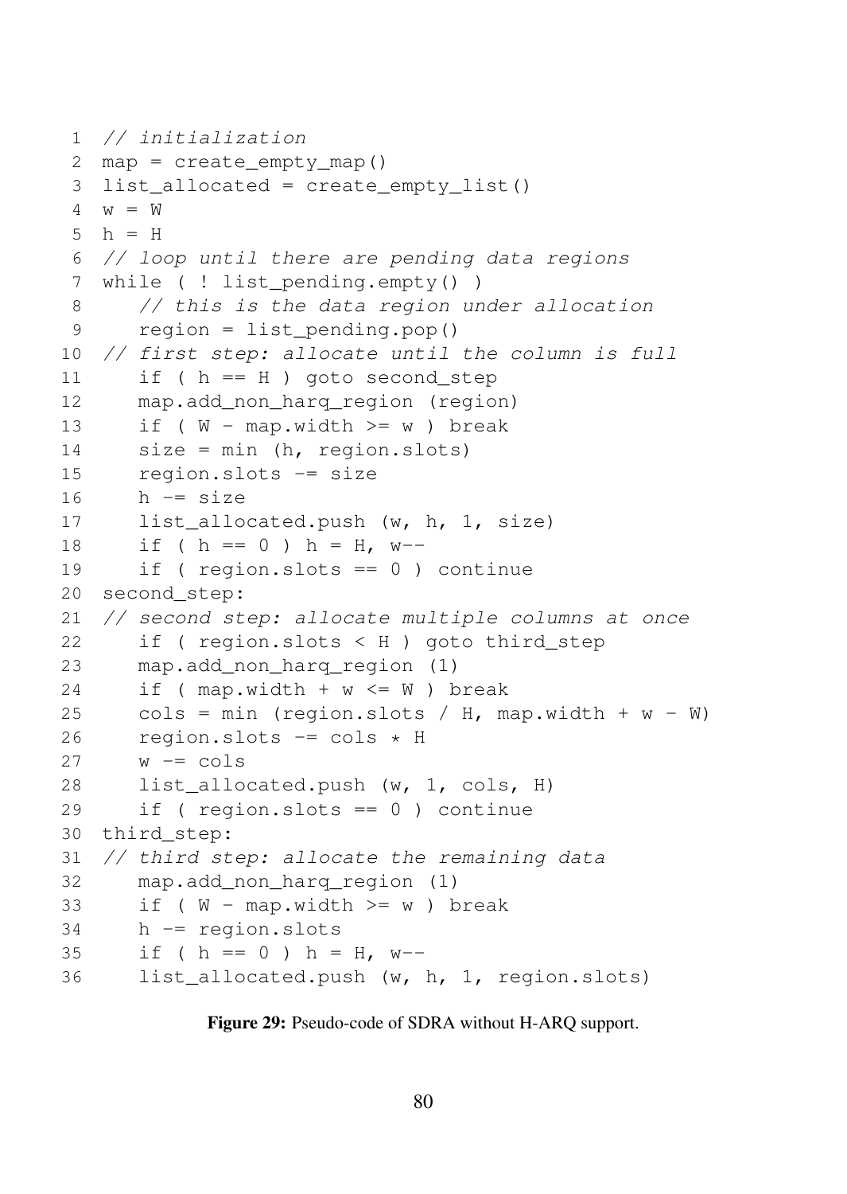```
 1  // initialization
 2  map = create_empty_map()
 3  list_allocated = create_empty_list()
 4  w = W
 5  h = H
 6  // loop until there are pending data regions
 7  while ( ! list_pending.empty() )
 8     // this is the data region under allocation
 9     region = list_pending.pop()
10  // first step: allocate until the column is full
11     if ( h == H ) goto second_step
12     map.add_non_harq_region (region)
13     if ( W - map.width >= w ) break
14     size = min (h, region.slots)
15     region.slots -= size
16     h -= size
17     list_allocated.push (w, h, 1, size)
18     if ( h == 0 ) h = H, w--
19     if ( region.slots == 0 ) continue
20  second_step:
21  // second step: allocate multiple columns at once
22     if ( region.slots < H ) goto third_step
23     map.add_non_harq_region (1)
24     if ( map.width + w <= W ) break
25     cols = min (region.slots / H, map.width + w - W)
26     region.slots -= cols * H
27     w -= cols
28     list_allocated.push (w, 1, cols, H)
29     if ( region.slots == 0 ) continue
30  third_step:
31  // third step: allocate the remaining data
32     map.add_non_harq_region (1)
33     if ( W - map.width >= w ) break
34     h -= region.slots
35     if ( h == 0 ) h = H, w--
36     list_allocated.push (w, h, 1, region.slots)
```

**Figure 29:** Pseudo-code of SDRA without H-ARQ support.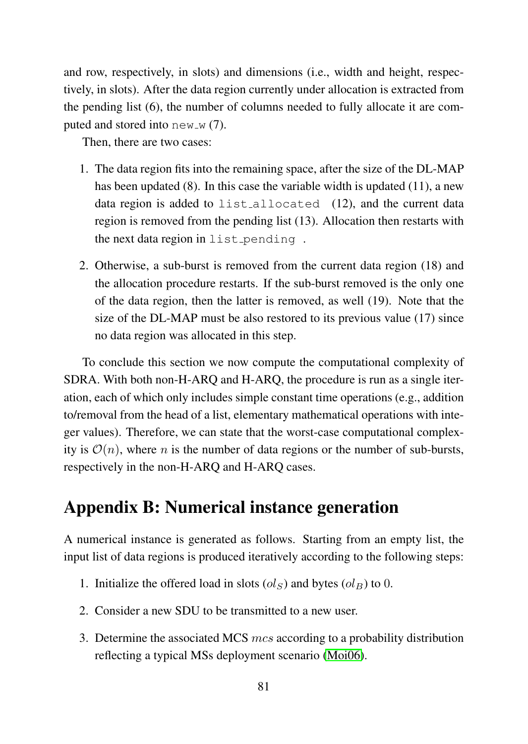and row, respectively, in slots) and dimensions (i.e., width and height, respectively, in slots). After the data region currently under allocation is extracted from the pending list (6), the number of columns needed to fully allocate it are computed and stored into `new_w` (7).

Then, there are two cases:

1. The data region fits into the remaining space, after the size of the DL-MAP has been updated (8). In this case the variable width is updated (11), a new data region is added to `list_allocated` (12), and the current data region is removed from the pending list (13). Allocation then restarts with the next data region in `list_pending`.
2. Otherwise, a sub-burst is removed from the current data region (18) and the allocation procedure restarts. If the sub-burst removed is the only one of the data region, then the latter is removed, as well (19). Note that the size of the DL-MAP must be also restored to its previous value (17) since no data region was allocated in this step.

To conclude this section we now compute the computational complexity of SDRA. With both non-H-ARQ and H-ARQ, the procedure is run as a single iteration, each of which only includes simple constant time operations (e.g., addition to/removal from the head of a list, elementary mathematical operations with integer values). Therefore, we can state that the worst-case computational complexity is $\mathcal{O}(n)$, where $n$ is the number of data regions or the number of sub-bursts, respectively in the non-H-ARQ and H-ARQ cases.

# Appendix B: Numerical instance generation

A numerical instance is generated as follows. Starting from an empty list, the input list of data regions is produced iteratively according to the following steps:

1. Initialize the offered load in slots ($ol_S$) and bytes ($ol_B$) to 0.
2. Consider a new SDU to be transmitted to a new user.
3. Determine the associated MCS $mcs$ according to a probability distribution reflecting a typical MSs deployment scenario (Moi06).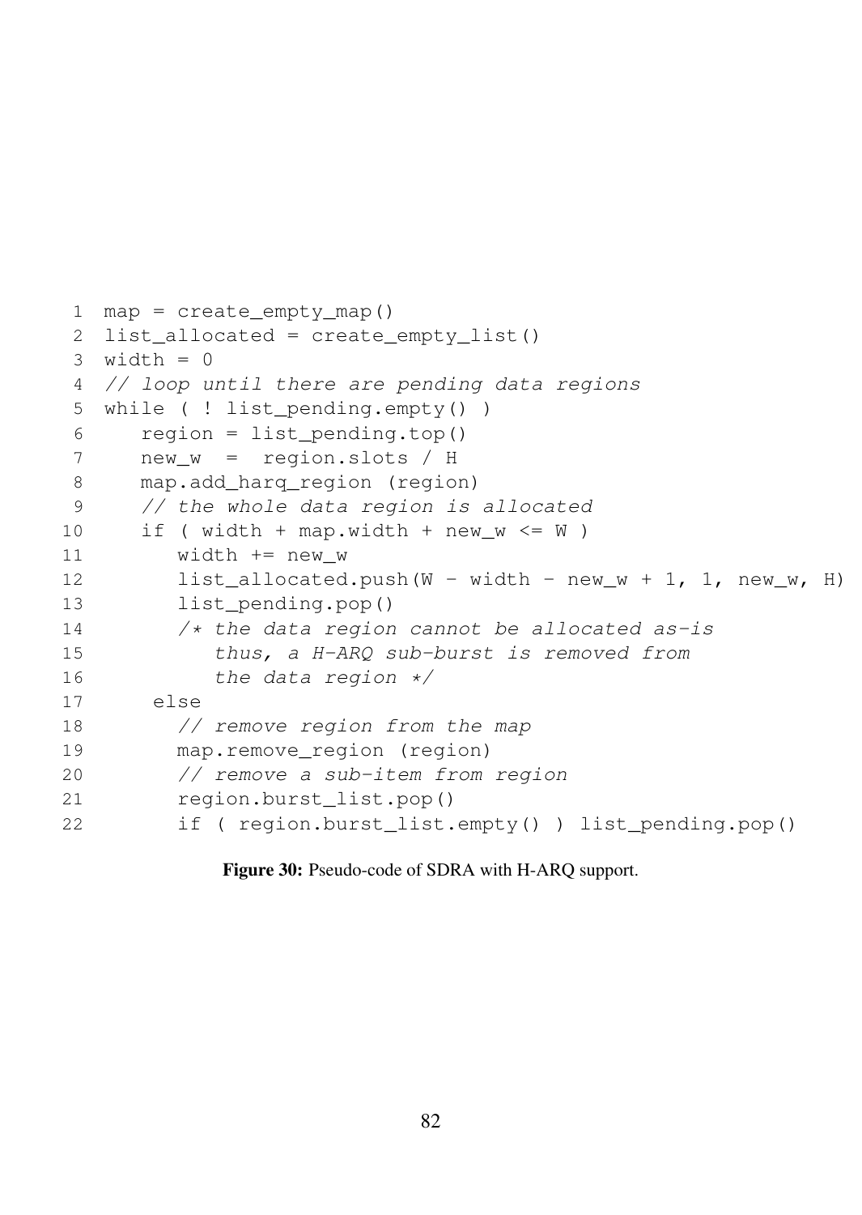```
 1  map = create_empty_map()
 2  list_allocated = create_empty_list()
 3  width = 0
 4  // loop until there are pending data regions
 5  while ( ! list_pending.empty() )
 6     region = list_pending.top()
 7     new_w  =  region.slots / H
 8     map.add_harq_region (region)
 9     // the whole data region is allocated
10     if ( width + map.width + new_w <= W )
11        width += new_w
12        list_allocated.push(W - width - new_w + 1, 1, new_w, H)
13        list_pending.pop()
14        /* the data region cannot be allocated as-is
15           thus, a H-ARQ sub-burst is removed from
16           the data region */
17      else
18        // remove region from the map
19        map.remove_region (region)
20        // remove a sub-item from region
21        region.burst_list.pop()
22        if ( region.burst_list.empty() ) list_pending.pop()
```

**Figure 30:** Pseudo-code of SDRA with H-ARQ support.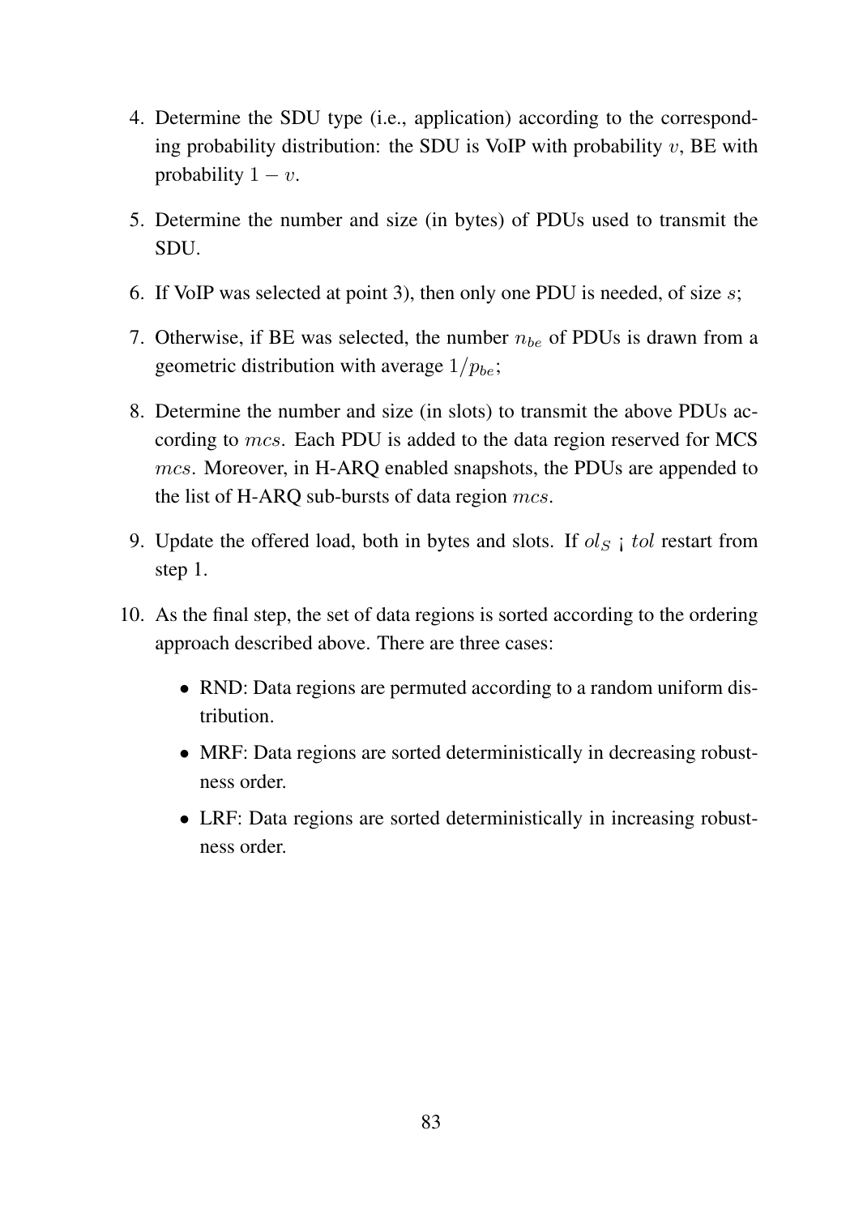4. Determine the SDU type (i.e., application) according to the corresponding probability distribution: the SDU is VoIP with probability $v$, BE with probability $1 - v$.

5. Determine the number and size (in bytes) of PDUs used to transmit the SDU.

6. If VoIP was selected at point 3), then only one PDU is needed, of size $s$;

7. Otherwise, if BE was selected, the number $n_{be}$ of PDUs is drawn from a geometric distribution with average $1/p_{be}$;

8. Determine the number and size (in slots) to transmit the above PDUs according to $mcs$. Each PDU is added to the data region reserved for MCS $mcs$. Moreover, in H-ARQ enabled snapshots, the PDUs are appended to the list of H-ARQ sub-bursts of data region $mcs$.

9. Update the offered load, both in bytes and slots. If $ol_S$ ¡ $tol$ restart from step 1.

10. As the final step, the set of data regions is sorted according to the ordering approach described above. There are three cases:

    - RND: Data regions are permuted according to a random uniform distribution.
    - MRF: Data regions are sorted deterministically in decreasing robustness order.
    - LRF: Data regions are sorted deterministically in increasing robustness order.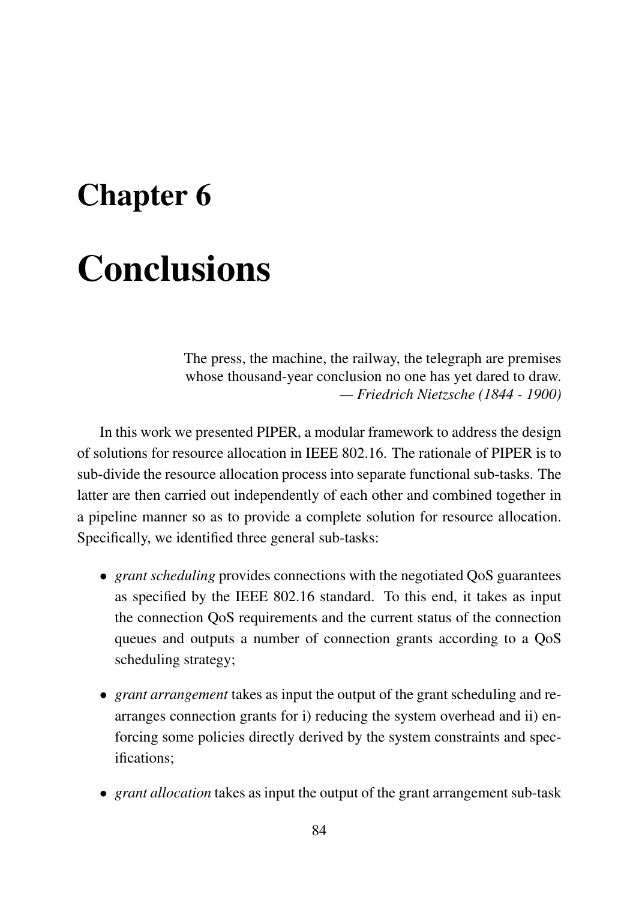# Chapter 6

# Conclusions

> The press, the machine, the railway, the telegraph are premises whose thousand-year conclusion no one has yet dared to draw.
> — *Friedrich Nietzsche (1844 - 1900)*

In this work we presented PIPER, a modular framework to address the design of solutions for resource allocation in IEEE 802.16. The rationale of PIPER is to sub-divide the resource allocation process into separate functional sub-tasks. The latter are then carried out independently of each other and combined together in a pipeline manner so as to provide a complete solution for resource allocation. Specifically, we identified three general sub-tasks:

- *grant scheduling* provides connections with the negotiated QoS guarantees as specified by the IEEE 802.16 standard. To this end, it takes as input the connection QoS requirements and the current status of the connection queues and outputs a number of connection grants according to a QoS scheduling strategy;
- *grant arrangement* takes as input the output of the grant scheduling and re-arranges connection grants for i) reducing the system overhead and ii) enforcing some policies directly derived by the system constraints and specifications;
- *grant allocation* takes as input the output of the grant arrangement sub-task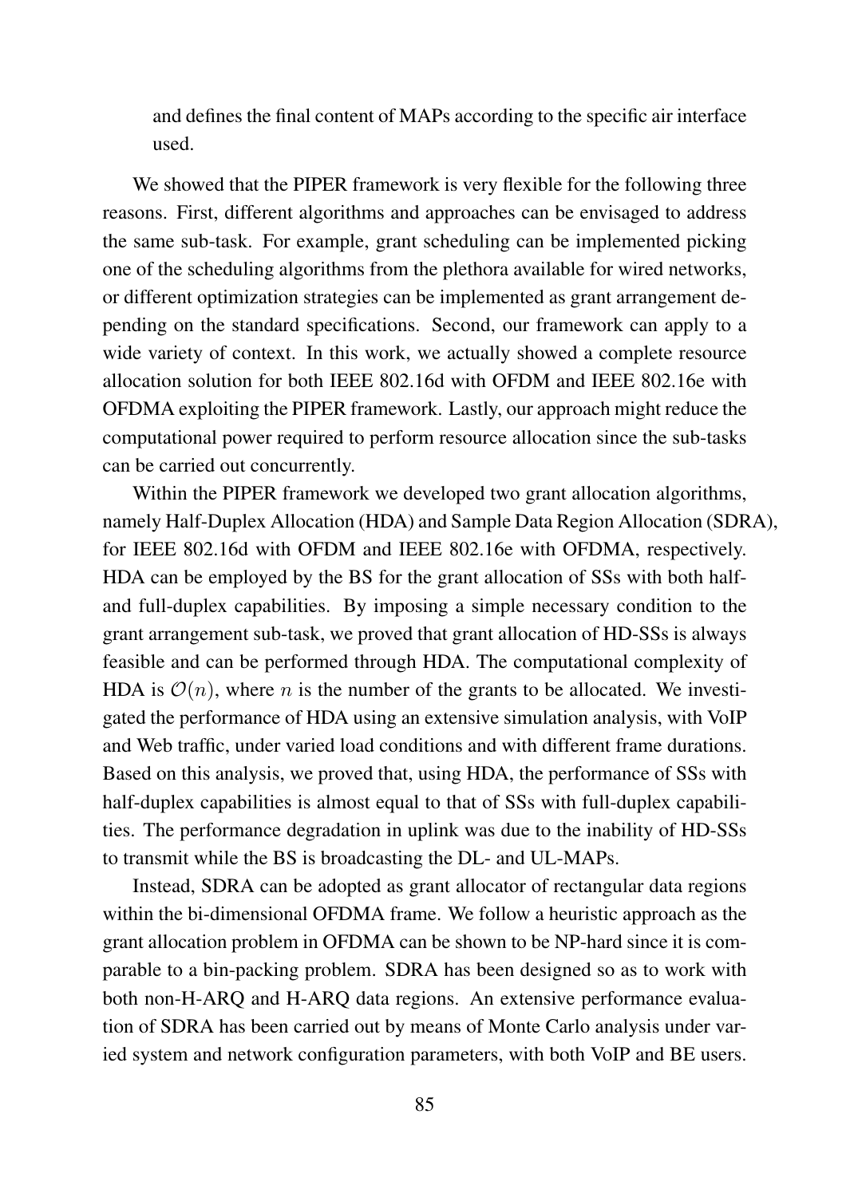and defines the final content of MAPs according to the specific air interface used.

We showed that the PIPER framework is very flexible for the following three reasons. First, different algorithms and approaches can be envisaged to address the same sub-task. For example, grant scheduling can be implemented picking one of the scheduling algorithms from the plethora available for wired networks, or different optimization strategies can be implemented as grant arrangement depending on the standard specifications. Second, our framework can apply to a wide variety of context. In this work, we actually showed a complete resource allocation solution for both IEEE 802.16d with OFDM and IEEE 802.16e with OFDMA exploiting the PIPER framework. Lastly, our approach might reduce the computational power required to perform resource allocation since the sub-tasks can be carried out concurrently.

Within the PIPER framework we developed two grant allocation algorithms, namely Half-Duplex Allocation (HDA) and Sample Data Region Allocation (SDRA), for IEEE 802.16d with OFDM and IEEE 802.16e with OFDMA, respectively. HDA can be employed by the BS for the grant allocation of SSs with both half- and full-duplex capabilities. By imposing a simple necessary condition to the grant arrangement sub-task, we proved that grant allocation of HD-SSs is always feasible and can be performed through HDA. The computational complexity of HDA is $\mathcal{O}(n)$, where $n$ is the number of the grants to be allocated. We investigated the performance of HDA using an extensive simulation analysis, with VoIP and Web traffic, under varied load conditions and with different frame durations. Based on this analysis, we proved that, using HDA, the performance of SSs with half-duplex capabilities is almost equal to that of SSs with full-duplex capabilities. The performance degradation in uplink was due to the inability of HD-SSs to transmit while the BS is broadcasting the DL- and UL-MAPs.

Instead, SDRA can be adopted as grant allocator of rectangular data regions within the bi-dimensional OFDMA frame. We follow a heuristic approach as the grant allocation problem in OFDMA can be shown to be NP-hard since it is comparable to a bin-packing problem. SDRA has been designed so as to work with both non-H-ARQ and H-ARQ data regions. An extensive performance evaluation of SDRA has been carried out by means of Monte Carlo analysis under varied system and network configuration parameters, with both VoIP and BE users.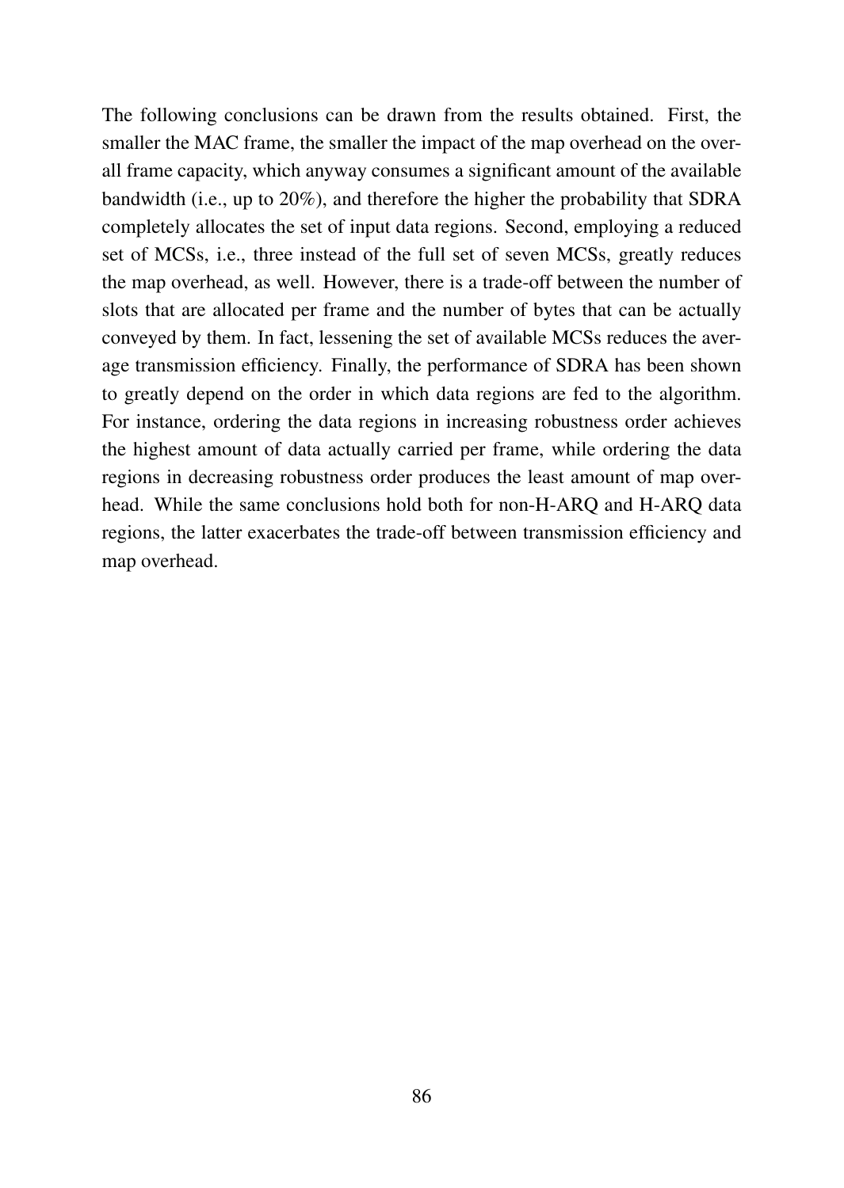The following conclusions can be drawn from the results obtained. First, the smaller the MAC frame, the smaller the impact of the map overhead on the overall frame capacity, which anyway consumes a significant amount of the available bandwidth (i.e., up to 20%), and therefore the higher the probability that SDRA completely allocates the set of input data regions. Second, employing a reduced set of MCSs, i.e., three instead of the full set of seven MCSs, greatly reduces the map overhead, as well. However, there is a trade-off between the number of slots that are allocated per frame and the number of bytes that can be actually conveyed by them. In fact, lessening the set of available MCSs reduces the average transmission efficiency. Finally, the performance of SDRA has been shown to greatly depend on the order in which data regions are fed to the algorithm. For instance, ordering the data regions in increasing robustness order achieves the highest amount of data actually carried per frame, while ordering the data regions in decreasing robustness order produces the least amount of map overhead. While the same conclusions hold both for non-H-ARQ and H-ARQ data regions, the latter exacerbates the trade-off between transmission efficiency and map overhead.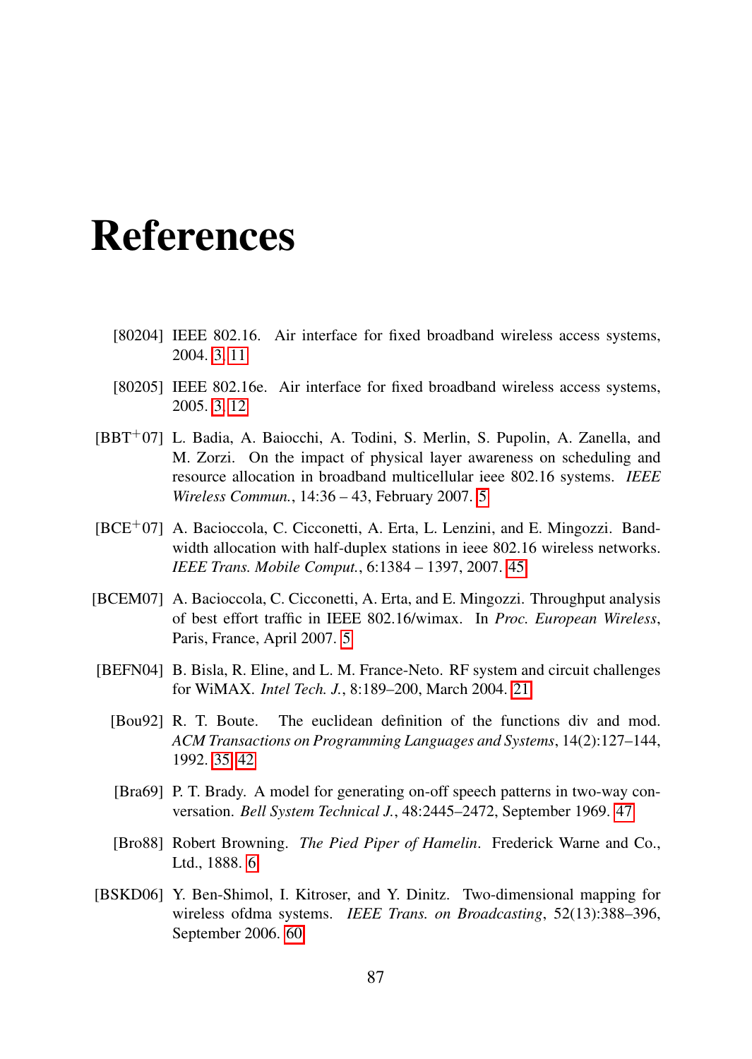# References

[80204] IEEE 802.16. Air interface for fixed broadband wireless access systems, 2004. 3, 11

[80205] IEEE 802.16e. Air interface for fixed broadband wireless access systems, 2005. 3, 12

[BBT+07] L. Badia, A. Baiocchi, A. Todini, S. Merlin, S. Pupolin, A. Zanella, and M. Zorzi. On the impact of physical layer awareness on scheduling and resource allocation in broadband multicellular ieee 802.16 systems. *IEEE Wireless Commun.*, 14:36 – 43, February 2007. 5

[BCE+07] A. Bacioccola, C. Cicconetti, A. Erta, L. Lenzini, and E. Mingozzi. Bandwidth allocation with half-duplex stations in ieee 802.16 wireless networks. *IEEE Trans. Mobile Comput.*, 6:1384 – 1397, 2007. 45

[BCEM07] A. Bacioccola, C. Cicconetti, A. Erta, and E. Mingozzi. Throughput analysis of best effort traffic in IEEE 802.16/wimax. In *Proc. European Wireless*, Paris, France, April 2007. 5

[BEFN04] B. Bisla, R. Eline, and L. M. France-Neto. RF system and circuit challenges for WiMAX. *Intel Tech. J.*, 8:189–200, March 2004. 21

[Bou92] R. T. Boute. The euclidean definition of the functions div and mod. *ACM Transactions on Programming Languages and Systems*, 14(2):127–144, 1992. 35, 42

[Bra69] P. T. Brady. A model for generating on-off speech patterns in two-way conversation. *Bell System Technical J.*, 48:2445–2472, September 1969. 47

[Bro88] Robert Browning. *The Pied Piper of Hamelin*. Frederick Warne and Co., Ltd., 1888. 6

[BSKD06] Y. Ben-Shimol, I. Kitroser, and Y. Dinitz. Two-dimensional mapping for wireless ofdma systems. *IEEE Trans. on Broadcasting*, 52(13):388–396, September 2006. 60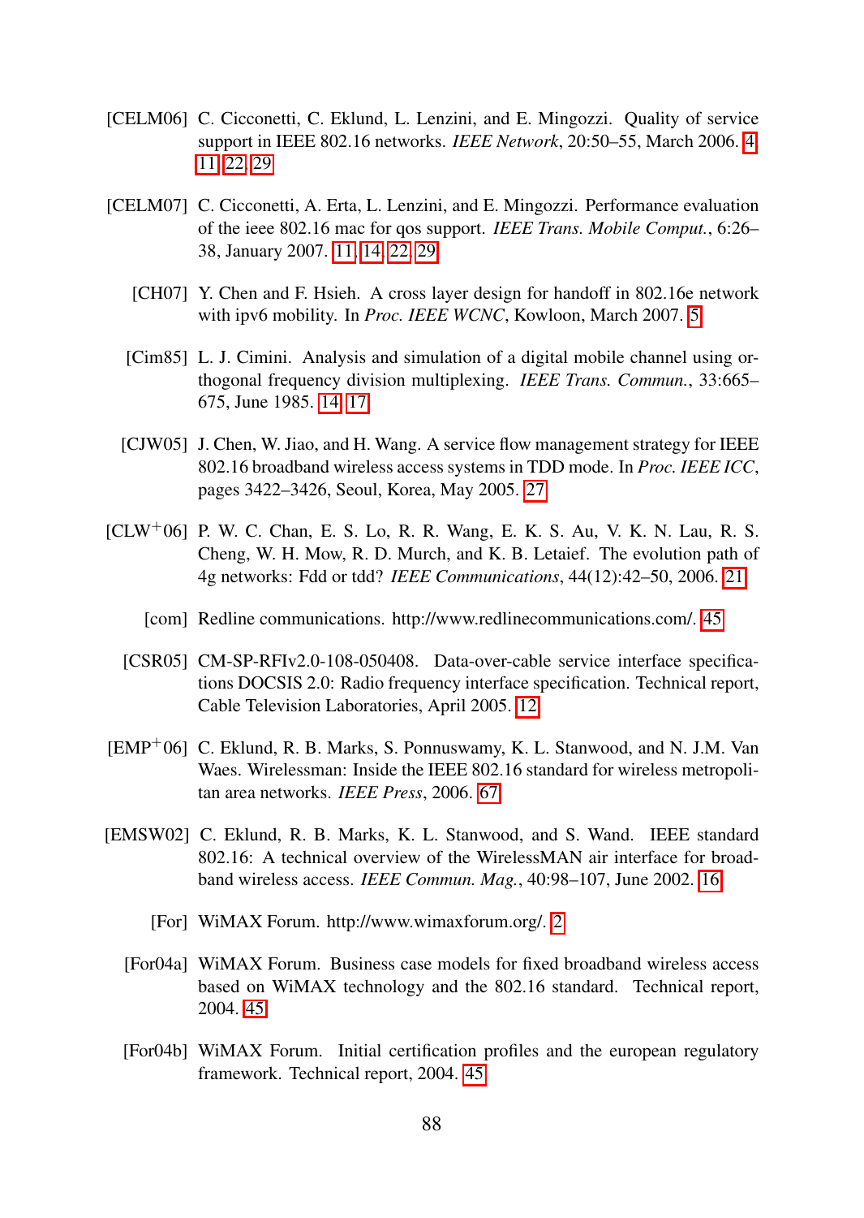[CELM06] C. Cicconetti, C. Eklund, L. Lenzini, and E. Mingozzi. Quality of service support in IEEE 802.16 networks. *IEEE Network*, 20:50–55, March 2006. 4, 11, 22, 29

[CELM07] C. Cicconetti, A. Erta, L. Lenzini, and E. Mingozzi. Performance evaluation of the ieee 802.16 mac for qos support. *IEEE Trans. Mobile Comput.*, 6:26–38, January 2007. 11, 14, 22, 29

[CH07] Y. Chen and F. Hsieh. A cross layer design for handoff in 802.16e network with ipv6 mobility. In *Proc. IEEE WCNC*, Kowloon, March 2007. 5

[Cim85] L. J. Cimini. Analysis and simulation of a digital mobile channel using orthogonal frequency division multiplexing. *IEEE Trans. Commun.*, 33:665–675, June 1985. 14, 17

[CJW05] J. Chen, W. Jiao, and H. Wang. A service flow management strategy for IEEE 802.16 broadband wireless access systems in TDD mode. In *Proc. IEEE ICC*, pages 3422–3426, Seoul, Korea, May 2005. 27

[CLW+06] P. W. C. Chan, E. S. Lo, R. R. Wang, E. K. S. Au, V. K. N. Lau, R. S. Cheng, W. H. Mow, R. D. Murch, and K. B. Letaief. The evolution path of 4g networks: Fdd or tdd? *IEEE Communications*, 44(12):42–50, 2006. 21

[com] Redline communications. http://www.redlinecommunications.com/. 45

[CSR05] CM-SP-RFIv2.0-108-050408. Data-over-cable service interface specifications DOCSIS 2.0: Radio frequency interface specification. Technical report, Cable Television Laboratories, April 2005. 12

[EMP+06] C. Eklund, R. B. Marks, S. Ponnuswamy, K. L. Stanwood, and N. J.M. Van Waes. Wirelessman: Inside the IEEE 802.16 standard for wireless metropolitan area networks. *IEEE Press*, 2006. 67

[EMSW02] C. Eklund, R. B. Marks, K. L. Stanwood, and S. Wand. IEEE standard 802.16: A technical overview of the WirelessMAN air interface for broadband wireless access. *IEEE Commun. Mag.*, 40:98–107, June 2002. 16

[For] WiMAX Forum. http://www.wimaxforum.org/. 2

[For04a] WiMAX Forum. Business case models for fixed broadband wireless access based on WiMAX technology and the 802.16 standard. Technical report, 2004. 45

[For04b] WiMAX Forum. Initial certification profiles and the european regulatory framework. Technical report, 2004. 45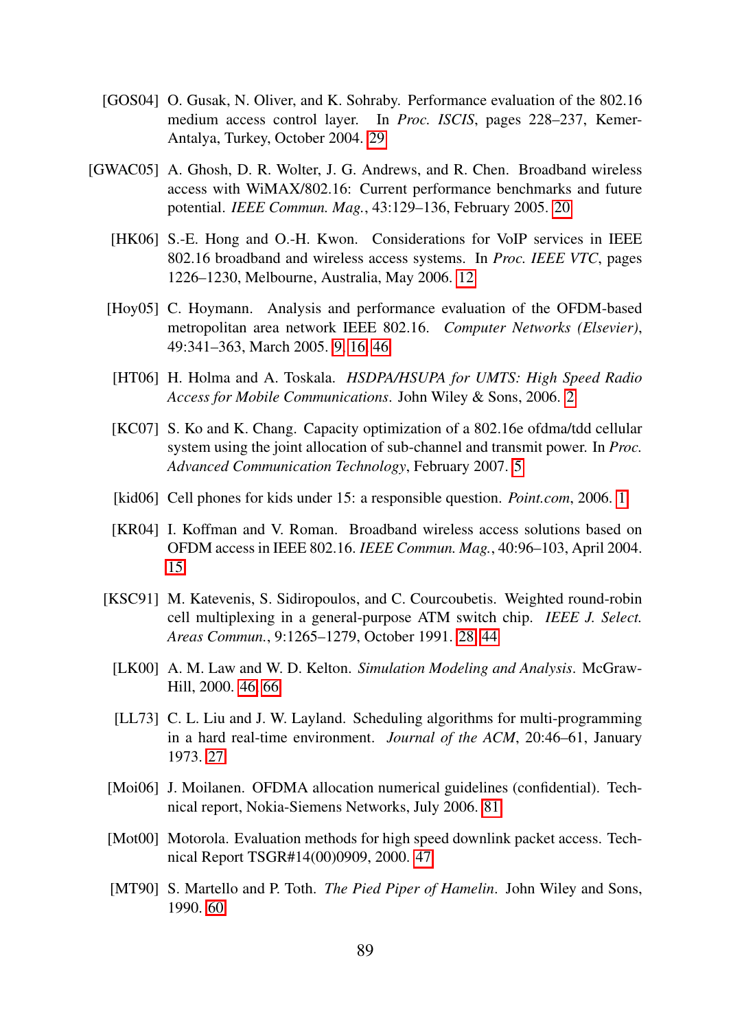[GOS04] O. Gusak, N. Oliver, and K. Sohraby. Performance evaluation of the 802.16 medium access control layer. In *Proc. ISCIS*, pages 228–237, Kemer-Antalya, Turkey, October 2004. 29

[GWAC05] A. Ghosh, D. R. Wolter, J. G. Andrews, and R. Chen. Broadband wireless access with WiMAX/802.16: Current performance benchmarks and future potential. *IEEE Commun. Mag.*, 43:129–136, February 2005. 20

[HK06] S.-E. Hong and O.-H. Kwon. Considerations for VoIP services in IEEE 802.16 broadband and wireless access systems. In *Proc. IEEE VTC*, pages 1226–1230, Melbourne, Australia, May 2006. 12

[Hoy05] C. Hoymann. Analysis and performance evaluation of the OFDM-based metropolitan area network IEEE 802.16. *Computer Networks (Elsevier)*, 49:341–363, March 2005. 9, 16, 46

[HT06] H. Holma and A. Toskala. *HSDPA/HSUPA for UMTS: High Speed Radio Access for Mobile Communications*. John Wiley & Sons, 2006. 2

[KC07] S. Ko and K. Chang. Capacity optimization of a 802.16e ofdma/tdd cellular system using the joint allocation of sub-channel and transmit power. In *Proc. Advanced Communication Technology*, February 2007. 5

[kid06] Cell phones for kids under 15: a responsible question. *Point.com*, 2006. 1

[KR04] I. Koffman and V. Roman. Broadband wireless access solutions based on OFDM access in IEEE 802.16. *IEEE Commun. Mag.*, 40:96–103, April 2004. 15

[KSC91] M. Katevenis, S. Sidiropoulos, and C. Courcoubetis. Weighted round-robin cell multiplexing in a general-purpose ATM switch chip. *IEEE J. Select. Areas Commun.*, 9:1265–1279, October 1991. 28, 44

[LK00] A. M. Law and W. D. Kelton. *Simulation Modeling and Analysis*. McGraw-Hill, 2000. 46, 66

[LL73] C. L. Liu and J. W. Layland. Scheduling algorithms for multi-programming in a hard real-time environment. *Journal of the ACM*, 20:46–61, January 1973. 27

[Moi06] J. Moilanen. OFDMA allocation numerical guidelines (confidential). Technical report, Nokia-Siemens Networks, July 2006. 81

[Mot00] Motorola. Evaluation methods for high speed downlink packet access. Technical Report TSGR#14(00)0909, 2000. 47

[MT90] S. Martello and P. Toth. *The Pied Piper of Hamelin*. John Wiley and Sons, 1990. 60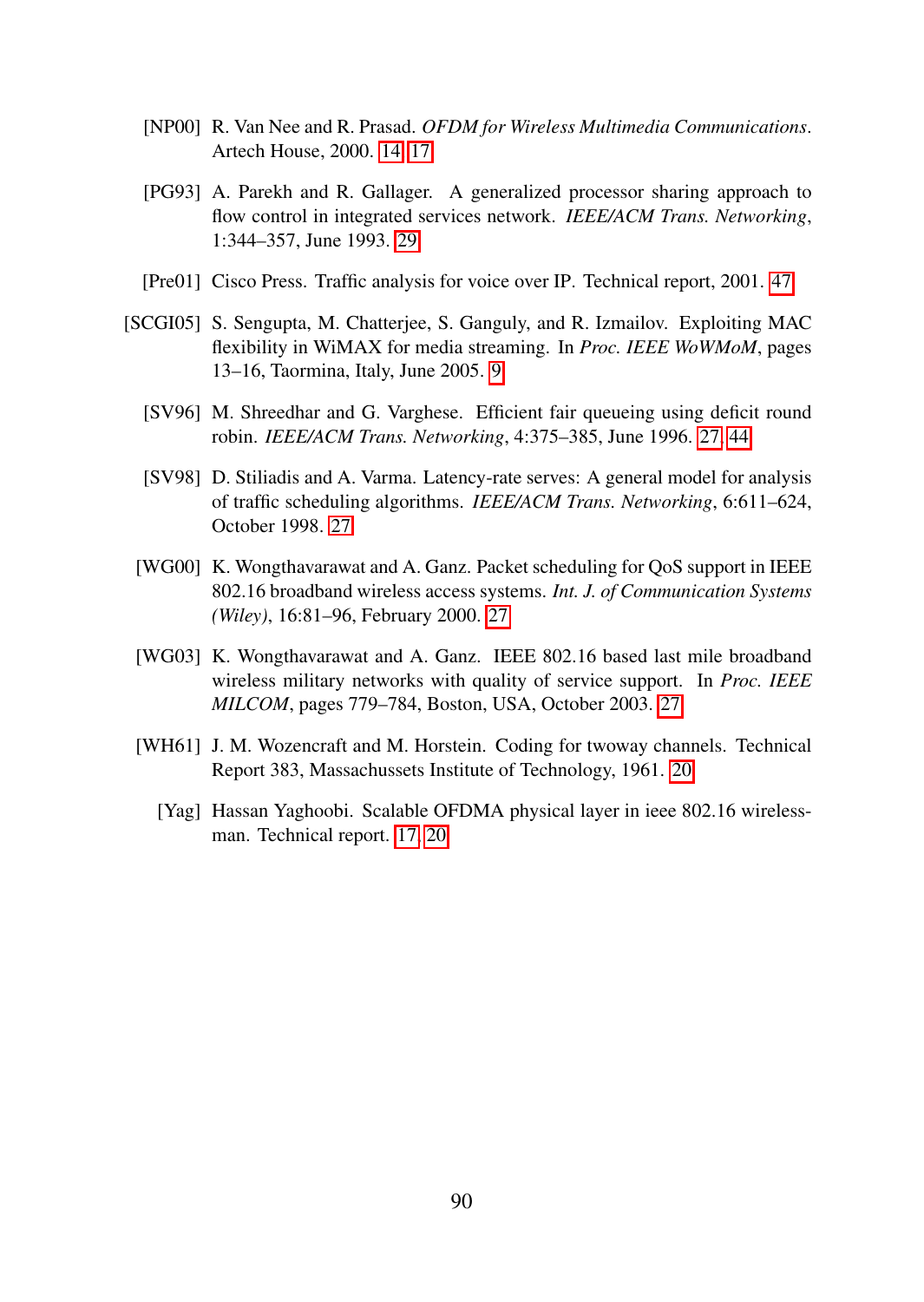[NP00] R. Van Nee and R. Prasad. *OFDM for Wireless Multimedia Communications*. Artech House, 2000. 14, 17

[PG93] A. Parekh and R. Gallager. A generalized processor sharing approach to flow control in integrated services network. *IEEE/ACM Trans. Networking*, 1:344–357, June 1993. 29

[Pre01] Cisco Press. Traffic analysis for voice over IP. Technical report, 2001. 47

[SCGI05] S. Sengupta, M. Chatterjee, S. Ganguly, and R. Izmailov. Exploiting MAC flexibility in WiMAX for media streaming. In *Proc. IEEE WoWMoM*, pages 13–16, Taormina, Italy, June 2005. 9

[SV96] M. Shreedhar and G. Varghese. Efficient fair queueing using deficit round robin. *IEEE/ACM Trans. Networking*, 4:375–385, June 1996. 27, 44

[SV98] D. Stiliadis and A. Varma. Latency-rate serves: A general model for analysis of traffic scheduling algorithms. *IEEE/ACM Trans. Networking*, 6:611–624, October 1998. 27

[WG00] K. Wongthavarawat and A. Ganz. Packet scheduling for QoS support in IEEE 802.16 broadband wireless access systems. *Int. J. of Communication Systems (Wiley)*, 16:81–96, February 2000. 27

[WG03] K. Wongthavarawat and A. Ganz. IEEE 802.16 based last mile broadband wireless military networks with quality of service support. In *Proc. IEEE MILCOM*, pages 779–784, Boston, USA, October 2003. 27

[WH61] J. M. Wozencraft and M. Horstein. Coding for twoway channels. Technical Report 383, Massachussets Institute of Technology, 1961. 20

[Yag] Hassan Yaghoobi. Scalable OFDMA physical layer in ieee 802.16 wirelessman. Technical report. 17, 20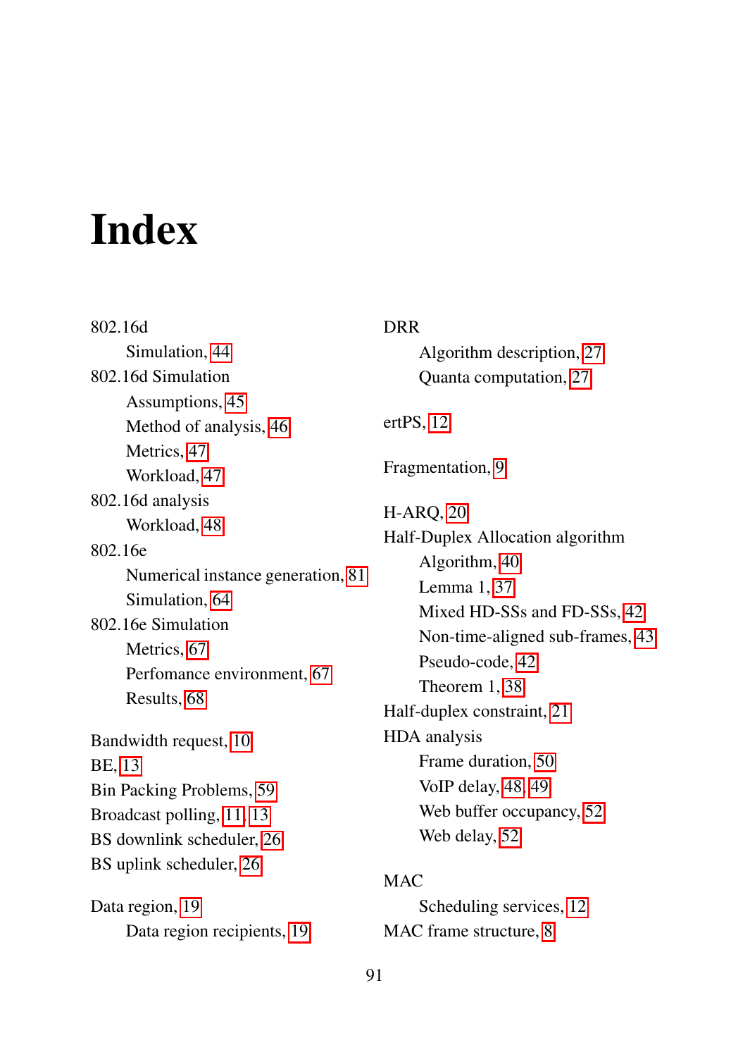# Index

802.16d
- Simulation, 44

802.16d Simulation
- Assumptions, 45
- Method of analysis, 46
- Metrics, 47
- Workload, 47

802.16d analysis
- Workload, 48

802.16e
- Numerical instance generation, 81
- Simulation, 64

802.16e Simulation
- Metrics, 67
- Perfomance environment, 67
- Results, 68

Bandwidth request, 10
BE, 13
Bin Packing Problems, 59
Broadcast polling, 11, 13
BS downlink scheduler, 26
BS uplink scheduler, 26

Data region, 19
- Data region recipients, 19

DRR
- Algorithm description, 27
- Quanta computation, 27

ertPS, 12

Fragmentation, 9

H-ARQ, 20
Half-Duplex Allocation algorithm
- Algorithm, 40
- Lemma 1, 37
- Mixed HD-SSs and FD-SSs, 42
- Non-time-aligned sub-frames, 43
- Pseudo-code, 42
- Theorem 1, 38

Half-duplex constraint, 21
HDA analysis
- Frame duration, 50
- VoIP delay, 48, 49
- Web buffer occupancy, 52
- Web delay, 52

MAC
- Scheduling services, 12

MAC frame structure, 8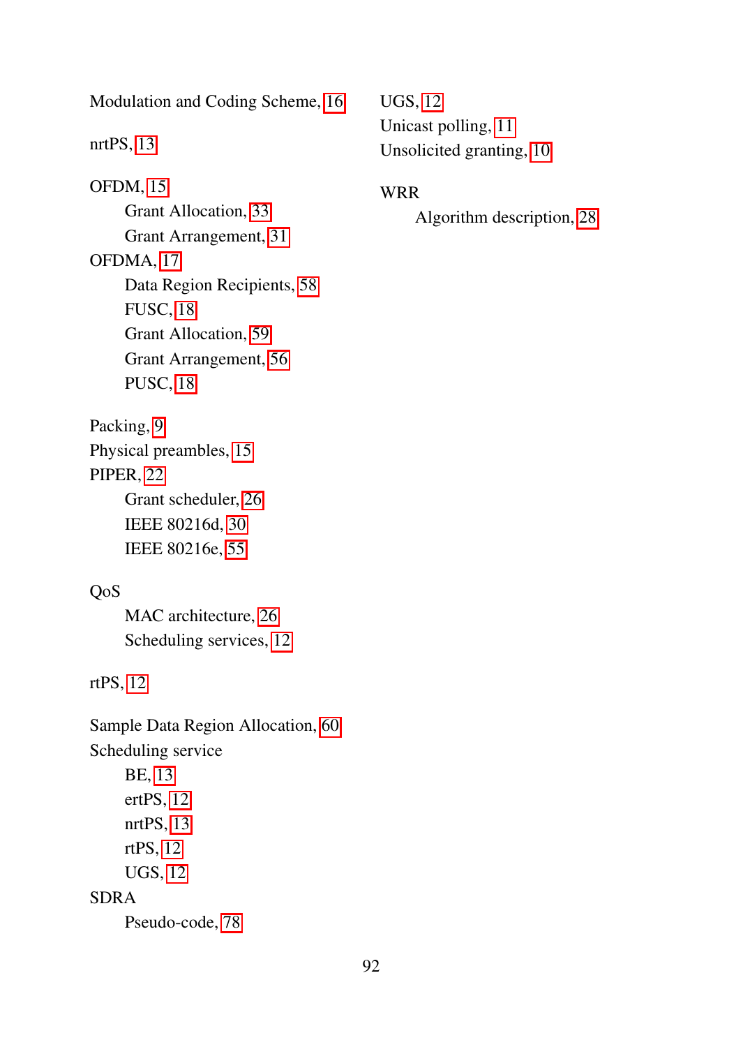Modulation and Coding Scheme, 16

nrtPS, 13

OFDM, 15
- Grant Allocation, 33
- Grant Arrangement, 31

OFDMA, 17
- Data Region Recipients, 58
- FUSC, 18
- Grant Allocation, 59
- Grant Arrangement, 56
- PUSC, 18

Packing, 9
Physical preambles, 15
PIPER, 22
- Grant scheduler, 26
- IEEE 80216d, 30
- IEEE 80216e, 55

QoS
- MAC architecture, 26
- Scheduling services, 12

rtPS, 12

Sample Data Region Allocation, 60
Scheduling service
- BE, 13
- ertPS, 12
- nrtPS, 13
- rtPS, 12
- UGS, 12

SDRA
- Pseudo-code, 78

UGS, 12
Unicast polling, 11
Unsolicited granting, 10

WRR
- Algorithm description, 28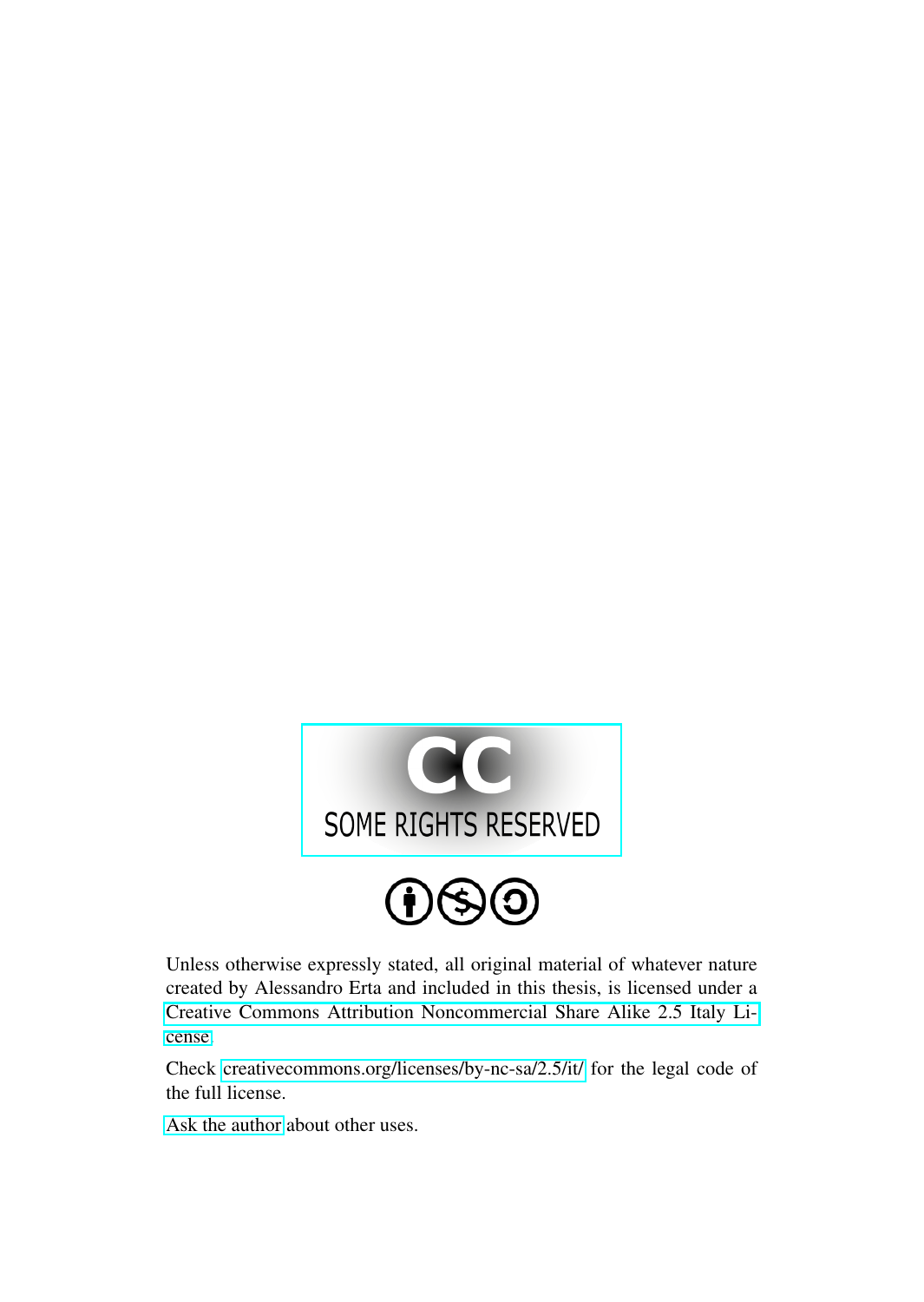CC

SOME RIGHTS RESERVED

Unless otherwise expressly stated, all original material of whatever nature created by Alessandro Erta and included in this thesis, is licensed under a Creative Commons Attribution Noncommercial Share Alike 2.5 Italy License.

Check creativecommons.org/licenses/by-nc-sa/2.5/it/ for the legal code of the full license.

Ask the author about other uses.